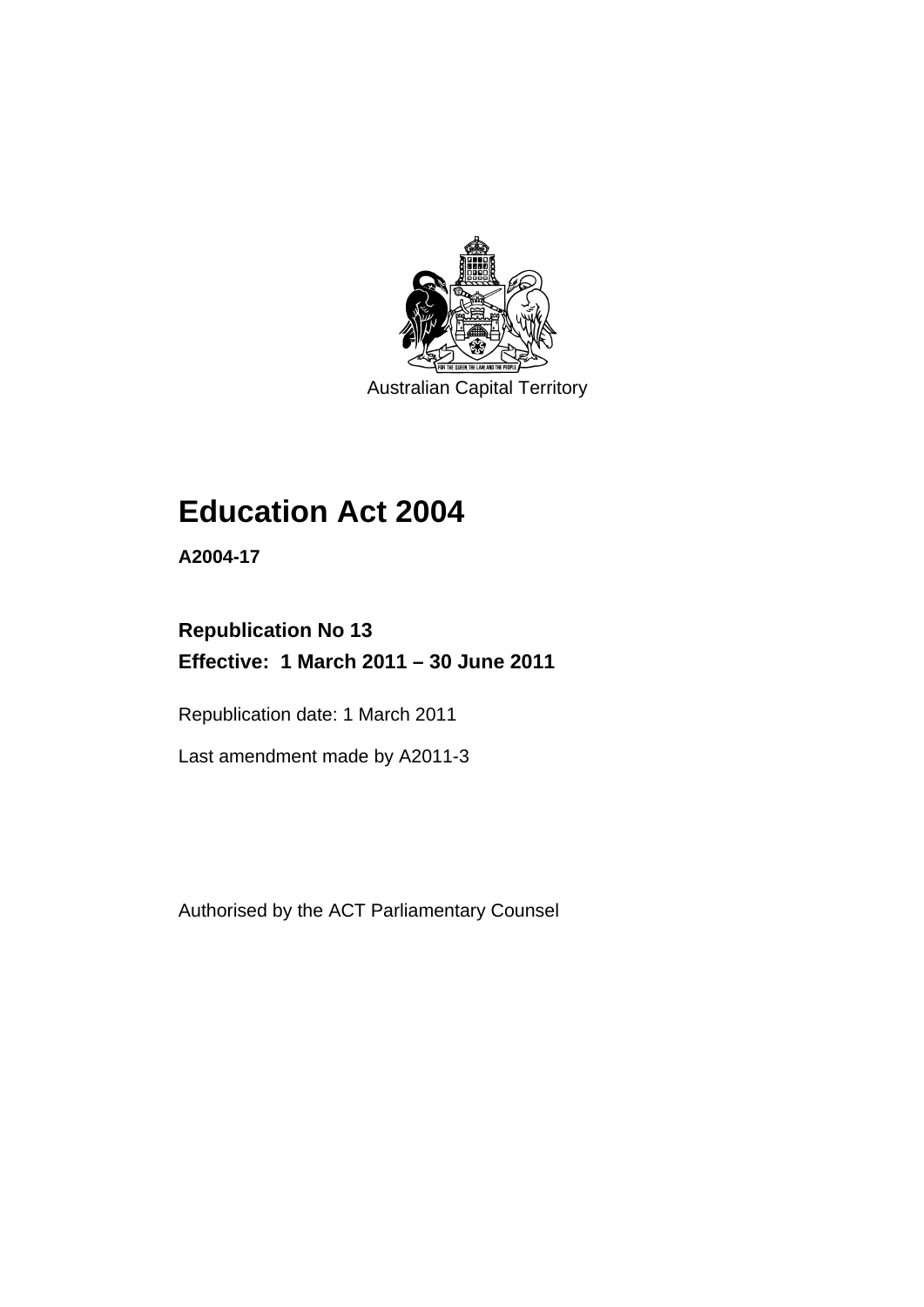Australian Capital Territory

# Education Act 2004

**A2004-17**

**Republication No 13**
**Effective: 1 March 2011 – 30 June 2011**

Republication date: 1 March 2011

Last amendment made by A2011-3

Authorised by the ACT Parliamentary Counsel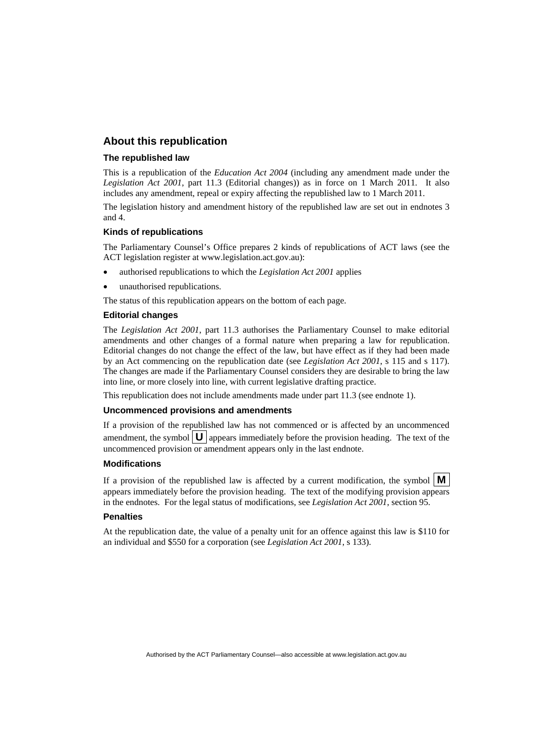## About this republication

### The republished law

This is a republication of the *Education Act 2004* (including any amendment made under the *Legislation Act 2001*, part 11.3 (Editorial changes)) as in force on 1 March 2011. It also includes any amendment, repeal or expiry affecting the republished law to 1 March 2011.

The legislation history and amendment history of the republished law are set out in endnotes 3 and 4.

### Kinds of republications

The Parliamentary Counsel's Office prepares 2 kinds of republications of ACT laws (see the ACT legislation register at www.legislation.act.gov.au):

- authorised republications to which the *Legislation Act 2001* applies
- unauthorised republications.

The status of this republication appears on the bottom of each page.

### Editorial changes

The *Legislation Act 2001*, part 11.3 authorises the Parliamentary Counsel to make editorial amendments and other changes of a formal nature when preparing a law for republication. Editorial changes do not change the effect of the law, but have effect as if they had been made by an Act commencing on the republication date (see *Legislation Act 2001*, s 115 and s 117). The changes are made if the Parliamentary Counsel considers they are desirable to bring the law into line, or more closely into line, with current legislative drafting practice.

This republication does not include amendments made under part 11.3 (see endnote 1).

### Uncommenced provisions and amendments

If a provision of the republished law has not commenced or is affected by an uncommenced amendment, the symbol **U** appears immediately before the provision heading. The text of the uncommenced provision or amendment appears only in the last endnote.

### Modifications

If a provision of the republished law is affected by a current modification, the symbol **M** appears immediately before the provision heading. The text of the modifying provision appears in the endnotes. For the legal status of modifications, see *Legislation Act 2001*, section 95.

### Penalties

At the republication date, the value of a penalty unit for an offence against this law is $110 for an individual and $550 for a corporation (see *Legislation Act 2001*, s 133).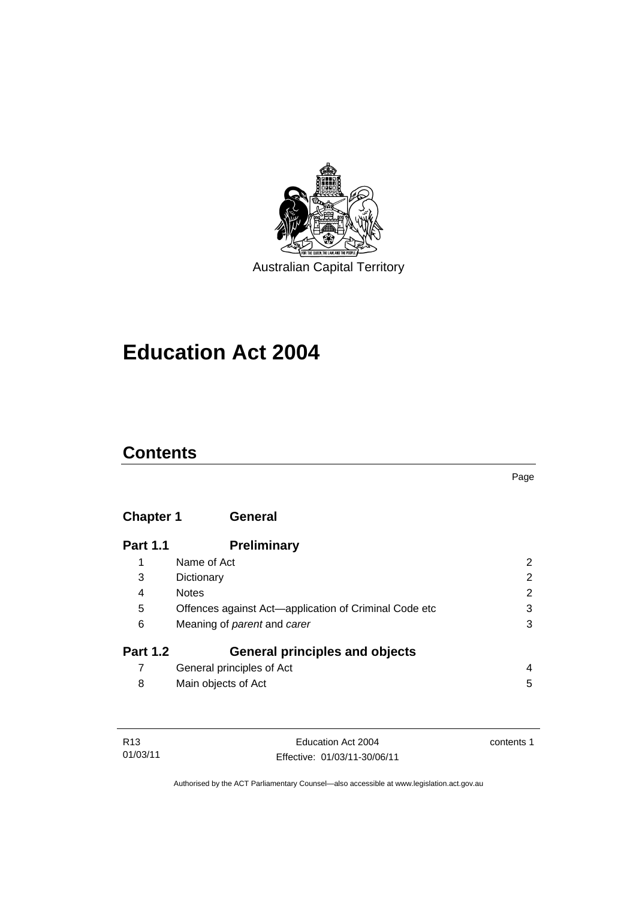Australian Capital Territory

# Education Act 2004

## Contents

Page

| | | |
|---|---|---|
| **Chapter 1** | **General** | |
| **Part 1.1** | **Preliminary** | |
| 1 | Name of Act | 2 |
| 3 | Dictionary | 2 |
| 4 | Notes | 2 |
| 5 | Offences against Act—application of Criminal Code etc | 3 |
| 6 | Meaning of *parent* and *carer* | 3 |
| **Part 1.2** | **General principles and objects** | |
| 7 | General principles of Act | 4 |
| 8 | Main objects of Act | 5 |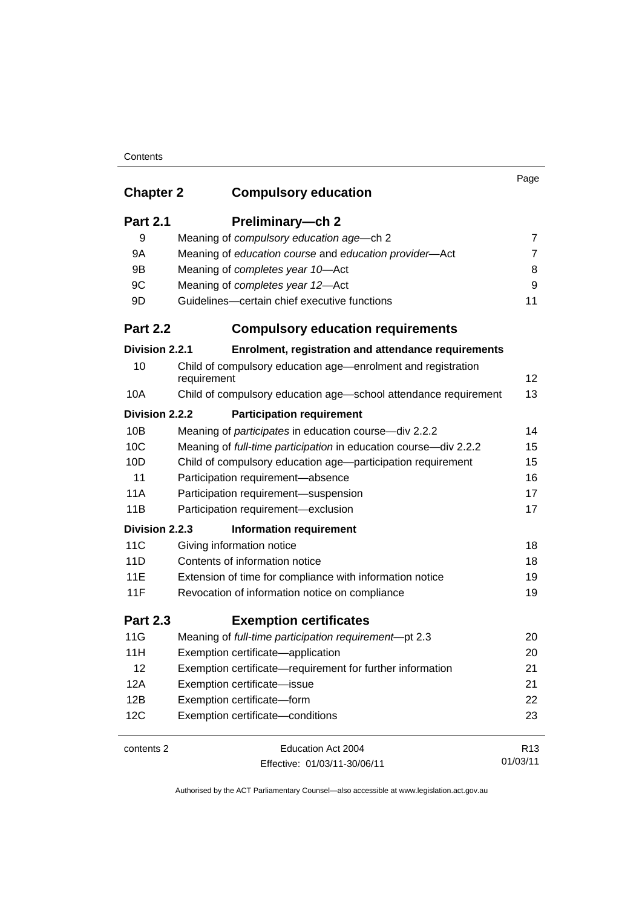| | | Page |
|---|---|---|
| **Chapter 2** | **Compulsory education** | |
| **Part 2.1** | **Preliminary—ch 2** | |
| 9 | Meaning of *compulsory education age*—ch 2 | 7 |
| 9A | Meaning of *education course* and *education provider*—Act | 7 |
| 9B | Meaning of *completes year 10*—Act | 8 |
| 9C | Meaning of *completes year 12*—Act | 9 |
| 9D | Guidelines—certain chief executive functions | 11 |
| **Part 2.2** | **Compulsory education requirements** | |
| **Division 2.2.1** | **Enrolment, registration and attendance requirements** | |
| 10 | Child of compulsory education age—enrolment and registration requirement | 12 |
| 10A | Child of compulsory education age—school attendance requirement | 13 |
| **Division 2.2.2** | **Participation requirement** | |
| 10B | Meaning of *participates* in education course—div 2.2.2 | 14 |
| 10C | Meaning of *full-time participation* in education course—div 2.2.2 | 15 |
| 10D | Child of compulsory education age—participation requirement | 15 |
| 11 | Participation requirement—absence | 16 |
| 11A | Participation requirement—suspension | 17 |
| 11B | Participation requirement—exclusion | 17 |
| **Division 2.2.3** | **Information requirement** | |
| 11C | Giving information notice | 18 |
| 11D | Contents of information notice | 18 |
| 11E | Extension of time for compliance with information notice | 19 |
| 11F | Revocation of information notice on compliance | 19 |
| **Part 2.3** | **Exemption certificates** | |
| 11G | Meaning of *full-time participation requirement*—pt 2.3 | 20 |
| 11H | Exemption certificate—application | 20 |
| 12 | Exemption certificate—requirement for further information | 21 |
| 12A | Exemption certificate—issue | 21 |
| 12B | Exemption certificate—form | 22 |
| 12C | Exemption certificate—conditions | 23 |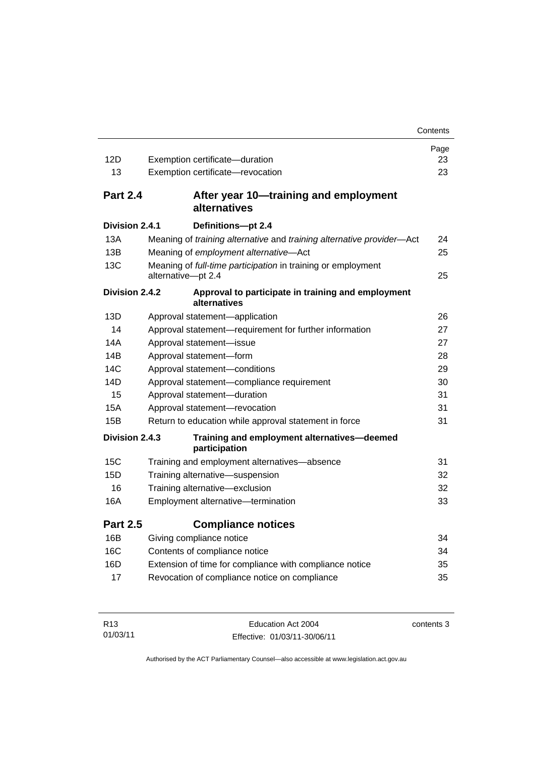| | | Page |
|---|---|---|
| 12D | Exemption certificate—duration | 23 |
| 13 | Exemption certificate—revocation | 23 |
| **Part 2.4** | **After year 10—training and employment alternatives** | |
| **Division 2.4.1** | **Definitions—pt 2.4** | |
| 13A | Meaning of *training alternative* and *training alternative provider*—Act | 24 |
| 13B | Meaning of *employment alternative*—Act | 25 |
| 13C | Meaning of *full-time participation* in training or employment alternative—pt 2.4 | 25 |
| **Division 2.4.2** | **Approval to participate in training and employment alternatives** | |
| 13D | Approval statement—application | 26 |
| 14 | Approval statement—requirement for further information | 27 |
| 14A | Approval statement—issue | 27 |
| 14B | Approval statement—form | 28 |
| 14C | Approval statement—conditions | 29 |
| 14D | Approval statement—compliance requirement | 30 |
| 15 | Approval statement—duration | 31 |
| 15A | Approval statement—revocation | 31 |
| 15B | Return to education while approval statement in force | 31 |
| **Division 2.4.3** | **Training and employment alternatives—deemed participation** | |
| 15C | Training and employment alternatives—absence | 31 |
| 15D | Training alternative—suspension | 32 |
| 16 | Training alternative—exclusion | 32 |
| 16A | Employment alternative—termination | 33 |
| **Part 2.5** | **Compliance notices** | |
| 16B | Giving compliance notice | 34 |
| 16C | Contents of compliance notice | 34 |
| 16D | Extension of time for compliance with compliance notice | 35 |
| 17 | Revocation of compliance notice on compliance | 35 |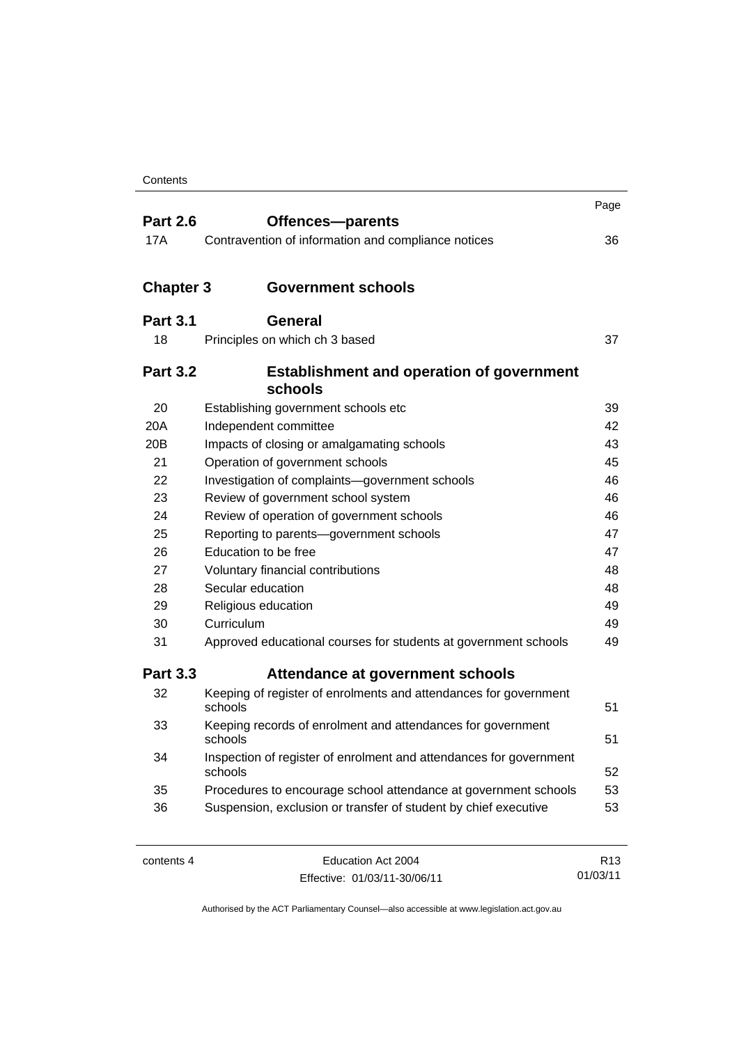| | | Page |
|---|---|---|
| **Part 2.6** | **Offences—parents** | |
| 17A | Contravention of information and compliance notices | 36 |
| **Chapter 3** | **Government schools** | |
| **Part 3.1** | **General** | |
| 18 | Principles on which ch 3 based | 37 |
| **Part 3.2** | **Establishment and operation of government schools** | |
| 20 | Establishing government schools etc | 39 |
| 20A | Independent committee | 42 |
| 20B | Impacts of closing or amalgamating schools | 43 |
| 21 | Operation of government schools | 45 |
| 22 | Investigation of complaints—government schools | 46 |
| 23 | Review of government school system | 46 |
| 24 | Review of operation of government schools | 46 |
| 25 | Reporting to parents—government schools | 47 |
| 26 | Education to be free | 47 |
| 27 | Voluntary financial contributions | 48 |
| 28 | Secular education | 48 |
| 29 | Religious education | 49 |
| 30 | Curriculum | 49 |
| 31 | Approved educational courses for students at government schools | 49 |
| **Part 3.3** | **Attendance at government schools** | |
| 32 | Keeping of register of enrolments and attendances for government schools | 51 |
| 33 | Keeping records of enrolment and attendances for government schools | 51 |
| 34 | Inspection of register of enrolment and attendances for government schools | 52 |
| 35 | Procedures to encourage school attendance at government schools | 53 |
| 36 | Suspension, exclusion or transfer of student by chief executive | 53 |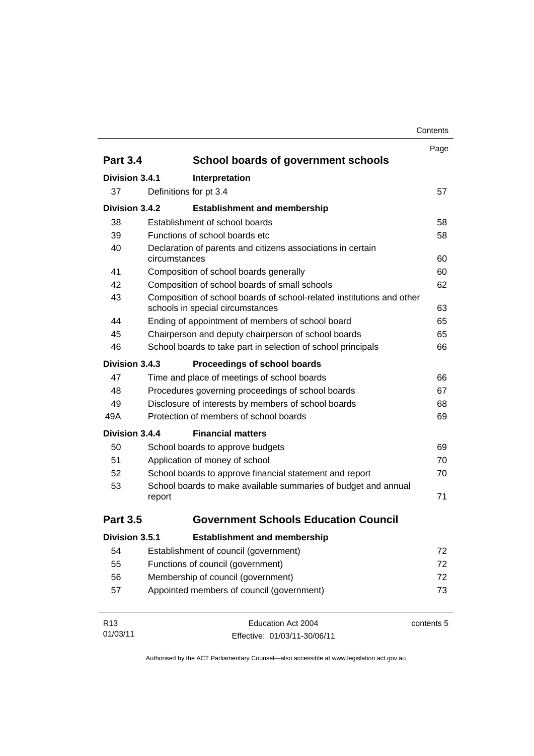| | | Page |
|---|---|---|
| **Part 3.4** | **School boards of government schools** | |
| **Division 3.4.1** | **Interpretation** | |
| 37 | Definitions for pt 3.4 | 57 |
| **Division 3.4.2** | **Establishment and membership** | |
| 38 | Establishment of school boards | 58 |
| 39 | Functions of school boards etc | 58 |
| 40 | Declaration of parents and citizens associations in certain circumstances | 60 |
| 41 | Composition of school boards generally | 60 |
| 42 | Composition of school boards of small schools | 62 |
| 43 | Composition of school boards of school-related institutions and other schools in special circumstances | 63 |
| 44 | Ending of appointment of members of school board | 65 |
| 45 | Chairperson and deputy chairperson of school boards | 65 |
| 46 | School boards to take part in selection of school principals | 66 |
| **Division 3.4.3** | **Proceedings of school boards** | |
| 47 | Time and place of meetings of school boards | 66 |
| 48 | Procedures governing proceedings of school boards | 67 |
| 49 | Disclosure of interests by members of school boards | 68 |
| 49A | Protection of members of school boards | 69 |
| **Division 3.4.4** | **Financial matters** | |
| 50 | School boards to approve budgets | 69 |
| 51 | Application of money of school | 70 |
| 52 | School boards to approve financial statement and report | 70 |
| 53 | School boards to make available summaries of budget and annual report | 71 |
| **Part 3.5** | **Government Schools Education Council** | |
| **Division 3.5.1** | **Establishment and membership** | |
| 54 | Establishment of council (government) | 72 |
| 55 | Functions of council (government) | 72 |
| 56 | Membership of council (government) | 72 |
| 57 | Appointed members of council (government) | 73 |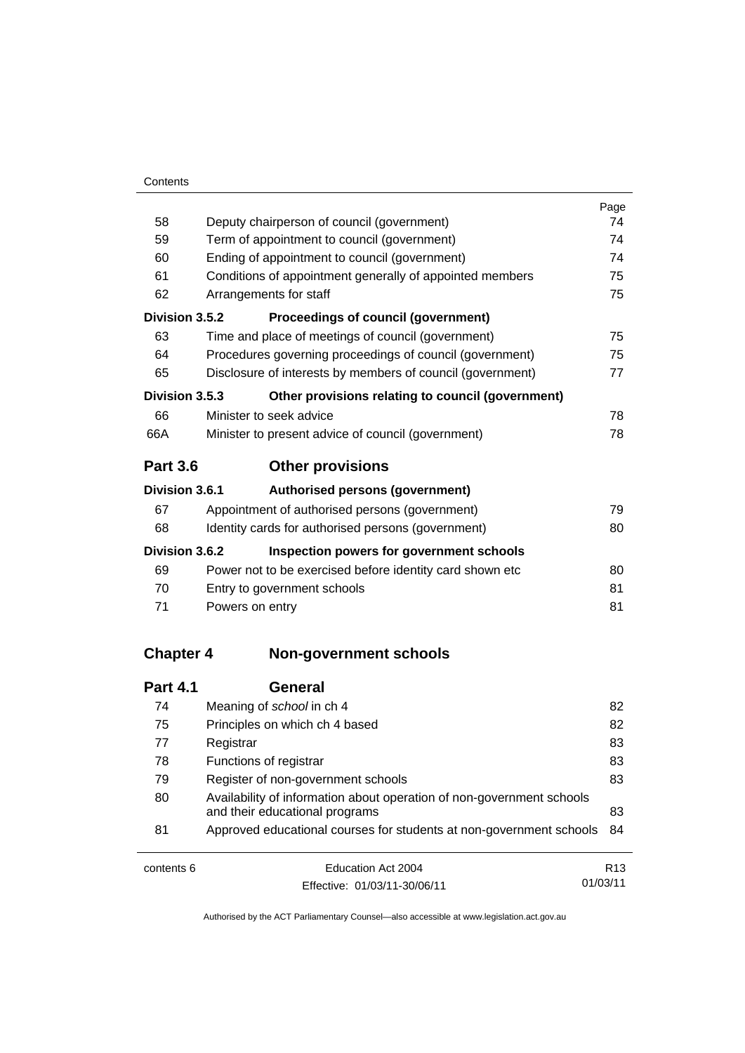| | | Page |
|---|---|---|
| 58 | Deputy chairperson of council (government) | 74 |
| 59 | Term of appointment to council (government) | 74 |
| 60 | Ending of appointment to council (government) | 74 |
| 61 | Conditions of appointment generally of appointed members | 75 |
| 62 | Arrangements for staff | 75 |
| **Division 3.5.2** | **Proceedings of council (government)** | |
| 63 | Time and place of meetings of council (government) | 75 |
| 64 | Procedures governing proceedings of council (government) | 75 |
| 65 | Disclosure of interests by members of council (government) | 77 |
| **Division 3.5.3** | **Other provisions relating to council (government)** | |
| 66 | Minister to seek advice | 78 |
| 66A | Minister to present advice of council (government) | 78 |
| **Part 3.6** | **Other provisions** | |
| **Division 3.6.1** | **Authorised persons (government)** | |
| 67 | Appointment of authorised persons (government) | 79 |
| 68 | Identity cards for authorised persons (government) | 80 |
| **Division 3.6.2** | **Inspection powers for government schools** | |
| 69 | Power not to be exercised before identity card shown etc | 80 |
| 70 | Entry to government schools | 81 |
| 71 | Powers on entry | 81 |
| **Chapter 4** | **Non-government schools** | |
| **Part 4.1** | **General** | |
| 74 | Meaning of *school* in ch 4 | 82 |
| 75 | Principles on which ch 4 based | 82 |
| 77 | Registrar | 83 |
| 78 | Functions of registrar | 83 |
| 79 | Register of non-government schools | 83 |
| 80 | Availability of information about operation of non-government schools and their educational programs | 83 |
| 81 | Approved educational courses for students at non-government schools | 84 |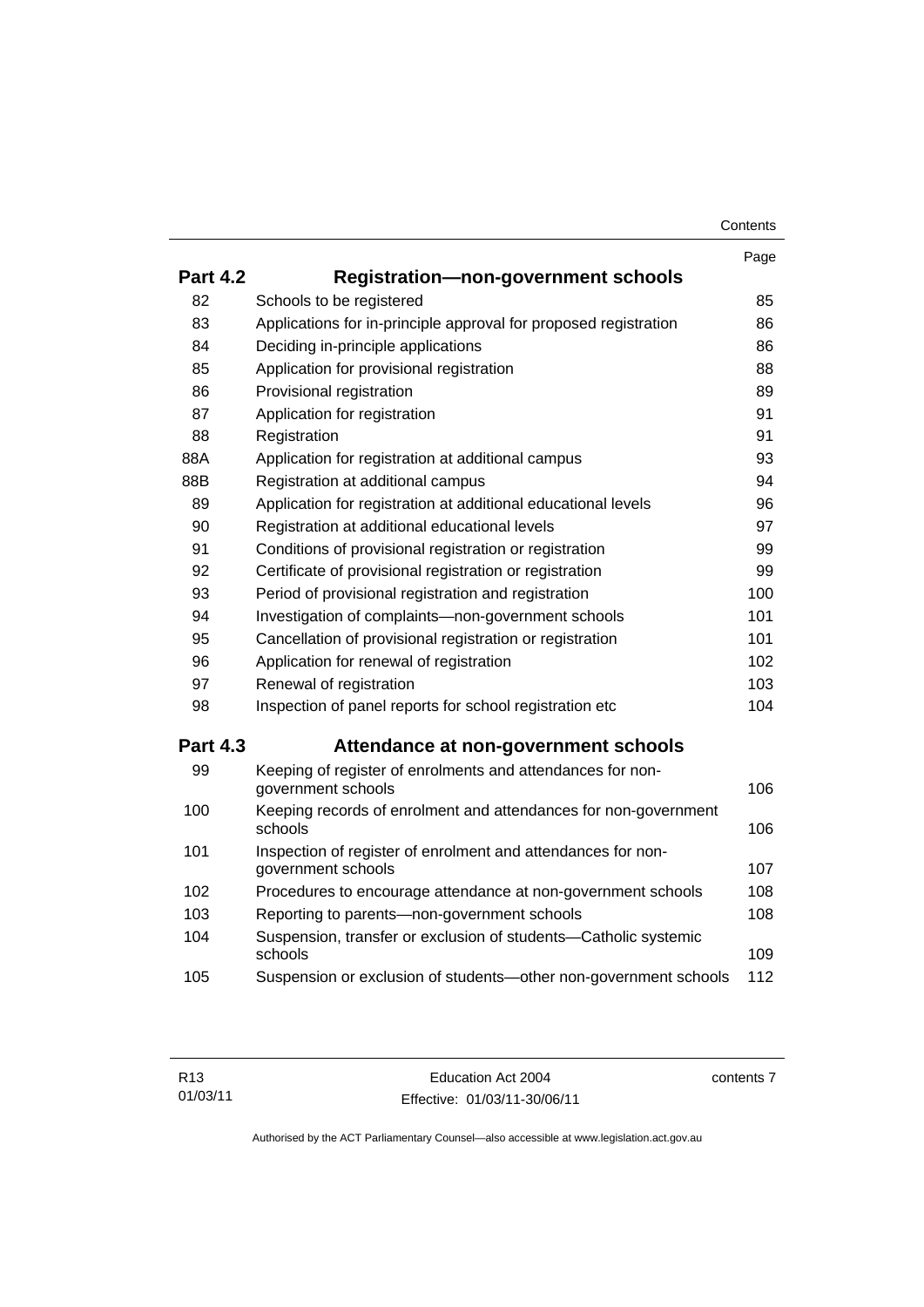| | | Page |
|---|---|---|
| **Part 4.2** | **Registration—non-government schools** | |
| 82 | Schools to be registered | 85 |
| 83 | Applications for in-principle approval for proposed registration | 86 |
| 84 | Deciding in-principle applications | 86 |
| 85 | Application for provisional registration | 88 |
| 86 | Provisional registration | 89 |
| 87 | Application for registration | 91 |
| 88 | Registration | 91 |
| 88A | Application for registration at additional campus | 93 |
| 88B | Registration at additional campus | 94 |
| 89 | Application for registration at additional educational levels | 96 |
| 90 | Registration at additional educational levels | 97 |
| 91 | Conditions of provisional registration or registration | 99 |
| 92 | Certificate of provisional registration or registration | 99 |
| 93 | Period of provisional registration and registration | 100 |
| 94 | Investigation of complaints—non-government schools | 101 |
| 95 | Cancellation of provisional registration or registration | 101 |
| 96 | Application for renewal of registration | 102 |
| 97 | Renewal of registration | 103 |
| 98 | Inspection of panel reports for school registration etc | 104 |
| **Part 4.3** | **Attendance at non-government schools** | |
| 99 | Keeping of register of enrolments and attendances for non-government schools | 106 |
| 100 | Keeping records of enrolment and attendances for non-government schools | 106 |
| 101 | Inspection of register of enrolment and attendances for non-government schools | 107 |
| 102 | Procedures to encourage attendance at non-government schools | 108 |
| 103 | Reporting to parents—non-government schools | 108 |
| 104 | Suspension, transfer or exclusion of students—Catholic systemic schools | 109 |
| 105 | Suspension or exclusion of students—other non-government schools | 112 |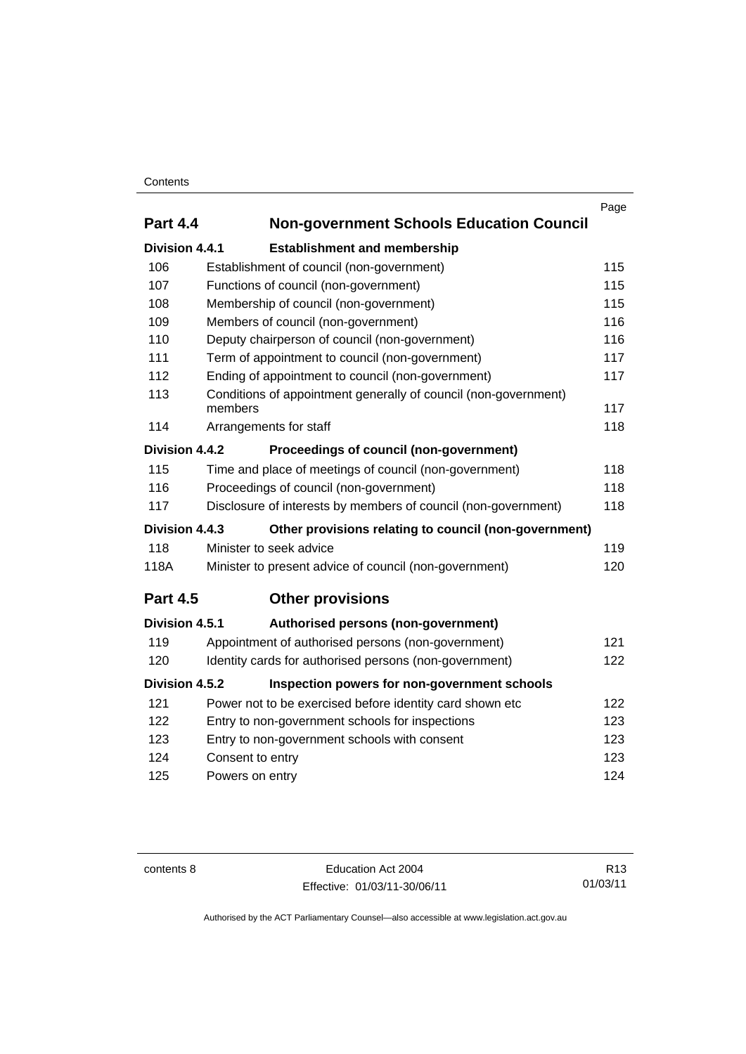| | | Page |
|---|---|---|
| **Part 4.4** | **Non-government Schools Education Council** | |
| **Division 4.4.1** | **Establishment and membership** | |
| 106 | Establishment of council (non-government) | 115 |
| 107 | Functions of council (non-government) | 115 |
| 108 | Membership of council (non-government) | 115 |
| 109 | Members of council (non-government) | 116 |
| 110 | Deputy chairperson of council (non-government) | 116 |
| 111 | Term of appointment to council (non-government) | 117 |
| 112 | Ending of appointment to council (non-government) | 117 |
| 113 | Conditions of appointment generally of council (non-government) members | 117 |
| 114 | Arrangements for staff | 118 |
| **Division 4.4.2** | **Proceedings of council (non-government)** | |
| 115 | Time and place of meetings of council (non-government) | 118 |
| 116 | Proceedings of council (non-government) | 118 |
| 117 | Disclosure of interests by members of council (non-government) | 118 |
| **Division 4.4.3** | **Other provisions relating to council (non-government)** | |
| 118 | Minister to seek advice | 119 |
| 118A | Minister to present advice of council (non-government) | 120 |
| **Part 4.5** | **Other provisions** | |
| **Division 4.5.1** | **Authorised persons (non-government)** | |
| 119 | Appointment of authorised persons (non-government) | 121 |
| 120 | Identity cards for authorised persons (non-government) | 122 |
| **Division 4.5.2** | **Inspection powers for non-government schools** | |
| 121 | Power not to be exercised before identity card shown etc | 122 |
| 122 | Entry to non-government schools for inspections | 123 |
| 123 | Entry to non-government schools with consent | 123 |
| 124 | Consent to entry | 123 |
| 125 | Powers on entry | 124 |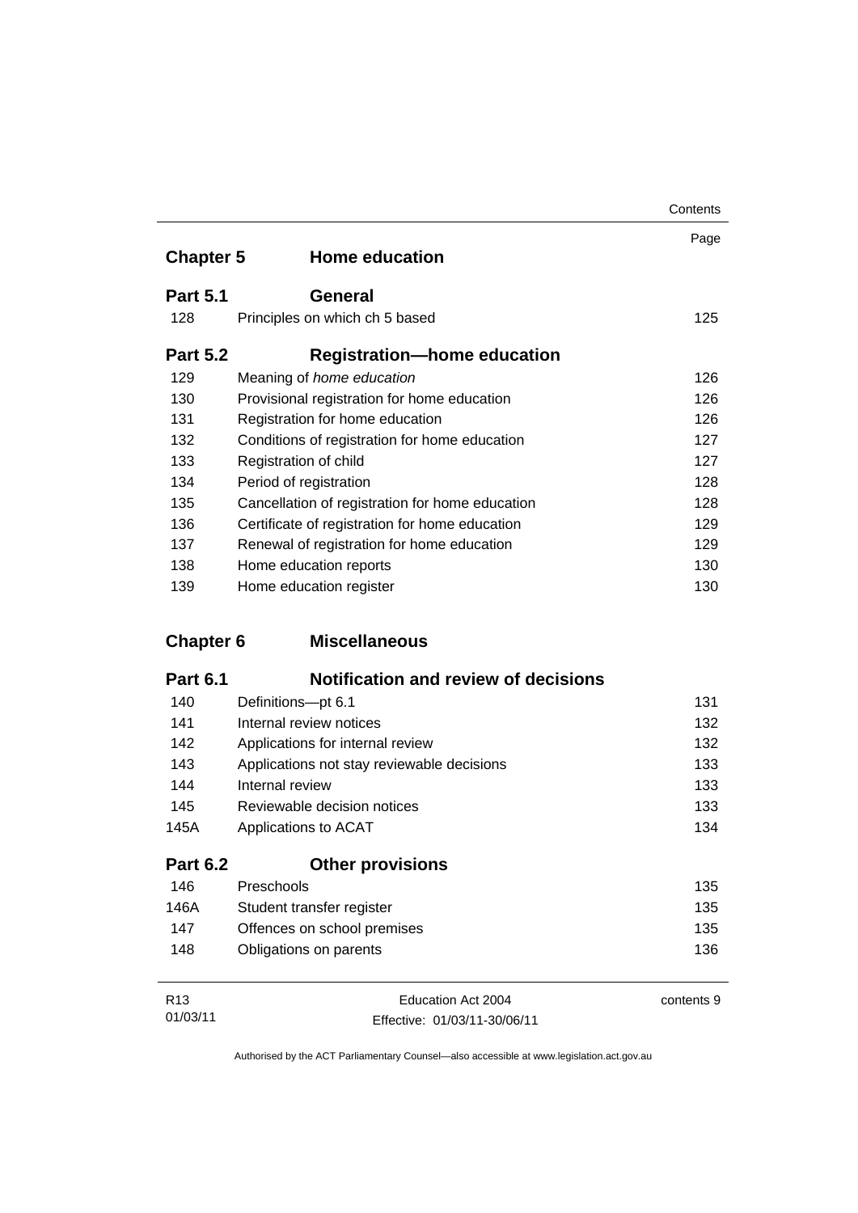| | | Page |
|---|---|---|
| **Chapter 5** | **Home education** | |
| **Part 5.1** | **General** | |
| 128 | Principles on which ch 5 based | 125 |
| **Part 5.2** | **Registration—home education** | |
| 129 | Meaning of *home education* | 126 |
| 130 | Provisional registration for home education | 126 |
| 131 | Registration for home education | 126 |
| 132 | Conditions of registration for home education | 127 |
| 133 | Registration of child | 127 |
| 134 | Period of registration | 128 |
| 135 | Cancellation of registration for home education | 128 |
| 136 | Certificate of registration for home education | 129 |
| 137 | Renewal of registration for home education | 129 |
| 138 | Home education reports | 130 |
| 139 | Home education register | 130 |
| **Chapter 6** | **Miscellaneous** | |
| **Part 6.1** | **Notification and review of decisions** | |
| 140 | Definitions—pt 6.1 | 131 |
| 141 | Internal review notices | 132 |
| 142 | Applications for internal review | 132 |
| 143 | Applications not stay reviewable decisions | 133 |
| 144 | Internal review | 133 |
| 145 | Reviewable decision notices | 133 |
| 145A | Applications to ACAT | 134 |
| **Part 6.2** | **Other provisions** | |
| 146 | Preschools | 135 |
| 146A | Student transfer register | 135 |
| 147 | Offences on school premises | 135 |
| 148 | Obligations on parents | 136 |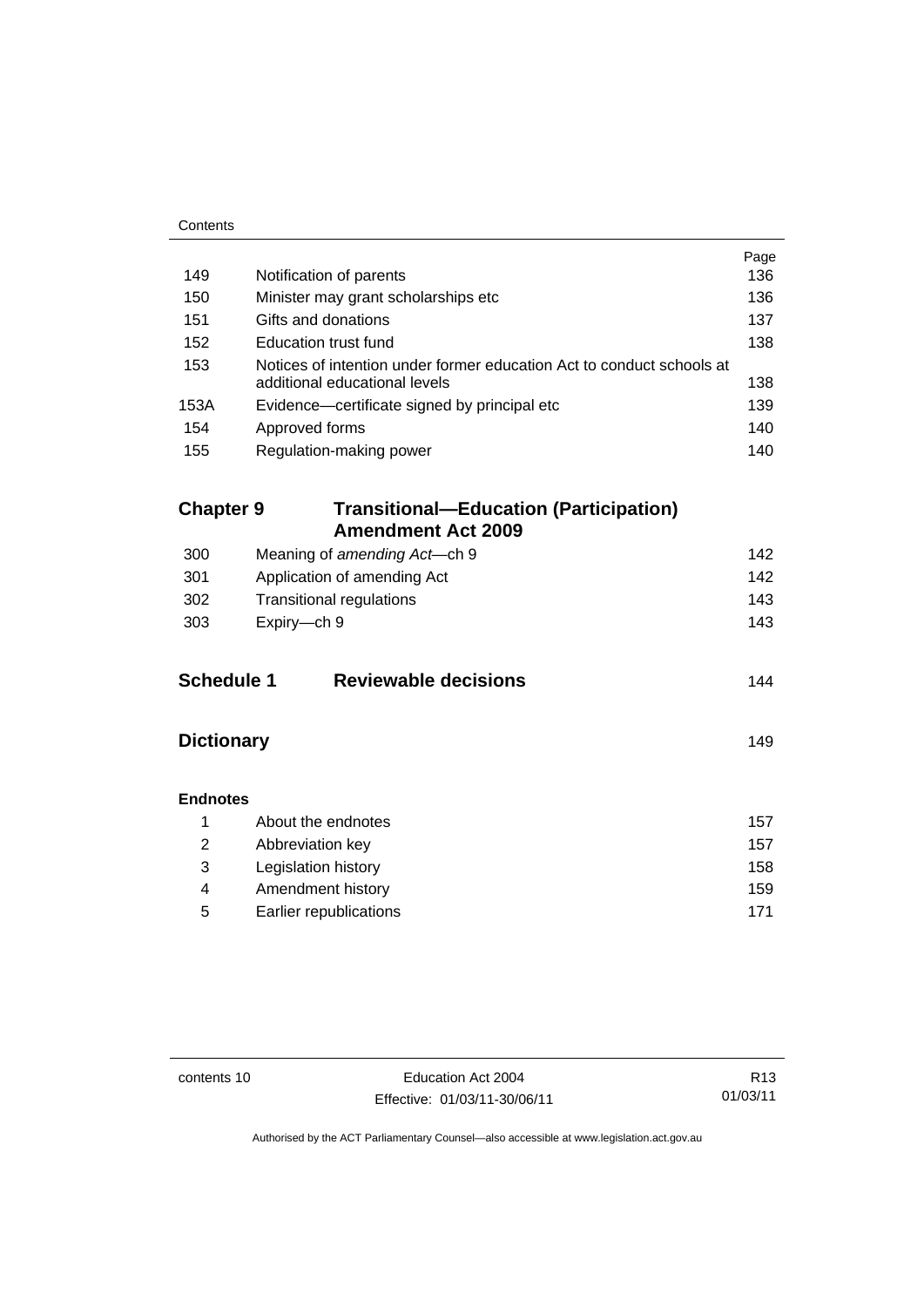| | | Page |
|---|---|---|
| 149 | Notification of parents | 136 |
| 150 | Minister may grant scholarships etc | 136 |
| 151 | Gifts and donations | 137 |
| 152 | Education trust fund | 138 |
| 153 | Notices of intention under former education Act to conduct schools at additional educational levels | 138 |
| 153A | Evidence—certificate signed by principal etc | 139 |
| 154 | Approved forms | 140 |
| 155 | Regulation-making power | 140 |

## Chapter 9 Transitional—Education (Participation) Amendment Act 2009

| | | |
|---|---|---|
| 300 | Meaning of *amending Act*—ch 9 | 142 |
| 301 | Application of amending Act | 142 |
| 302 | Transitional regulations | 143 |
| 303 | Expiry—ch 9 | 143 |

## Schedule 1 Reviewable decisions 144

## Dictionary 149

**Endnotes**

| | | |
|---|---|---|
| 1 | About the endnotes | 157 |
| 2 | Abbreviation key | 157 |
| 3 | Legislation history | 158 |
| 4 | Amendment history | 159 |
| 5 | Earlier republications | 171 |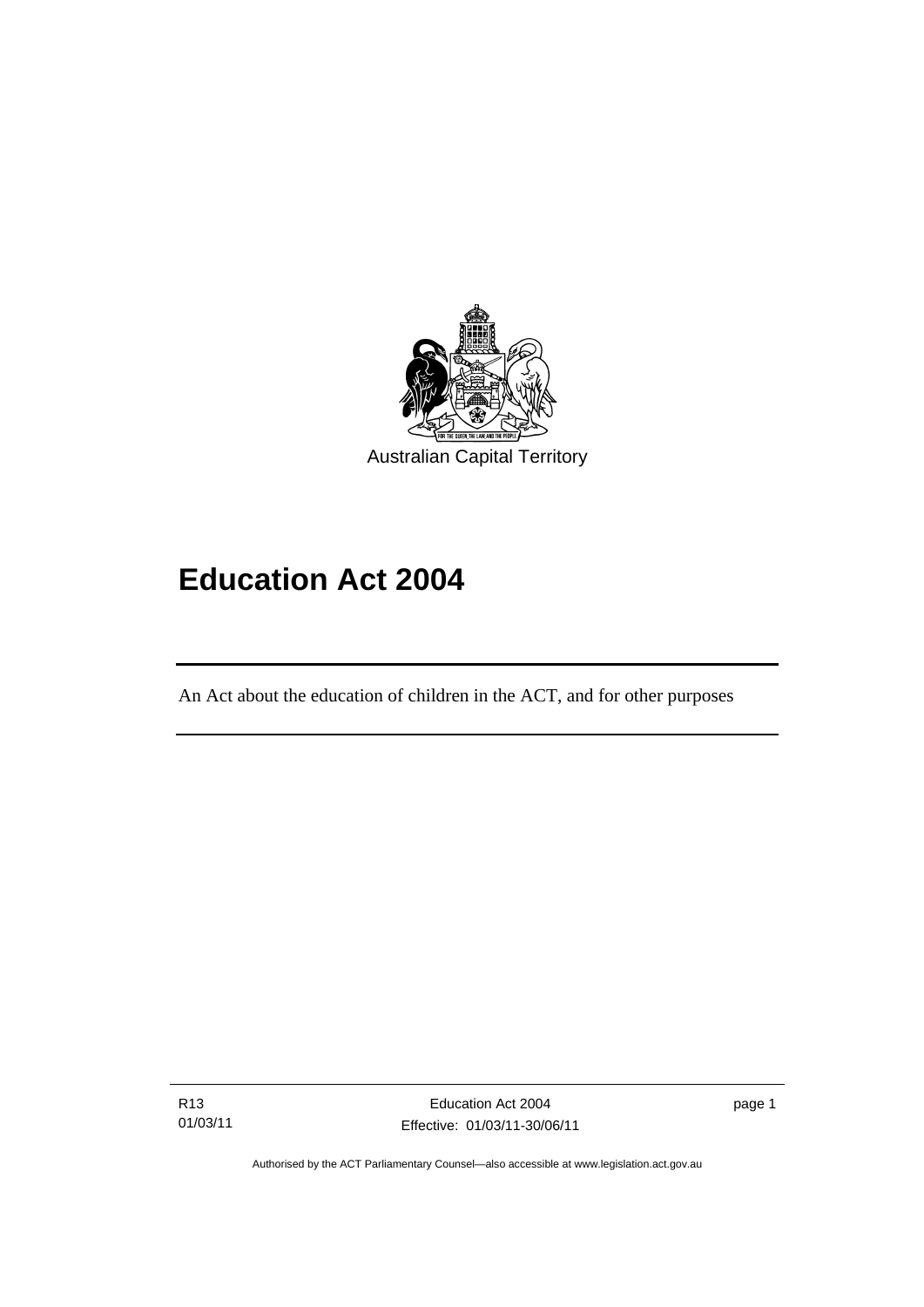Australian Capital Territory

# Education Act 2004

An Act about the education of children in the ACT, and for other purposes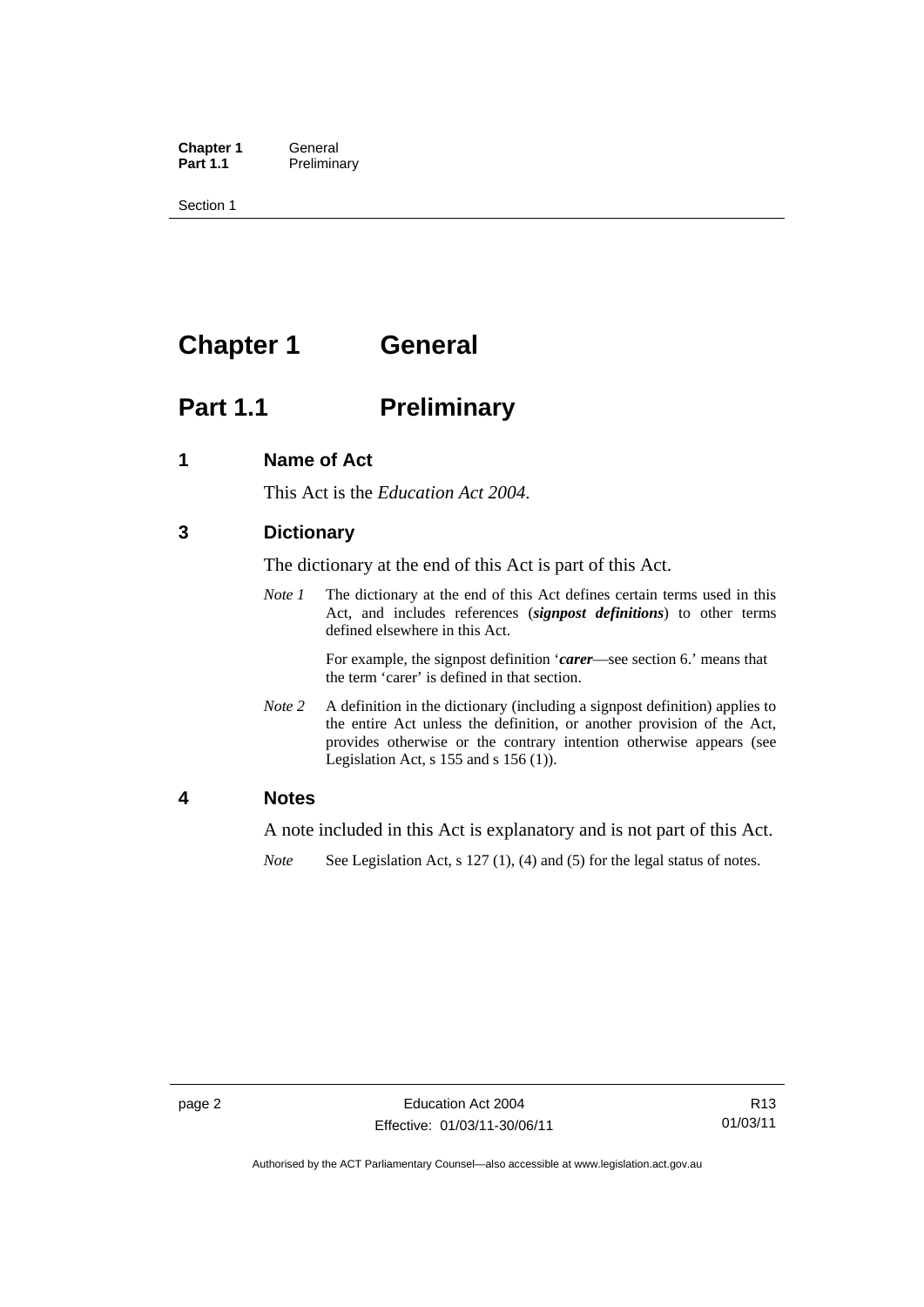# Chapter 1 General

## Part 1.1 Preliminary

### 1 Name of Act

This Act is the *Education Act 2004*.

### 3 Dictionary

The dictionary at the end of this Act is part of this Act.

*Note 1* The dictionary at the end of this Act defines certain terms used in this Act, and includes references (***signpost definitions***) to other terms defined elsewhere in this Act.

For example, the signpost definition '***carer***—see section 6.' means that the term 'carer' is defined in that section.

*Note 2* A definition in the dictionary (including a signpost definition) applies to the entire Act unless the definition, or another provision of the Act, provides otherwise or the contrary intention otherwise appears (see Legislation Act, s 155 and s 156 (1)).

### 4 Notes

A note included in this Act is explanatory and is not part of this Act.

*Note* See Legislation Act, s 127 (1), (4) and (5) for the legal status of notes.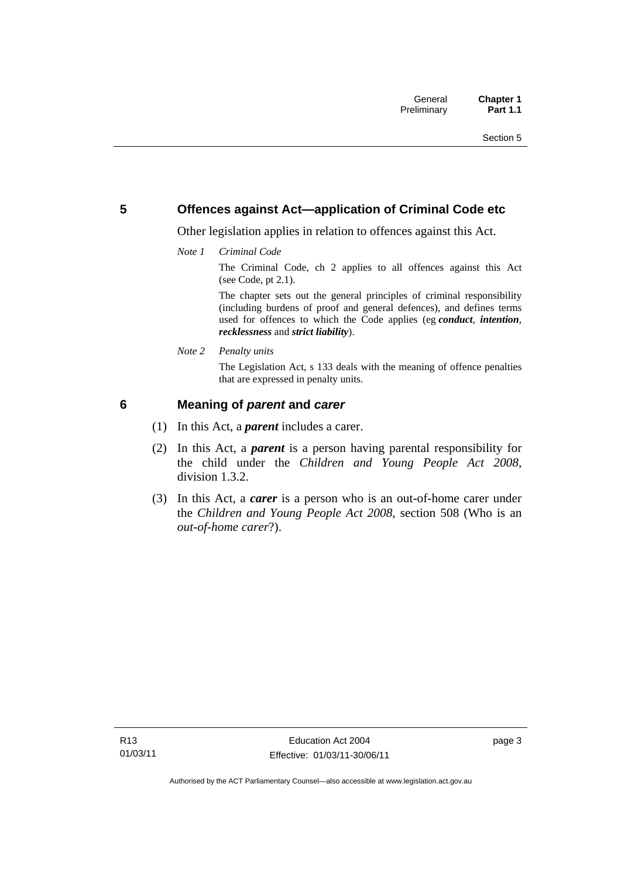## 5 Offences against Act—application of Criminal Code etc

Other legislation applies in relation to offences against this Act.

*Note 1 Criminal Code*

The Criminal Code, ch 2 applies to all offences against this Act (see Code, pt 2.1).

The chapter sets out the general principles of criminal responsibility (including burdens of proof and general defences), and defines terms used for offences to which the Code applies (eg ***conduct***, ***intention***, ***recklessness*** and ***strict liability***).

*Note 2 Penalty units*

The Legislation Act, s 133 deals with the meaning of offence penalties that are expressed in penalty units.

## 6 Meaning of *parent* and *carer*

(1) In this Act, a ***parent*** includes a carer.

(2) In this Act, a ***parent*** is a person having parental responsibility for the child under the *Children and Young People Act 2008*, division 1.3.2.

(3) In this Act, a ***carer*** is a person who is an out-of-home carer under the *Children and Young People Act 2008*, section 508 (Who is an *out-of-home carer*?).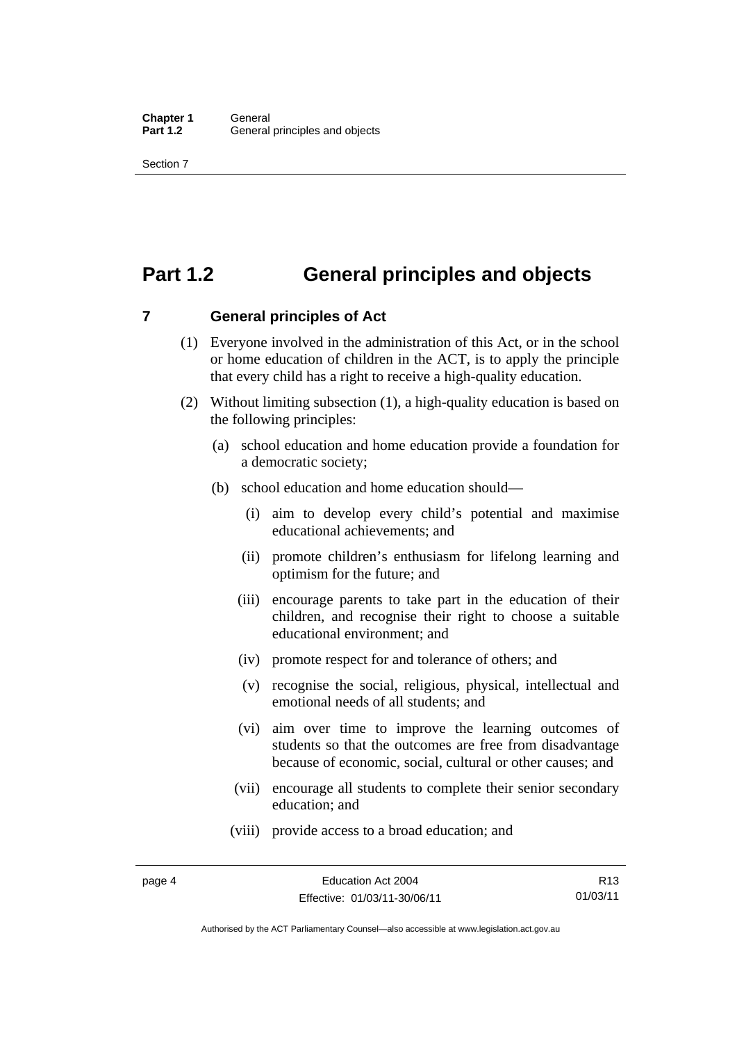# Part 1.2 General principles and objects

## 7 General principles of Act

(1) Everyone involved in the administration of this Act, or in the school or home education of children in the ACT, is to apply the principle that every child has a right to receive a high-quality education.

(2) Without limiting subsection (1), a high-quality education is based on the following principles:

(a) school education and home education provide a foundation for a democratic society;

(b) school education and home education should—

(i) aim to develop every child's potential and maximise educational achievements; and

(ii) promote children's enthusiasm for lifelong learning and optimism for the future; and

(iii) encourage parents to take part in the education of their children, and recognise their right to choose a suitable educational environment; and

(iv) promote respect for and tolerance of others; and

(v) recognise the social, religious, physical, intellectual and emotional needs of all students; and

(vi) aim over time to improve the learning outcomes of students so that the outcomes are free from disadvantage because of economic, social, cultural or other causes; and

(vii) encourage all students to complete their senior secondary education; and

(viii) provide access to a broad education; and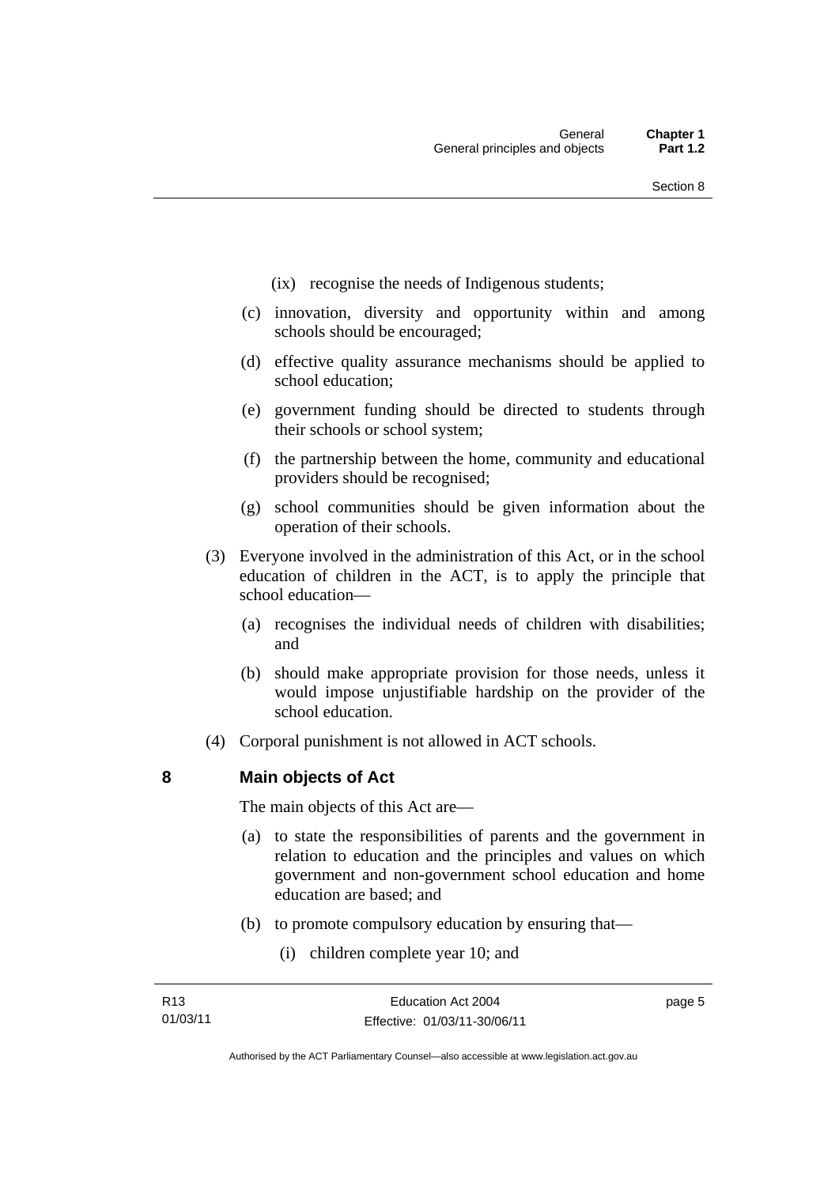(ix) recognise the needs of Indigenous students;

(c) innovation, diversity and opportunity within and among schools should be encouraged;

(d) effective quality assurance mechanisms should be applied to school education;

(e) government funding should be directed to students through their schools or school system;

(f) the partnership between the home, community and educational providers should be recognised;

(g) school communities should be given information about the operation of their schools.

(3) Everyone involved in the administration of this Act, or in the school education of children in the ACT, is to apply the principle that school education—

(a) recognises the individual needs of children with disabilities; and

(b) should make appropriate provision for those needs, unless it would impose unjustifiable hardship on the provider of the school education.

(4) Corporal punishment is not allowed in ACT schools.

## 8 Main objects of Act

The main objects of this Act are—

(a) to state the responsibilities of parents and the government in relation to education and the principles and values on which government and non-government school education and home education are based; and

(b) to promote compulsory education by ensuring that—

(i) children complete year 10; and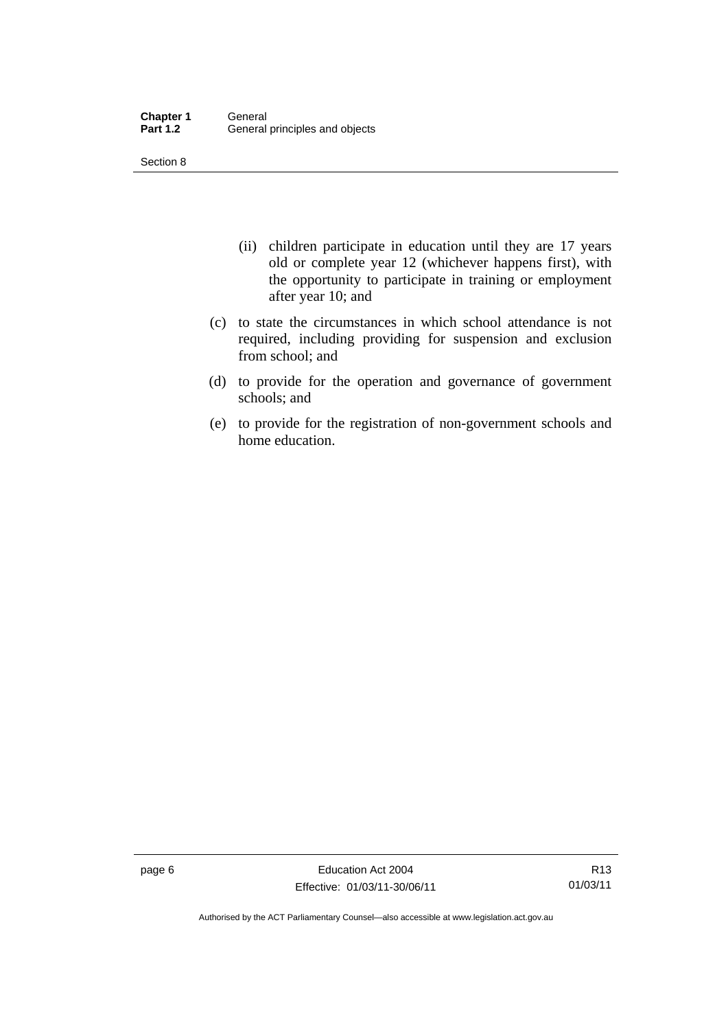(ii) children participate in education until they are 17 years old or complete year 12 (whichever happens first), with the opportunity to participate in training or employment after year 10; and

(c) to state the circumstances in which school attendance is not required, including providing for suspension and exclusion from school; and

(d) to provide for the operation and governance of government schools; and

(e) to provide for the registration of non-government schools and home education.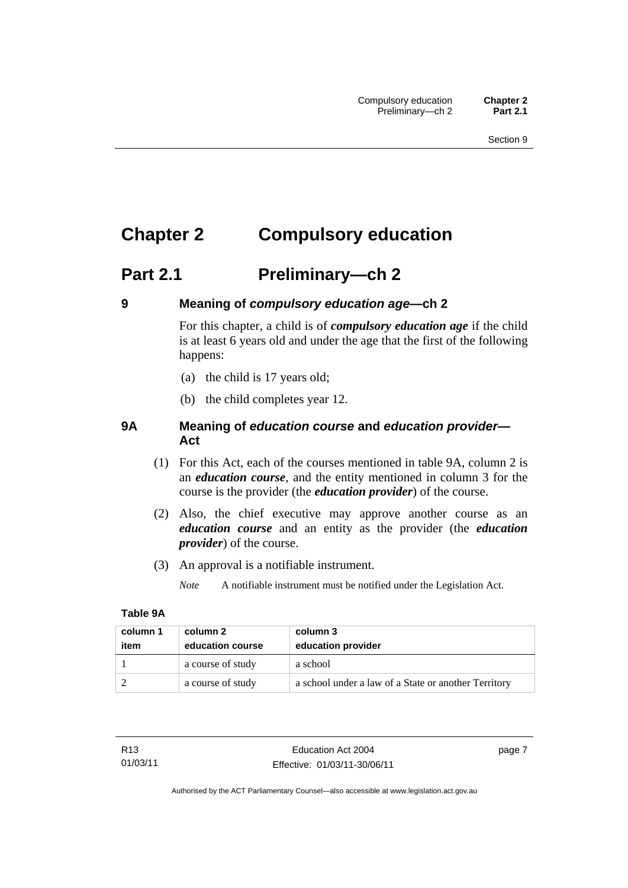# Chapter 2 Compulsory education

## Part 2.1 Preliminary—ch 2

### 9 Meaning of *compulsory education age*—ch 2

For this chapter, a child is of ***compulsory education age*** if the child is at least 6 years old and under the age that the first of the following happens:

(a) the child is 17 years old;

(b) the child completes year 12.

### 9A Meaning of *education course* and *education provider*—Act

(1) For this Act, each of the courses mentioned in table 9A, column 2 is an ***education course***, and the entity mentioned in column 3 for the course is the provider (the ***education provider***) of the course.

(2) Also, the chief executive may approve another course as an ***education course*** and an entity as the provider (the ***education provider***) of the course.

(3) An approval is a notifiable instrument.

*Note* A notifiable instrument must be notified under the Legislation Act.

**Table 9A**

| column 1<br>item | column 2<br>education course | column 3<br>education provider |
|---|---|---|
| 1 | a course of study | a school |
| 2 | a course of study | a school under a law of a State or another Territory |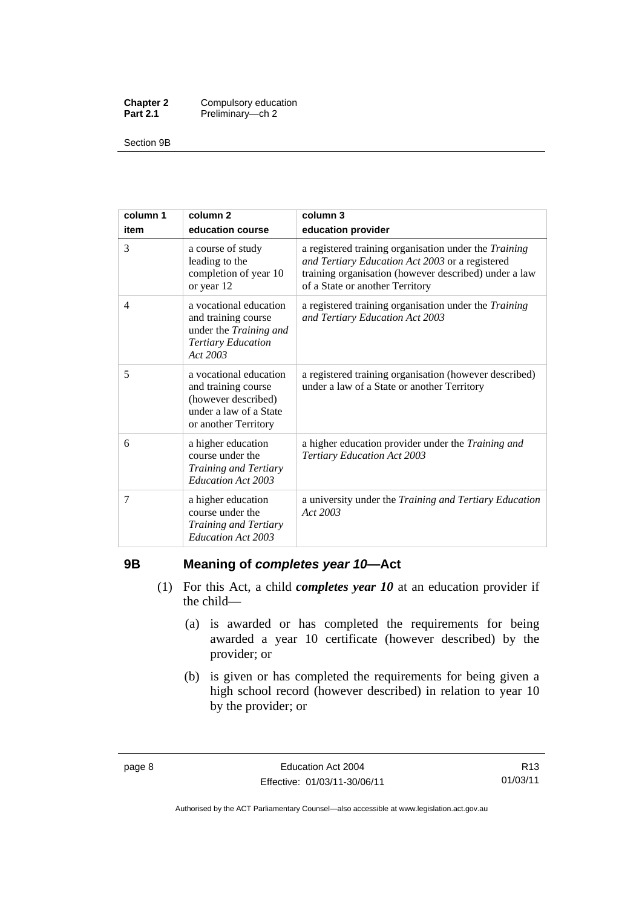| column 1 | column 2 | column 3 |
|---|---|---|
| **item** | **education course** | **education provider** |
| 3 | a course of study leading to the completion of year 10 or year 12 | a registered training organisation under the *Training and Tertiary Education Act 2003* or a registered training organisation (however described) under a law of a State or another Territory |
| 4 | a vocational education and training course under the *Training and Tertiary Education Act 2003* | a registered training organisation under the *Training and Tertiary Education Act 2003* |
| 5 | a vocational education and training course (however described) under a law of a State or another Territory | a registered training organisation (however described) under a law of a State or another Territory |
| 6 | a higher education course under the *Training and Tertiary Education Act 2003* | a higher education provider under the *Training and Tertiary Education Act 2003* |
| 7 | a higher education course under the *Training and Tertiary Education Act 2003* | a university under the *Training and Tertiary Education Act 2003* |

## 9B Meaning of *completes year 10*—Act

(1) For this Act, a child ***completes year 10*** at an education provider if the child—

(a) is awarded or has completed the requirements for being awarded a year 10 certificate (however described) by the provider; or

(b) is given or has completed the requirements for being given a high school record (however described) in relation to year 10 by the provider; or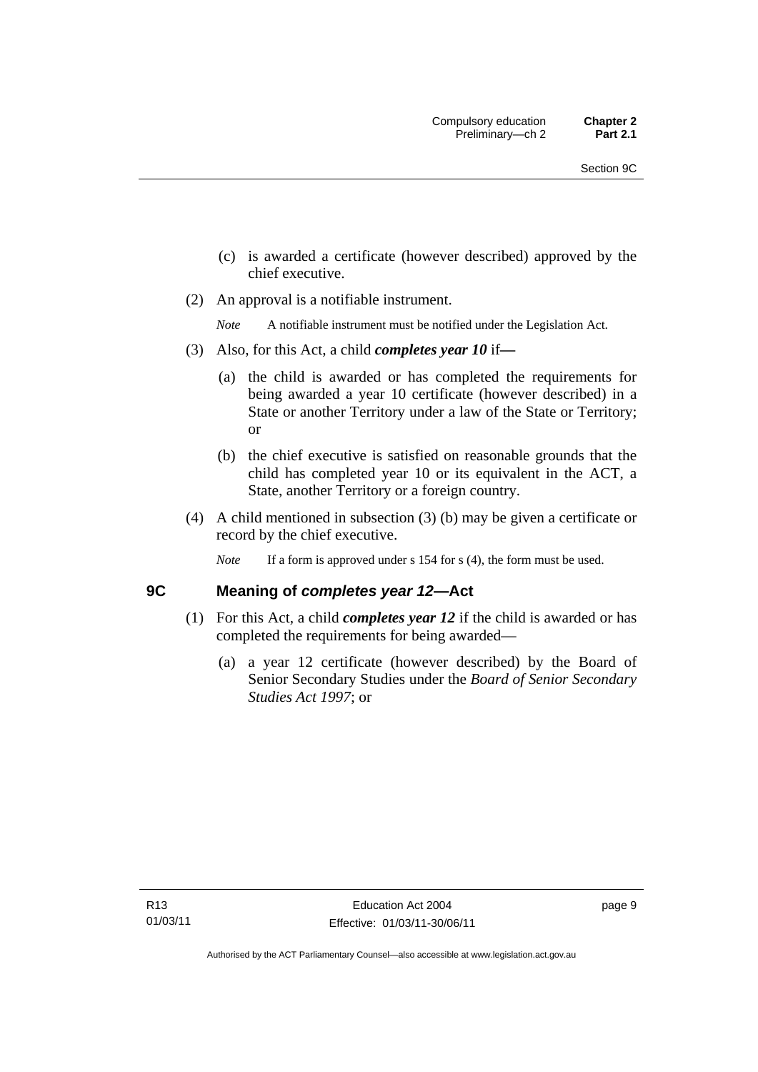(c) is awarded a certificate (however described) approved by the chief executive.

(2) An approval is a notifiable instrument.

*Note* A notifiable instrument must be notified under the Legislation Act.

(3) Also, for this Act, a child ***completes year 10*** if—

(a) the child is awarded or has completed the requirements for being awarded a year 10 certificate (however described) in a State or another Territory under a law of the State or Territory; or

(b) the chief executive is satisfied on reasonable grounds that the child has completed year 10 or its equivalent in the ACT, a State, another Territory or a foreign country.

(4) A child mentioned in subsection (3) (b) may be given a certificate or record by the chief executive.

*Note* If a form is approved under s 154 for s (4), the form must be used.

## 9C Meaning of *completes year 12*—Act

(1) For this Act, a child ***completes year 12*** if the child is awarded or has completed the requirements for being awarded—

(a) a year 12 certificate (however described) by the Board of Senior Secondary Studies under the *Board of Senior Secondary Studies Act 1997*; or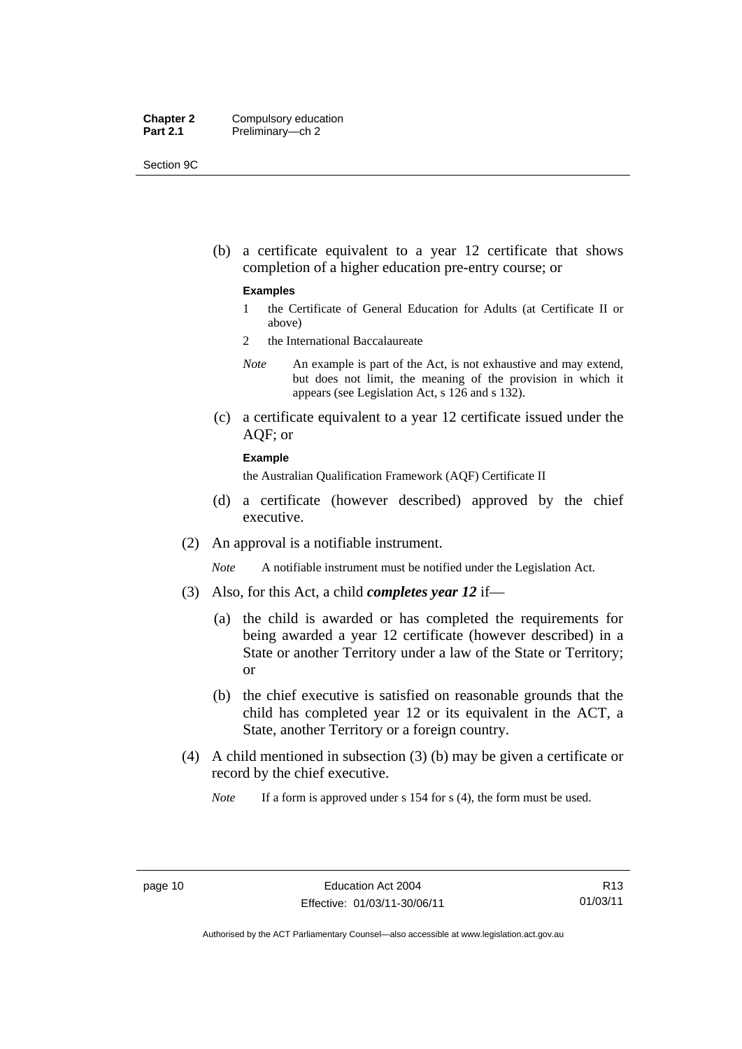(b) a certificate equivalent to a year 12 certificate that shows completion of a higher education pre-entry course; or

**Examples**

1 the Certificate of General Education for Adults (at Certificate II or above)

2 the International Baccalaureate

*Note* An example is part of the Act, is not exhaustive and may extend, but does not limit, the meaning of the provision in which it appears (see Legislation Act, s 126 and s 132).

(c) a certificate equivalent to a year 12 certificate issued under the AQF; or

**Example**

the Australian Qualification Framework (AQF) Certificate II

(d) a certificate (however described) approved by the chief executive.

(2) An approval is a notifiable instrument.

*Note* A notifiable instrument must be notified under the Legislation Act.

(3) Also, for this Act, a child ***completes year 12*** if—

(a) the child is awarded or has completed the requirements for being awarded a year 12 certificate (however described) in a State or another Territory under a law of the State or Territory; or

(b) the chief executive is satisfied on reasonable grounds that the child has completed year 12 or its equivalent in the ACT, a State, another Territory or a foreign country.

(4) A child mentioned in subsection (3) (b) may be given a certificate or record by the chief executive.

*Note* If a form is approved under s 154 for s (4), the form must be used.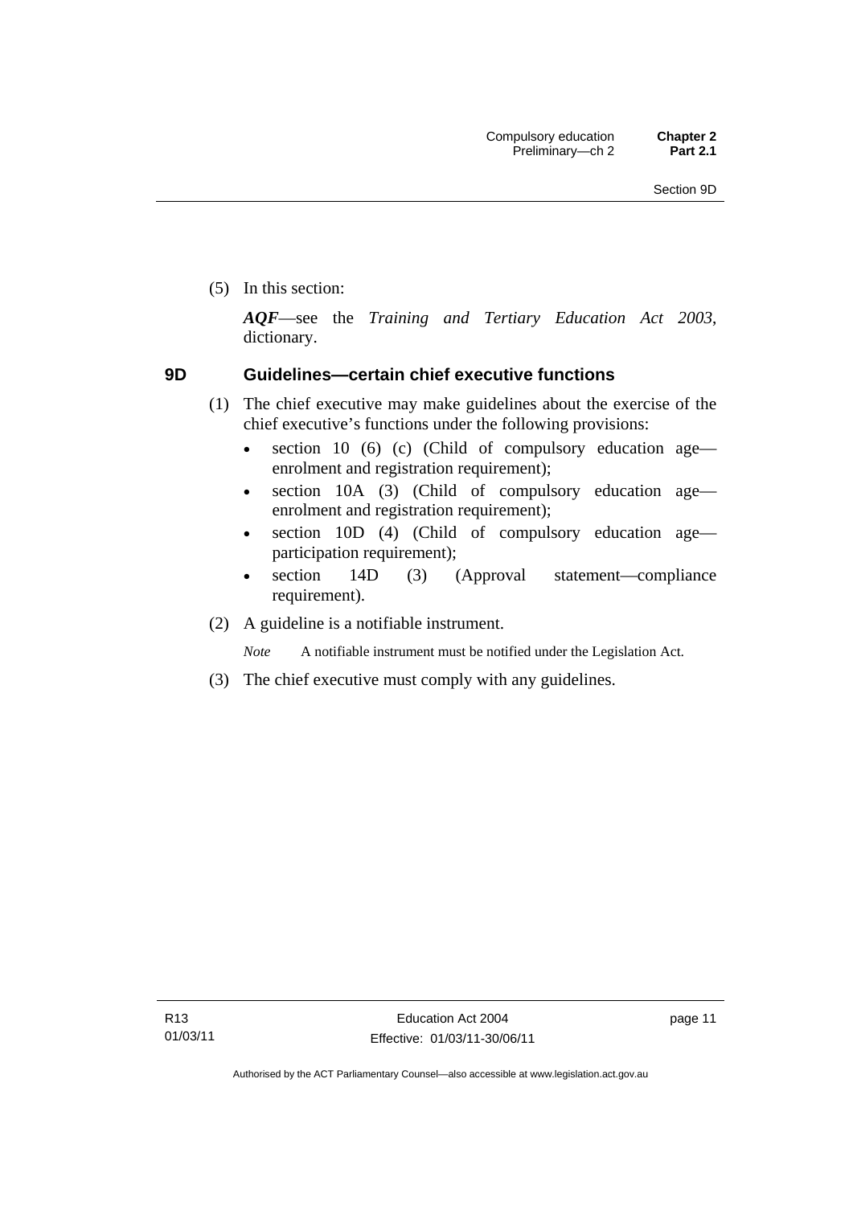(5) In this section:

***AQF***—see the *Training and Tertiary Education Act 2003*, dictionary.

### 9D Guidelines—certain chief executive functions

(1) The chief executive may make guidelines about the exercise of the chief executive's functions under the following provisions:

- section 10 (6) (c) (Child of compulsory education age—enrolment and registration requirement);
- section 10A (3) (Child of compulsory education age—enrolment and registration requirement);
- section 10D (4) (Child of compulsory education age—participation requirement);
- section 14D (3) (Approval statement—compliance requirement).

(2) A guideline is a notifiable instrument.

*Note* A notifiable instrument must be notified under the Legislation Act.

(3) The chief executive must comply with any guidelines.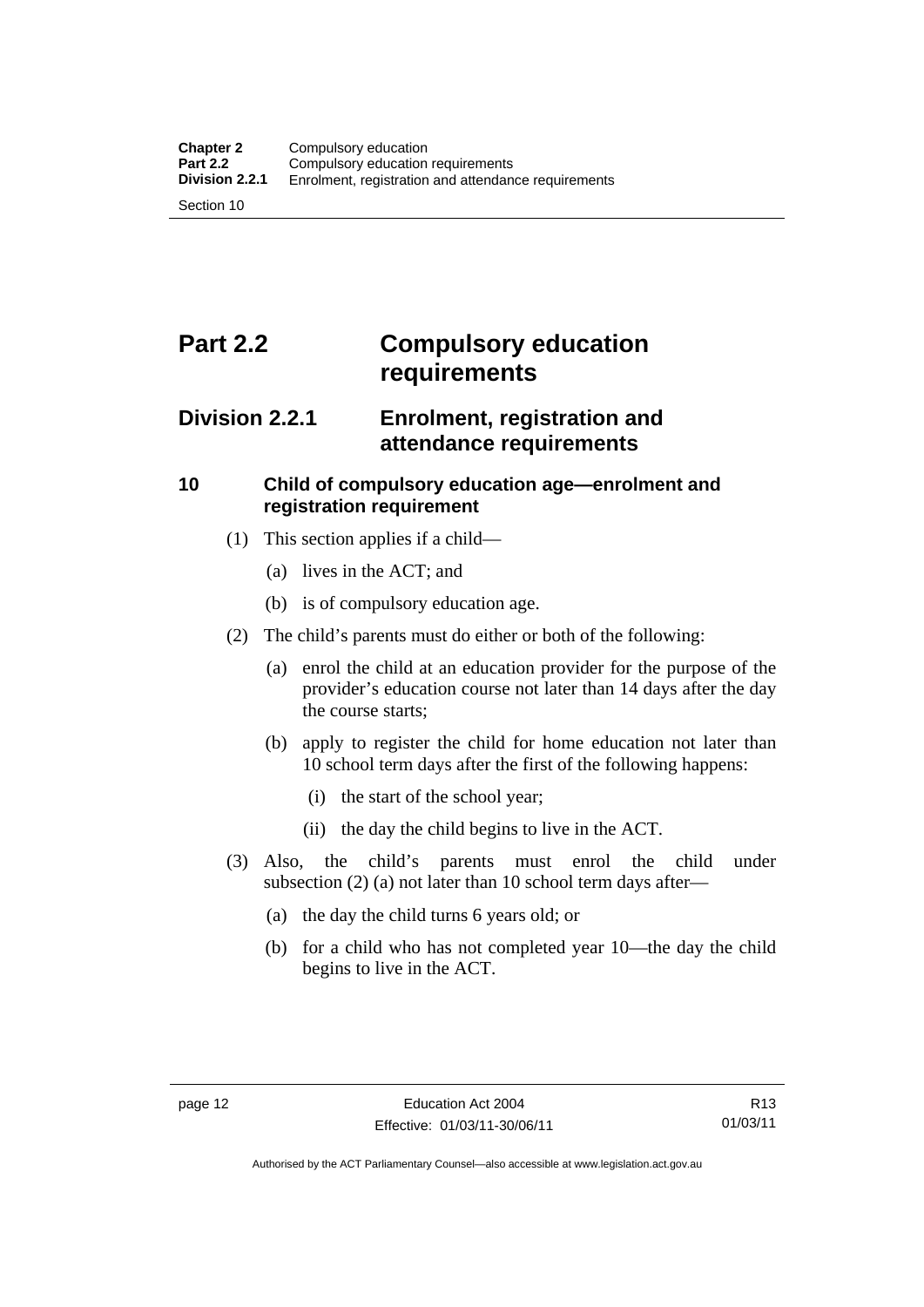# Part 2.2 Compulsory education requirements

## Division 2.2.1 Enrolment, registration and attendance requirements

### 10 Child of compulsory education age—enrolment and registration requirement

(1) This section applies if a child—

(a) lives in the ACT; and

(b) is of compulsory education age.

(2) The child's parents must do either or both of the following:

(a) enrol the child at an education provider for the purpose of the provider's education course not later than 14 days after the day the course starts;

(b) apply to register the child for home education not later than 10 school term days after the first of the following happens:

(i) the start of the school year;

(ii) the day the child begins to live in the ACT.

(3) Also, the child's parents must enrol the child under subsection (2) (a) not later than 10 school term days after—

(a) the day the child turns 6 years old; or

(b) for a child who has not completed year 10—the day the child begins to live in the ACT.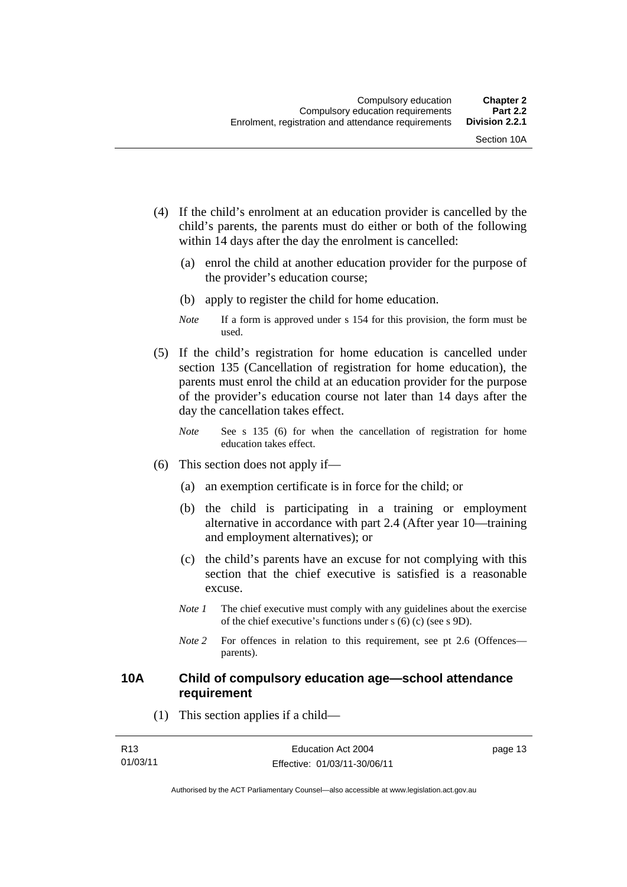(4) If the child's enrolment at an education provider is cancelled by the child's parents, the parents must do either or both of the following within 14 days after the day the enrolment is cancelled:

(a) enrol the child at another education provider for the purpose of the provider's education course;

(b) apply to register the child for home education.

*Note* If a form is approved under s 154 for this provision, the form must be used.

(5) If the child's registration for home education is cancelled under section 135 (Cancellation of registration for home education), the parents must enrol the child at an education provider for the purpose of the provider's education course not later than 14 days after the day the cancellation takes effect.

*Note* See s 135 (6) for when the cancellation of registration for home education takes effect.

(6) This section does not apply if—

(a) an exemption certificate is in force for the child; or

(b) the child is participating in a training or employment alternative in accordance with part 2.4 (After year 10—training and employment alternatives); or

(c) the child's parents have an excuse for not complying with this section that the chief executive is satisfied is a reasonable excuse.

*Note 1* The chief executive must comply with any guidelines about the exercise of the chief executive's functions under s (6) (c) (see s 9D).

*Note 2* For offences in relation to this requirement, see pt 2.6 (Offences—parents).

### 10A Child of compulsory education age—school attendance requirement

(1) This section applies if a child—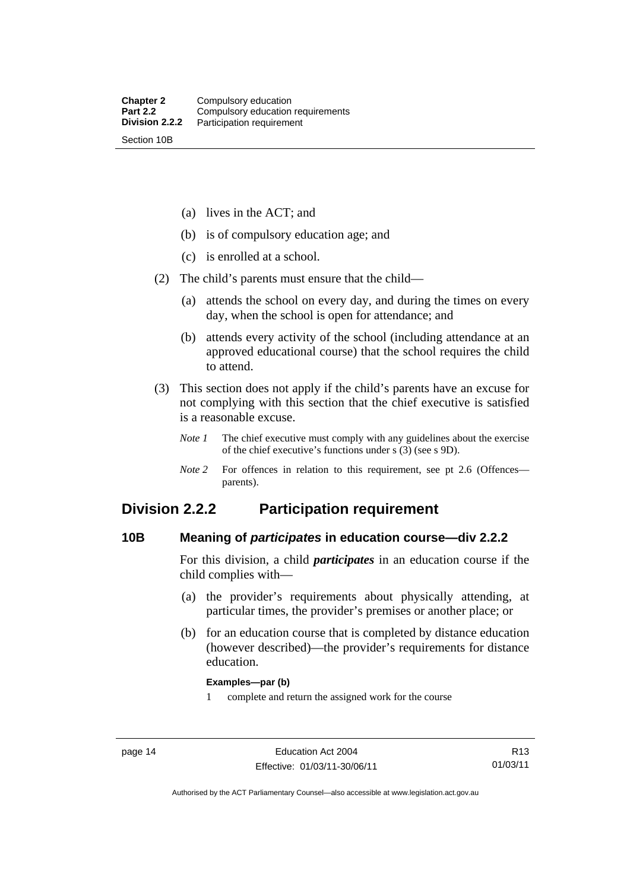(a) lives in the ACT; and

(b) is of compulsory education age; and

(c) is enrolled at a school.

(2) The child's parents must ensure that the child—

(a) attends the school on every day, and during the times on every day, when the school is open for attendance; and

(b) attends every activity of the school (including attendance at an approved educational course) that the school requires the child to attend.

(3) This section does not apply if the child's parents have an excuse for not complying with this section that the chief executive is satisfied is a reasonable excuse.

*Note 1* The chief executive must comply with any guidelines about the exercise of the chief executive's functions under s (3) (see s 9D).

*Note 2* For offences in relation to this requirement, see pt 2.6 (Offences—parents).

## Division 2.2.2 Participation requirement

### 10B Meaning of *participates* in education course—div 2.2.2

For this division, a child ***participates*** in an education course if the child complies with—

(a) the provider's requirements about physically attending, at particular times, the provider's premises or another place; or

(b) for an education course that is completed by distance education (however described)—the provider's requirements for distance education.

**Examples—par (b)**

1 complete and return the assigned work for the course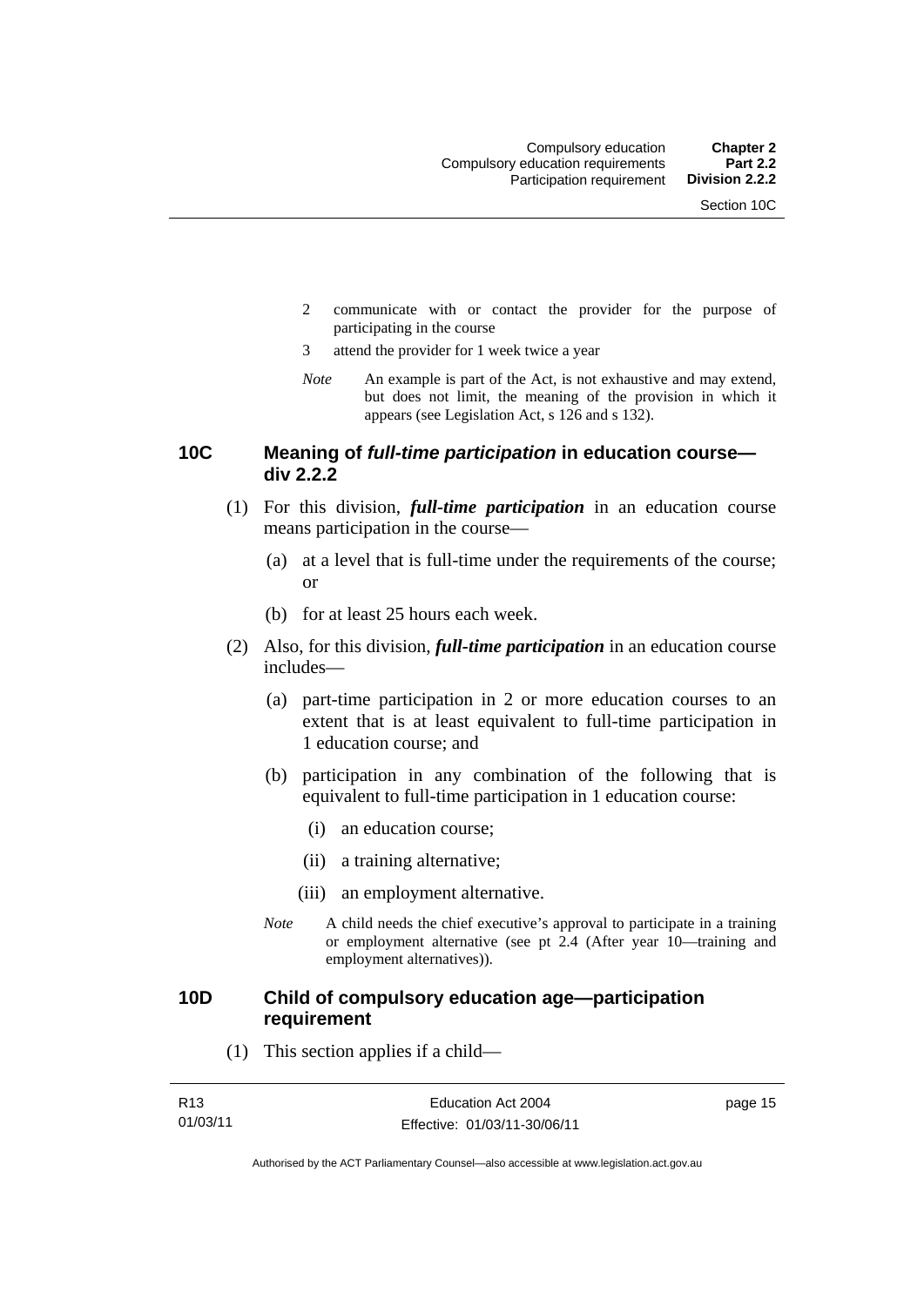2 communicate with or contact the provider for the purpose of participating in the course

3 attend the provider for 1 week twice a year

*Note* An example is part of the Act, is not exhaustive and may extend, but does not limit, the meaning of the provision in which it appears (see Legislation Act, s 126 and s 132).

### 10C Meaning of *full-time participation* in education course—div 2.2.2

(1) For this division, ***full-time participation*** in an education course means participation in the course—

(a) at a level that is full-time under the requirements of the course; or

(b) for at least 25 hours each week.

(2) Also, for this division, ***full-time participation*** in an education course includes—

(a) part-time participation in 2 or more education courses to an extent that is at least equivalent to full-time participation in 1 education course; and

(b) participation in any combination of the following that is equivalent to full-time participation in 1 education course:

(i) an education course;

(ii) a training alternative;

(iii) an employment alternative.

*Note* A child needs the chief executive's approval to participate in a training or employment alternative (see pt 2.4 (After year 10—training and employment alternatives)).

### 10D Child of compulsory education age—participation requirement

(1) This section applies if a child—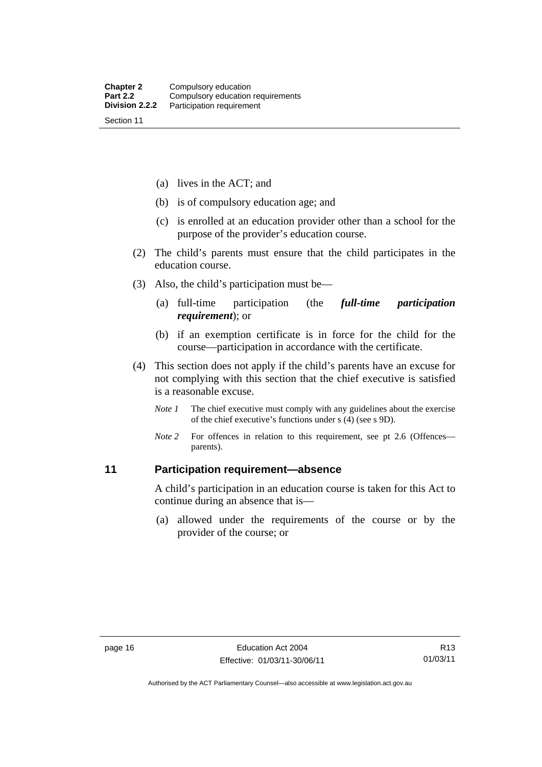(a) lives in the ACT; and

(b) is of compulsory education age; and

(c) is enrolled at an education provider other than a school for the purpose of the provider's education course.

(2) The child's parents must ensure that the child participates in the education course.

(3) Also, the child's participation must be—

(a) full-time participation (the ***full-time participation requirement***); or

(b) if an exemption certificate is in force for the child for the course—participation in accordance with the certificate.

(4) This section does not apply if the child's parents have an excuse for not complying with this section that the chief executive is satisfied is a reasonable excuse.

*Note 1* The chief executive must comply with any guidelines about the exercise of the chief executive's functions under s (4) (see s 9D).

*Note 2* For offences in relation to this requirement, see pt 2.6 (Offences—parents).

## 11 Participation requirement—absence

A child's participation in an education course is taken for this Act to continue during an absence that is—

(a) allowed under the requirements of the course or by the provider of the course; or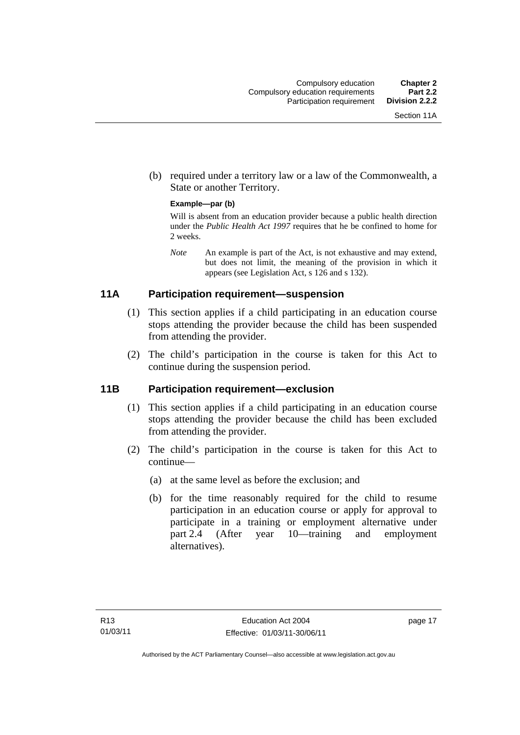(b) required under a territory law or a law of the Commonwealth, a State or another Territory.

**Example—par (b)**

Will is absent from an education provider because a public health direction under the *Public Health Act 1997* requires that he be confined to home for 2 weeks.

*Note* An example is part of the Act, is not exhaustive and may extend, but does not limit, the meaning of the provision in which it appears (see Legislation Act, s 126 and s 132).

## 11A Participation requirement—suspension

(1) This section applies if a child participating in an education course stops attending the provider because the child has been suspended from attending the provider.

(2) The child's participation in the course is taken for this Act to continue during the suspension period.

## 11B Participation requirement—exclusion

(1) This section applies if a child participating in an education course stops attending the provider because the child has been excluded from attending the provider.

(2) The child's participation in the course is taken for this Act to continue—

(a) at the same level as before the exclusion; and

(b) for the time reasonably required for the child to resume participation in an education course or apply for approval to participate in a training or employment alternative under part 2.4 (After year 10—training and employment alternatives).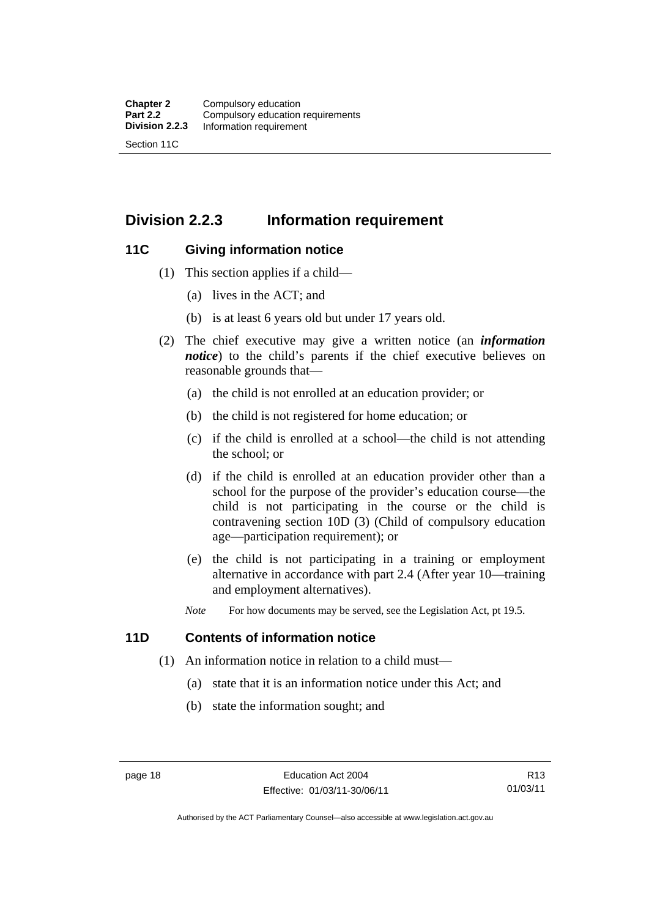## Division 2.2.3 Information requirement

### 11C Giving information notice

(1) This section applies if a child—

(a) lives in the ACT; and

(b) is at least 6 years old but under 17 years old.

(2) The chief executive may give a written notice (an ***information notice***) to the child's parents if the chief executive believes on reasonable grounds that—

(a) the child is not enrolled at an education provider; or

(b) the child is not registered for home education; or

(c) if the child is enrolled at a school—the child is not attending the school; or

(d) if the child is enrolled at an education provider other than a school for the purpose of the provider's education course—the child is not participating in the course or the child is contravening section 10D (3) (Child of compulsory education age—participation requirement); or

(e) the child is not participating in a training or employment alternative in accordance with part 2.4 (After year 10—training and employment alternatives).

*Note* For how documents may be served, see the Legislation Act, pt 19.5.

### 11D Contents of information notice

(1) An information notice in relation to a child must—

(a) state that it is an information notice under this Act; and

(b) state the information sought; and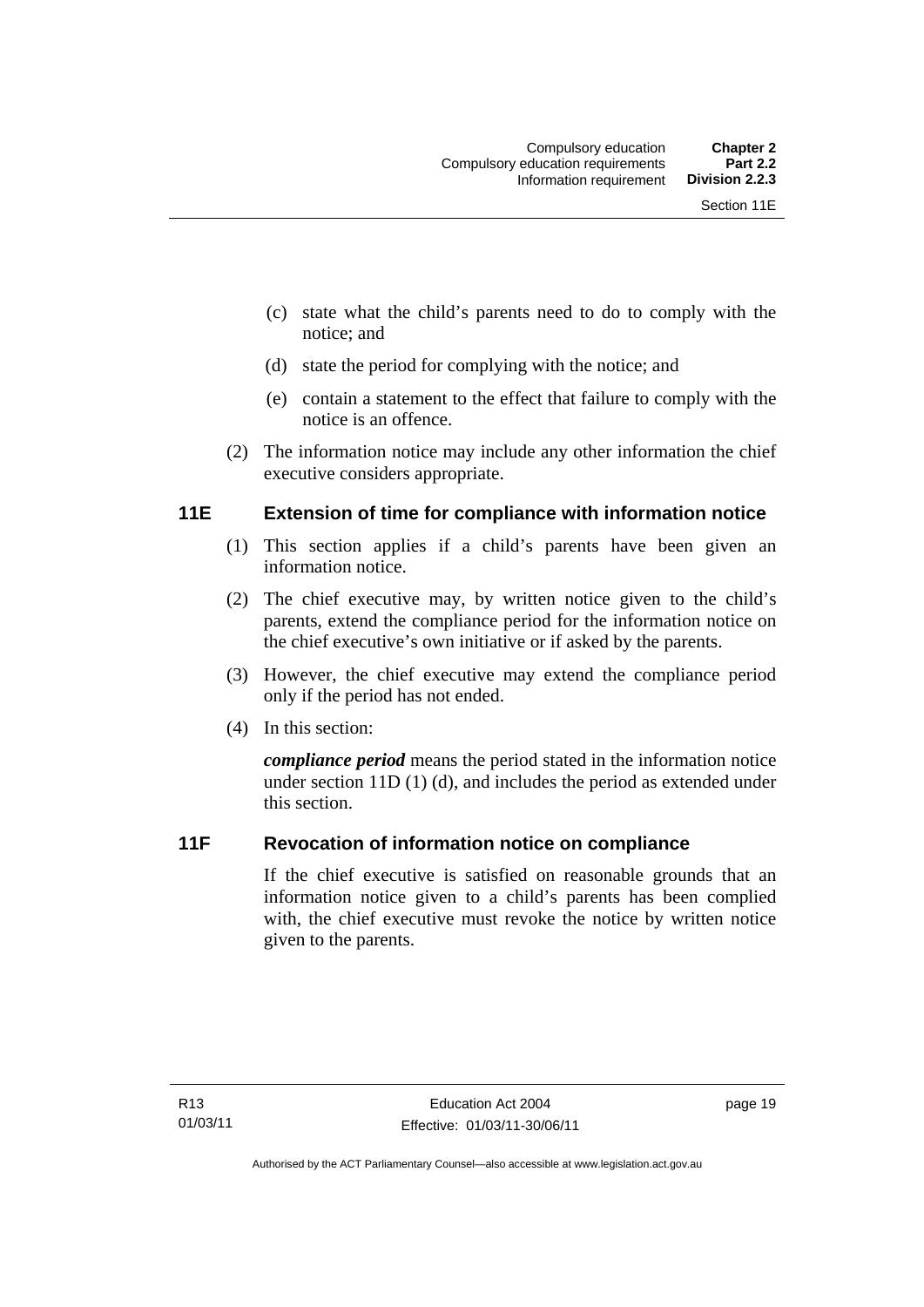(c) state what the child's parents need to do to comply with the notice; and

(d) state the period for complying with the notice; and

(e) contain a statement to the effect that failure to comply with the notice is an offence.

(2) The information notice may include any other information the chief executive considers appropriate.

## 11E Extension of time for compliance with information notice

(1) This section applies if a child's parents have been given an information notice.

(2) The chief executive may, by written notice given to the child's parents, extend the compliance period for the information notice on the chief executive's own initiative or if asked by the parents.

(3) However, the chief executive may extend the compliance period only if the period has not ended.

(4) In this section:

***compliance period*** means the period stated in the information notice under section 11D (1) (d), and includes the period as extended under this section.

## 11F Revocation of information notice on compliance

If the chief executive is satisfied on reasonable grounds that an information notice given to a child's parents has been complied with, the chief executive must revoke the notice by written notice given to the parents.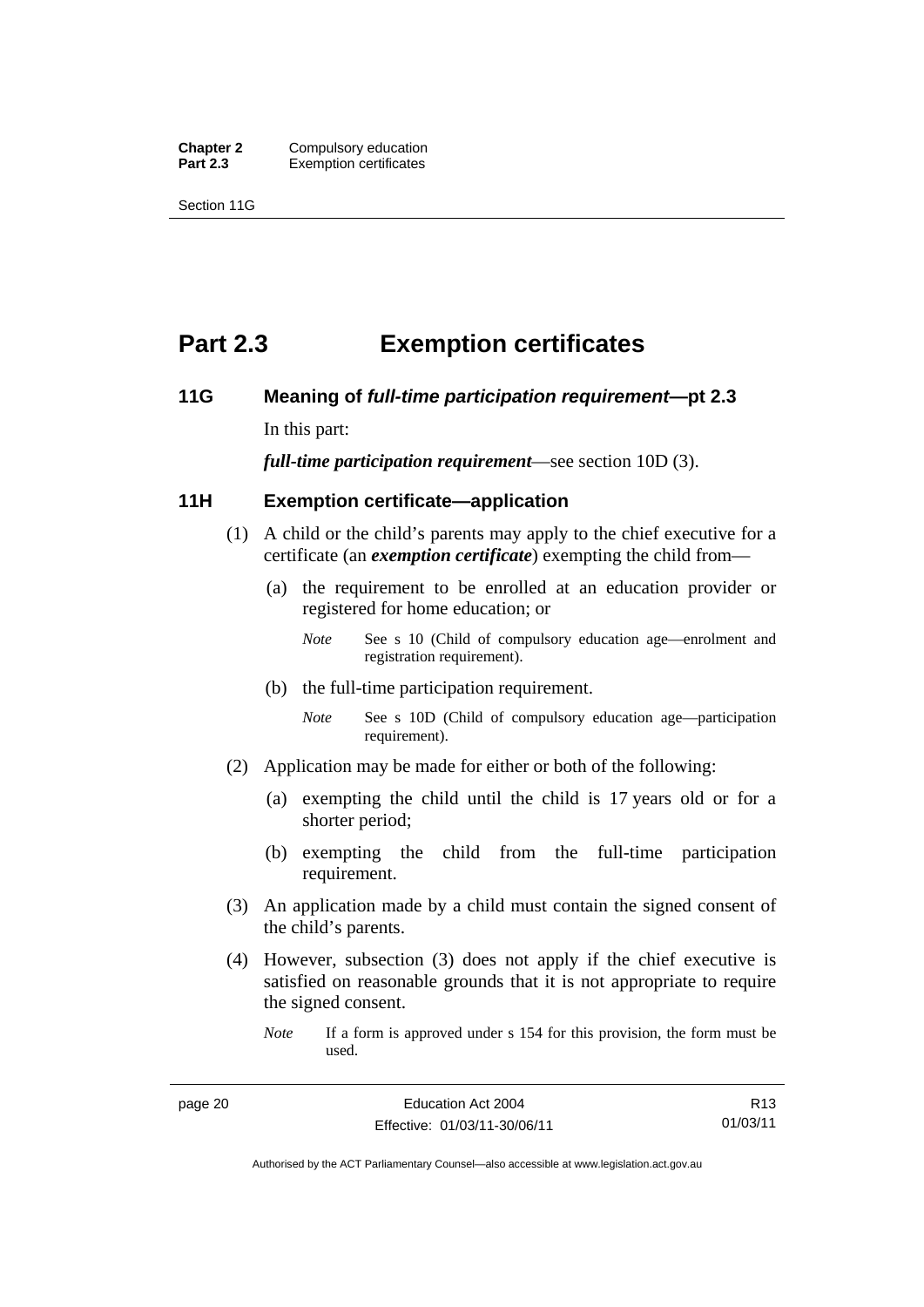# Part 2.3 Exemption certificates

## 11G Meaning of *full-time participation requirement*—pt 2.3

In this part:

***full-time participation requirement***—see section 10D (3).

## 11H Exemption certificate—application

(1) A child or the child's parents may apply to the chief executive for a certificate (an ***exemption certificate***) exempting the child from—

(a) the requirement to be enrolled at an education provider or registered for home education; or

*Note* See s 10 (Child of compulsory education age—enrolment and registration requirement).

(b) the full-time participation requirement.

*Note* See s 10D (Child of compulsory education age—participation requirement).

(2) Application may be made for either or both of the following:

(a) exempting the child until the child is 17 years old or for a shorter period;

(b) exempting the child from the full-time participation requirement.

(3) An application made by a child must contain the signed consent of the child's parents.

(4) However, subsection (3) does not apply if the chief executive is satisfied on reasonable grounds that it is not appropriate to require the signed consent.

*Note* If a form is approved under s 154 for this provision, the form must be used.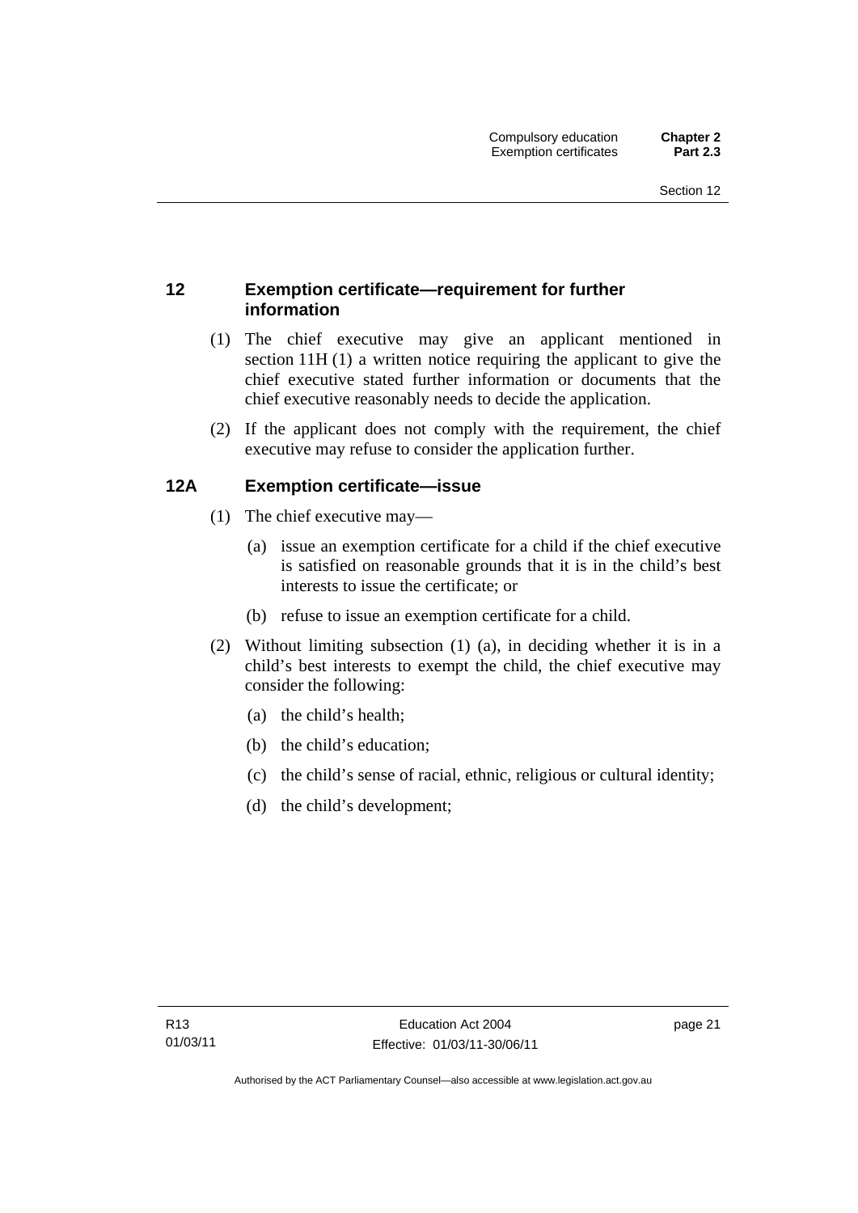## 12 Exemption certificate—requirement for further information

(1) The chief executive may give an applicant mentioned in section 11H (1) a written notice requiring the applicant to give the chief executive stated further information or documents that the chief executive reasonably needs to decide the application.

(2) If the applicant does not comply with the requirement, the chief executive may refuse to consider the application further.

## 12A Exemption certificate—issue

(1) The chief executive may—

(a) issue an exemption certificate for a child if the chief executive is satisfied on reasonable grounds that it is in the child's best interests to issue the certificate; or

(b) refuse to issue an exemption certificate for a child.

(2) Without limiting subsection (1) (a), in deciding whether it is in a child's best interests to exempt the child, the chief executive may consider the following:

(a) the child's health;

(b) the child's education;

(c) the child's sense of racial, ethnic, religious or cultural identity;

(d) the child's development;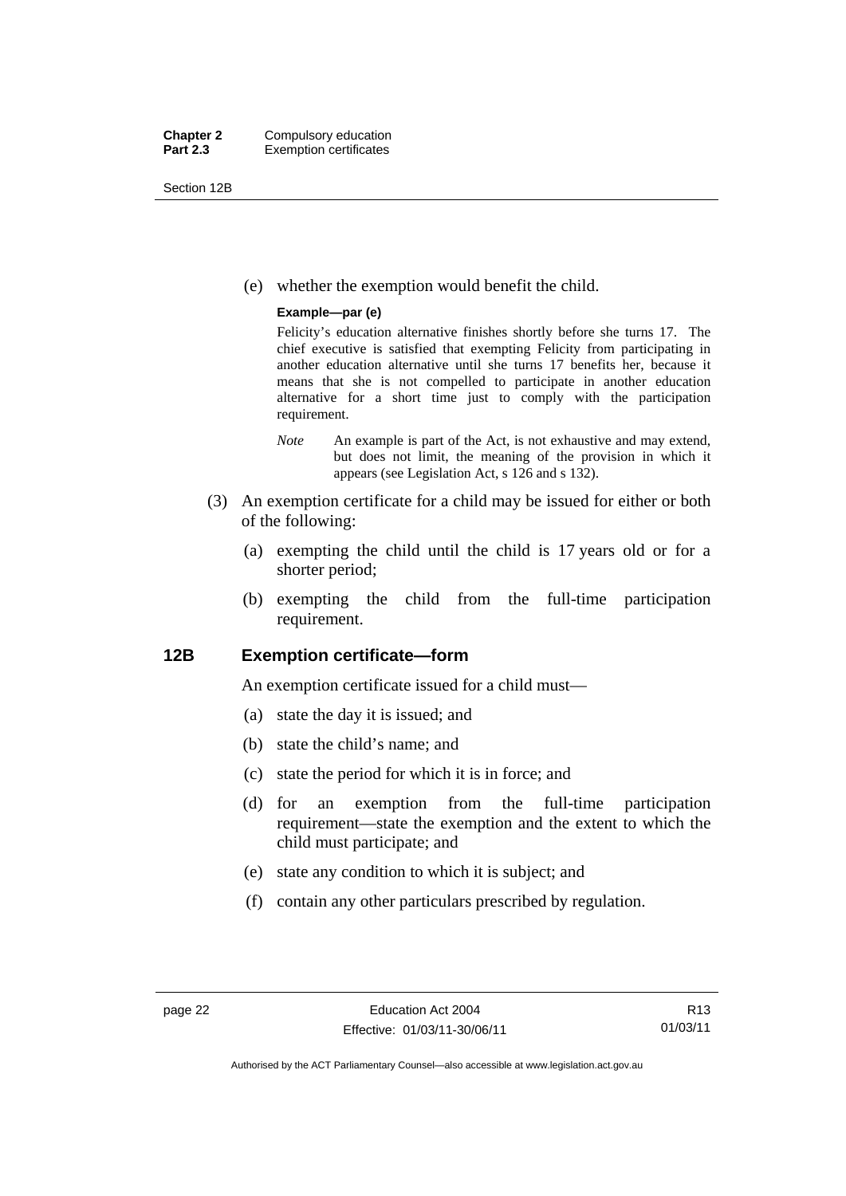(e) whether the exemption would benefit the child.

**Example—par (e)**

Felicity's education alternative finishes shortly before she turns 17. The chief executive is satisfied that exempting Felicity from participating in another education alternative until she turns 17 benefits her, because it means that she is not compelled to participate in another education alternative for a short time just to comply with the participation requirement.

*Note* An example is part of the Act, is not exhaustive and may extend, but does not limit, the meaning of the provision in which it appears (see Legislation Act, s 126 and s 132).

(3) An exemption certificate for a child may be issued for either or both of the following:

(a) exempting the child until the child is 17 years old or for a shorter period;

(b) exempting the child from the full-time participation requirement.

## 12B Exemption certificate—form

An exemption certificate issued for a child must—

(a) state the day it is issued; and

(b) state the child's name; and

(c) state the period for which it is in force; and

(d) for an exemption from the full-time participation requirement—state the exemption and the extent to which the child must participate; and

(e) state any condition to which it is subject; and

(f) contain any other particulars prescribed by regulation.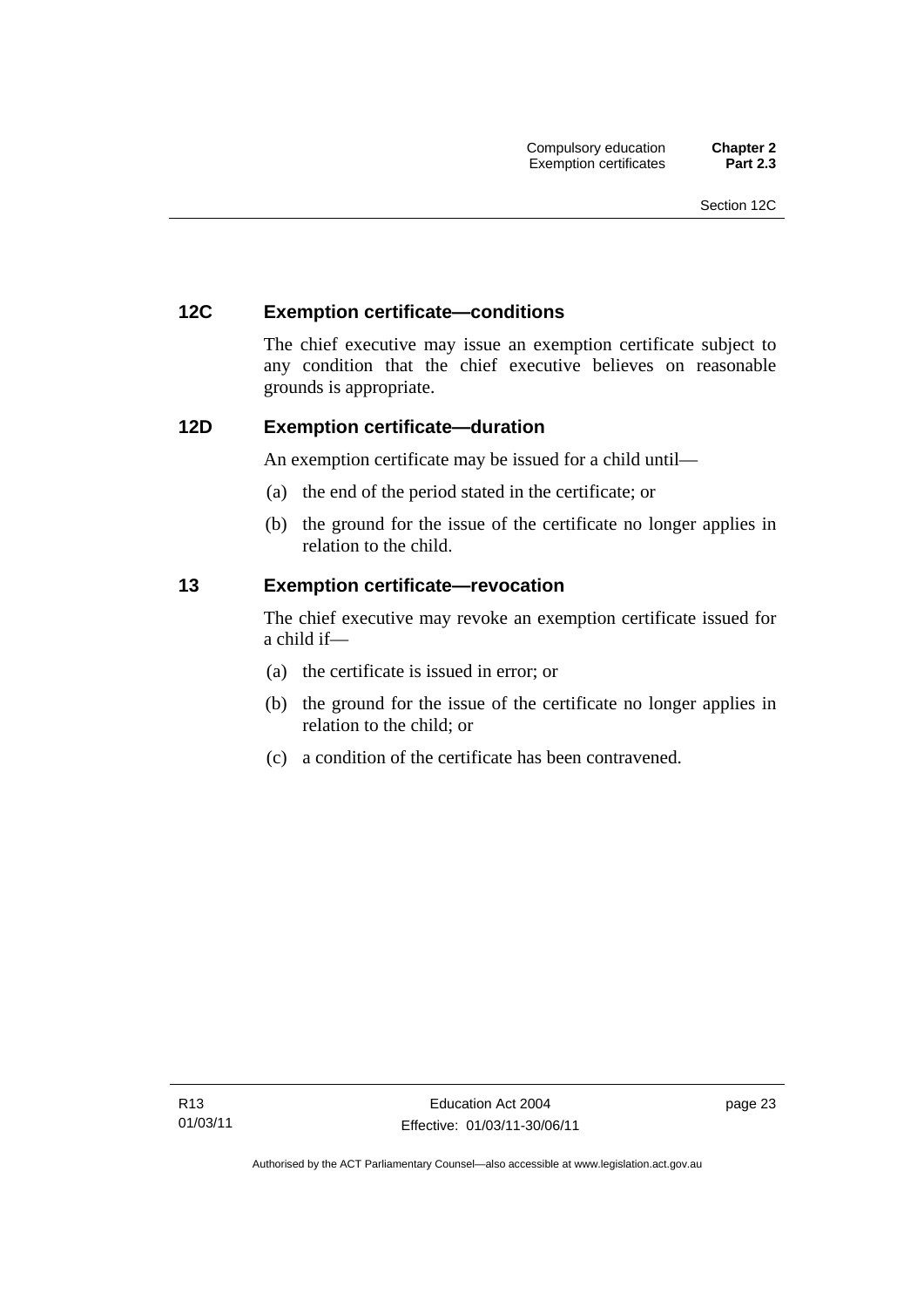### 12C Exemption certificate—conditions

The chief executive may issue an exemption certificate subject to any condition that the chief executive believes on reasonable grounds is appropriate.

### 12D Exemption certificate—duration

An exemption certificate may be issued for a child until—

(a) the end of the period stated in the certificate; or

(b) the ground for the issue of the certificate no longer applies in relation to the child.

### 13 Exemption certificate—revocation

The chief executive may revoke an exemption certificate issued for a child if—

(a) the certificate is issued in error; or

(b) the ground for the issue of the certificate no longer applies in relation to the child; or

(c) a condition of the certificate has been contravened.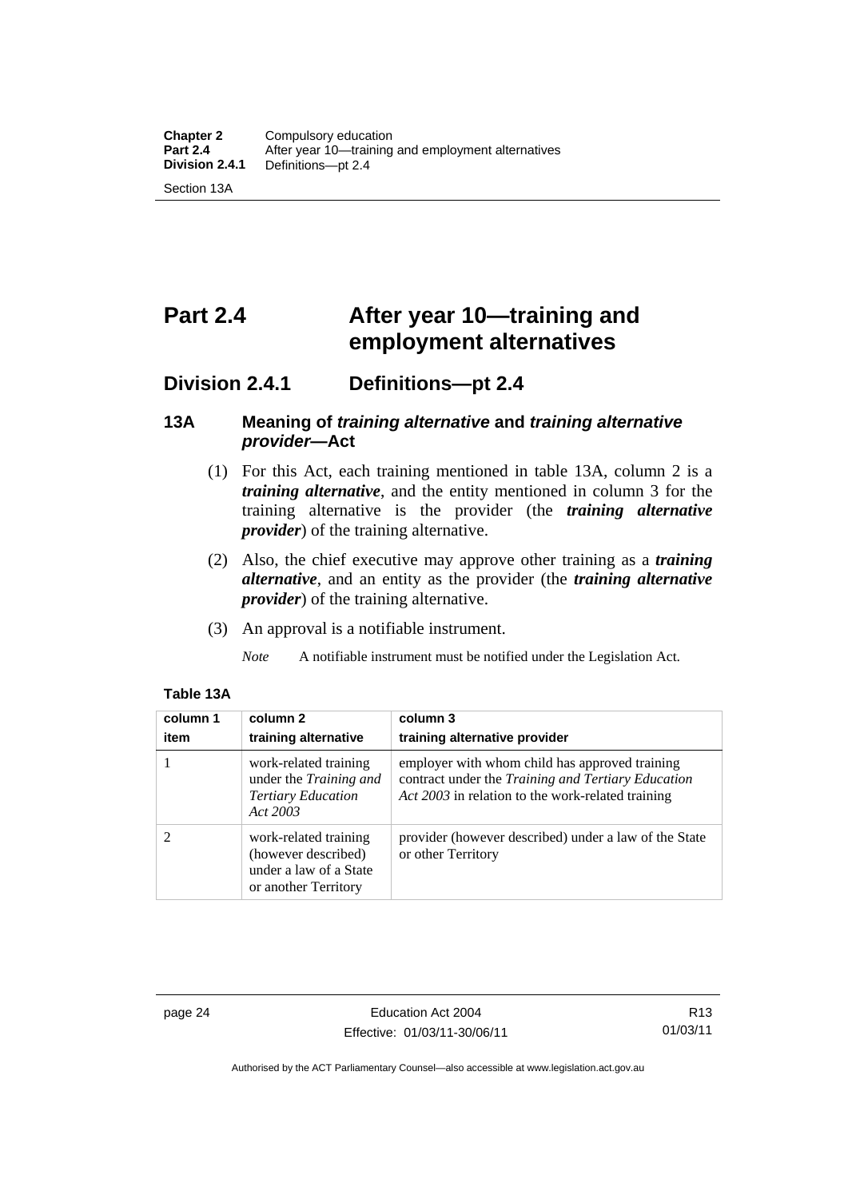# Part 2.4 After year 10—training and employment alternatives

## Division 2.4.1 Definitions—pt 2.4

### 13A Meaning of *training alternative* and *training alternative provider*—Act

(1) For this Act, each training mentioned in table 13A, column 2 is a ***training alternative***, and the entity mentioned in column 3 for the training alternative is the provider (the ***training alternative provider***) of the training alternative.

(2) Also, the chief executive may approve other training as a ***training alternative***, and an entity as the provider (the ***training alternative provider***) of the training alternative.

(3) An approval is a notifiable instrument.

*Note* A notifiable instrument must be notified under the Legislation Act.

**Table 13A**

| column 1<br>item | column 2<br>training alternative | column 3<br>training alternative provider |
|---|---|---|
| 1 | work-related training under the *Training and Tertiary Education Act 2003* | employer with whom child has approved training contract under the *Training and Tertiary Education Act 2003* in relation to the work-related training |
| 2 | work-related training (however described) under a law of a State or another Territory | provider (however described) under a law of the State or other Territory |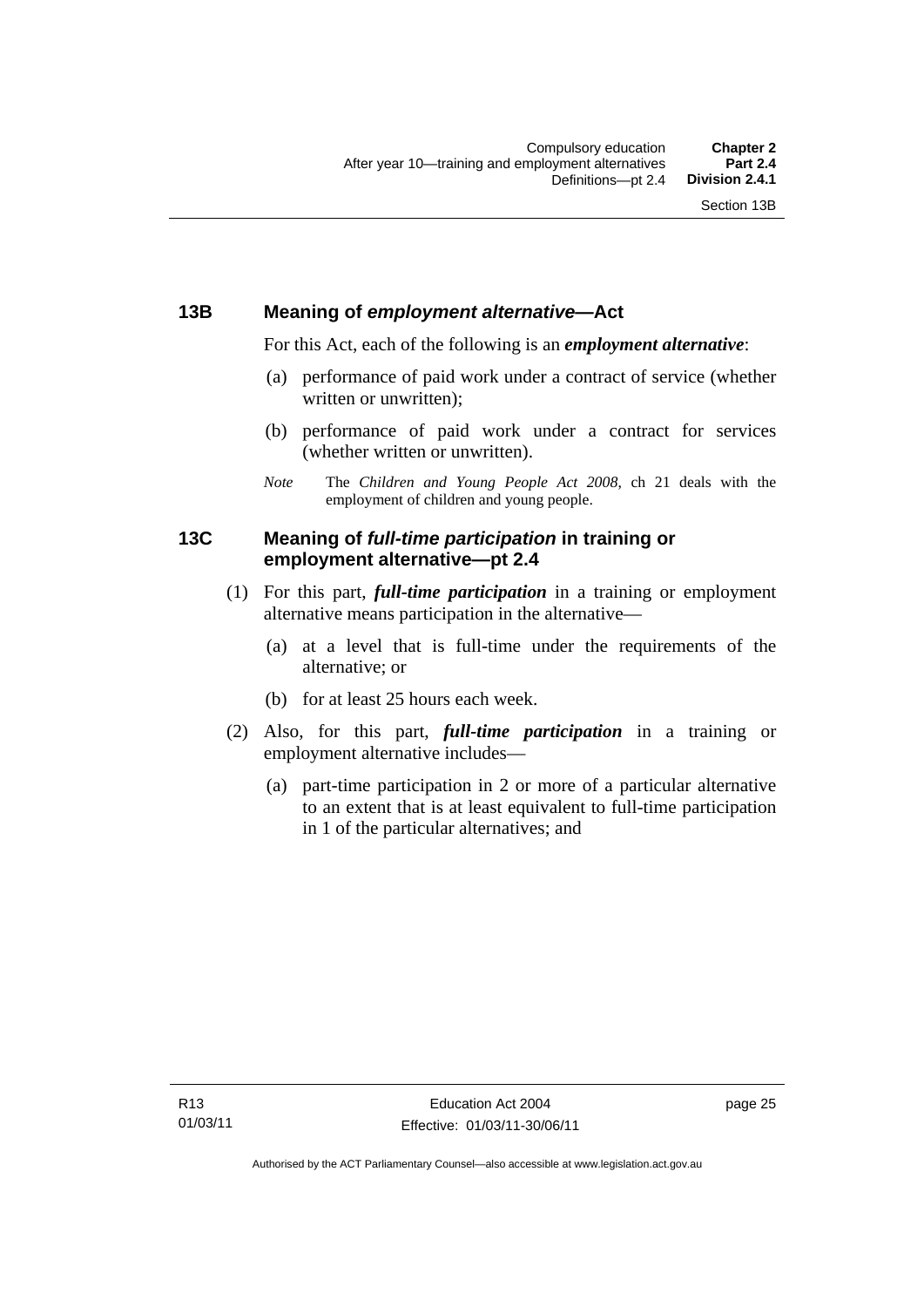## 13B Meaning of *employment alternative*—Act

For this Act, each of the following is an ***employment alternative***:

(a) performance of paid work under a contract of service (whether written or unwritten);

(b) performance of paid work under a contract for services (whether written or unwritten).

*Note* The *Children and Young People Act 2008*, ch 21 deals with the employment of children and young people.

## 13C Meaning of *full-time participation* in training or employment alternative—pt 2.4

(1) For this part, ***full-time participation*** in a training or employment alternative means participation in the alternative—

(a) at a level that is full-time under the requirements of the alternative; or

(b) for at least 25 hours each week.

(2) Also, for this part, ***full-time participation*** in a training or employment alternative includes—

(a) part-time participation in 2 or more of a particular alternative to an extent that is at least equivalent to full-time participation in 1 of the particular alternatives; and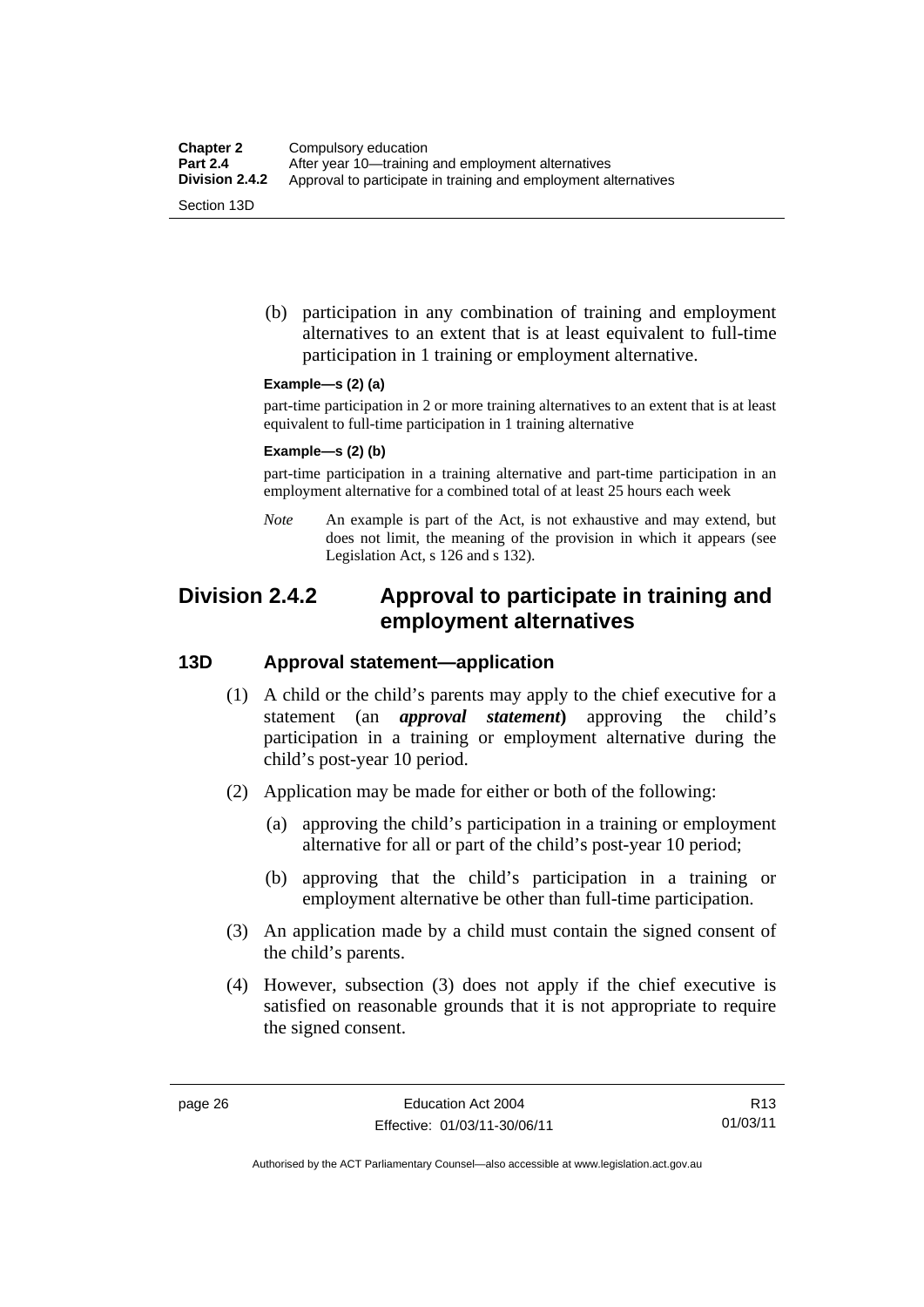(b) participation in any combination of training and employment alternatives to an extent that is at least equivalent to full-time participation in 1 training or employment alternative.

**Example—s (2) (a)**

part-time participation in 2 or more training alternatives to an extent that is at least equivalent to full-time participation in 1 training alternative

**Example—s (2) (b)**

part-time participation in a training alternative and part-time participation in an employment alternative for a combined total of at least 25 hours each week

*Note* An example is part of the Act, is not exhaustive and may extend, but does not limit, the meaning of the provision in which it appears (see Legislation Act, s 126 and s 132).

## Division 2.4.2 Approval to participate in training and employment alternatives

### 13D Approval statement—application

(1) A child or the child's parents may apply to the chief executive for a statement (an ***approval statement***) approving the child's participation in a training or employment alternative during the child's post-year 10 period.

(2) Application may be made for either or both of the following:

(a) approving the child's participation in a training or employment alternative for all or part of the child's post-year 10 period;

(b) approving that the child's participation in a training or employment alternative be other than full-time participation.

(3) An application made by a child must contain the signed consent of the child's parents.

(4) However, subsection (3) does not apply if the chief executive is satisfied on reasonable grounds that it is not appropriate to require the signed consent.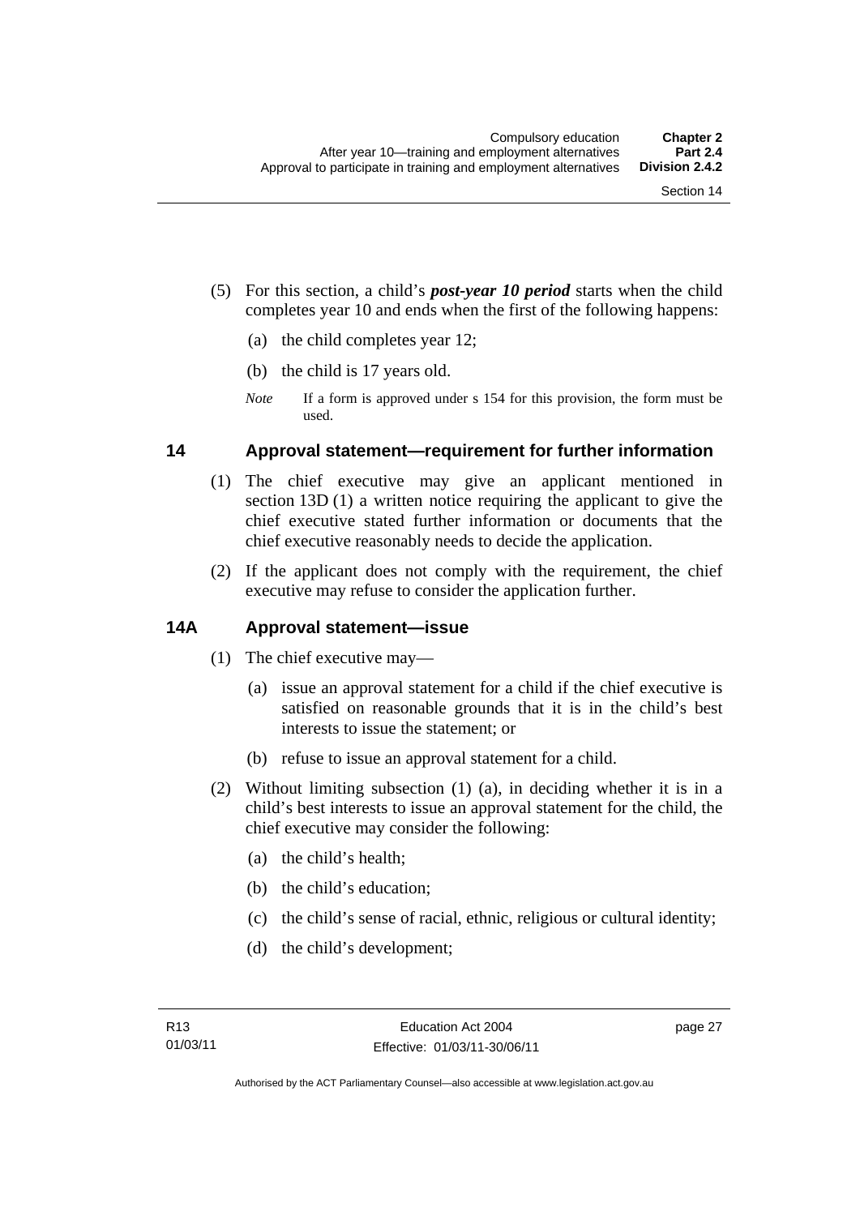(5) For this section, a child's ***post-year 10 period*** starts when the child completes year 10 and ends when the first of the following happens:

(a) the child completes year 12;

(b) the child is 17 years old.

*Note* If a form is approved under s 154 for this provision, the form must be used.

## 14 Approval statement—requirement for further information

(1) The chief executive may give an applicant mentioned in section 13D (1) a written notice requiring the applicant to give the chief executive stated further information or documents that the chief executive reasonably needs to decide the application.

(2) If the applicant does not comply with the requirement, the chief executive may refuse to consider the application further.

## 14A Approval statement—issue

(1) The chief executive may—

(a) issue an approval statement for a child if the chief executive is satisfied on reasonable grounds that it is in the child's best interests to issue the statement; or

(b) refuse to issue an approval statement for a child.

(2) Without limiting subsection (1) (a), in deciding whether it is in a child's best interests to issue an approval statement for the child, the chief executive may consider the following:

(a) the child's health;

(b) the child's education;

(c) the child's sense of racial, ethnic, religious or cultural identity;

(d) the child's development;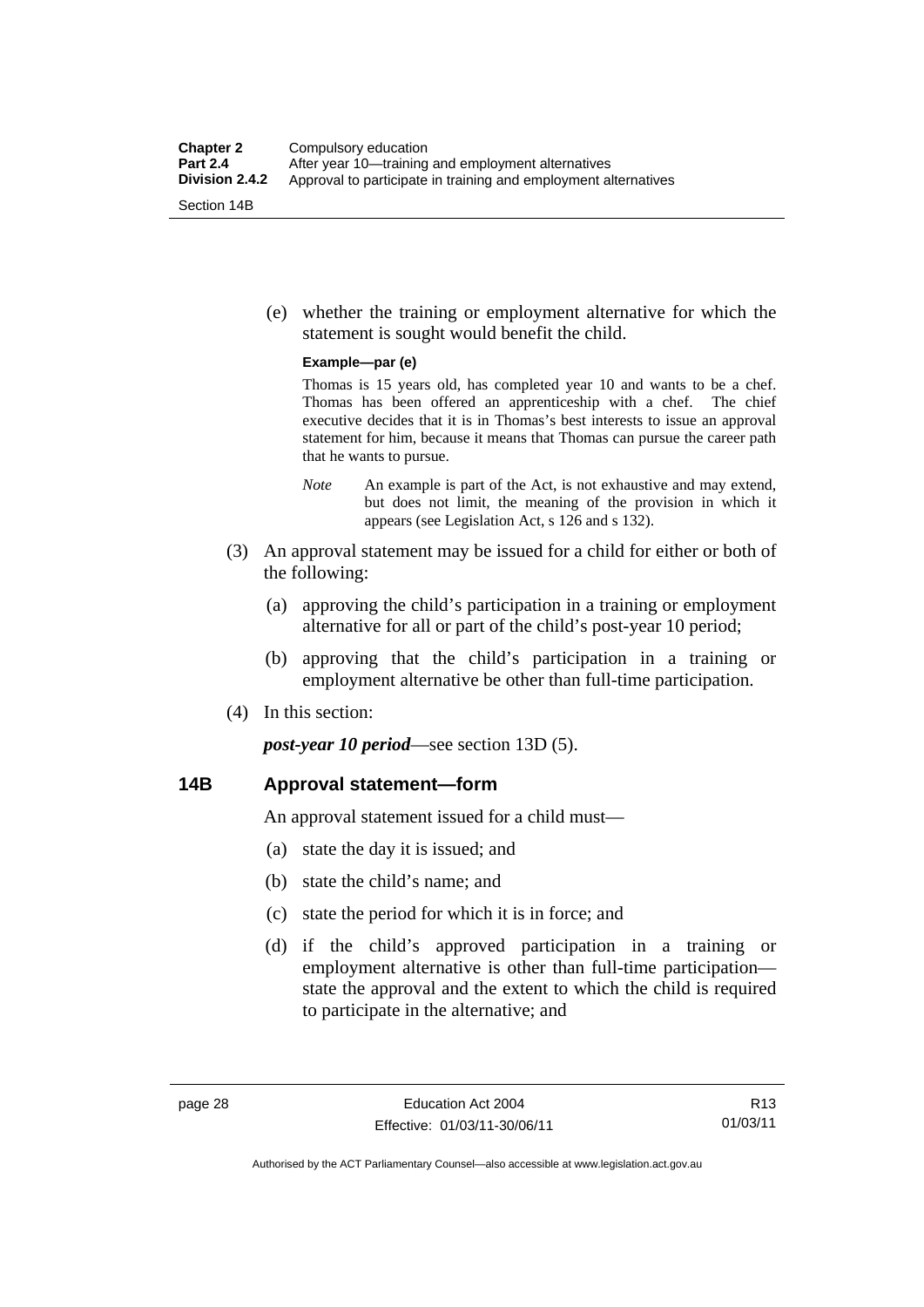(e) whether the training or employment alternative for which the statement is sought would benefit the child.

**Example—par (e)**

Thomas is 15 years old, has completed year 10 and wants to be a chef. Thomas has been offered an apprenticeship with a chef. The chief executive decides that it is in Thomas's best interests to issue an approval statement for him, because it means that Thomas can pursue the career path that he wants to pursue.

*Note* An example is part of the Act, is not exhaustive and may extend, but does not limit, the meaning of the provision in which it appears (see Legislation Act, s 126 and s 132).

(3) An approval statement may be issued for a child for either or both of the following:

(a) approving the child's participation in a training or employment alternative for all or part of the child's post-year 10 period;

(b) approving that the child's participation in a training or employment alternative be other than full-time participation.

(4) In this section:

***post-year 10 period***—see section 13D (5).

## 14B Approval statement—form

An approval statement issued for a child must—

(a) state the day it is issued; and

(b) state the child's name; and

(c) state the period for which it is in force; and

(d) if the child's approved participation in a training or employment alternative is other than full-time participation—state the approval and the extent to which the child is required to participate in the alternative; and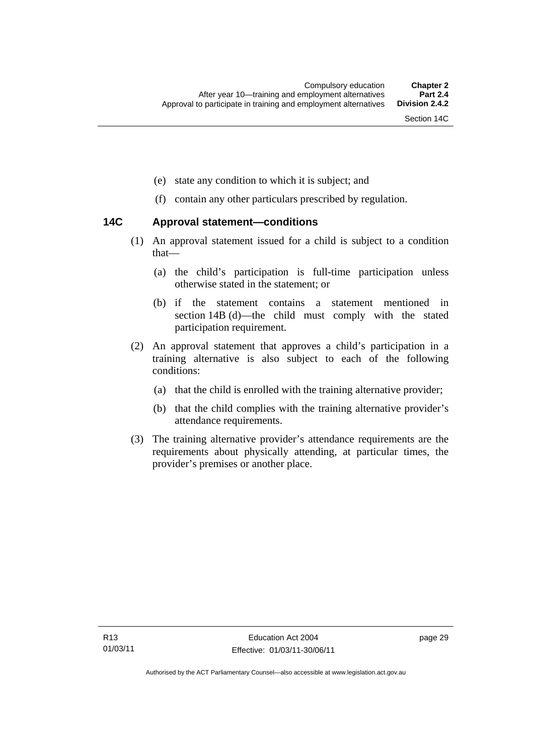(e) state any condition to which it is subject; and

(f) contain any other particulars prescribed by regulation.

### 14C Approval statement—conditions

(1) An approval statement issued for a child is subject to a condition that—

(a) the child's participation is full-time participation unless otherwise stated in the statement; or

(b) if the statement contains a statement mentioned in section 14B (d)—the child must comply with the stated participation requirement.

(2) An approval statement that approves a child's participation in a training alternative is also subject to each of the following conditions:

(a) that the child is enrolled with the training alternative provider;

(b) that the child complies with the training alternative provider's attendance requirements.

(3) The training alternative provider's attendance requirements are the requirements about physically attending, at particular times, the provider's premises or another place.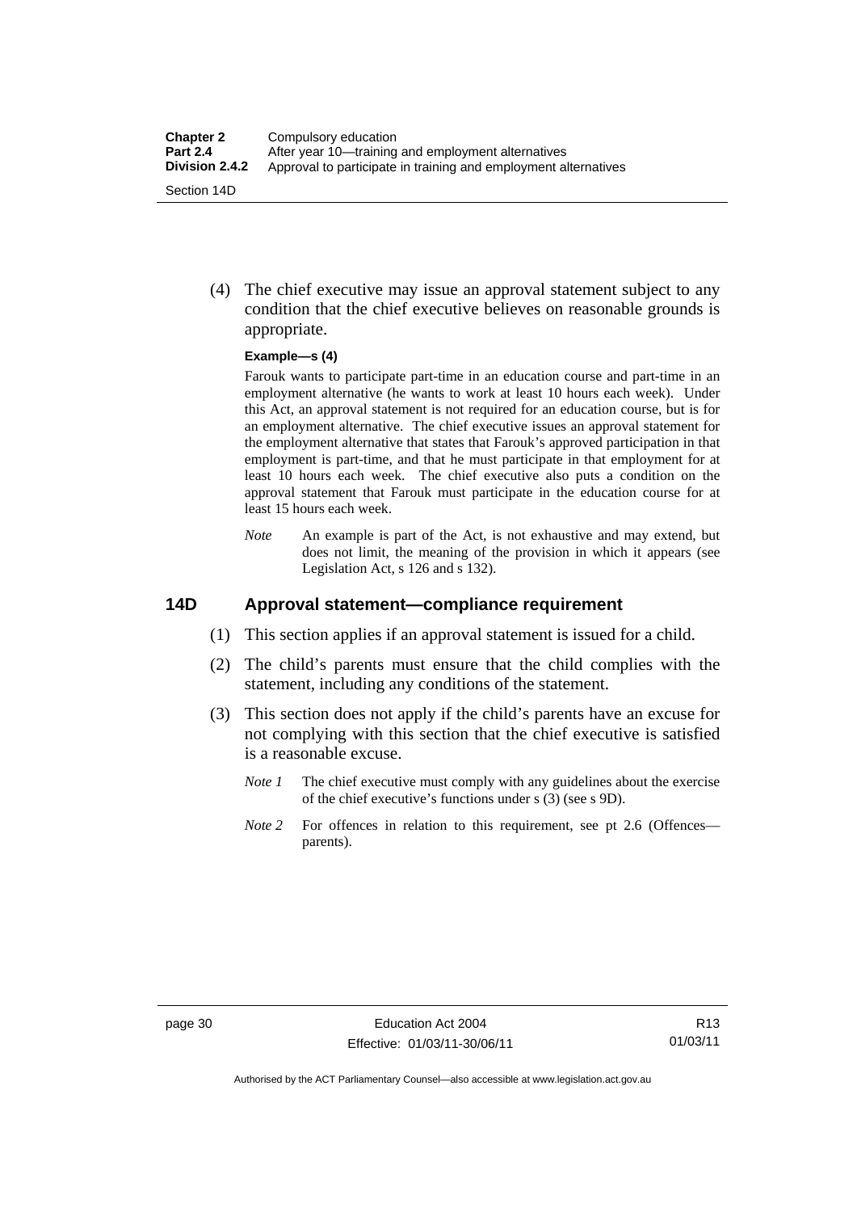(4) The chief executive may issue an approval statement subject to any condition that the chief executive believes on reasonable grounds is appropriate.

**Example—s (4)**

Farouk wants to participate part-time in an education course and part-time in an employment alternative (he wants to work at least 10 hours each week). Under this Act, an approval statement is not required for an education course, but is for an employment alternative. The chief executive issues an approval statement for the employment alternative that states that Farouk's approved participation in that employment is part-time, and that he must participate in that employment for at least 10 hours each week. The chief executive also puts a condition on the approval statement that Farouk must participate in the education course for at least 15 hours each week.

*Note* An example is part of the Act, is not exhaustive and may extend, but does not limit, the meaning of the provision in which it appears (see Legislation Act, s 126 and s 132).

## 14D Approval statement—compliance requirement

(1) This section applies if an approval statement is issued for a child.

(2) The child's parents must ensure that the child complies with the statement, including any conditions of the statement.

(3) This section does not apply if the child's parents have an excuse for not complying with this section that the chief executive is satisfied is a reasonable excuse.

*Note 1* The chief executive must comply with any guidelines about the exercise of the chief executive's functions under s (3) (see s 9D).

*Note 2* For offences in relation to this requirement, see pt 2.6 (Offences—parents).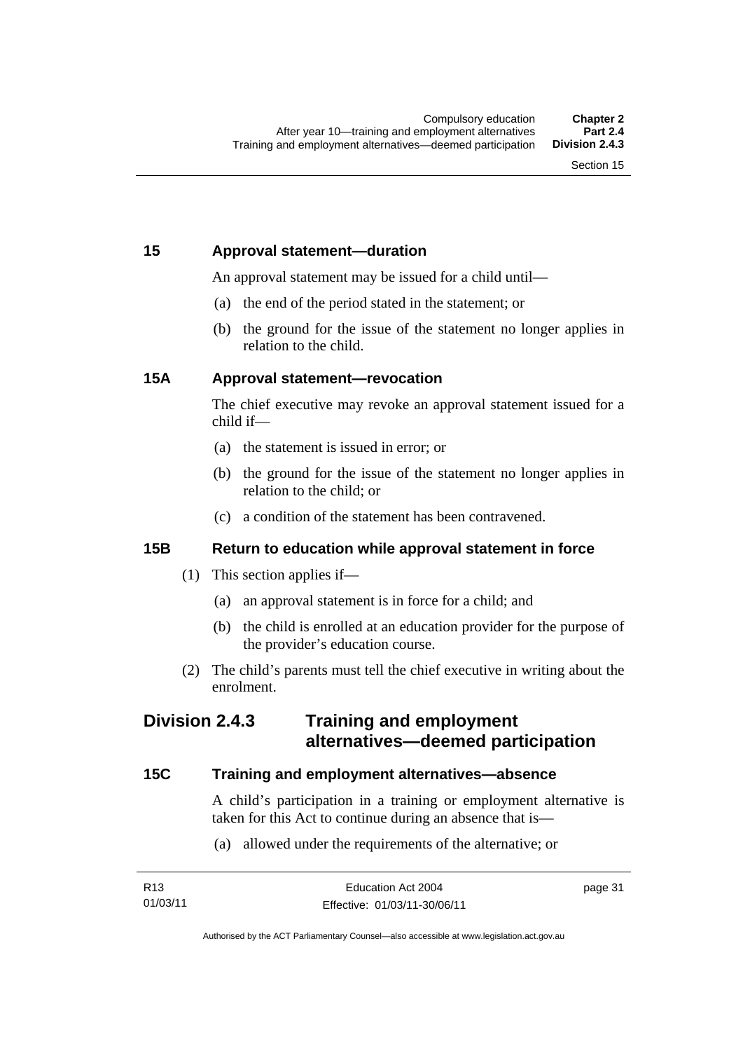### 15 Approval statement—duration

An approval statement may be issued for a child until—

(a) the end of the period stated in the statement; or

(b) the ground for the issue of the statement no longer applies in relation to the child.

### 15A Approval statement—revocation

The chief executive may revoke an approval statement issued for a child if—

(a) the statement is issued in error; or

(b) the ground for the issue of the statement no longer applies in relation to the child; or

(c) a condition of the statement has been contravened.

### 15B Return to education while approval statement in force

(1) This section applies if—

(a) an approval statement is in force for a child; and

(b) the child is enrolled at an education provider for the purpose of the provider's education course.

(2) The child's parents must tell the chief executive in writing about the enrolment.

## Division 2.4.3 Training and employment alternatives—deemed participation

### 15C Training and employment alternatives—absence

A child's participation in a training or employment alternative is taken for this Act to continue during an absence that is—

(a) allowed under the requirements of the alternative; or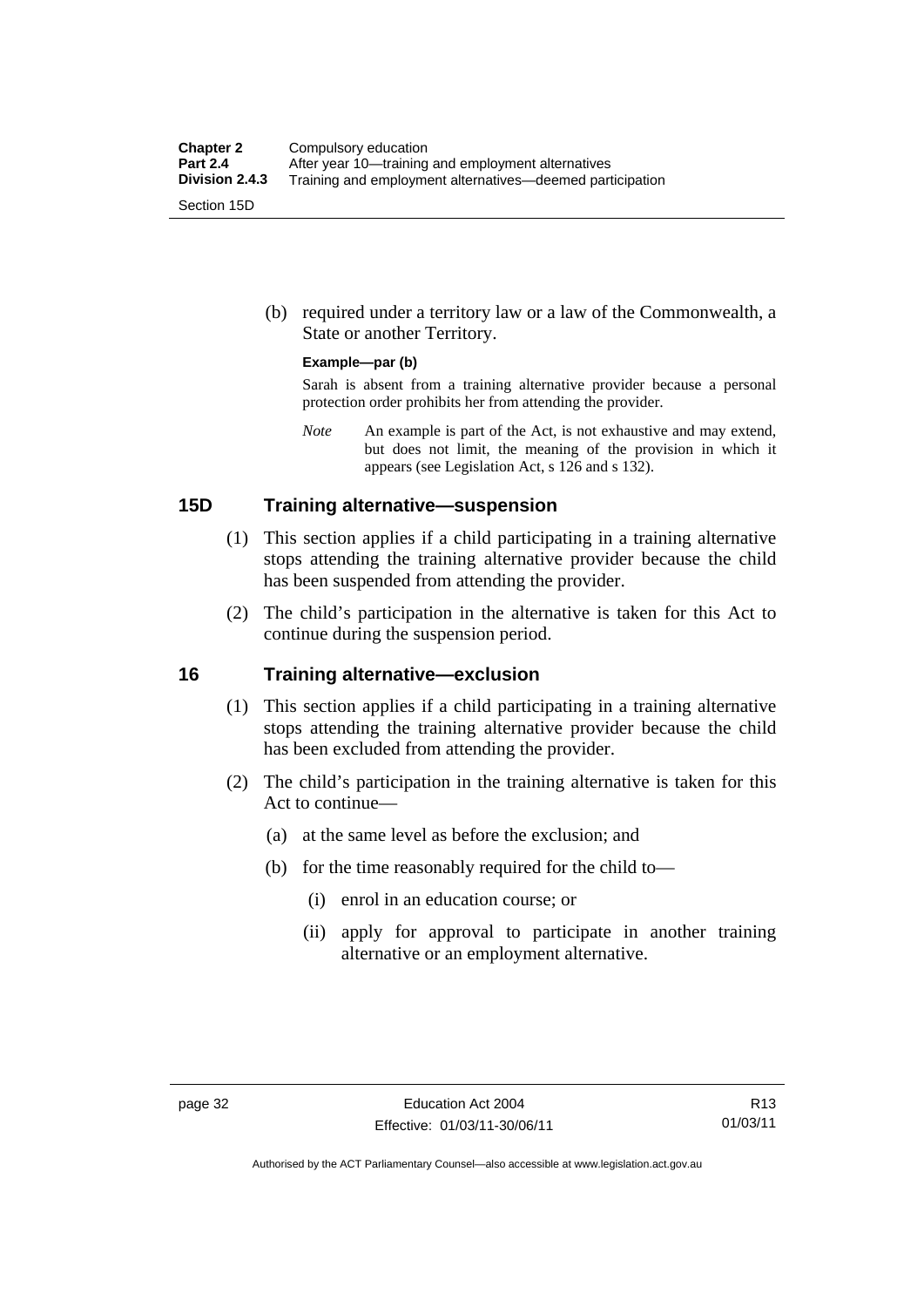(b) required under a territory law or a law of the Commonwealth, a State or another Territory.

**Example—par (b)**

Sarah is absent from a training alternative provider because a personal protection order prohibits her from attending the provider.

*Note* An example is part of the Act, is not exhaustive and may extend, but does not limit, the meaning of the provision in which it appears (see Legislation Act, s 126 and s 132).

## 15D Training alternative—suspension

(1) This section applies if a child participating in a training alternative stops attending the training alternative provider because the child has been suspended from attending the provider.

(2) The child's participation in the alternative is taken for this Act to continue during the suspension period.

## 16 Training alternative—exclusion

(1) This section applies if a child participating in a training alternative stops attending the training alternative provider because the child has been excluded from attending the provider.

(2) The child's participation in the training alternative is taken for this Act to continue—

(a) at the same level as before the exclusion; and

(b) for the time reasonably required for the child to—

(i) enrol in an education course; or

(ii) apply for approval to participate in another training alternative or an employment alternative.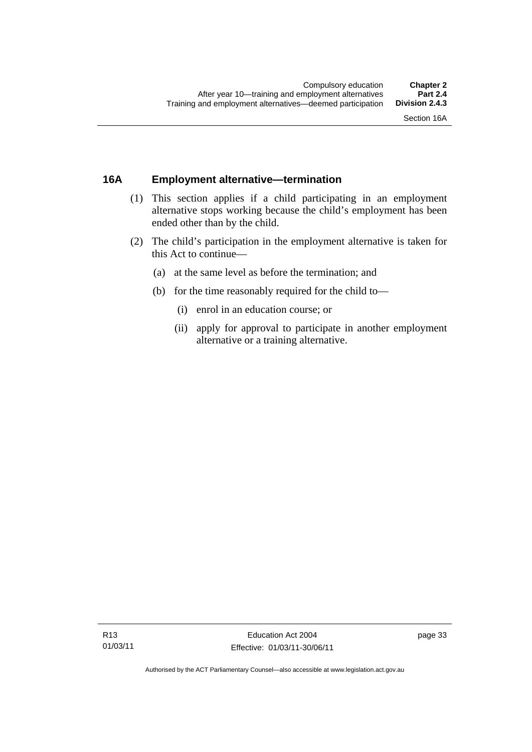## 16A Employment alternative—termination

(1) This section applies if a child participating in an employment alternative stops working because the child's employment has been ended other than by the child.

(2) The child's participation in the employment alternative is taken for this Act to continue—

(a) at the same level as before the termination; and

(b) for the time reasonably required for the child to—

(i) enrol in an education course; or

(ii) apply for approval to participate in another employment alternative or a training alternative.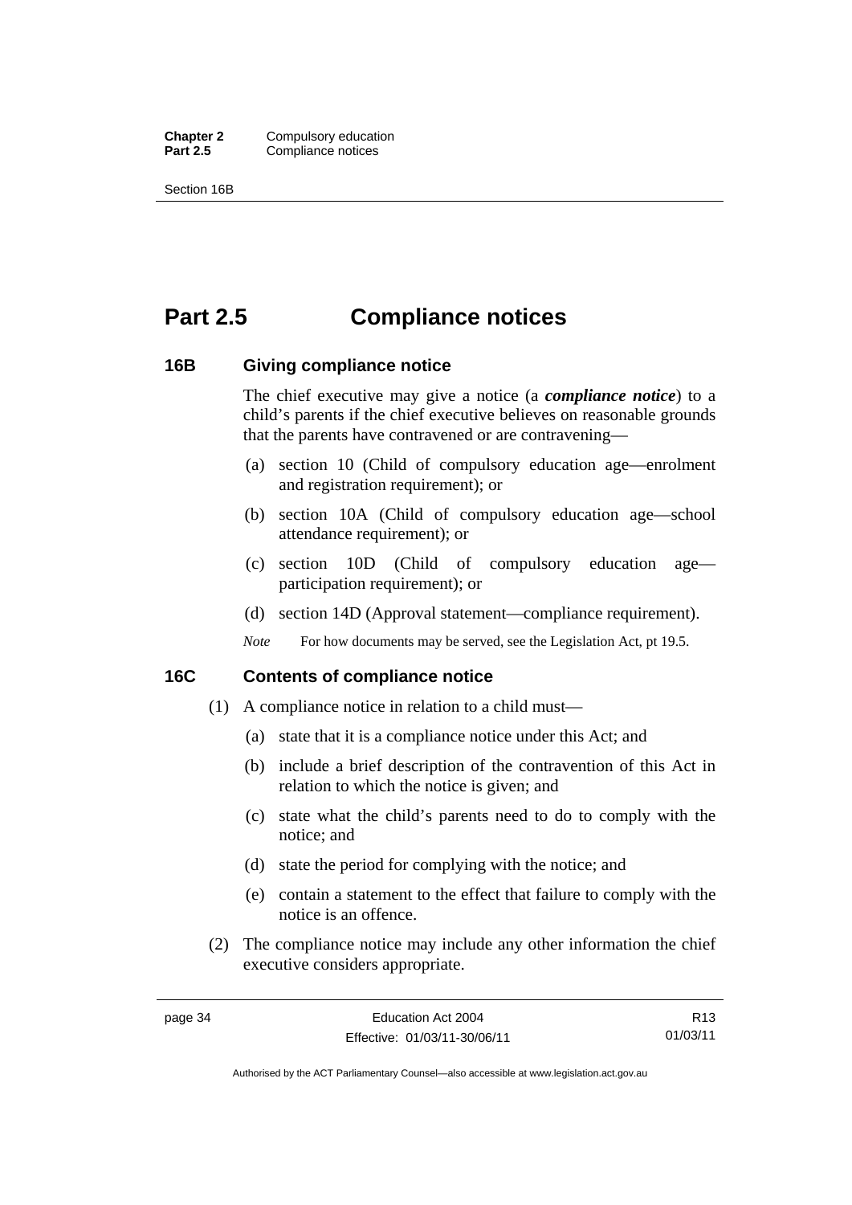# Part 2.5 Compliance notices

## 16B Giving compliance notice

The chief executive may give a notice (a ***compliance notice***) to a child's parents if the chief executive believes on reasonable grounds that the parents have contravened or are contravening—

(a) section 10 (Child of compulsory education age—enrolment and registration requirement); or

(b) section 10A (Child of compulsory education age—school attendance requirement); or

(c) section 10D (Child of compulsory education age—participation requirement); or

(d) section 14D (Approval statement—compliance requirement).

*Note* For how documents may be served, see the Legislation Act, pt 19.5.

## 16C Contents of compliance notice

(1) A compliance notice in relation to a child must—

(a) state that it is a compliance notice under this Act; and

(b) include a brief description of the contravention of this Act in relation to which the notice is given; and

(c) state what the child's parents need to do to comply with the notice; and

(d) state the period for complying with the notice; and

(e) contain a statement to the effect that failure to comply with the notice is an offence.

(2) The compliance notice may include any other information the chief executive considers appropriate.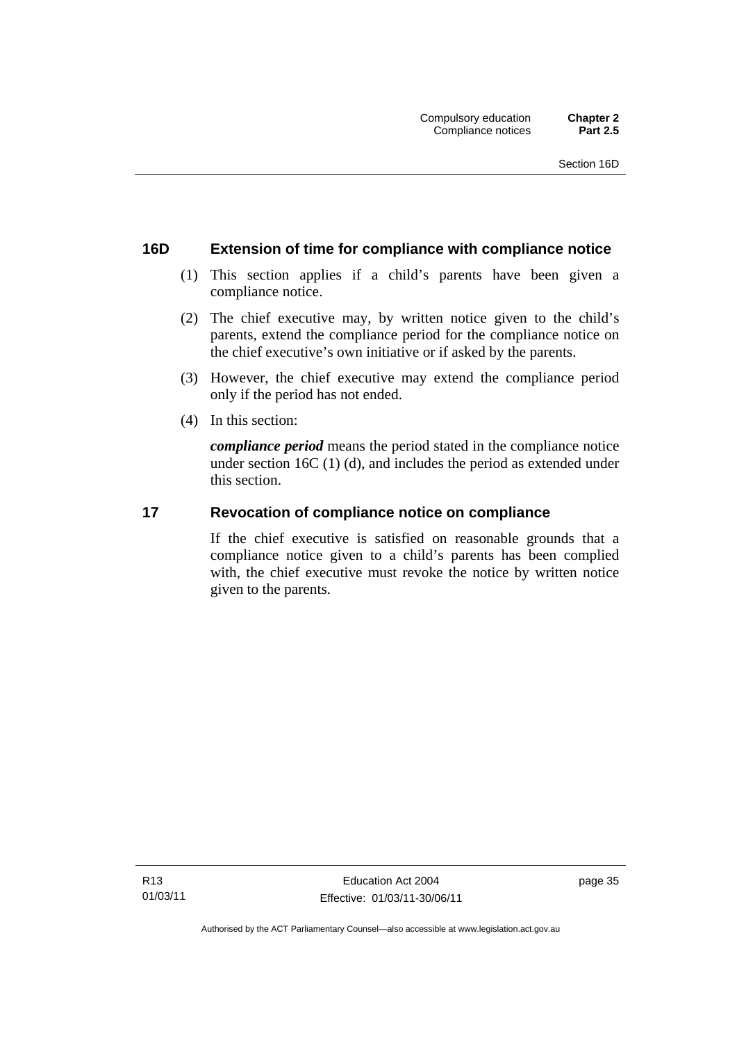## 16D Extension of time for compliance with compliance notice

(1) This section applies if a child's parents have been given a compliance notice.

(2) The chief executive may, by written notice given to the child's parents, extend the compliance period for the compliance notice on the chief executive's own initiative or if asked by the parents.

(3) However, the chief executive may extend the compliance period only if the period has not ended.

(4) In this section:

***compliance period*** means the period stated in the compliance notice under section 16C (1) (d), and includes the period as extended under this section.

## 17 Revocation of compliance notice on compliance

If the chief executive is satisfied on reasonable grounds that a compliance notice given to a child's parents has been complied with, the chief executive must revoke the notice by written notice given to the parents.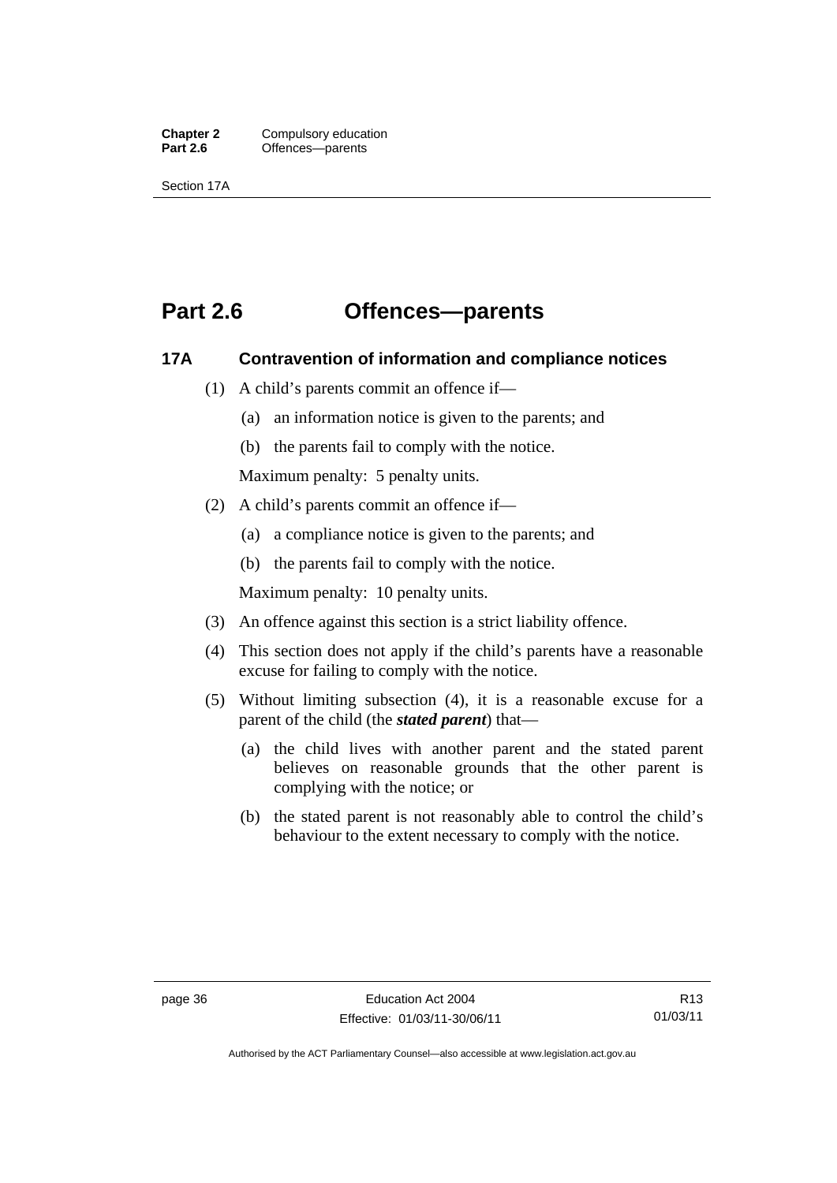# Part 2.6 Offences—parents

## 17A Contravention of information and compliance notices

(1) A child's parents commit an offence if—

(a) an information notice is given to the parents; and

(b) the parents fail to comply with the notice.

Maximum penalty: 5 penalty units.

(2) A child's parents commit an offence if—

(a) a compliance notice is given to the parents; and

(b) the parents fail to comply with the notice.

Maximum penalty: 10 penalty units.

(3) An offence against this section is a strict liability offence.

(4) This section does not apply if the child's parents have a reasonable excuse for failing to comply with the notice.

(5) Without limiting subsection (4), it is a reasonable excuse for a parent of the child (the ***stated parent***) that—

(a) the child lives with another parent and the stated parent believes on reasonable grounds that the other parent is complying with the notice; or

(b) the stated parent is not reasonably able to control the child's behaviour to the extent necessary to comply with the notice.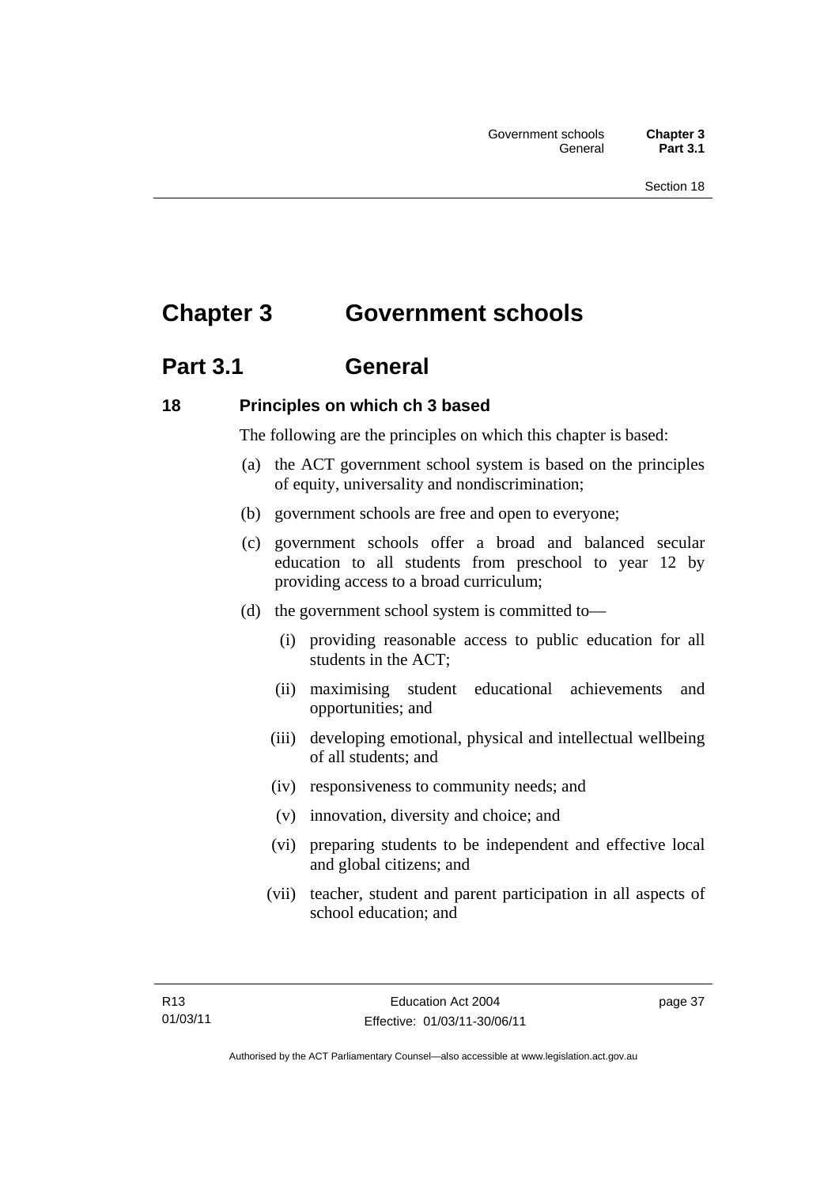# Chapter 3 Government schools

## Part 3.1 General

### 18 Principles on which ch 3 based

The following are the principles on which this chapter is based:

(a) the ACT government school system is based on the principles of equity, universality and nondiscrimination;

(b) government schools are free and open to everyone;

(c) government schools offer a broad and balanced secular education to all students from preschool to year 12 by providing access to a broad curriculum;

(d) the government school system is committed to—

(i) providing reasonable access to public education for all students in the ACT;

(ii) maximising student educational achievements and opportunities; and

(iii) developing emotional, physical and intellectual wellbeing of all students; and

(iv) responsiveness to community needs; and

(v) innovation, diversity and choice; and

(vi) preparing students to be independent and effective local and global citizens; and

(vii) teacher, student and parent participation in all aspects of school education; and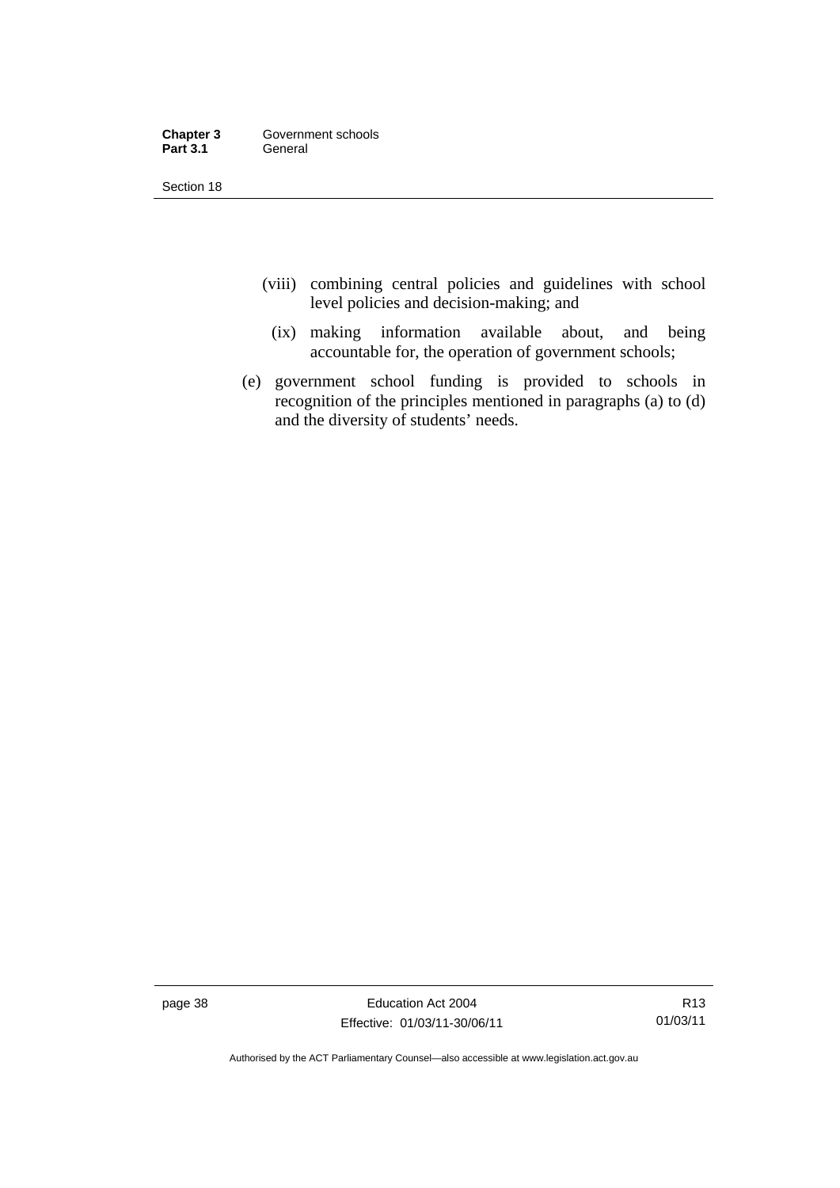(viii) combining central policies and guidelines with school level policies and decision-making; and

(ix) making information available about, and being accountable for, the operation of government schools;

(e) government school funding is provided to schools in recognition of the principles mentioned in paragraphs (a) to (d) and the diversity of students' needs.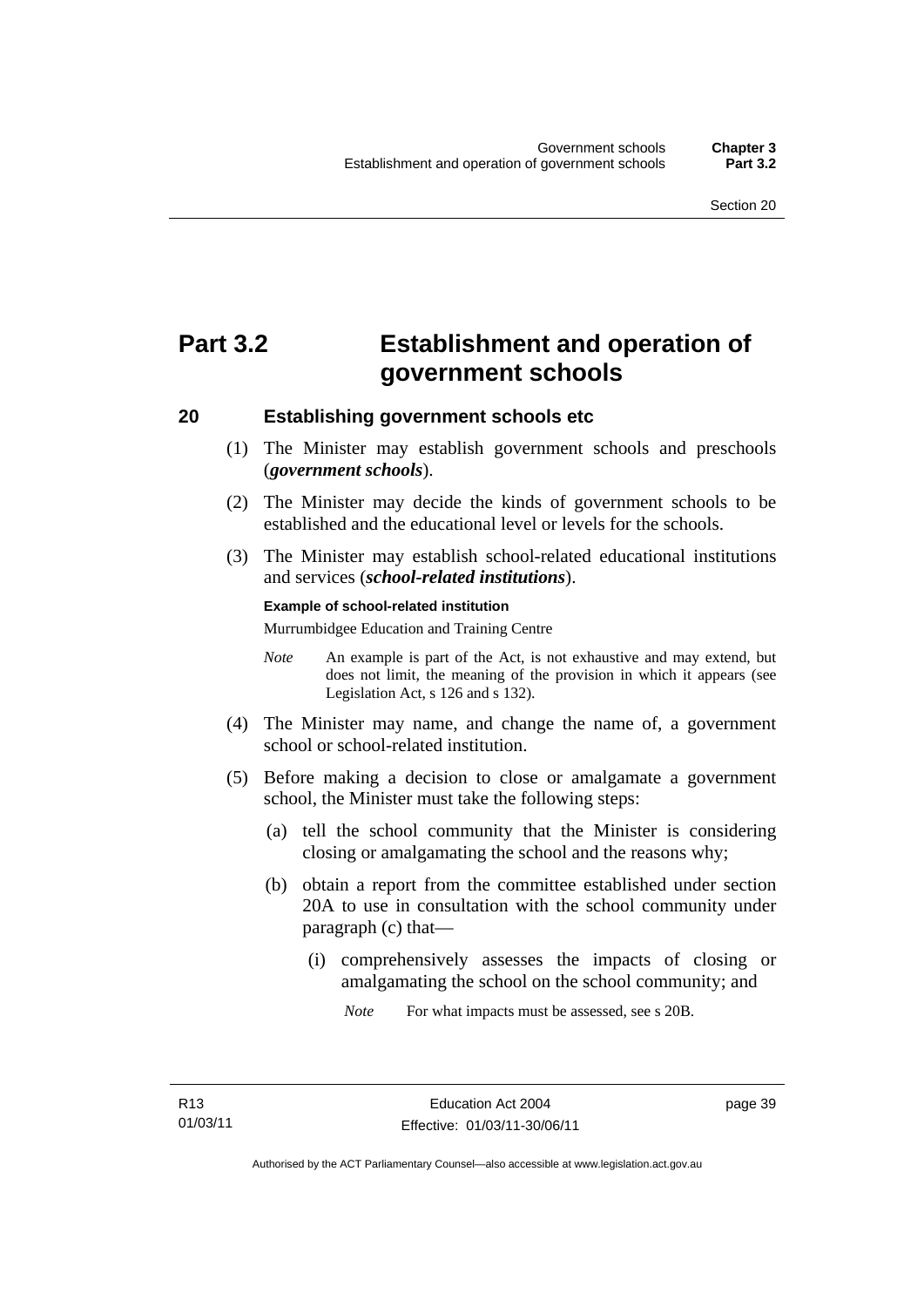# Part 3.2 Establishment and operation of government schools

## 20 Establishing government schools etc

(1) The Minister may establish government schools and preschools (***government schools***).

(2) The Minister may decide the kinds of government schools to be established and the educational level or levels for the schools.

(3) The Minister may establish school-related educational institutions and services (***school-related institutions***).

**Example of school-related institution**

Murrumbidgee Education and Training Centre

*Note* An example is part of the Act, is not exhaustive and may extend, but does not limit, the meaning of the provision in which it appears (see Legislation Act, s 126 and s 132).

(4) The Minister may name, and change the name of, a government school or school-related institution.

(5) Before making a decision to close or amalgamate a government school, the Minister must take the following steps:

(a) tell the school community that the Minister is considering closing or amalgamating the school and the reasons why;

(b) obtain a report from the committee established under section 20A to use in consultation with the school community under paragraph (c) that—

(i) comprehensively assesses the impacts of closing or amalgamating the school on the school community; and

*Note* For what impacts must be assessed, see s 20B.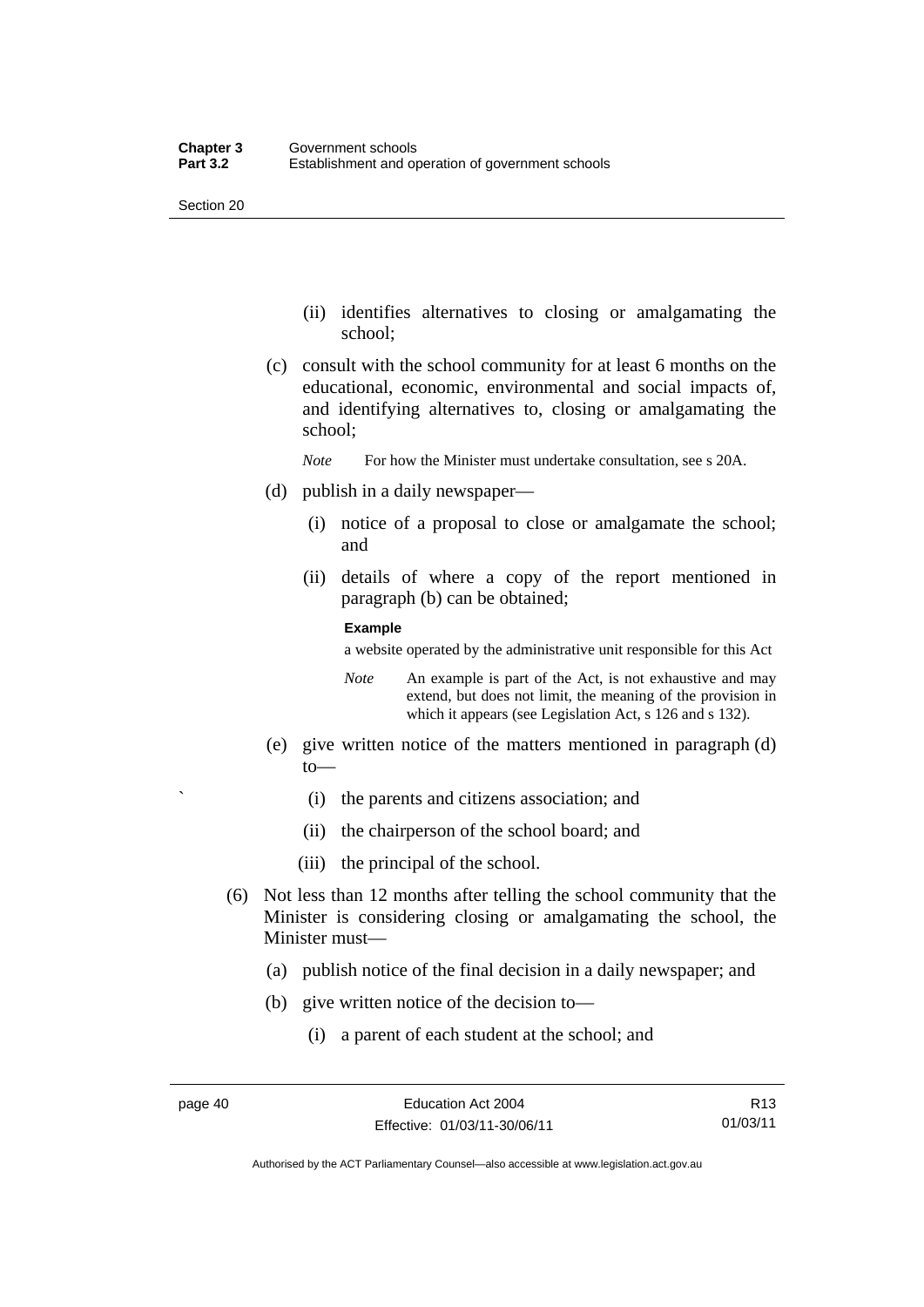(ii) identifies alternatives to closing or amalgamating the school;

(c) consult with the school community for at least 6 months on the educational, economic, environmental and social impacts of, and identifying alternatives to, closing or amalgamating the school;

*Note* For how the Minister must undertake consultation, see s 20A.

(d) publish in a daily newspaper—

(i) notice of a proposal to close or amalgamate the school; and

(ii) details of where a copy of the report mentioned in paragraph (b) can be obtained;

**Example**

a website operated by the administrative unit responsible for this Act

*Note* An example is part of the Act, is not exhaustive and may extend, but does not limit, the meaning of the provision in which it appears (see Legislation Act, s 126 and s 132).

(e) give written notice of the matters mentioned in paragraph (d) to—

(i) the parents and citizens association; and

(ii) the chairperson of the school board; and

(iii) the principal of the school.

(6) Not less than 12 months after telling the school community that the Minister is considering closing or amalgamating the school, the Minister must—

(a) publish notice of the final decision in a daily newspaper; and

(b) give written notice of the decision to—

(i) a parent of each student at the school; and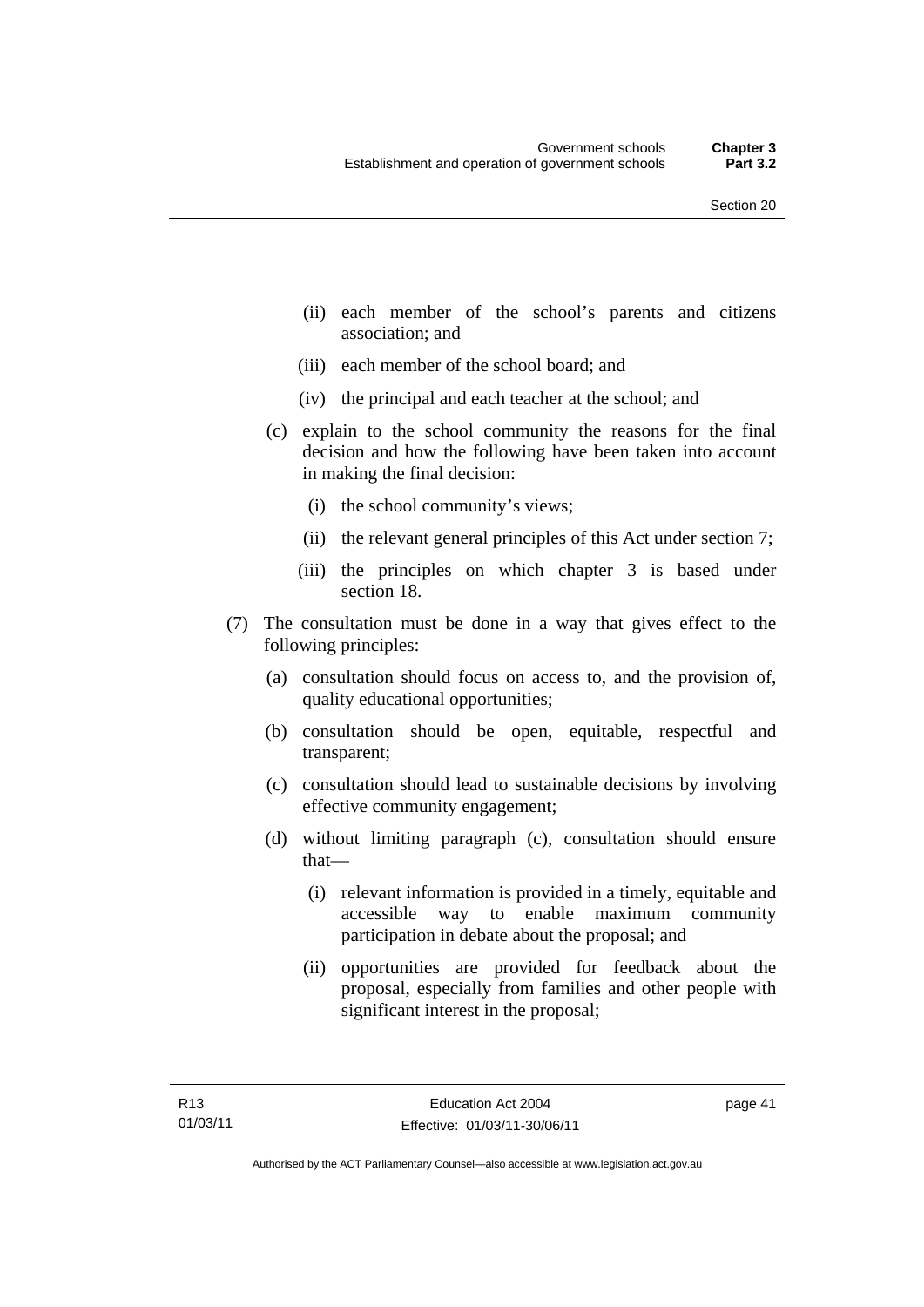(ii) each member of the school's parents and citizens association; and

(iii) each member of the school board; and

(iv) the principal and each teacher at the school; and

(c) explain to the school community the reasons for the final decision and how the following have been taken into account in making the final decision:

(i) the school community's views;

(ii) the relevant general principles of this Act under section 7;

(iii) the principles on which chapter 3 is based under section 18.

(7) The consultation must be done in a way that gives effect to the following principles:

(a) consultation should focus on access to, and the provision of, quality educational opportunities;

(b) consultation should be open, equitable, respectful and transparent;

(c) consultation should lead to sustainable decisions by involving effective community engagement;

(d) without limiting paragraph (c), consultation should ensure that—

(i) relevant information is provided in a timely, equitable and accessible way to enable maximum community participation in debate about the proposal; and

(ii) opportunities are provided for feedback about the proposal, especially from families and other people with significant interest in the proposal;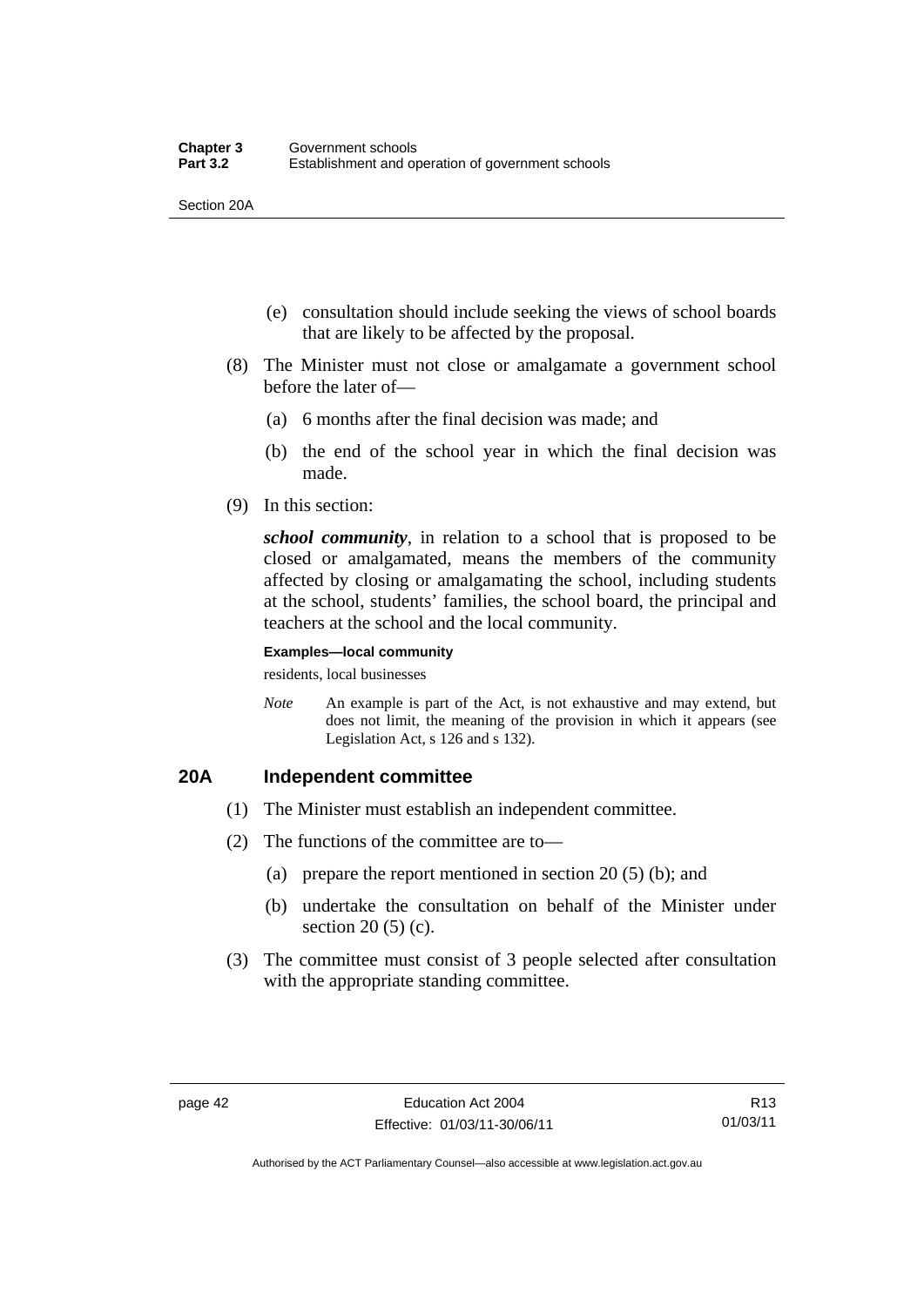(e) consultation should include seeking the views of school boards that are likely to be affected by the proposal.

(8) The Minister must not close or amalgamate a government school before the later of—

(a) 6 months after the final decision was made; and

(b) the end of the school year in which the final decision was made.

(9) In this section:

***school community***, in relation to a school that is proposed to be closed or amalgamated, means the members of the community affected by closing or amalgamating the school, including students at the school, students' families, the school board, the principal and teachers at the school and the local community.

**Examples—local community**

residents, local businesses

*Note* An example is part of the Act, is not exhaustive and may extend, but does not limit, the meaning of the provision in which it appears (see Legislation Act, s 126 and s 132).

## 20A Independent committee

(1) The Minister must establish an independent committee.

(2) The functions of the committee are to—

(a) prepare the report mentioned in section 20 (5) (b); and

(b) undertake the consultation on behalf of the Minister under section 20 (5) (c).

(3) The committee must consist of 3 people selected after consultation with the appropriate standing committee.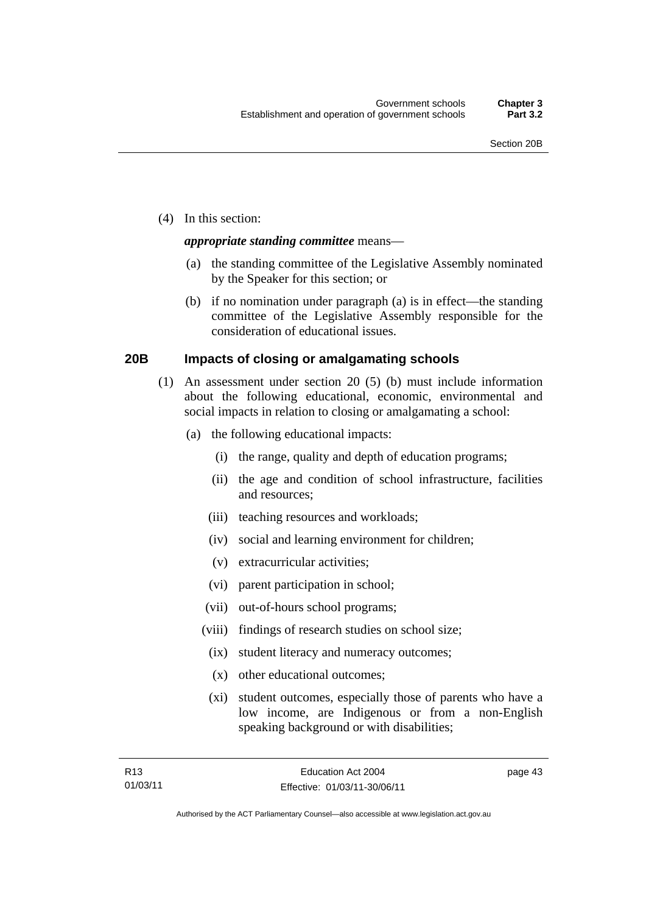(4) In this section:

***appropriate standing committee*** means—

(a) the standing committee of the Legislative Assembly nominated by the Speaker for this section; or

(b) if no nomination under paragraph (a) is in effect—the standing committee of the Legislative Assembly responsible for the consideration of educational issues.

### 20B Impacts of closing or amalgamating schools

(1) An assessment under section 20 (5) (b) must include information about the following educational, economic, environmental and social impacts in relation to closing or amalgamating a school:

(a) the following educational impacts:

(i) the range, quality and depth of education programs;

(ii) the age and condition of school infrastructure, facilities and resources;

(iii) teaching resources and workloads;

(iv) social and learning environment for children;

(v) extracurricular activities;

(vi) parent participation in school;

(vii) out-of-hours school programs;

(viii) findings of research studies on school size;

(ix) student literacy and numeracy outcomes;

(x) other educational outcomes;

(xi) student outcomes, especially those of parents who have a low income, are Indigenous or from a non-English speaking background or with disabilities;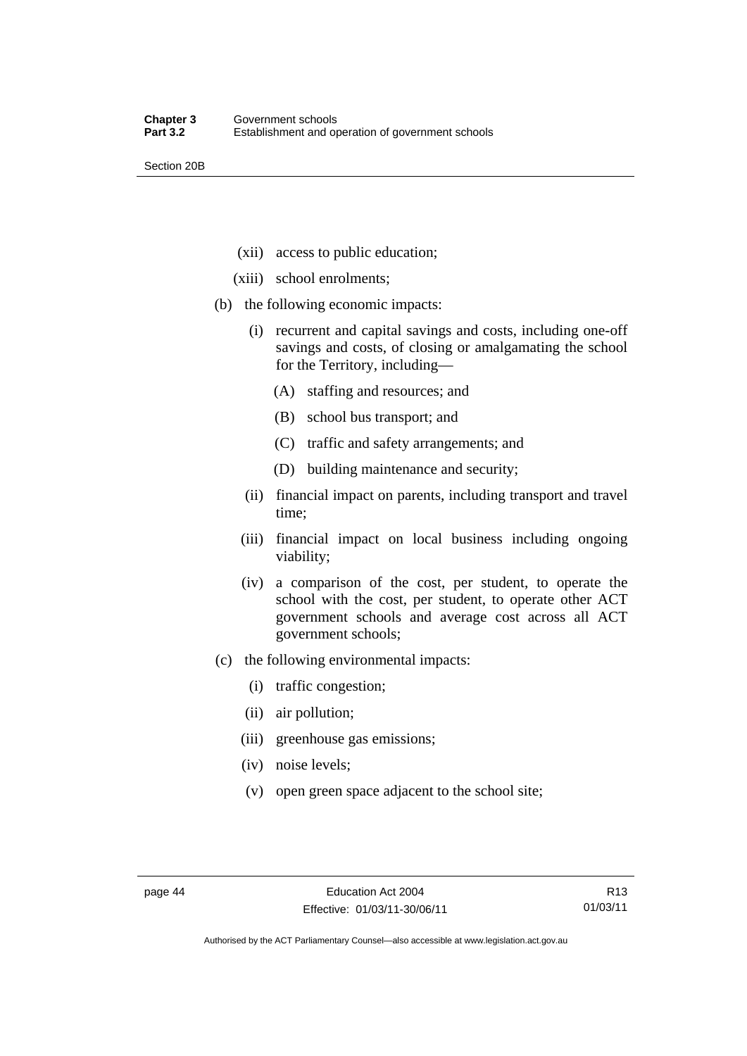(xii) access to public education;

(xiii) school enrolments;

(b) the following economic impacts:

(i) recurrent and capital savings and costs, including one-off savings and costs, of closing or amalgamating the school for the Territory, including—

(A) staffing and resources; and

(B) school bus transport; and

(C) traffic and safety arrangements; and

(D) building maintenance and security;

(ii) financial impact on parents, including transport and travel time;

(iii) financial impact on local business including ongoing viability;

(iv) a comparison of the cost, per student, to operate the school with the cost, per student, to operate other ACT government schools and average cost across all ACT government schools;

(c) the following environmental impacts:

(i) traffic congestion;

(ii) air pollution;

(iii) greenhouse gas emissions;

(iv) noise levels;

(v) open green space adjacent to the school site;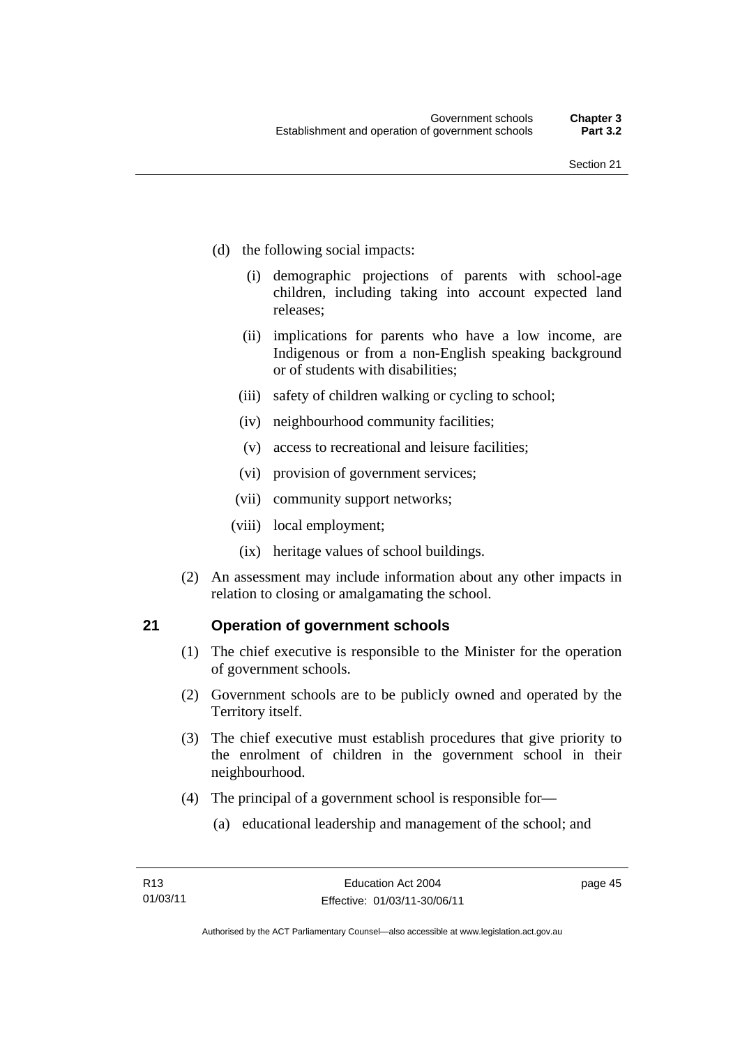(d) the following social impacts:

(i) demographic projections of parents with school-age children, including taking into account expected land releases;

(ii) implications for parents who have a low income, are Indigenous or from a non-English speaking background or of students with disabilities;

(iii) safety of children walking or cycling to school;

(iv) neighbourhood community facilities;

(v) access to recreational and leisure facilities;

(vi) provision of government services;

(vii) community support networks;

(viii) local employment;

(ix) heritage values of school buildings.

(2) An assessment may include information about any other impacts in relation to closing or amalgamating the school.

## 21 Operation of government schools

(1) The chief executive is responsible to the Minister for the operation of government schools.

(2) Government schools are to be publicly owned and operated by the Territory itself.

(3) The chief executive must establish procedures that give priority to the enrolment of children in the government school in their neighbourhood.

(4) The principal of a government school is responsible for—

(a) educational leadership and management of the school; and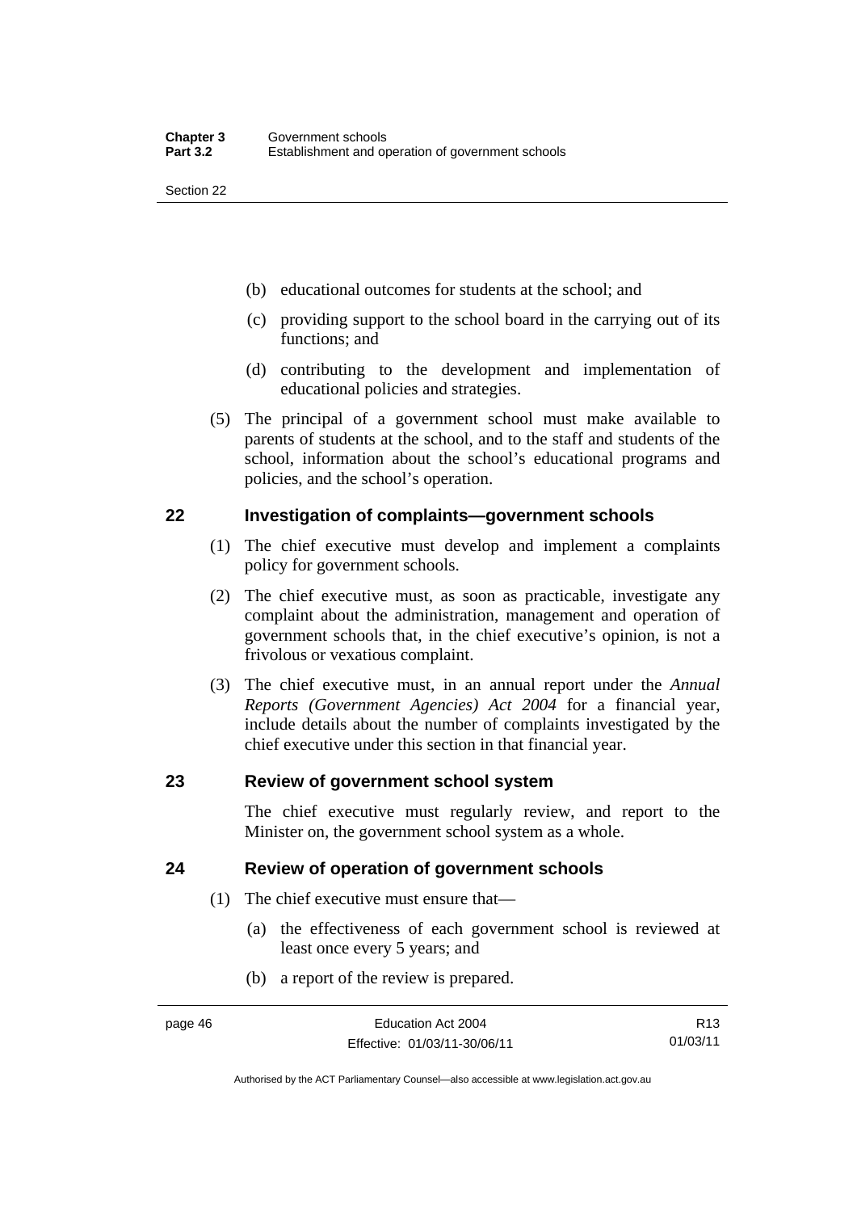(b) educational outcomes for students at the school; and

(c) providing support to the school board in the carrying out of its functions; and

(d) contributing to the development and implementation of educational policies and strategies.

(5) The principal of a government school must make available to parents of students at the school, and to the staff and students of the school, information about the school's educational programs and policies, and the school's operation.

## 22 Investigation of complaints—government schools

(1) The chief executive must develop and implement a complaints policy for government schools.

(2) The chief executive must, as soon as practicable, investigate any complaint about the administration, management and operation of government schools that, in the chief executive's opinion, is not a frivolous or vexatious complaint.

(3) The chief executive must, in an annual report under the *Annual Reports (Government Agencies) Act 2004* for a financial year, include details about the number of complaints investigated by the chief executive under this section in that financial year.

## 23 Review of government school system

The chief executive must regularly review, and report to the Minister on, the government school system as a whole.

## 24 Review of operation of government schools

(1) The chief executive must ensure that—

(a) the effectiveness of each government school is reviewed at least once every 5 years; and

(b) a report of the review is prepared.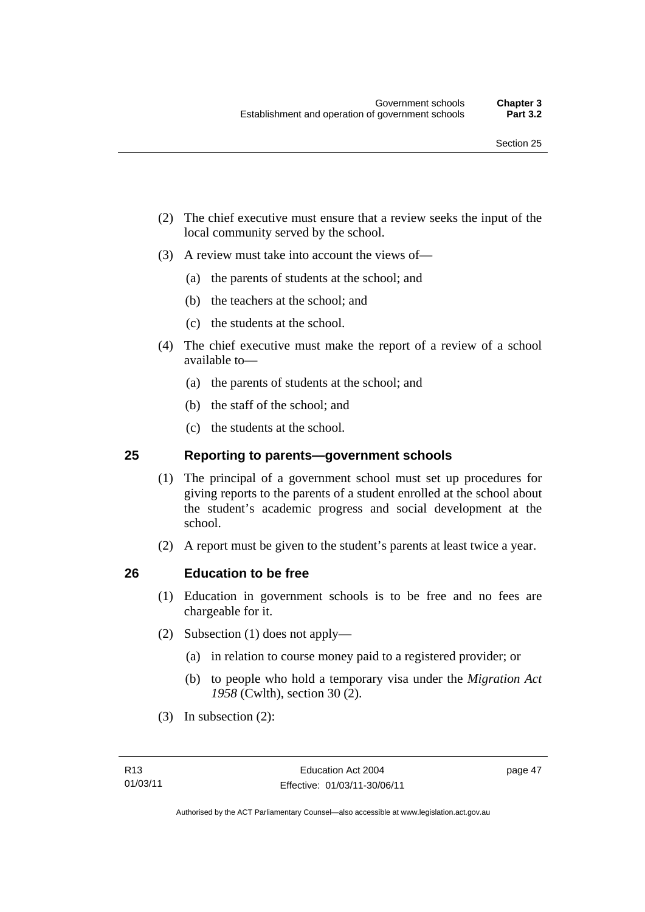(2) The chief executive must ensure that a review seeks the input of the local community served by the school.

(3) A review must take into account the views of—

(a) the parents of students at the school; and

(b) the teachers at the school; and

(c) the students at the school.

(4) The chief executive must make the report of a review of a school available to—

(a) the parents of students at the school; and

(b) the staff of the school; and

(c) the students at the school.

## 25 Reporting to parents—government schools

(1) The principal of a government school must set up procedures for giving reports to the parents of a student enrolled at the school about the student's academic progress and social development at the school.

(2) A report must be given to the student's parents at least twice a year.

## 26 Education to be free

(1) Education in government schools is to be free and no fees are chargeable for it.

(2) Subsection (1) does not apply—

(a) in relation to course money paid to a registered provider; or

(b) to people who hold a temporary visa under the *Migration Act 1958* (Cwlth), section 30 (2).

(3) In subsection (2):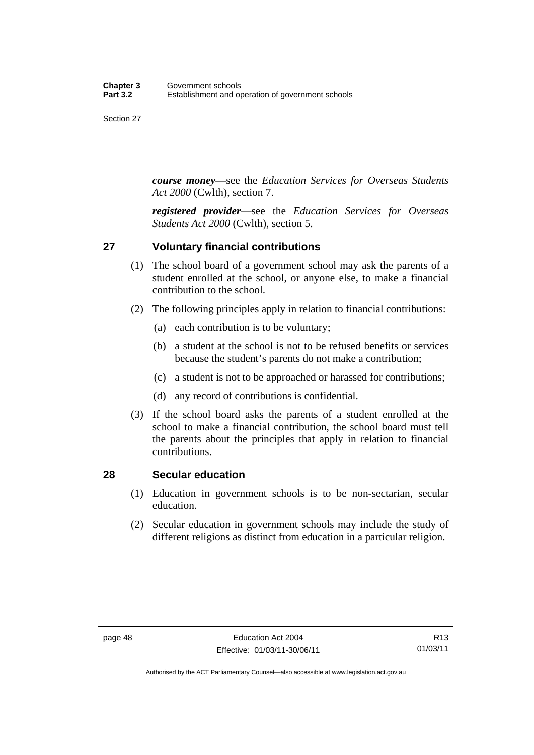***course money***—see the *Education Services for Overseas Students Act 2000* (Cwlth), section 7.

***registered provider***—see the *Education Services for Overseas Students Act 2000* (Cwlth), section 5.

## 27 Voluntary financial contributions

(1) The school board of a government school may ask the parents of a student enrolled at the school, or anyone else, to make a financial contribution to the school.

(2) The following principles apply in relation to financial contributions:

- (a) each contribution is to be voluntary;
- (b) a student at the school is not to be refused benefits or services because the student's parents do not make a contribution;
- (c) a student is not to be approached or harassed for contributions;
- (d) any record of contributions is confidential.

(3) If the school board asks the parents of a student enrolled at the school to make a financial contribution, the school board must tell the parents about the principles that apply in relation to financial contributions.

## 28 Secular education

(1) Education in government schools is to be non-sectarian, secular education.

(2) Secular education in government schools may include the study of different religions as distinct from education in a particular religion.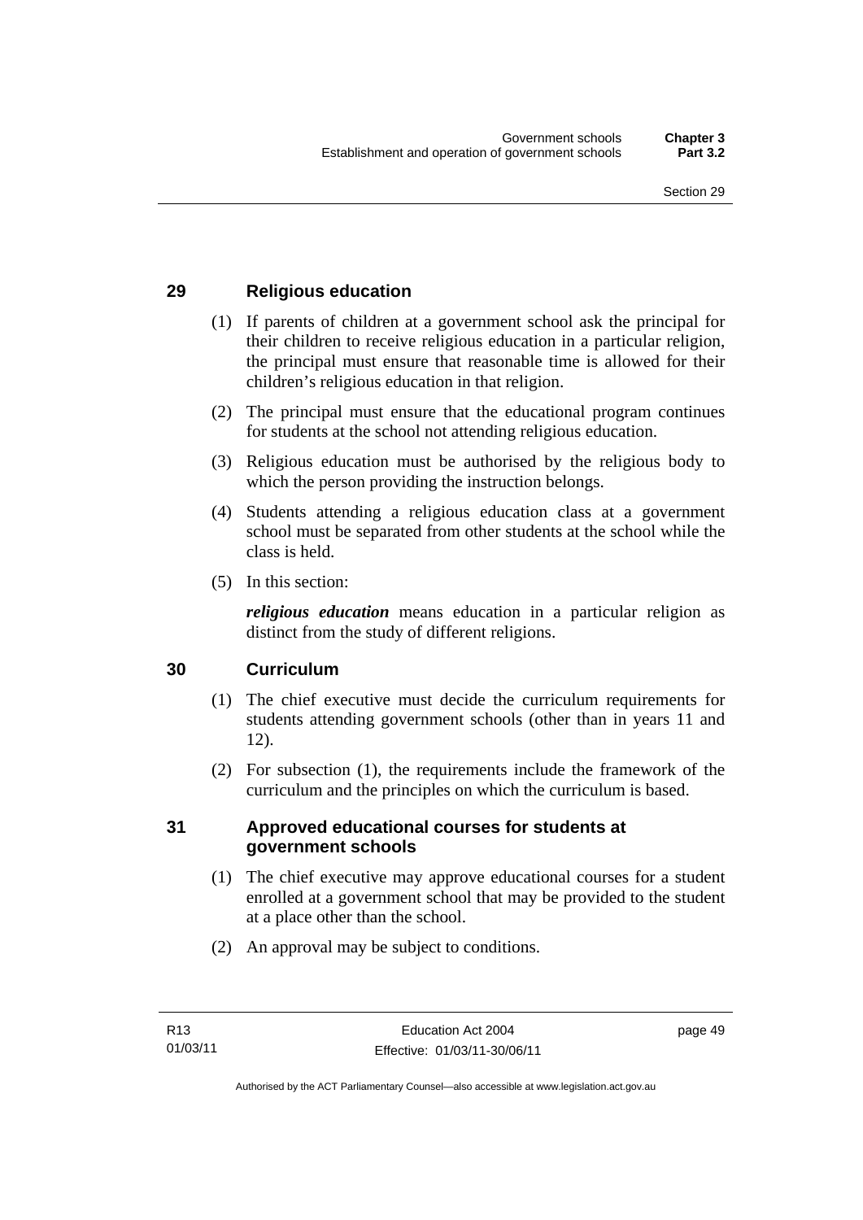## 29 Religious education

(1) If parents of children at a government school ask the principal for their children to receive religious education in a particular religion, the principal must ensure that reasonable time is allowed for their children's religious education in that religion.

(2) The principal must ensure that the educational program continues for students at the school not attending religious education.

(3) Religious education must be authorised by the religious body to which the person providing the instruction belongs.

(4) Students attending a religious education class at a government school must be separated from other students at the school while the class is held.

(5) In this section:

***religious education*** means education in a particular religion as distinct from the study of different religions.

## 30 Curriculum

(1) The chief executive must decide the curriculum requirements for students attending government schools (other than in years 11 and 12).

(2) For subsection (1), the requirements include the framework of the curriculum and the principles on which the curriculum is based.

## 31 Approved educational courses for students at government schools

(1) The chief executive may approve educational courses for a student enrolled at a government school that may be provided to the student at a place other than the school.

(2) An approval may be subject to conditions.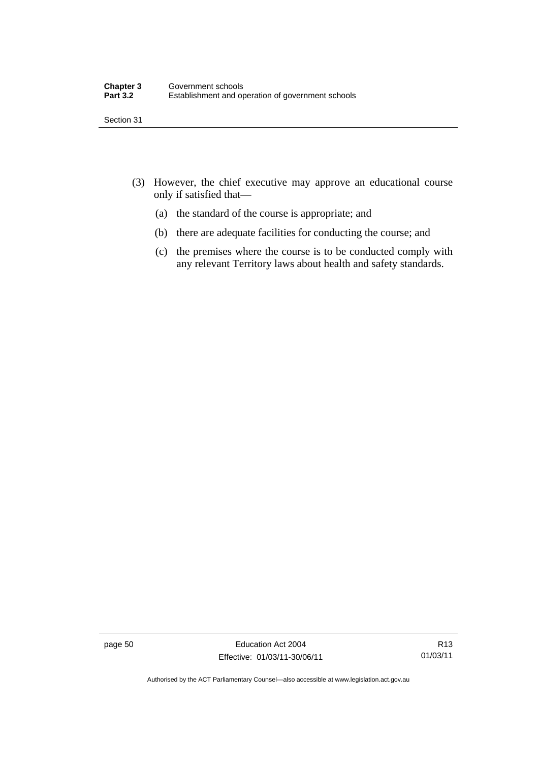(3) However, the chief executive may approve an educational course only if satisfied that—

  (a) the standard of the course is appropriate; and

  (b) there are adequate facilities for conducting the course; and

  (c) the premises where the course is to be conducted comply with any relevant Territory laws about health and safety standards.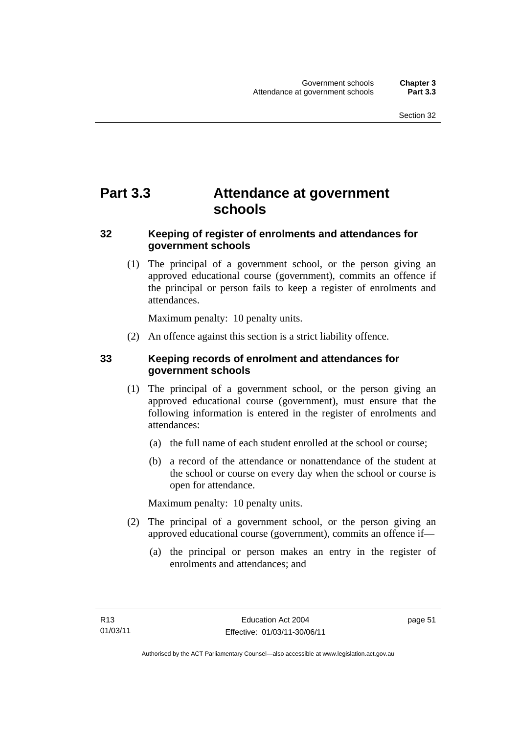# Part 3.3 Attendance at government schools

### 32 Keeping of register of enrolments and attendances for government schools

(1) The principal of a government school, or the person giving an approved educational course (government), commits an offence if the principal or person fails to keep a register of enrolments and attendances.

Maximum penalty: 10 penalty units.

(2) An offence against this section is a strict liability offence.

### 33 Keeping records of enrolment and attendances for government schools

(1) The principal of a government school, or the person giving an approved educational course (government), must ensure that the following information is entered in the register of enrolments and attendances:

(a) the full name of each student enrolled at the school or course;

(b) a record of the attendance or nonattendance of the student at the school or course on every day when the school or course is open for attendance.

Maximum penalty: 10 penalty units.

(2) The principal of a government school, or the person giving an approved educational course (government), commits an offence if—

(a) the principal or person makes an entry in the register of enrolments and attendances; and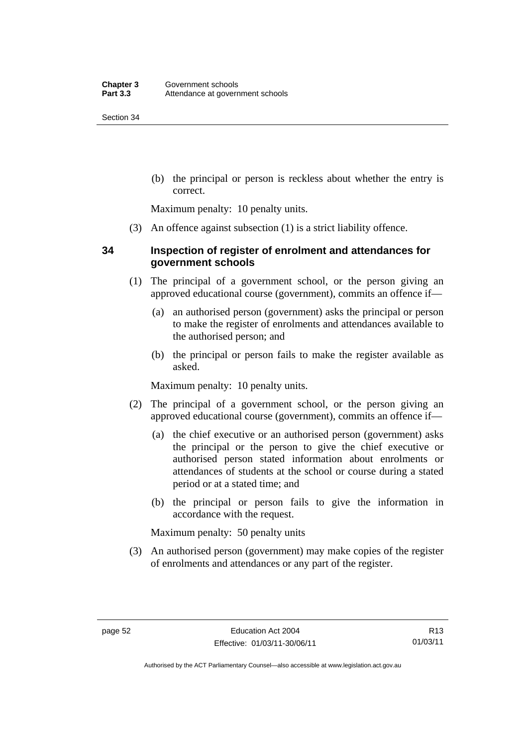(b) the principal or person is reckless about whether the entry is correct.

Maximum penalty: 10 penalty units.

(3) An offence against subsection (1) is a strict liability offence.

## 34 Inspection of register of enrolment and attendances for government schools

(1) The principal of a government school, or the person giving an approved educational course (government), commits an offence if—

(a) an authorised person (government) asks the principal or person to make the register of enrolments and attendances available to the authorised person; and

(b) the principal or person fails to make the register available as asked.

Maximum penalty: 10 penalty units.

(2) The principal of a government school, or the person giving an approved educational course (government), commits an offence if—

(a) the chief executive or an authorised person (government) asks the principal or the person to give the chief executive or authorised person stated information about enrolments or attendances of students at the school or course during a stated period or at a stated time; and

(b) the principal or person fails to give the information in accordance with the request.

Maximum penalty: 50 penalty units

(3) An authorised person (government) may make copies of the register of enrolments and attendances or any part of the register.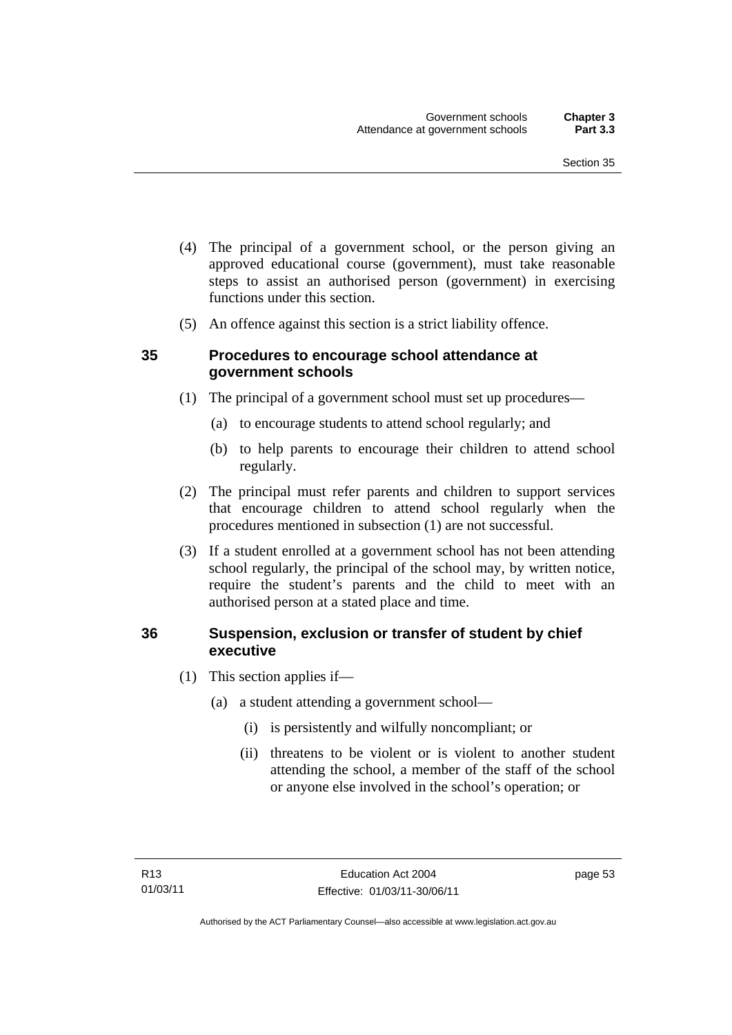(4) The principal of a government school, or the person giving an approved educational course (government), must take reasonable steps to assist an authorised person (government) in exercising functions under this section.

(5) An offence against this section is a strict liability offence.

### 35 Procedures to encourage school attendance at government schools

(1) The principal of a government school must set up procedures—

(a) to encourage students to attend school regularly; and

(b) to help parents to encourage their children to attend school regularly.

(2) The principal must refer parents and children to support services that encourage children to attend school regularly when the procedures mentioned in subsection (1) are not successful.

(3) If a student enrolled at a government school has not been attending school regularly, the principal of the school may, by written notice, require the student's parents and the child to meet with an authorised person at a stated place and time.

### 36 Suspension, exclusion or transfer of student by chief executive

(1) This section applies if—

(a) a student attending a government school—

(i) is persistently and wilfully noncompliant; or

(ii) threatens to be violent or is violent to another student attending the school, a member of the staff of the school or anyone else involved in the school's operation; or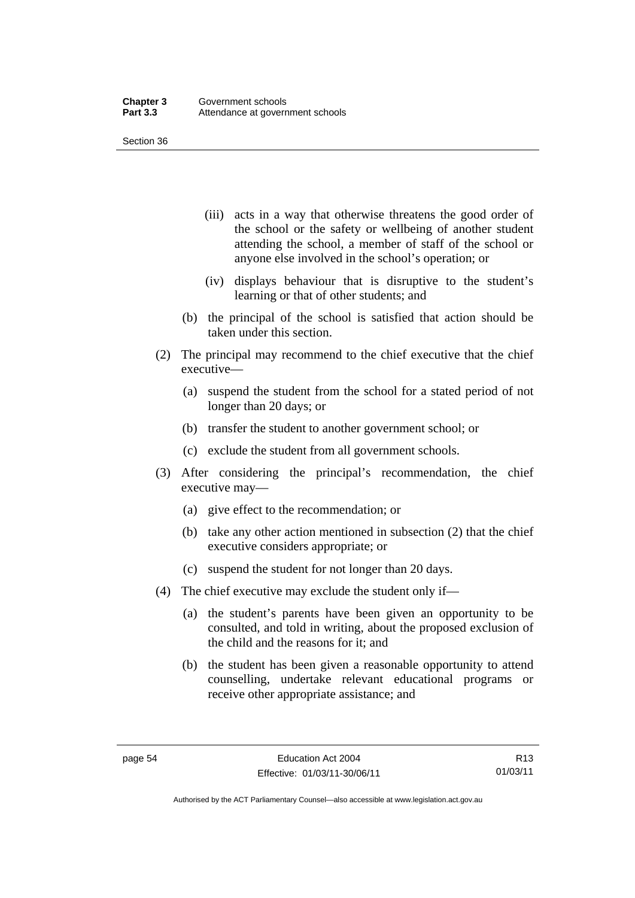(iii) acts in a way that otherwise threatens the good order of the school or the safety or wellbeing of another student attending the school, a member of staff of the school or anyone else involved in the school's operation; or

(iv) displays behaviour that is disruptive to the student's learning or that of other students; and

(b) the principal of the school is satisfied that action should be taken under this section.

(2) The principal may recommend to the chief executive that the chief executive—

(a) suspend the student from the school for a stated period of not longer than 20 days; or

(b) transfer the student to another government school; or

(c) exclude the student from all government schools.

(3) After considering the principal's recommendation, the chief executive may—

(a) give effect to the recommendation; or

(b) take any other action mentioned in subsection (2) that the chief executive considers appropriate; or

(c) suspend the student for not longer than 20 days.

(4) The chief executive may exclude the student only if—

(a) the student's parents have been given an opportunity to be consulted, and told in writing, about the proposed exclusion of the child and the reasons for it; and

(b) the student has been given a reasonable opportunity to attend counselling, undertake relevant educational programs or receive other appropriate assistance; and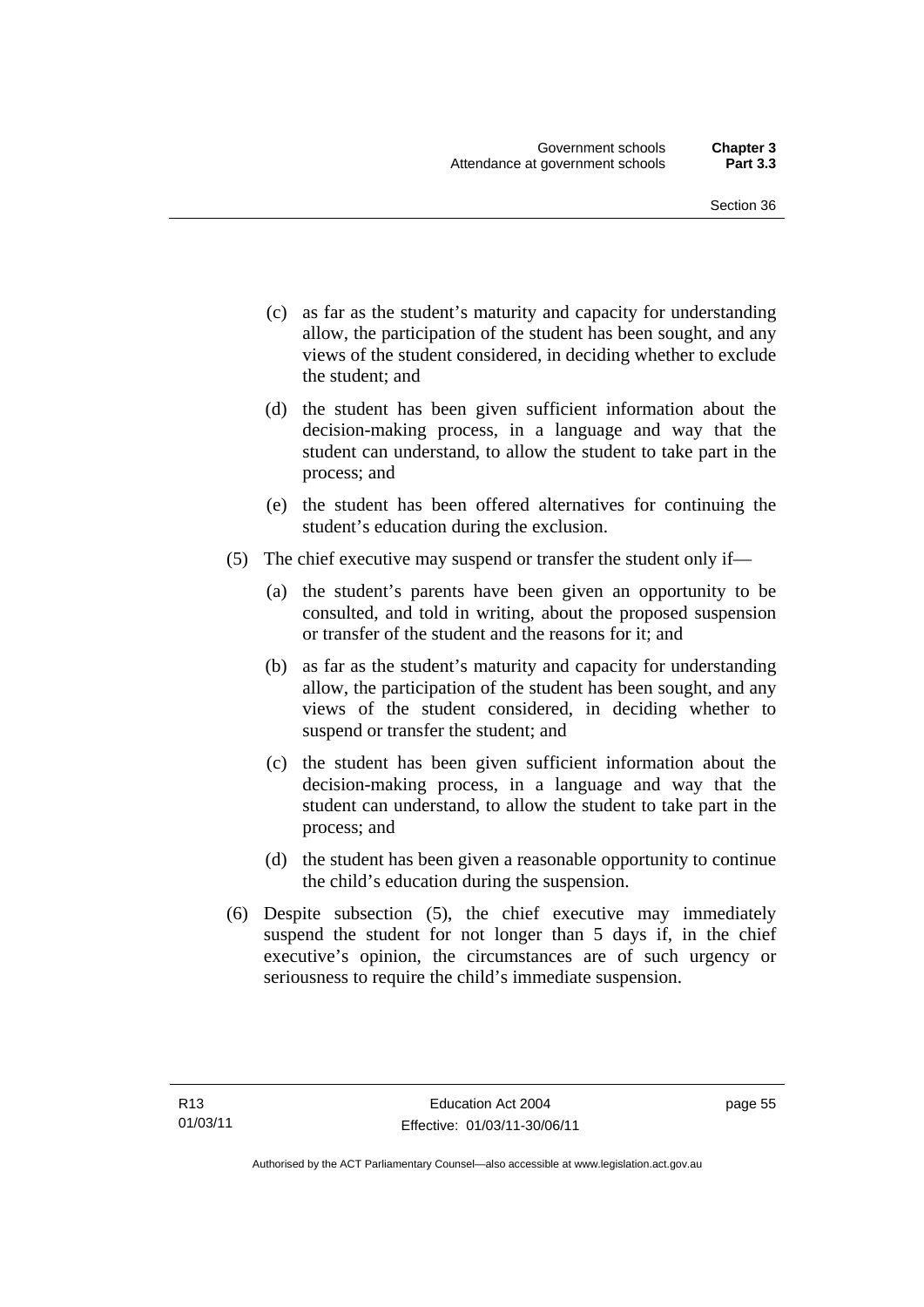(c) as far as the student's maturity and capacity for understanding allow, the participation of the student has been sought, and any views of the student considered, in deciding whether to exclude the student; and

(d) the student has been given sufficient information about the decision-making process, in a language and way that the student can understand, to allow the student to take part in the process; and

(e) the student has been offered alternatives for continuing the student's education during the exclusion.

(5) The chief executive may suspend or transfer the student only if—

(a) the student's parents have been given an opportunity to be consulted, and told in writing, about the proposed suspension or transfer of the student and the reasons for it; and

(b) as far as the student's maturity and capacity for understanding allow, the participation of the student has been sought, and any views of the student considered, in deciding whether to suspend or transfer the student; and

(c) the student has been given sufficient information about the decision-making process, in a language and way that the student can understand, to allow the student to take part in the process; and

(d) the student has been given a reasonable opportunity to continue the child's education during the suspension.

(6) Despite subsection (5), the chief executive may immediately suspend the student for not longer than 5 days if, in the chief executive's opinion, the circumstances are of such urgency or seriousness to require the child's immediate suspension.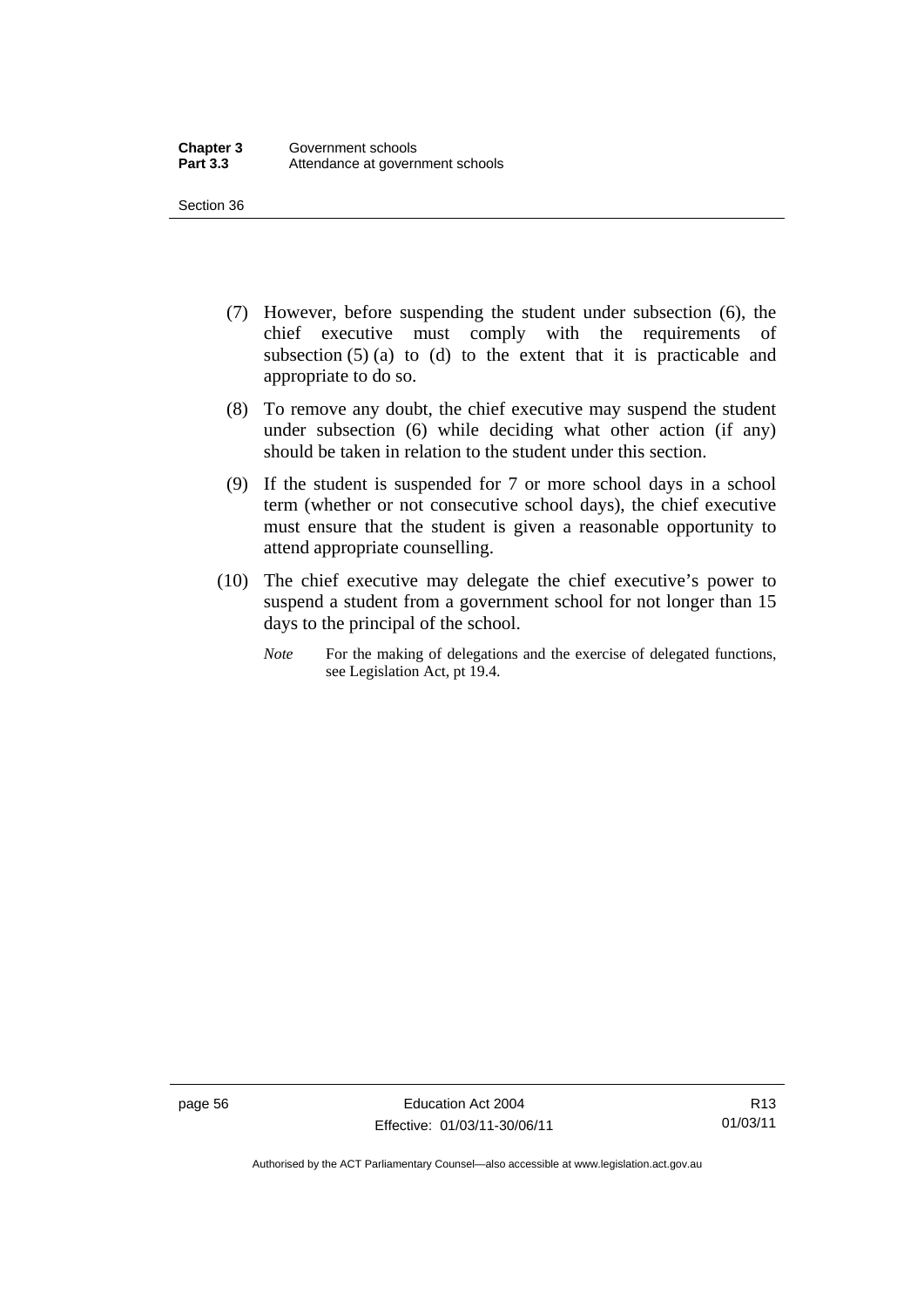(7) However, before suspending the student under subsection (6), the chief executive must comply with the requirements of subsection (5) (a) to (d) to the extent that it is practicable and appropriate to do so.

(8) To remove any doubt, the chief executive may suspend the student under subsection (6) while deciding what other action (if any) should be taken in relation to the student under this section.

(9) If the student is suspended for 7 or more school days in a school term (whether or not consecutive school days), the chief executive must ensure that the student is given a reasonable opportunity to attend appropriate counselling.

(10) The chief executive may delegate the chief executive's power to suspend a student from a government school for not longer than 15 days to the principal of the school.

*Note* For the making of delegations and the exercise of delegated functions, see Legislation Act, pt 19.4.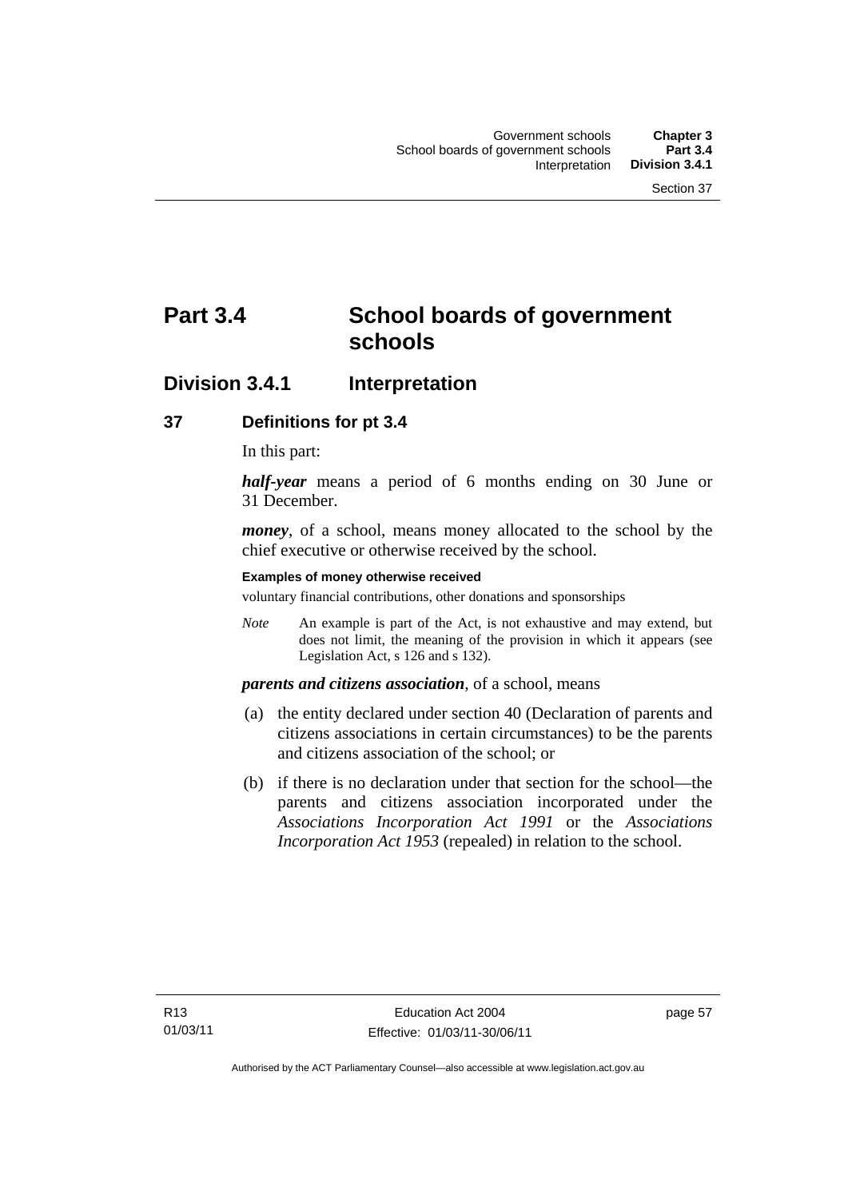# Part 3.4 School boards of government schools

## Division 3.4.1 Interpretation

### 37 Definitions for pt 3.4

In this part:

***half-year*** means a period of 6 months ending on 30 June or 31 December.

***money***, of a school, means money allocated to the school by the chief executive or otherwise received by the school.

**Examples of money otherwise received**

voluntary financial contributions, other donations and sponsorships

*Note* An example is part of the Act, is not exhaustive and may extend, but does not limit, the meaning of the provision in which it appears (see Legislation Act, s 126 and s 132).

***parents and citizens association***, of a school, means

(a) the entity declared under section 40 (Declaration of parents and citizens associations in certain circumstances) to be the parents and citizens association of the school; or

(b) if there is no declaration under that section for the school—the parents and citizens association incorporated under the *Associations Incorporation Act 1991* or the *Associations Incorporation Act 1953* (repealed) in relation to the school.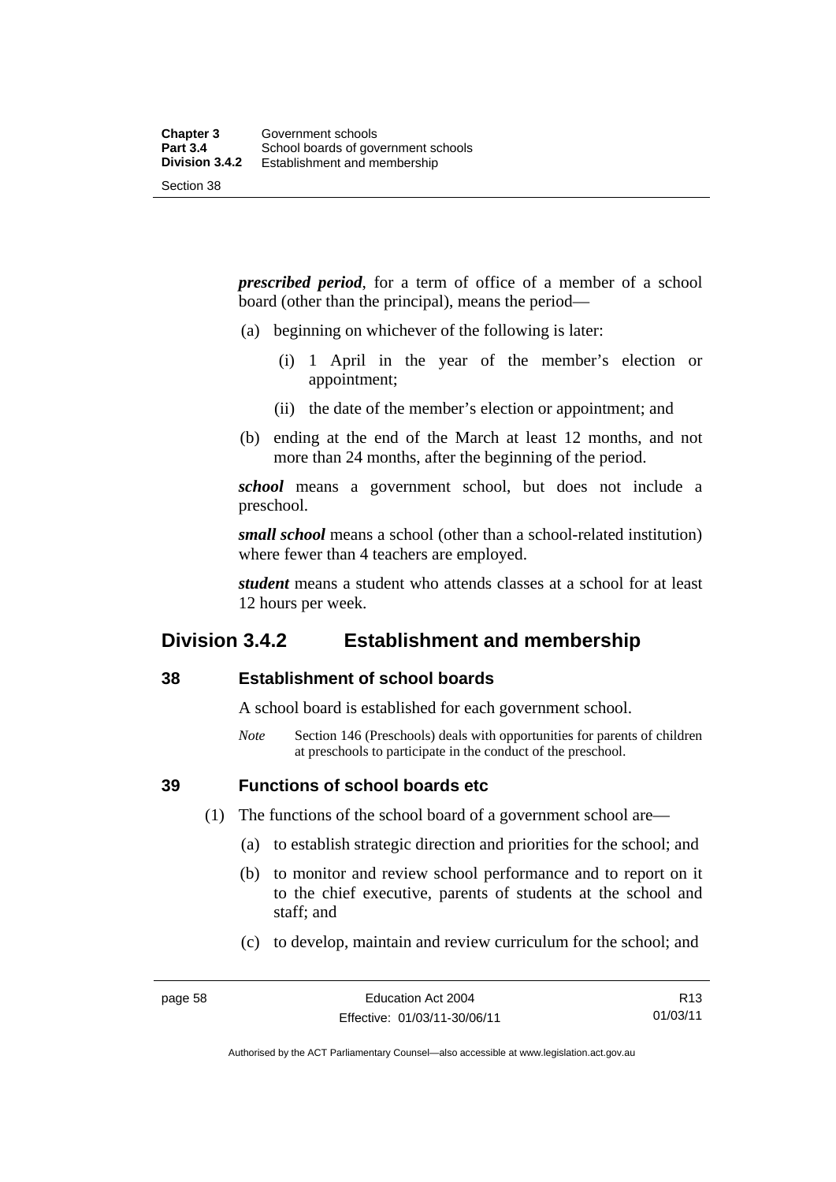***prescribed period***, for a term of office of a member of a school board (other than the principal), means the period—

(a) beginning on whichever of the following is later:

(i) 1 April in the year of the member's election or appointment;

(ii) the date of the member's election or appointment; and

(b) ending at the end of the March at least 12 months, and not more than 24 months, after the beginning of the period.

***school*** means a government school, but does not include a preschool.

***small school*** means a school (other than a school-related institution) where fewer than 4 teachers are employed.

***student*** means a student who attends classes at a school for at least 12 hours per week.

## Division 3.4.2 Establishment and membership

### 38 Establishment of school boards

A school board is established for each government school.

*Note* Section 146 (Preschools) deals with opportunities for parents of children at preschools to participate in the conduct of the preschool.

### 39 Functions of school boards etc

(1) The functions of the school board of a government school are—

(a) to establish strategic direction and priorities for the school; and

(b) to monitor and review school performance and to report on it to the chief executive, parents of students at the school and staff; and

(c) to develop, maintain and review curriculum for the school; and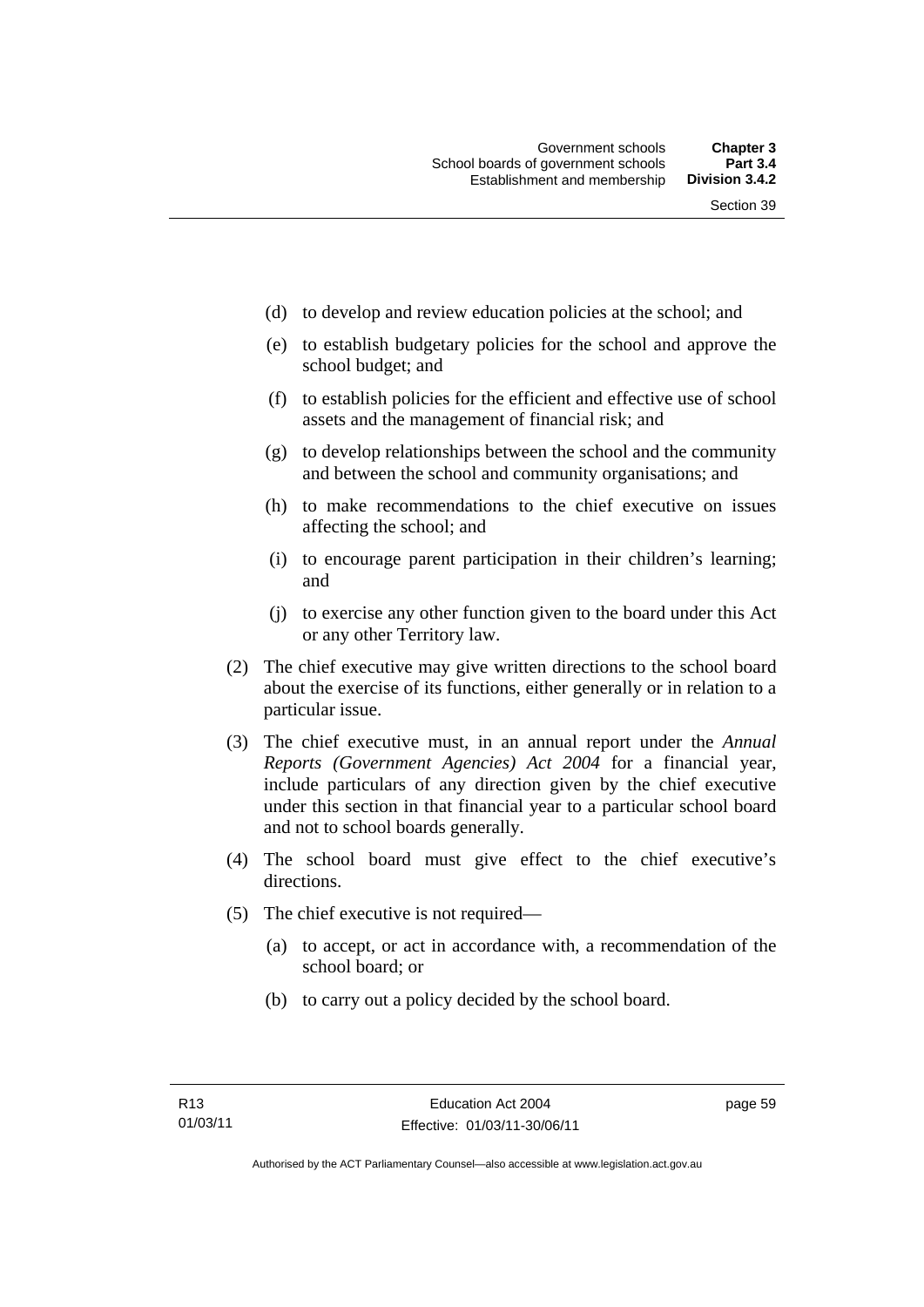(d) to develop and review education policies at the school; and

(e) to establish budgetary policies for the school and approve the school budget; and

(f) to establish policies for the efficient and effective use of school assets and the management of financial risk; and

(g) to develop relationships between the school and the community and between the school and community organisations; and

(h) to make recommendations to the chief executive on issues affecting the school; and

(i) to encourage parent participation in their children's learning; and

(j) to exercise any other function given to the board under this Act or any other Territory law.

(2) The chief executive may give written directions to the school board about the exercise of its functions, either generally or in relation to a particular issue.

(3) The chief executive must, in an annual report under the *Annual Reports (Government Agencies) Act 2004* for a financial year, include particulars of any direction given by the chief executive under this section in that financial year to a particular school board and not to school boards generally.

(4) The school board must give effect to the chief executive's directions.

(5) The chief executive is not required—

(a) to accept, or act in accordance with, a recommendation of the school board; or

(b) to carry out a policy decided by the school board.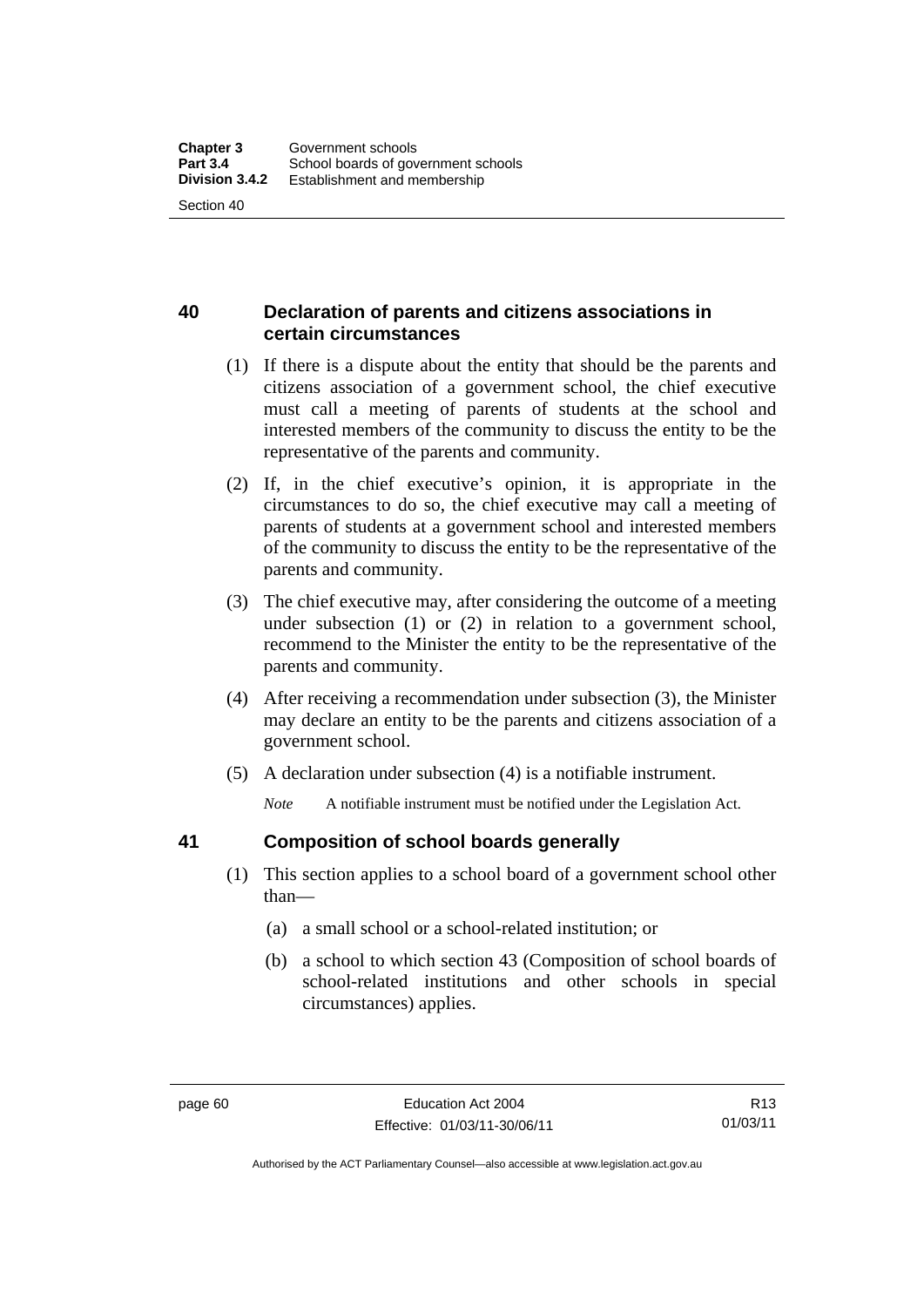## 40 Declaration of parents and citizens associations in certain circumstances

(1) If there is a dispute about the entity that should be the parents and citizens association of a government school, the chief executive must call a meeting of parents of students at the school and interested members of the community to discuss the entity to be the representative of the parents and community.

(2) If, in the chief executive's opinion, it is appropriate in the circumstances to do so, the chief executive may call a meeting of parents of students at a government school and interested members of the community to discuss the entity to be the representative of the parents and community.

(3) The chief executive may, after considering the outcome of a meeting under subsection (1) or (2) in relation to a government school, recommend to the Minister the entity to be the representative of the parents and community.

(4) After receiving a recommendation under subsection (3), the Minister may declare an entity to be the parents and citizens association of a government school.

(5) A declaration under subsection (4) is a notifiable instrument.

*Note* A notifiable instrument must be notified under the Legislation Act.

## 41 Composition of school boards generally

(1) This section applies to a school board of a government school other than—

(a) a small school or a school-related institution; or

(b) a school to which section 43 (Composition of school boards of school-related institutions and other schools in special circumstances) applies.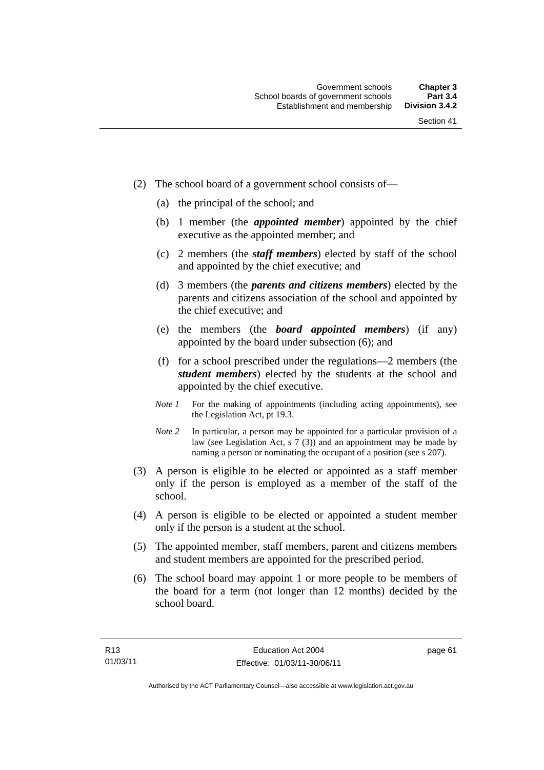(2) The school board of a government school consists of—

(a) the principal of the school; and

(b) 1 member (the ***appointed member***) appointed by the chief executive as the appointed member; and

(c) 2 members (the ***staff members***) elected by staff of the school and appointed by the chief executive; and

(d) 3 members (the ***parents and citizens members***) elected by the parents and citizens association of the school and appointed by the chief executive; and

(e) the members (the ***board appointed members***) (if any) appointed by the board under subsection (6); and

(f) for a school prescribed under the regulations—2 members (the ***student members***) elected by the students at the school and appointed by the chief executive.

*Note 1* For the making of appointments (including acting appointments), see the Legislation Act, pt 19.3.

*Note 2* In particular, a person may be appointed for a particular provision of a law (see Legislation Act, s 7 (3)) and an appointment may be made by naming a person or nominating the occupant of a position (see s 207).

(3) A person is eligible to be elected or appointed as a staff member only if the person is employed as a member of the staff of the school.

(4) A person is eligible to be elected or appointed a student member only if the person is a student at the school.

(5) The appointed member, staff members, parent and citizens members and student members are appointed for the prescribed period.

(6) The school board may appoint 1 or more people to be members of the board for a term (not longer than 12 months) decided by the school board.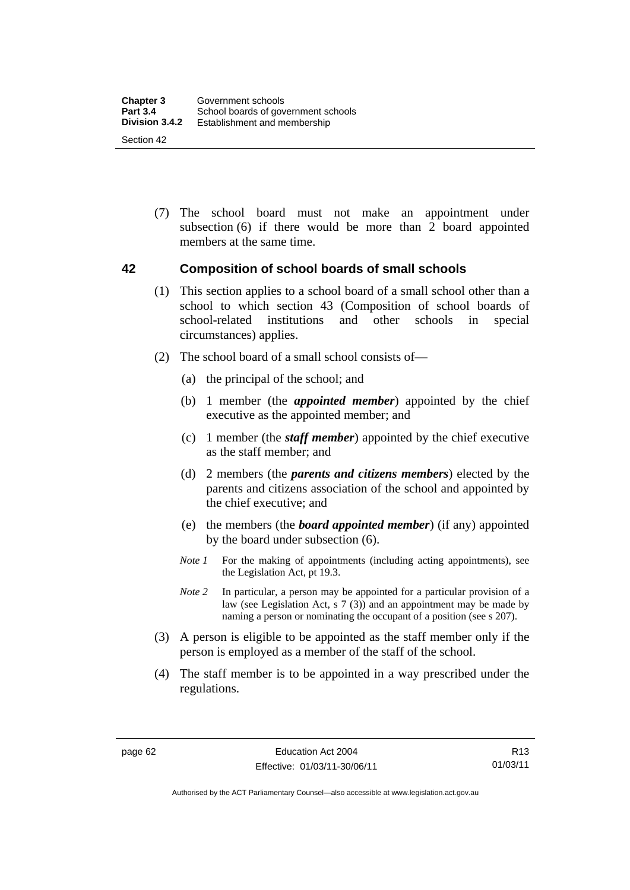(7) The school board must not make an appointment under subsection (6) if there would be more than 2 board appointed members at the same time.

## 42 Composition of school boards of small schools

(1) This section applies to a school board of a small school other than a school to which section 43 (Composition of school boards of school-related institutions and other schools in special circumstances) applies.

(2) The school board of a small school consists of—

(a) the principal of the school; and

(b) 1 member (the ***appointed member***) appointed by the chief executive as the appointed member; and

(c) 1 member (the ***staff member***) appointed by the chief executive as the staff member; and

(d) 2 members (the ***parents and citizens members***) elected by the parents and citizens association of the school and appointed by the chief executive; and

(e) the members (the ***board appointed member***) (if any) appointed by the board under subsection (6).

*Note 1* For the making of appointments (including acting appointments), see the Legislation Act, pt 19.3.

*Note 2* In particular, a person may be appointed for a particular provision of a law (see Legislation Act, s 7 (3)) and an appointment may be made by naming a person or nominating the occupant of a position (see s 207).

(3) A person is eligible to be appointed as the staff member only if the person is employed as a member of the staff of the school.

(4) The staff member is to be appointed in a way prescribed under the regulations.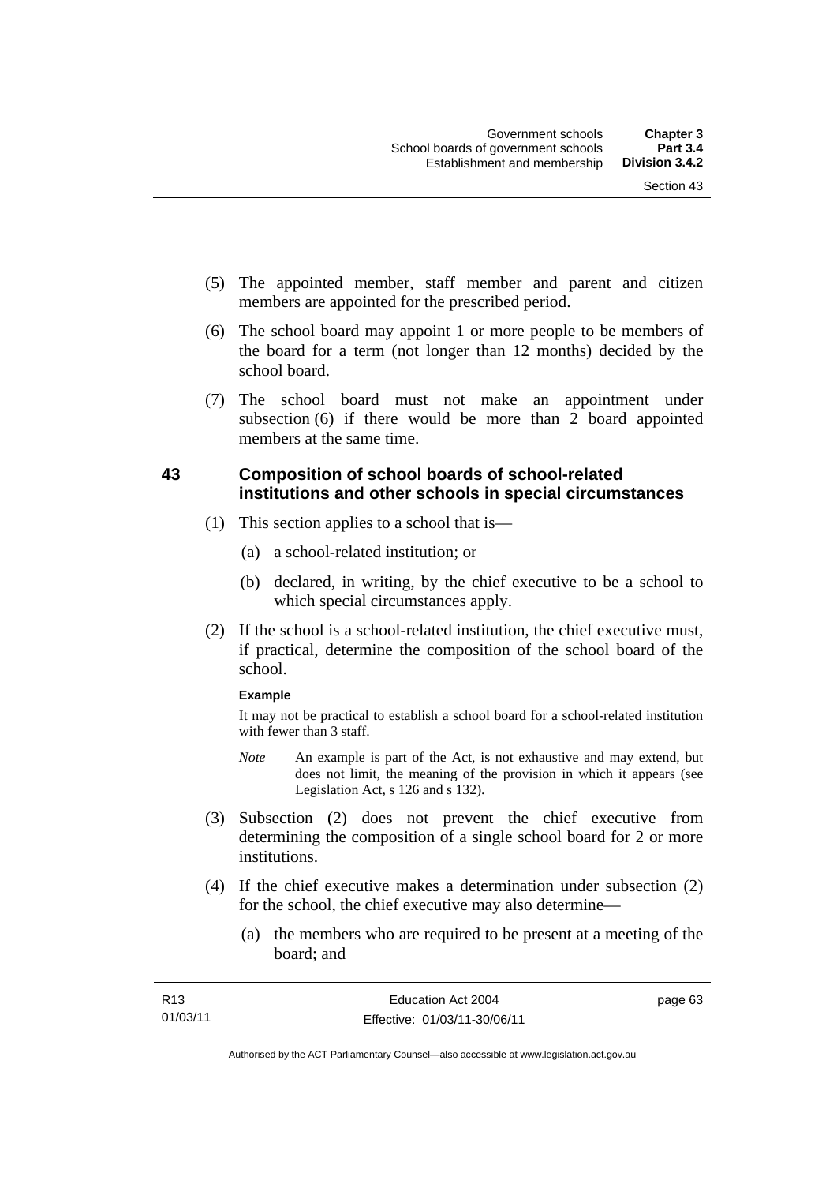(5) The appointed member, staff member and parent and citizen members are appointed for the prescribed period.

(6) The school board may appoint 1 or more people to be members of the board for a term (not longer than 12 months) decided by the school board.

(7) The school board must not make an appointment under subsection (6) if there would be more than 2 board appointed members at the same time.

## 43 Composition of school boards of school-related institutions and other schools in special circumstances

(1) This section applies to a school that is—

(a) a school-related institution; or

(b) declared, in writing, by the chief executive to be a school to which special circumstances apply.

(2) If the school is a school-related institution, the chief executive must, if practical, determine the composition of the school board of the school.

**Example**

It may not be practical to establish a school board for a school-related institution with fewer than 3 staff.

*Note* An example is part of the Act, is not exhaustive and may extend, but does not limit, the meaning of the provision in which it appears (see Legislation Act, s 126 and s 132).

(3) Subsection (2) does not prevent the chief executive from determining the composition of a single school board for 2 or more institutions.

(4) If the chief executive makes a determination under subsection (2) for the school, the chief executive may also determine—

(a) the members who are required to be present at a meeting of the board; and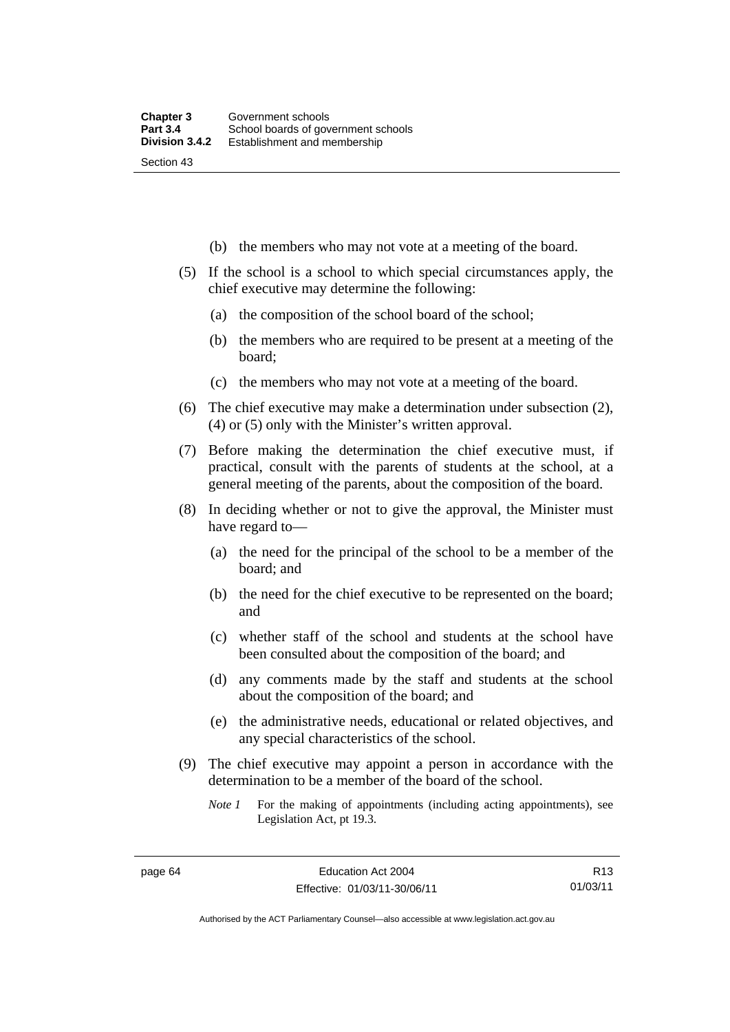(b) the members who may not vote at a meeting of the board.

(5) If the school is a school to which special circumstances apply, the chief executive may determine the following:

(a) the composition of the school board of the school;

(b) the members who are required to be present at a meeting of the board;

(c) the members who may not vote at a meeting of the board.

(6) The chief executive may make a determination under subsection (2), (4) or (5) only with the Minister's written approval.

(7) Before making the determination the chief executive must, if practical, consult with the parents of students at the school, at a general meeting of the parents, about the composition of the board.

(8) In deciding whether or not to give the approval, the Minister must have regard to—

(a) the need for the principal of the school to be a member of the board; and

(b) the need for the chief executive to be represented on the board; and

(c) whether staff of the school and students at the school have been consulted about the composition of the board; and

(d) any comments made by the staff and students at the school about the composition of the board; and

(e) the administrative needs, educational or related objectives, and any special characteristics of the school.

(9) The chief executive may appoint a person in accordance with the determination to be a member of the board of the school.

*Note 1* For the making of appointments (including acting appointments), see Legislation Act, pt 19.3.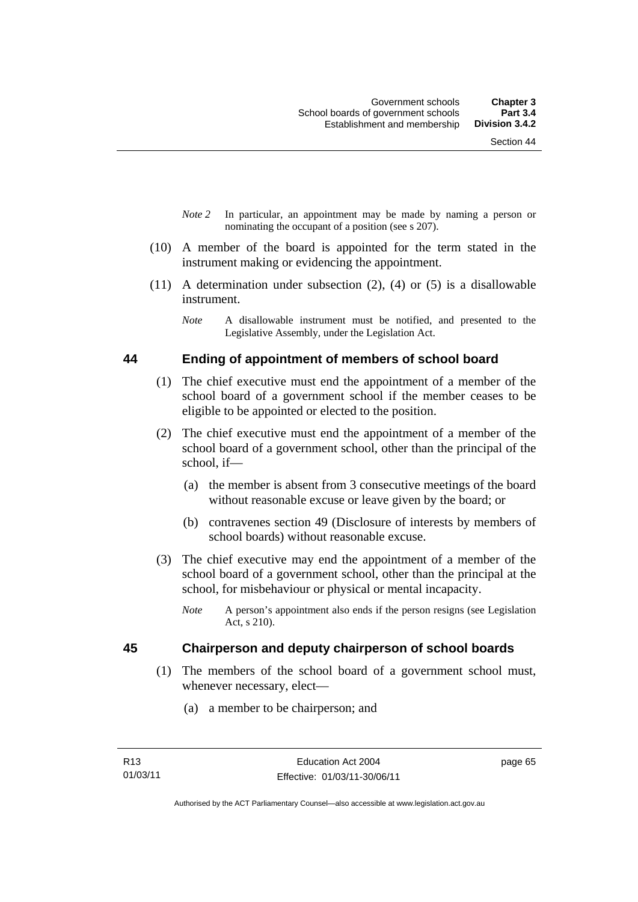*Note 2* In particular, an appointment may be made by naming a person or nominating the occupant of a position (see s 207).

(10) A member of the board is appointed for the term stated in the instrument making or evidencing the appointment.

(11) A determination under subsection (2), (4) or (5) is a disallowable instrument.

*Note* A disallowable instrument must be notified, and presented to the Legislative Assembly, under the Legislation Act.

## 44 Ending of appointment of members of school board

(1) The chief executive must end the appointment of a member of the school board of a government school if the member ceases to be eligible to be appointed or elected to the position.

(2) The chief executive must end the appointment of a member of the school board of a government school, other than the principal of the school, if—

(a) the member is absent from 3 consecutive meetings of the board without reasonable excuse or leave given by the board; or

(b) contravenes section 49 (Disclosure of interests by members of school boards) without reasonable excuse.

(3) The chief executive may end the appointment of a member of the school board of a government school, other than the principal at the school, for misbehaviour or physical or mental incapacity.

*Note* A person's appointment also ends if the person resigns (see Legislation Act, s 210).

## 45 Chairperson and deputy chairperson of school boards

(1) The members of the school board of a government school must, whenever necessary, elect—

(a) a member to be chairperson; and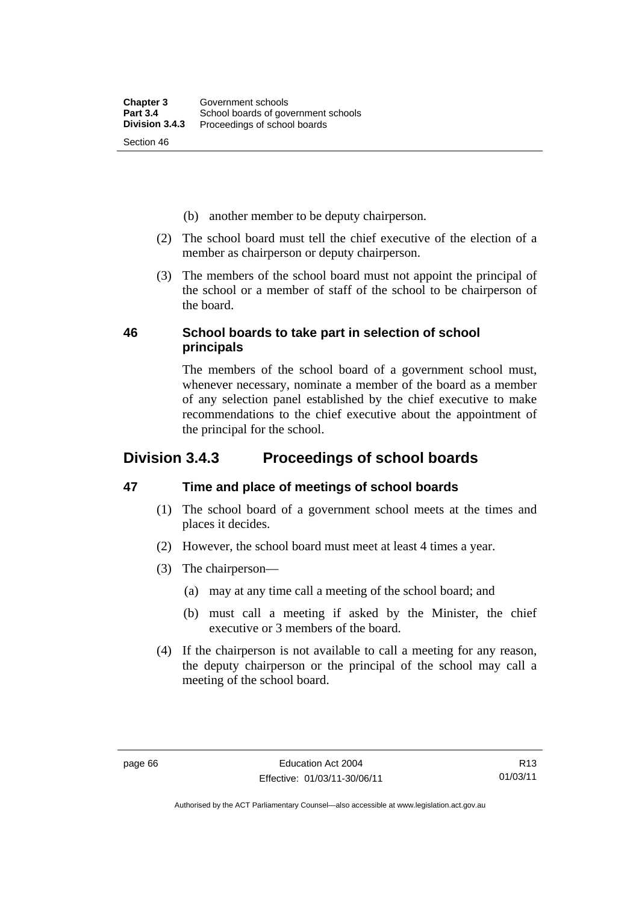(b) another member to be deputy chairperson.

(2) The school board must tell the chief executive of the election of a member as chairperson or deputy chairperson.

(3) The members of the school board must not appoint the principal of the school or a member of staff of the school to be chairperson of the board.

### 46 School boards to take part in selection of school principals

The members of the school board of a government school must, whenever necessary, nominate a member of the board as a member of any selection panel established by the chief executive to make recommendations to the chief executive about the appointment of the principal for the school.

## Division 3.4.3 Proceedings of school boards

### 47 Time and place of meetings of school boards

(1) The school board of a government school meets at the times and places it decides.

(2) However, the school board must meet at least 4 times a year.

(3) The chairperson—

(a) may at any time call a meeting of the school board; and

(b) must call a meeting if asked by the Minister, the chief executive or 3 members of the board.

(4) If the chairperson is not available to call a meeting for any reason, the deputy chairperson or the principal of the school may call a meeting of the school board.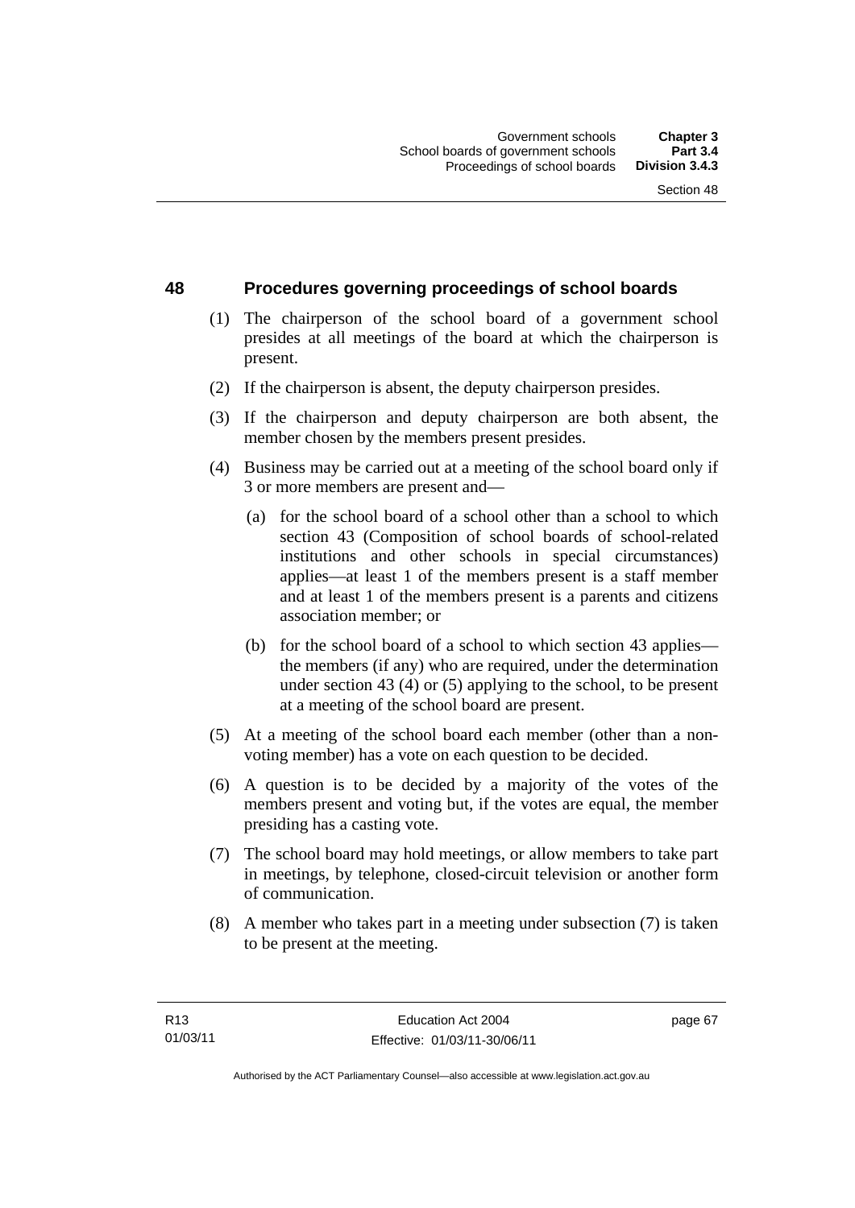## 48 Procedures governing proceedings of school boards

(1) The chairperson of the school board of a government school presides at all meetings of the board at which the chairperson is present.

(2) If the chairperson is absent, the deputy chairperson presides.

(3) If the chairperson and deputy chairperson are both absent, the member chosen by the members present presides.

(4) Business may be carried out at a meeting of the school board only if 3 or more members are present and—

(a) for the school board of a school other than a school to which section 43 (Composition of school boards of school-related institutions and other schools in special circumstances) applies—at least 1 of the members present is a staff member and at least 1 of the members present is a parents and citizens association member; or

(b) for the school board of a school to which section 43 applies—the members (if any) who are required, under the determination under section 43 (4) or (5) applying to the school, to be present at a meeting of the school board are present.

(5) At a meeting of the school board each member (other than a non-voting member) has a vote on each question to be decided.

(6) A question is to be decided by a majority of the votes of the members present and voting but, if the votes are equal, the member presiding has a casting vote.

(7) The school board may hold meetings, or allow members to take part in meetings, by telephone, closed-circuit television or another form of communication.

(8) A member who takes part in a meeting under subsection (7) is taken to be present at the meeting.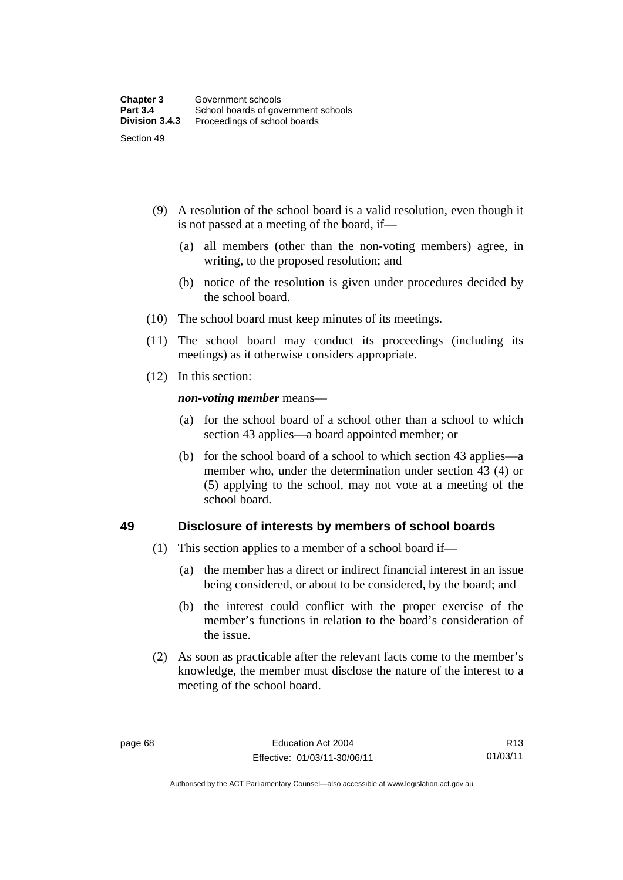(9) A resolution of the school board is a valid resolution, even though it is not passed at a meeting of the board, if—

  (a) all members (other than the non-voting members) agree, in writing, to the proposed resolution; and

  (b) notice of the resolution is given under procedures decided by the school board.

(10) The school board must keep minutes of its meetings.

(11) The school board may conduct its proceedings (including its meetings) as it otherwise considers appropriate.

(12) In this section:

***non-voting member*** means—

  (a) for the school board of a school other than a school to which section 43 applies—a board appointed member; or

  (b) for the school board of a school to which section 43 applies—a member who, under the determination under section 43 (4) or (5) applying to the school, may not vote at a meeting of the school board.

## 49 Disclosure of interests by members of school boards

(1) This section applies to a member of a school board if—

  (a) the member has a direct or indirect financial interest in an issue being considered, or about to be considered, by the board; and

  (b) the interest could conflict with the proper exercise of the member's functions in relation to the board's consideration of the issue.

(2) As soon as practicable after the relevant facts come to the member's knowledge, the member must disclose the nature of the interest to a meeting of the school board.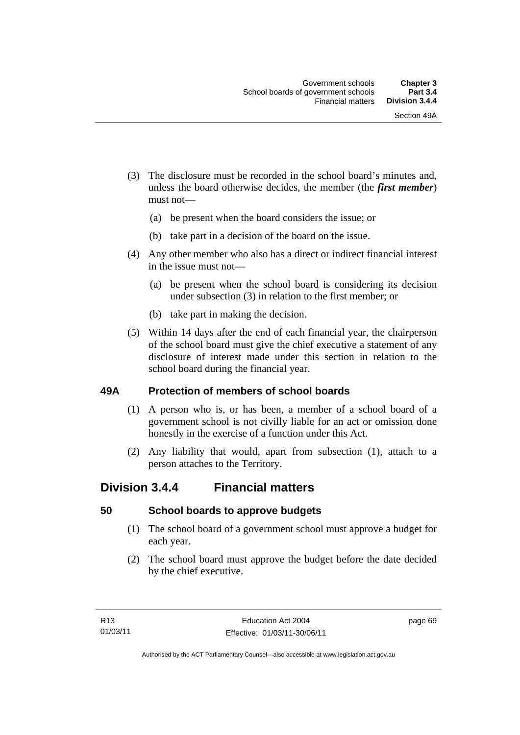(3) The disclosure must be recorded in the school board's minutes and, unless the board otherwise decides, the member (the ***first member***) must not—

(a) be present when the board considers the issue; or

(b) take part in a decision of the board on the issue.

(4) Any other member who also has a direct or indirect financial interest in the issue must not—

(a) be present when the school board is considering its decision under subsection (3) in relation to the first member; or

(b) take part in making the decision.

(5) Within 14 days after the end of each financial year, the chairperson of the school board must give the chief executive a statement of any disclosure of interest made under this section in relation to the school board during the financial year.

### 49A Protection of members of school boards

(1) A person who is, or has been, a member of a school board of a government school is not civilly liable for an act or omission done honestly in the exercise of a function under this Act.

(2) Any liability that would, apart from subsection (1), attach to a person attaches to the Territory.

## Division 3.4.4 Financial matters

### 50 School boards to approve budgets

(1) The school board of a government school must approve a budget for each year.

(2) The school board must approve the budget before the date decided by the chief executive.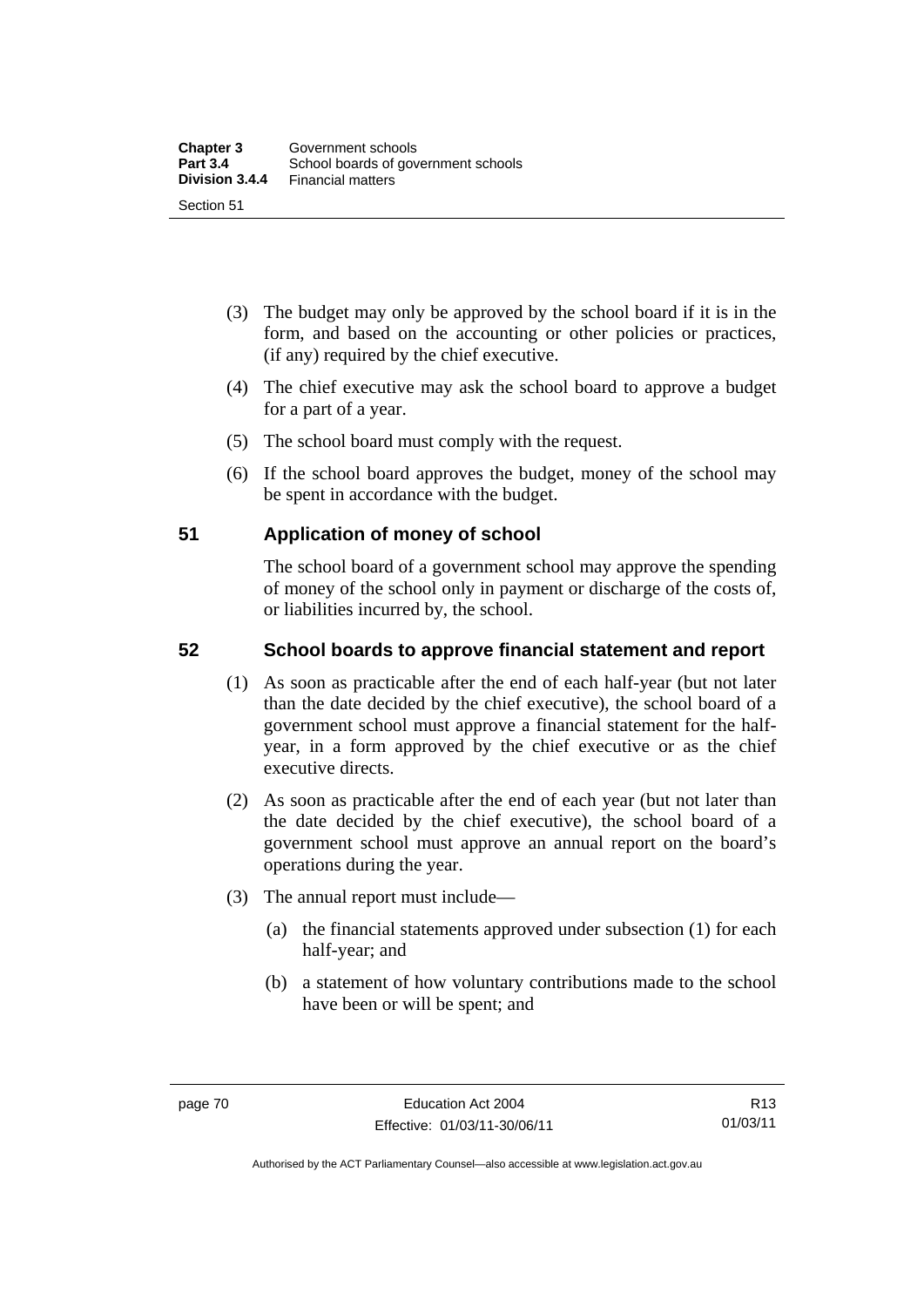(3) The budget may only be approved by the school board if it is in the form, and based on the accounting or other policies or practices, (if any) required by the chief executive.

(4) The chief executive may ask the school board to approve a budget for a part of a year.

(5) The school board must comply with the request.

(6) If the school board approves the budget, money of the school may be spent in accordance with the budget.

## 51 Application of money of school

The school board of a government school may approve the spending of money of the school only in payment or discharge of the costs of, or liabilities incurred by, the school.

## 52 School boards to approve financial statement and report

(1) As soon as practicable after the end of each half-year (but not later than the date decided by the chief executive), the school board of a government school must approve a financial statement for the half-year, in a form approved by the chief executive or as the chief executive directs.

(2) As soon as practicable after the end of each year (but not later than the date decided by the chief executive), the school board of a government school must approve an annual report on the board's operations during the year.

(3) The annual report must include—

(a) the financial statements approved under subsection (1) for each half-year; and

(b) a statement of how voluntary contributions made to the school have been or will be spent; and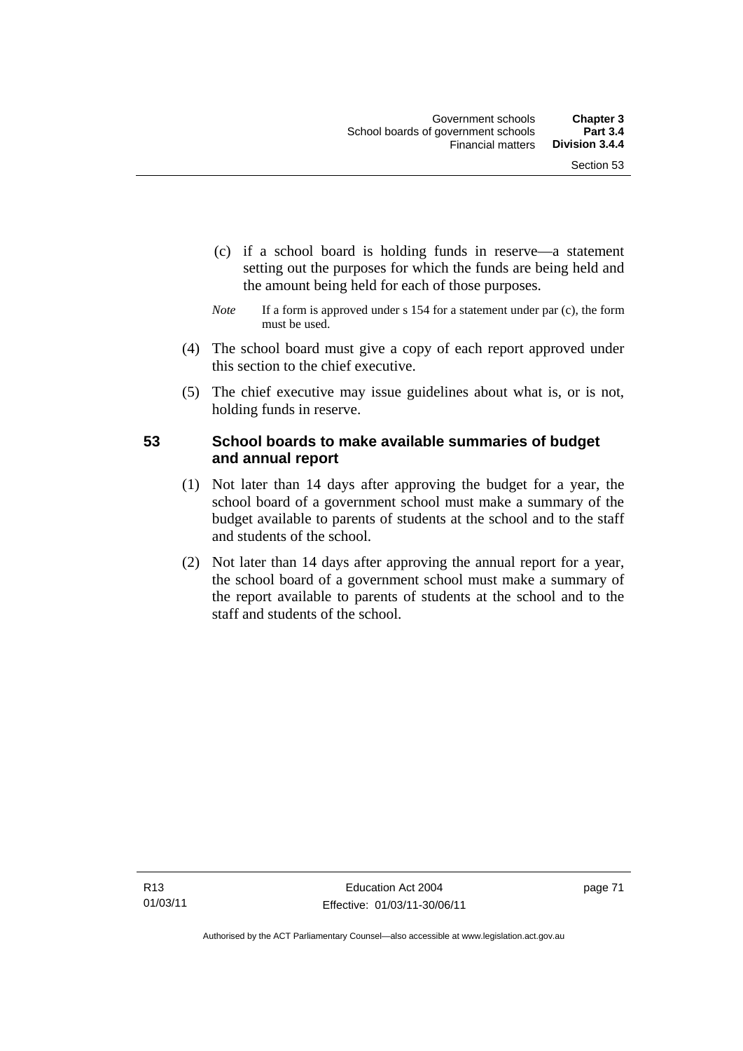(c) if a school board is holding funds in reserve—a statement setting out the purposes for which the funds are being held and the amount being held for each of those purposes.

*Note* If a form is approved under s 154 for a statement under par (c), the form must be used.

(4) The school board must give a copy of each report approved under this section to the chief executive.

(5) The chief executive may issue guidelines about what is, or is not, holding funds in reserve.

### 53 School boards to make available summaries of budget and annual report

(1) Not later than 14 days after approving the budget for a year, the school board of a government school must make a summary of the budget available to parents of students at the school and to the staff and students of the school.

(2) Not later than 14 days after approving the annual report for a year, the school board of a government school must make a summary of the report available to parents of students at the school and to the staff and students of the school.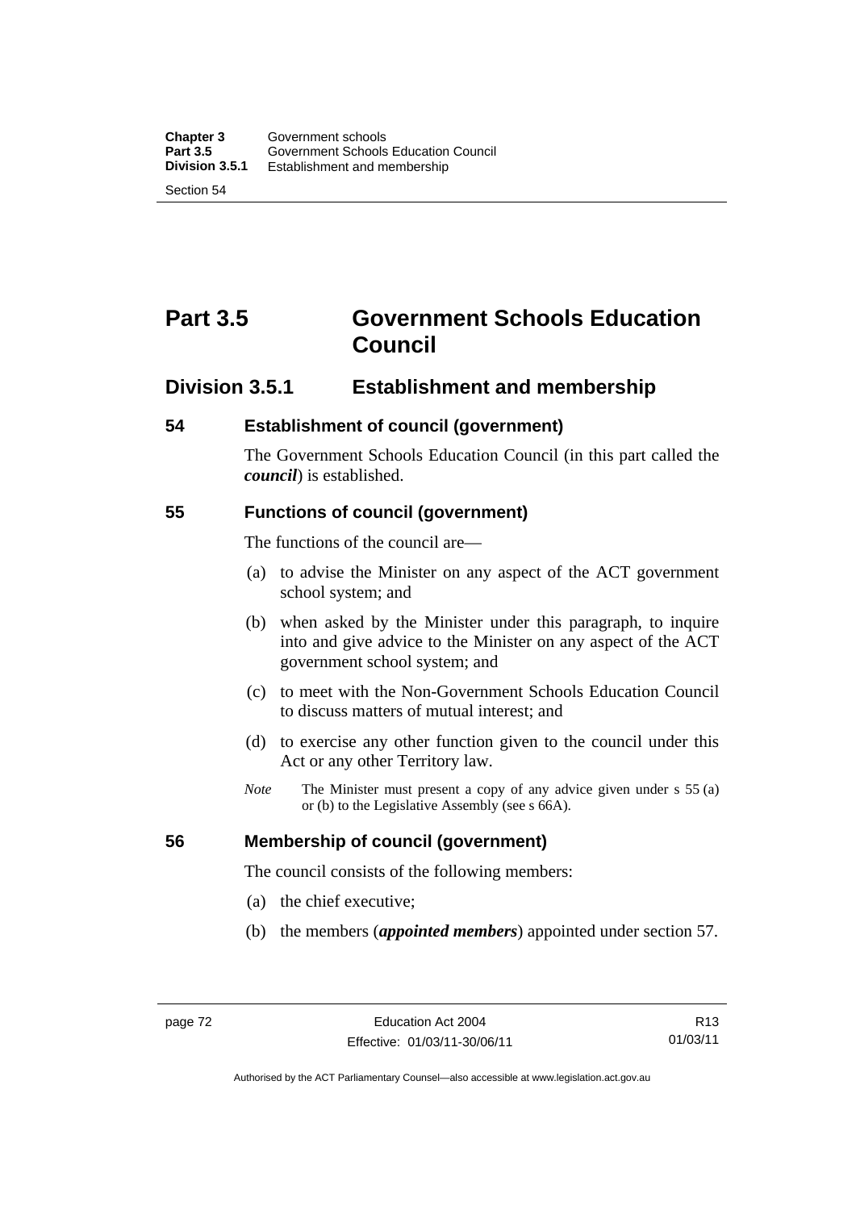# Part 3.5 Government Schools Education Council

## Division 3.5.1 Establishment and membership

### 54 Establishment of council (government)

The Government Schools Education Council (in this part called the ***council***) is established.

### 55 Functions of council (government)

The functions of the council are—

(a) to advise the Minister on any aspect of the ACT government school system; and

(b) when asked by the Minister under this paragraph, to inquire into and give advice to the Minister on any aspect of the ACT government school system; and

(c) to meet with the Non-Government Schools Education Council to discuss matters of mutual interest; and

(d) to exercise any other function given to the council under this Act or any other Territory law.

*Note* The Minister must present a copy of any advice given under s 55 (a) or (b) to the Legislative Assembly (see s 66A).

### 56 Membership of council (government)

The council consists of the following members:

(a) the chief executive;

(b) the members (***appointed members***) appointed under section 57.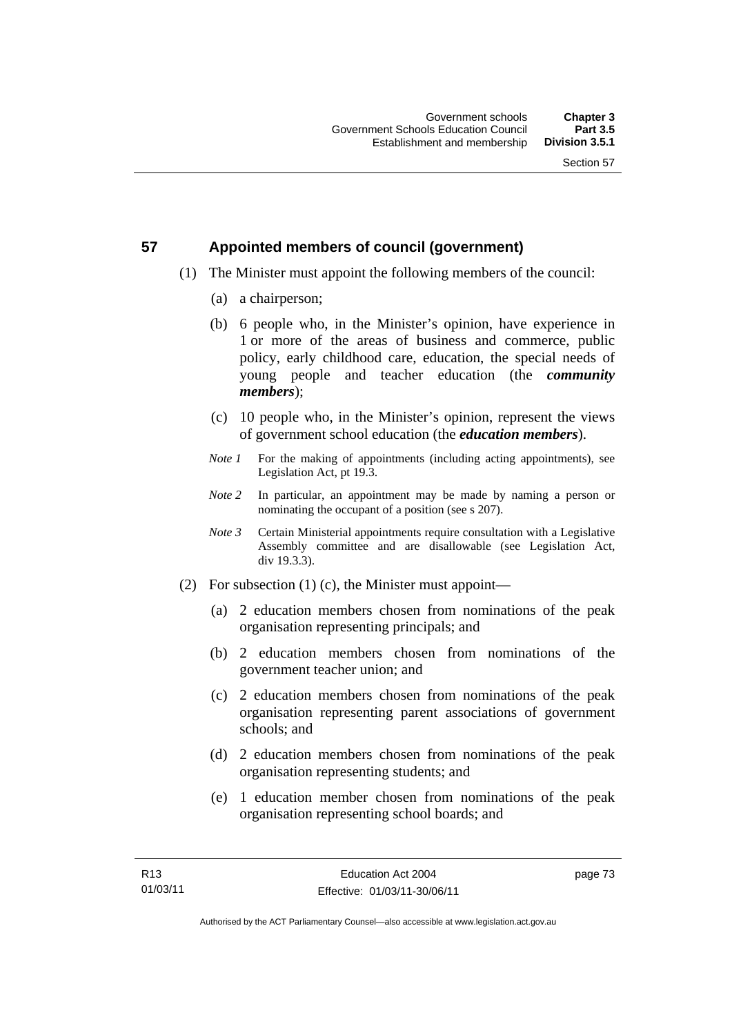## 57 Appointed members of council (government)

(1) The Minister must appoint the following members of the council:

(a) a chairperson;

(b) 6 people who, in the Minister's opinion, have experience in 1 or more of the areas of business and commerce, public policy, early childhood care, education, the special needs of young people and teacher education (the ***community members***);

(c) 10 people who, in the Minister's opinion, represent the views of government school education (the ***education members***).

*Note 1* For the making of appointments (including acting appointments), see Legislation Act, pt 19.3.

*Note 2* In particular, an appointment may be made by naming a person or nominating the occupant of a position (see s 207).

*Note 3* Certain Ministerial appointments require consultation with a Legislative Assembly committee and are disallowable (see Legislation Act, div 19.3.3).

(2) For subsection (1) (c), the Minister must appoint—

(a) 2 education members chosen from nominations of the peak organisation representing principals; and

(b) 2 education members chosen from nominations of the government teacher union; and

(c) 2 education members chosen from nominations of the peak organisation representing parent associations of government schools; and

(d) 2 education members chosen from nominations of the peak organisation representing students; and

(e) 1 education member chosen from nominations of the peak organisation representing school boards; and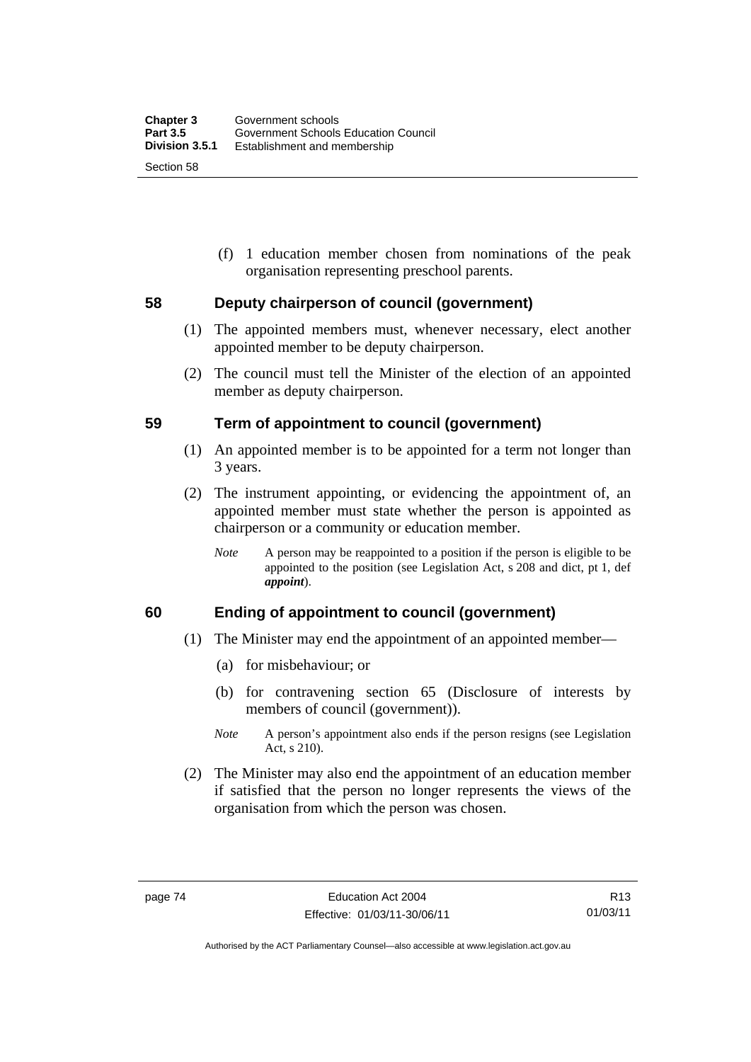(f) 1 education member chosen from nominations of the peak organisation representing preschool parents.

## 58 Deputy chairperson of council (government)

(1) The appointed members must, whenever necessary, elect another appointed member to be deputy chairperson.

(2) The council must tell the Minister of the election of an appointed member as deputy chairperson.

## 59 Term of appointment to council (government)

(1) An appointed member is to be appointed for a term not longer than 3 years.

(2) The instrument appointing, or evidencing the appointment of, an appointed member must state whether the person is appointed as chairperson or a community or education member.

*Note* A person may be reappointed to a position if the person is eligible to be appointed to the position (see Legislation Act, s 208 and dict, pt 1, def ***appoint***).

## 60 Ending of appointment to council (government)

(1) The Minister may end the appointment of an appointed member—

(a) for misbehaviour; or

(b) for contravening section 65 (Disclosure of interests by members of council (government)).

*Note* A person's appointment also ends if the person resigns (see Legislation Act, s 210).

(2) The Minister may also end the appointment of an education member if satisfied that the person no longer represents the views of the organisation from which the person was chosen.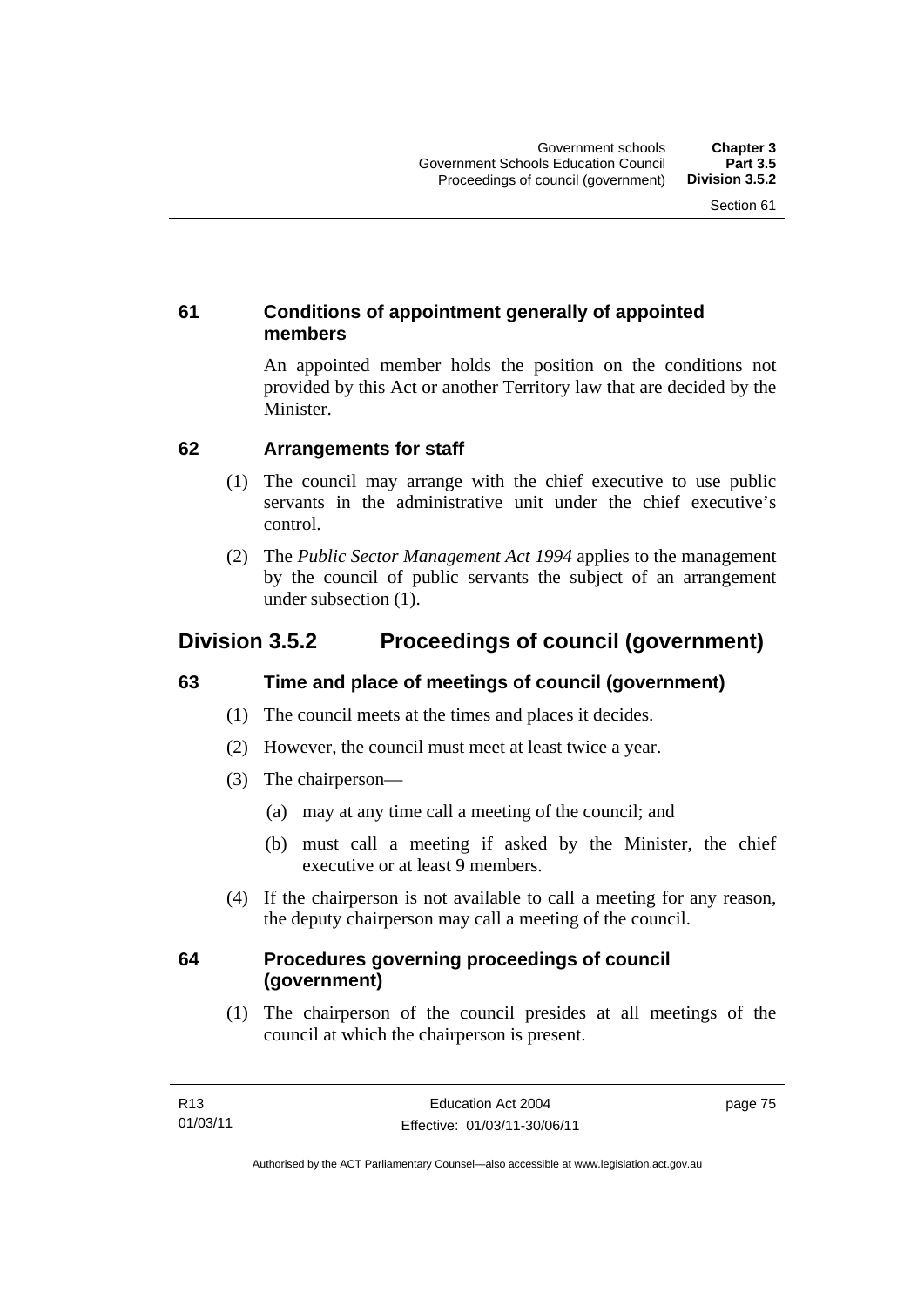### 61 Conditions of appointment generally of appointed members

An appointed member holds the position on the conditions not provided by this Act or another Territory law that are decided by the Minister.

### 62 Arrangements for staff

(1) The council may arrange with the chief executive to use public servants in the administrative unit under the chief executive's control.

(2) The *Public Sector Management Act 1994* applies to the management by the council of public servants the subject of an arrangement under subsection (1).

## Division 3.5.2 Proceedings of council (government)

### 63 Time and place of meetings of council (government)

(1) The council meets at the times and places it decides.

(2) However, the council must meet at least twice a year.

(3) The chairperson—

(a) may at any time call a meeting of the council; and

(b) must call a meeting if asked by the Minister, the chief executive or at least 9 members.

(4) If the chairperson is not available to call a meeting for any reason, the deputy chairperson may call a meeting of the council.

### 64 Procedures governing proceedings of council (government)

(1) The chairperson of the council presides at all meetings of the council at which the chairperson is present.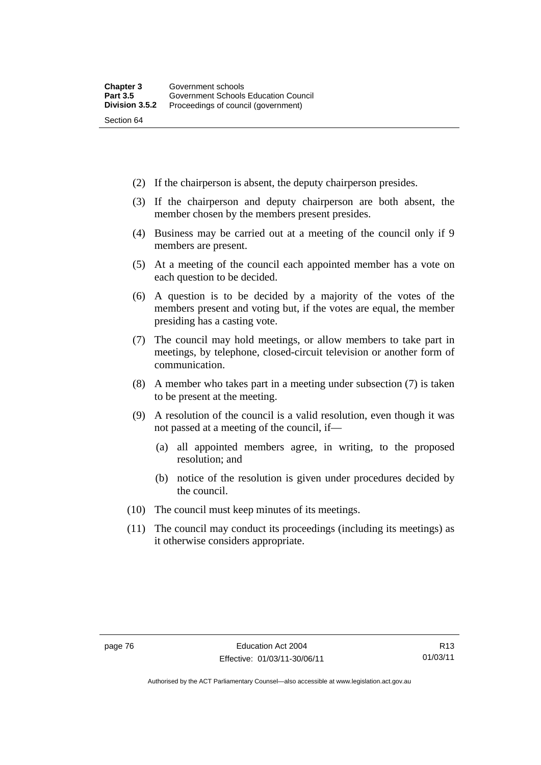(2) If the chairperson is absent, the deputy chairperson presides.

(3) If the chairperson and deputy chairperson are both absent, the member chosen by the members present presides.

(4) Business may be carried out at a meeting of the council only if 9 members are present.

(5) At a meeting of the council each appointed member has a vote on each question to be decided.

(6) A question is to be decided by a majority of the votes of the members present and voting but, if the votes are equal, the member presiding has a casting vote.

(7) The council may hold meetings, or allow members to take part in meetings, by telephone, closed-circuit television or another form of communication.

(8) A member who takes part in a meeting under subsection (7) is taken to be present at the meeting.

(9) A resolution of the council is a valid resolution, even though it was not passed at a meeting of the council, if—

- (a) all appointed members agree, in writing, to the proposed resolution; and
- (b) notice of the resolution is given under procedures decided by the council.

(10) The council must keep minutes of its meetings.

(11) The council may conduct its proceedings (including its meetings) as it otherwise considers appropriate.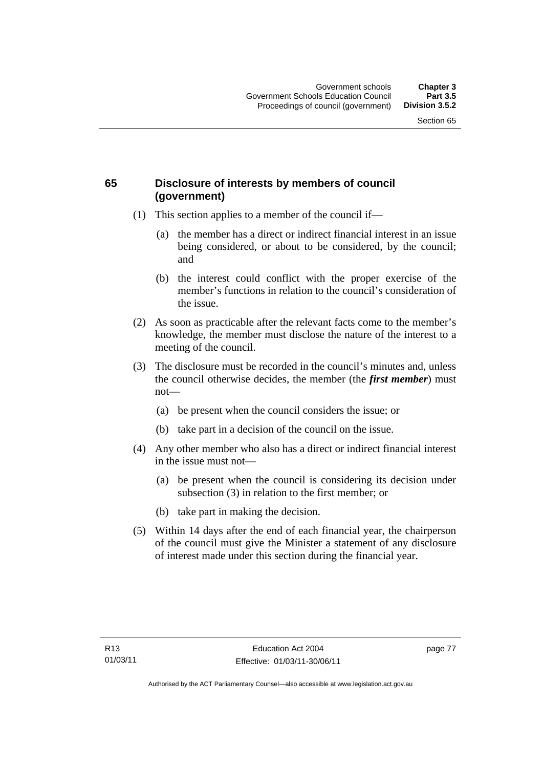## 65 Disclosure of interests by members of council (government)

(1) This section applies to a member of the council if—

(a) the member has a direct or indirect financial interest in an issue being considered, or about to be considered, by the council; and

(b) the interest could conflict with the proper exercise of the member's functions in relation to the council's consideration of the issue.

(2) As soon as practicable after the relevant facts come to the member's knowledge, the member must disclose the nature of the interest to a meeting of the council.

(3) The disclosure must be recorded in the council's minutes and, unless the council otherwise decides, the member (the ***first member***) must not—

(a) be present when the council considers the issue; or

(b) take part in a decision of the council on the issue.

(4) Any other member who also has a direct or indirect financial interest in the issue must not—

(a) be present when the council is considering its decision under subsection (3) in relation to the first member; or

(b) take part in making the decision.

(5) Within 14 days after the end of each financial year, the chairperson of the council must give the Minister a statement of any disclosure of interest made under this section during the financial year.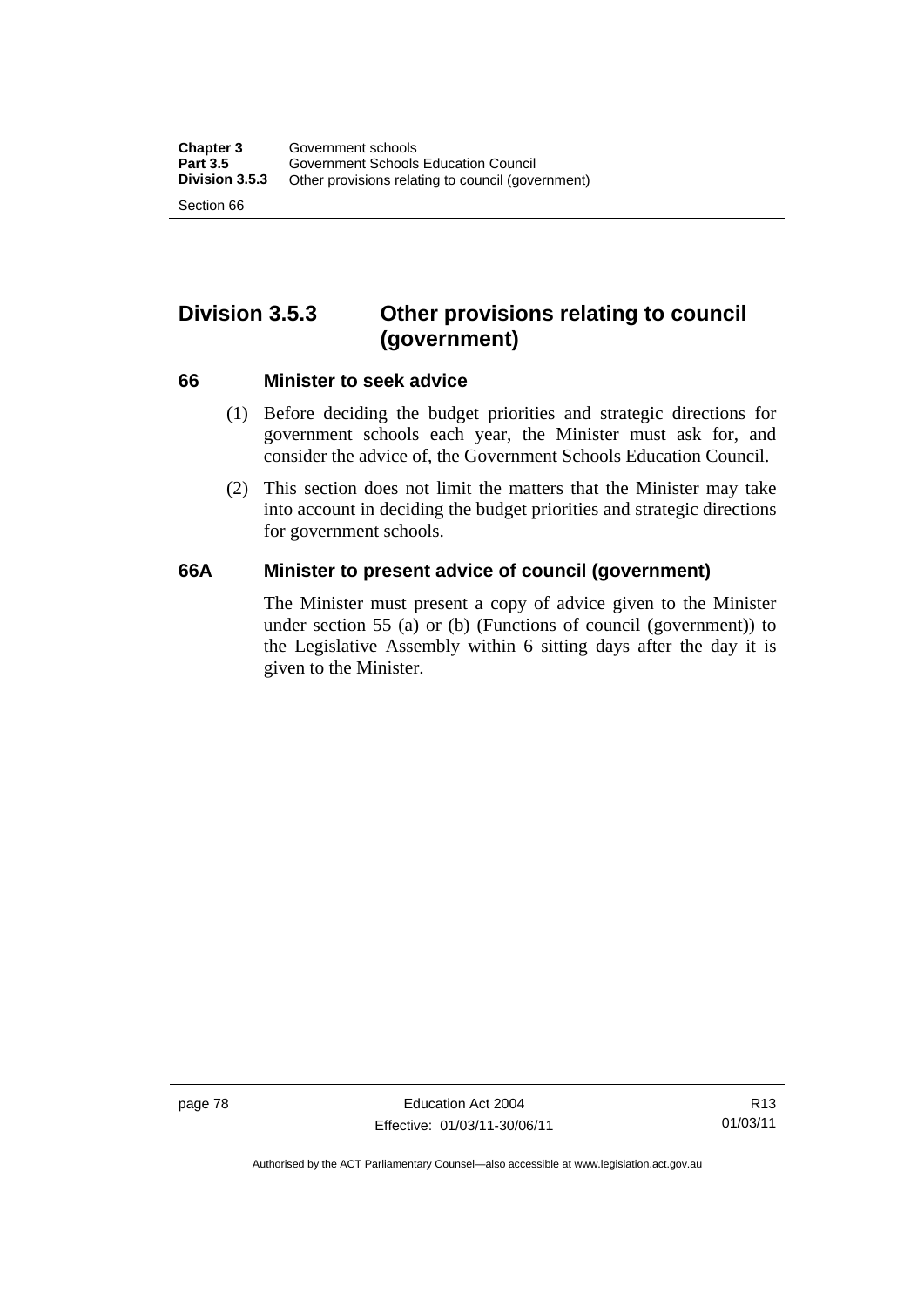## Division 3.5.3 Other provisions relating to council (government)

### 66 Minister to seek advice

(1) Before deciding the budget priorities and strategic directions for government schools each year, the Minister must ask for, and consider the advice of, the Government Schools Education Council.

(2) This section does not limit the matters that the Minister may take into account in deciding the budget priorities and strategic directions for government schools.

### 66A Minister to present advice of council (government)

The Minister must present a copy of advice given to the Minister under section 55 (a) or (b) (Functions of council (government)) to the Legislative Assembly within 6 sitting days after the day it is given to the Minister.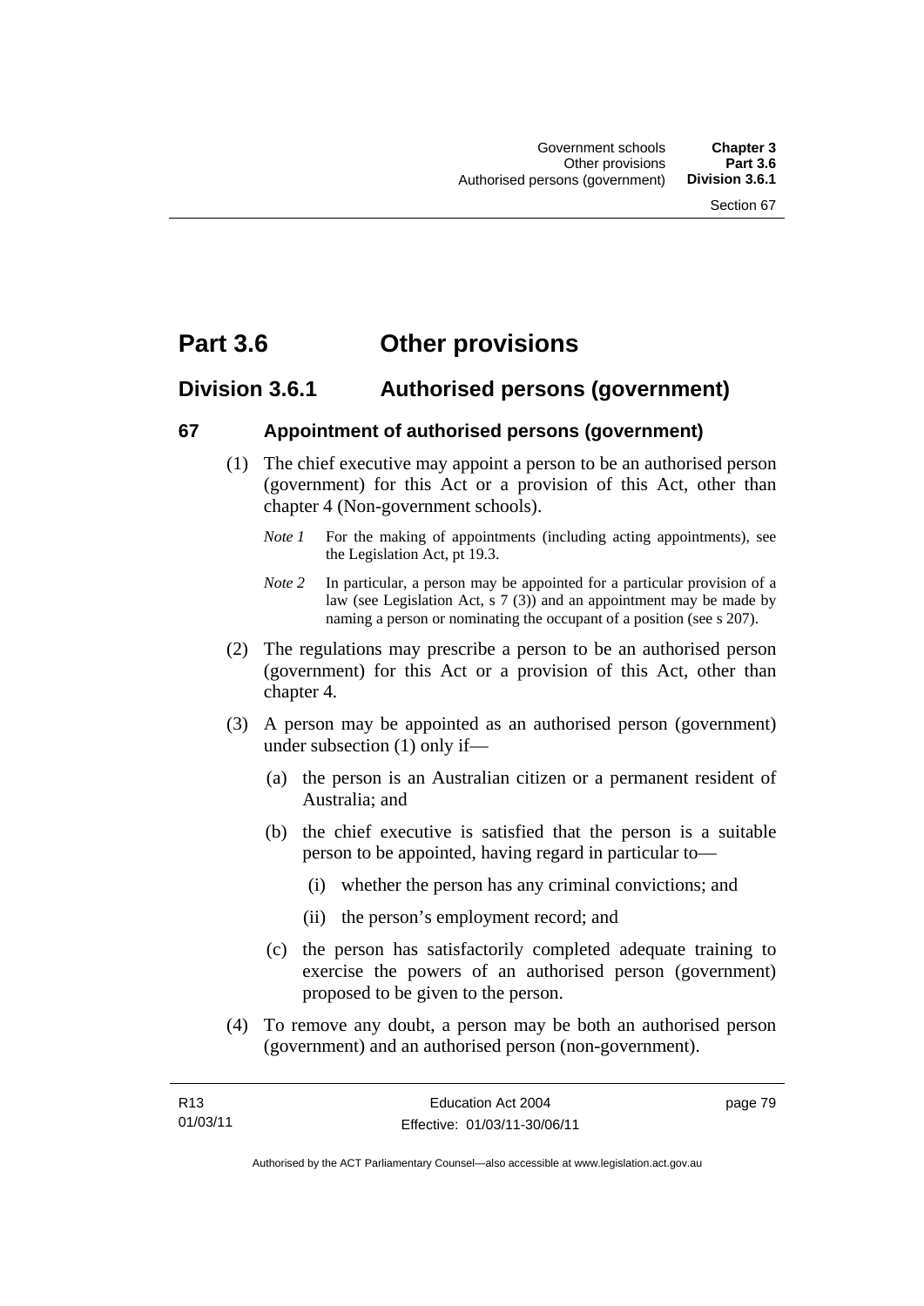# Part 3.6 Other provisions

## Division 3.6.1 Authorised persons (government)

### 67 Appointment of authorised persons (government)

(1) The chief executive may appoint a person to be an authorised person (government) for this Act or a provision of this Act, other than chapter 4 (Non-government schools).

*Note 1* For the making of appointments (including acting appointments), see the Legislation Act, pt 19.3.

*Note 2* In particular, a person may be appointed for a particular provision of a law (see Legislation Act, s 7 (3)) and an appointment may be made by naming a person or nominating the occupant of a position (see s 207).

(2) The regulations may prescribe a person to be an authorised person (government) for this Act or a provision of this Act, other than chapter 4.

(3) A person may be appointed as an authorised person (government) under subsection (1) only if—

(a) the person is an Australian citizen or a permanent resident of Australia; and

(b) the chief executive is satisfied that the person is a suitable person to be appointed, having regard in particular to—

(i) whether the person has any criminal convictions; and

(ii) the person's employment record; and

(c) the person has satisfactorily completed adequate training to exercise the powers of an authorised person (government) proposed to be given to the person.

(4) To remove any doubt, a person may be both an authorised person (government) and an authorised person (non-government).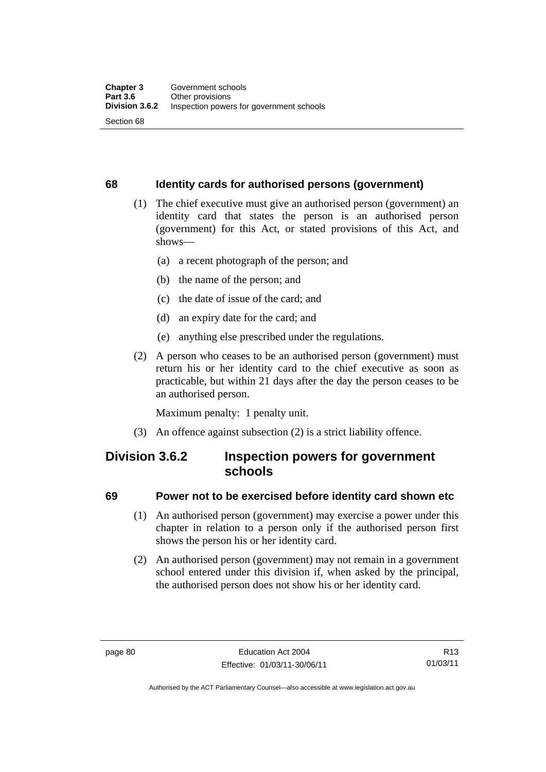## 68 Identity cards for authorised persons (government)

(1) The chief executive must give an authorised person (government) an identity card that states the person is an authorised person (government) for this Act, or stated provisions of this Act, and shows—

(a) a recent photograph of the person; and

(b) the name of the person; and

(c) the date of issue of the card; and

(d) an expiry date for the card; and

(e) anything else prescribed under the regulations.

(2) A person who ceases to be an authorised person (government) must return his or her identity card to the chief executive as soon as practicable, but within 21 days after the day the person ceases to be an authorised person.

Maximum penalty: 1 penalty unit.

(3) An offence against subsection (2) is a strict liability offence.

# Division 3.6.2 Inspection powers for government schools

## 69 Power not to be exercised before identity card shown etc

(1) An authorised person (government) may exercise a power under this chapter in relation to a person only if the authorised person first shows the person his or her identity card.

(2) An authorised person (government) may not remain in a government school entered under this division if, when asked by the principal, the authorised person does not show his or her identity card.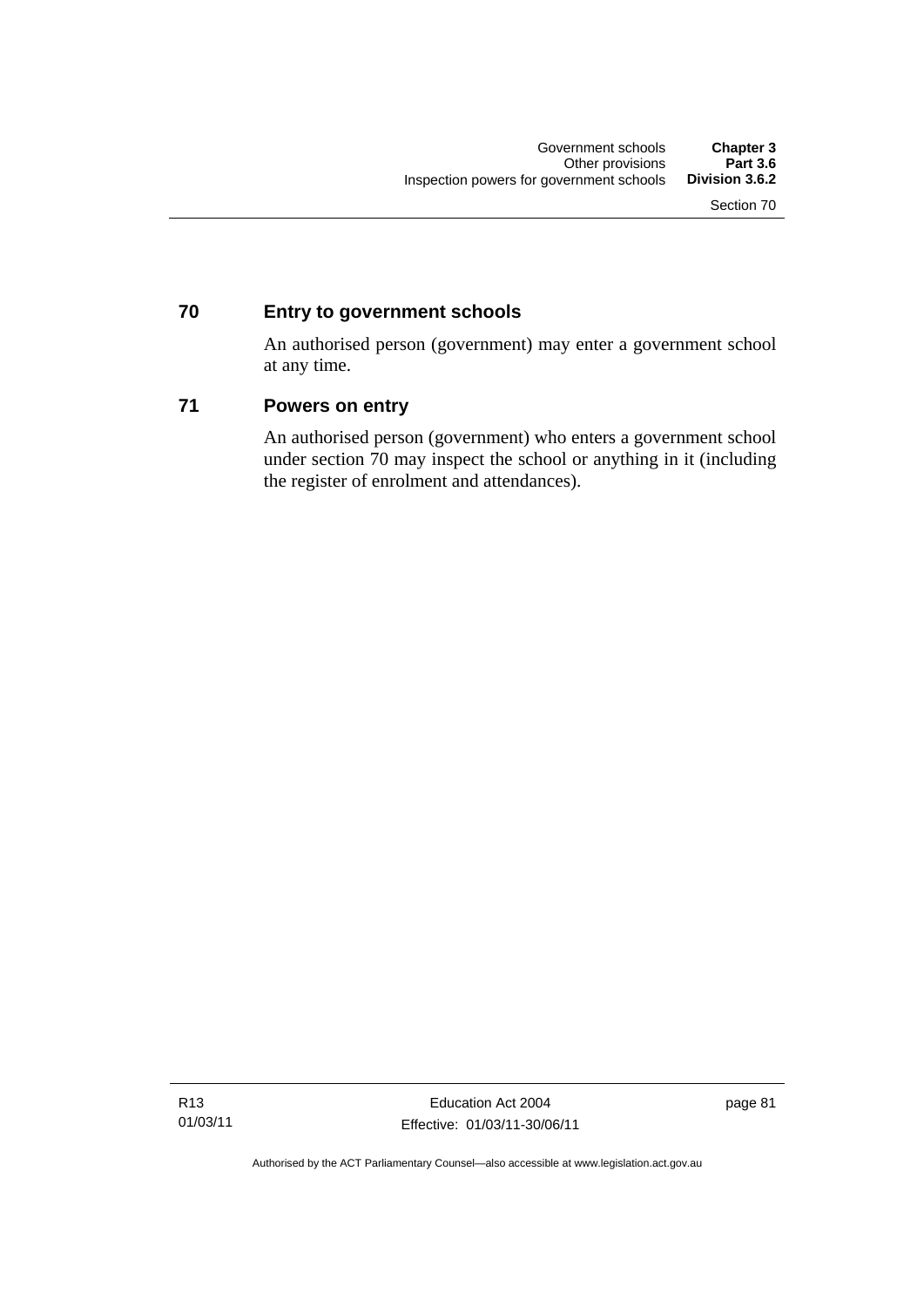## 70 Entry to government schools

An authorised person (government) may enter a government school at any time.

## 71 Powers on entry

An authorised person (government) who enters a government school under section 70 may inspect the school or anything in it (including the register of enrolment and attendances).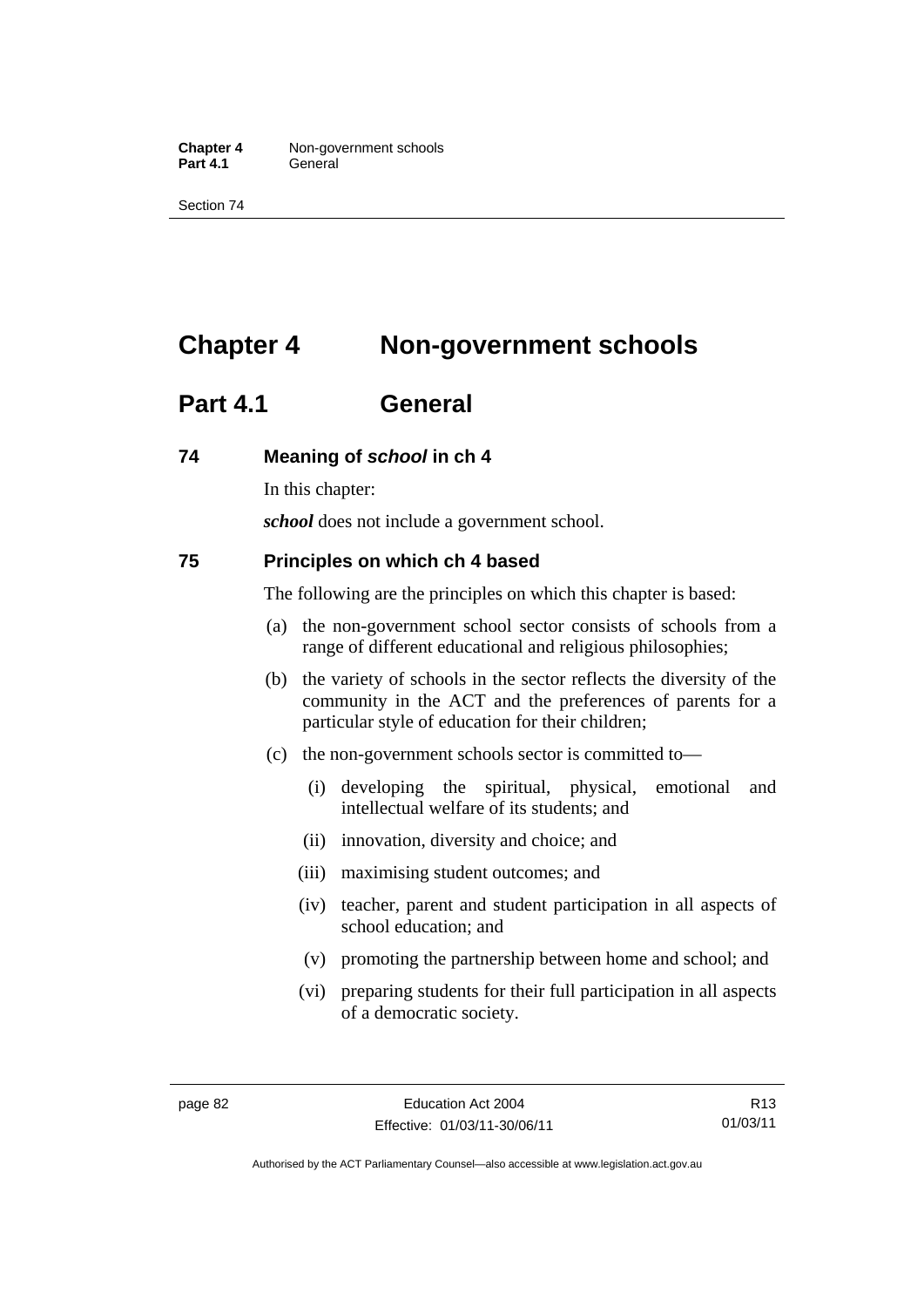# Chapter 4 Non-government schools

## Part 4.1 General

### 74 Meaning of *school* in ch 4

In this chapter:

***school*** does not include a government school.

### 75 Principles on which ch 4 based

The following are the principles on which this chapter is based:

(a) the non-government school sector consists of schools from a range of different educational and religious philosophies;

(b) the variety of schools in the sector reflects the diversity of the community in the ACT and the preferences of parents for a particular style of education for their children;

(c) the non-government schools sector is committed to—

  (i) developing the spiritual, physical, emotional and intellectual welfare of its students; and

  (ii) innovation, diversity and choice; and

  (iii) maximising student outcomes; and

  (iv) teacher, parent and student participation in all aspects of school education; and

  (v) promoting the partnership between home and school; and

  (vi) preparing students for their full participation in all aspects of a democratic society.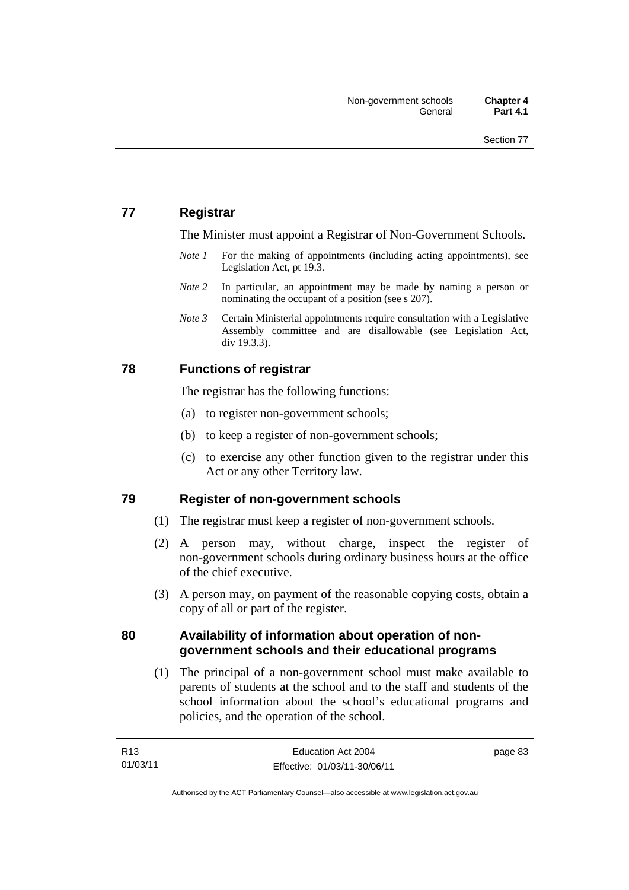## 77 Registrar

The Minister must appoint a Registrar of Non-Government Schools.

*Note 1* For the making of appointments (including acting appointments), see Legislation Act, pt 19.3.

*Note 2* In particular, an appointment may be made by naming a person or nominating the occupant of a position (see s 207).

*Note 3* Certain Ministerial appointments require consultation with a Legislative Assembly committee and are disallowable (see Legislation Act, div 19.3.3).

## 78 Functions of registrar

The registrar has the following functions:

(a) to register non-government schools;

(b) to keep a register of non-government schools;

(c) to exercise any other function given to the registrar under this Act or any other Territory law.

## 79 Register of non-government schools

(1) The registrar must keep a register of non-government schools.

(2) A person may, without charge, inspect the register of non-government schools during ordinary business hours at the office of the chief executive.

(3) A person may, on payment of the reasonable copying costs, obtain a copy of all or part of the register.

## 80 Availability of information about operation of non-government schools and their educational programs

(1) The principal of a non-government school must make available to parents of students at the school and to the staff and students of the school information about the school's educational programs and policies, and the operation of the school.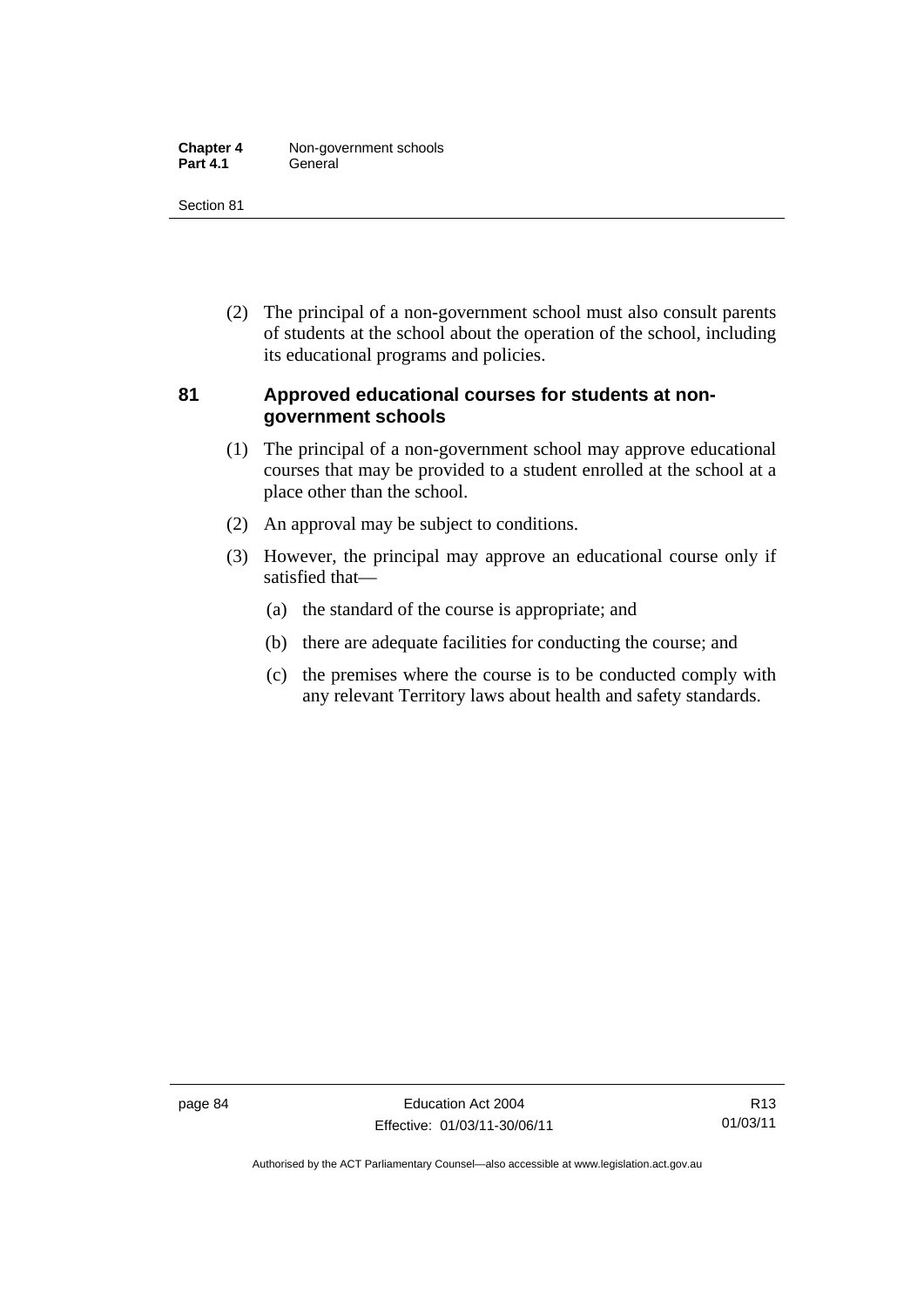(2) The principal of a non-government school must also consult parents of students at the school about the operation of the school, including its educational programs and policies.

### 81 Approved educational courses for students at non-government schools

(1) The principal of a non-government school may approve educational courses that may be provided to a student enrolled at the school at a place other than the school.

(2) An approval may be subject to conditions.

(3) However, the principal may approve an educational course only if satisfied that—

(a) the standard of the course is appropriate; and

(b) there are adequate facilities for conducting the course; and

(c) the premises where the course is to be conducted comply with any relevant Territory laws about health and safety standards.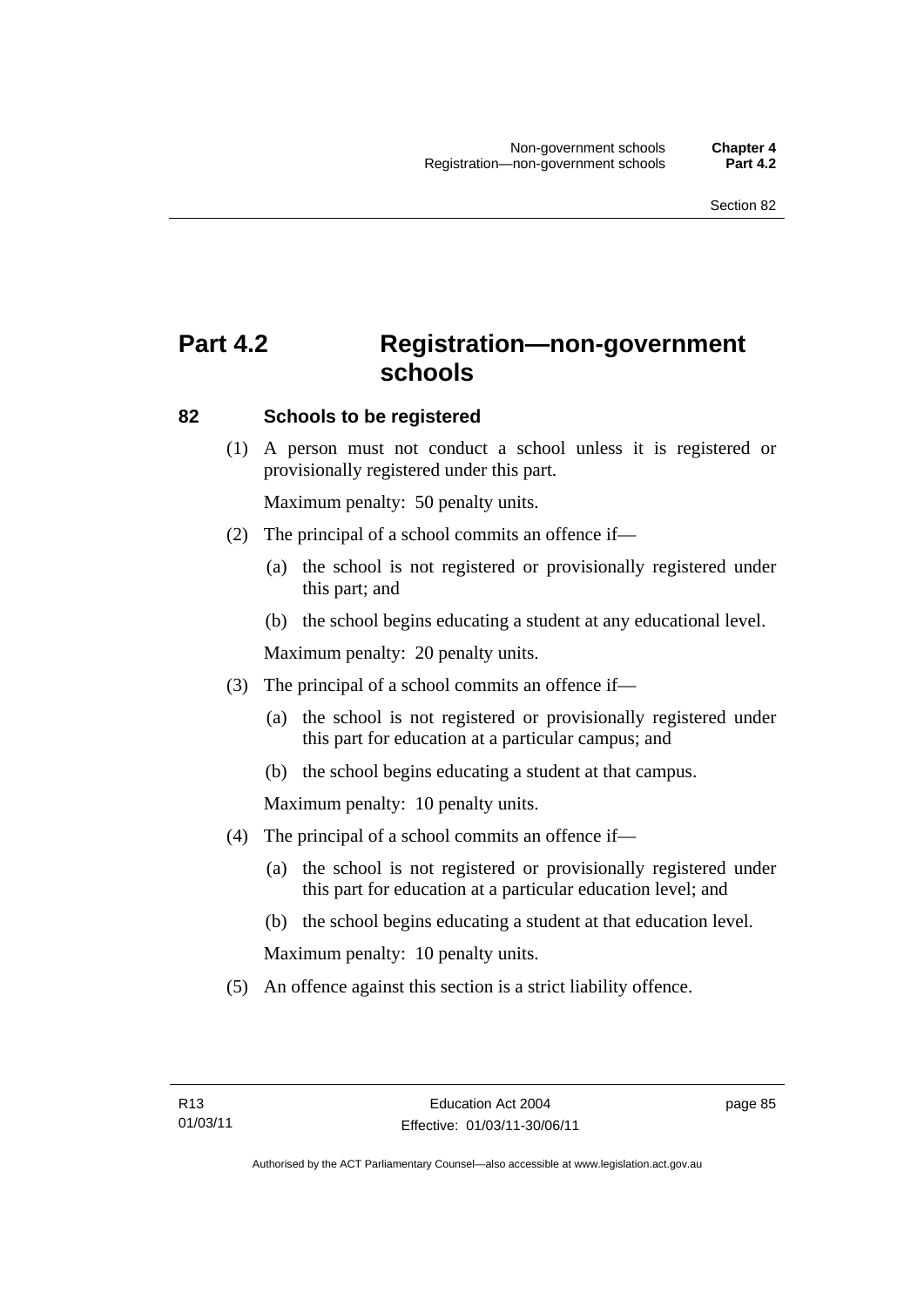# Part 4.2 Registration—non-government schools

## 82 Schools to be registered

(1) A person must not conduct a school unless it is registered or provisionally registered under this part.

Maximum penalty: 50 penalty units.

(2) The principal of a school commits an offence if—

(a) the school is not registered or provisionally registered under this part; and

(b) the school begins educating a student at any educational level.

Maximum penalty: 20 penalty units.

(3) The principal of a school commits an offence if—

(a) the school is not registered or provisionally registered under this part for education at a particular campus; and

(b) the school begins educating a student at that campus.

Maximum penalty: 10 penalty units.

(4) The principal of a school commits an offence if—

(a) the school is not registered or provisionally registered under this part for education at a particular education level; and

(b) the school begins educating a student at that education level.

Maximum penalty: 10 penalty units.

(5) An offence against this section is a strict liability offence.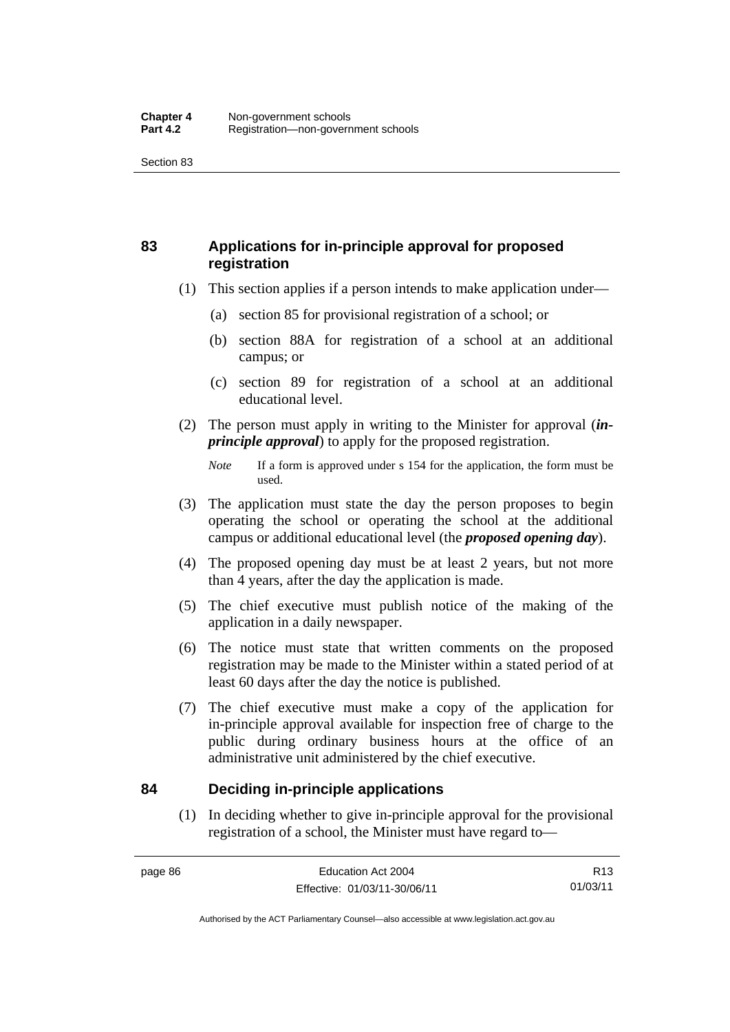## 83 Applications for in-principle approval for proposed registration

(1) This section applies if a person intends to make application under—

(a) section 85 for provisional registration of a school; or

(b) section 88A for registration of a school at an additional campus; or

(c) section 89 for registration of a school at an additional educational level.

(2) The person must apply in writing to the Minister for approval (***in-principle approval***) to apply for the proposed registration.

*Note* If a form is approved under s 154 for the application, the form must be used.

(3) The application must state the day the person proposes to begin operating the school or operating the school at the additional campus or additional educational level (the ***proposed opening day***).

(4) The proposed opening day must be at least 2 years, but not more than 4 years, after the day the application is made.

(5) The chief executive must publish notice of the making of the application in a daily newspaper.

(6) The notice must state that written comments on the proposed registration may be made to the Minister within a stated period of at least 60 days after the day the notice is published.

(7) The chief executive must make a copy of the application for in-principle approval available for inspection free of charge to the public during ordinary business hours at the office of an administrative unit administered by the chief executive.

## 84 Deciding in-principle applications

(1) In deciding whether to give in-principle approval for the provisional registration of a school, the Minister must have regard to—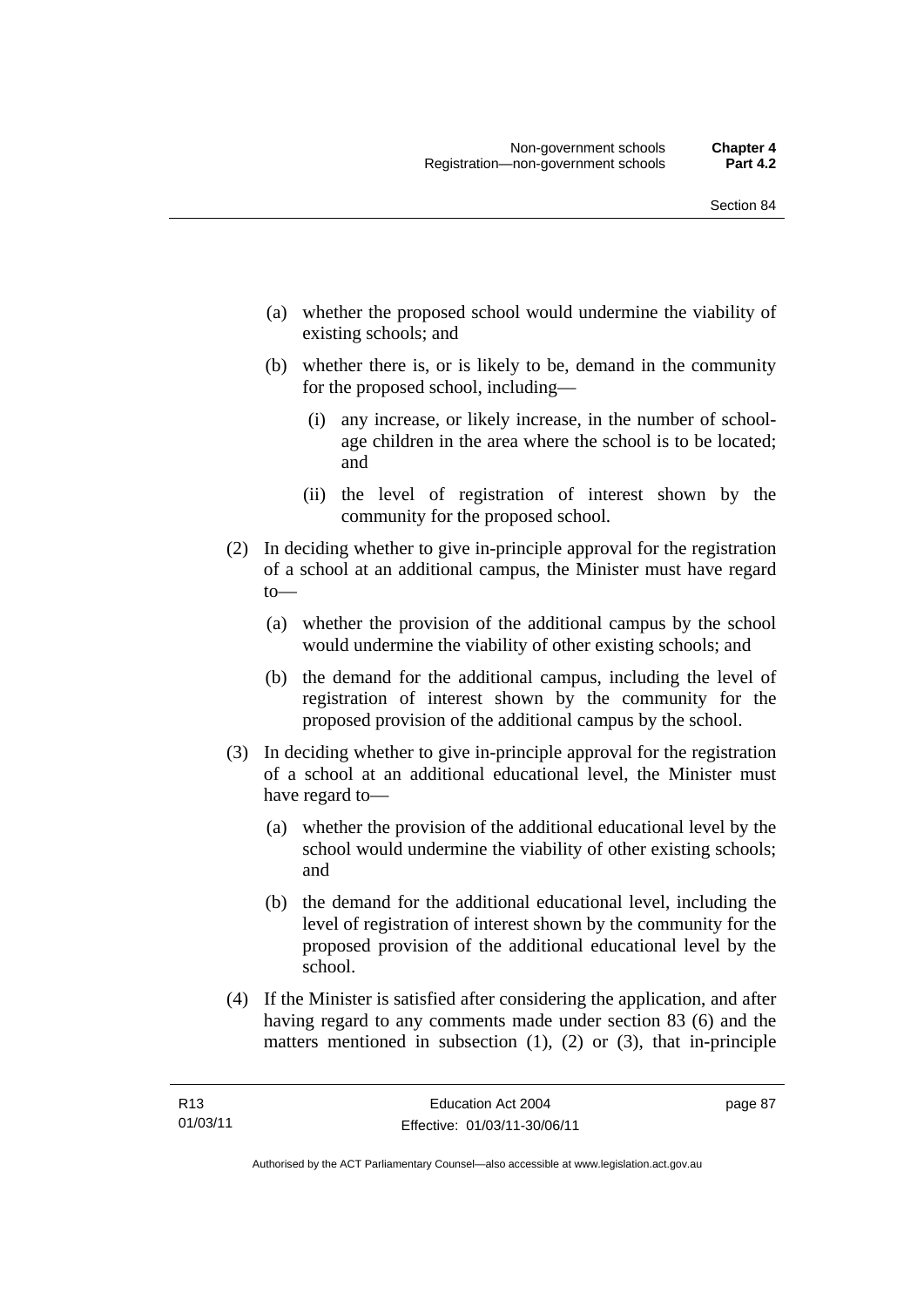(a) whether the proposed school would undermine the viability of existing schools; and

(b) whether there is, or is likely to be, demand in the community for the proposed school, including—

 (i) any increase, or likely increase, in the number of school-age children in the area where the school is to be located; and

 (ii) the level of registration of interest shown by the community for the proposed school.

(2) In deciding whether to give in-principle approval for the registration of a school at an additional campus, the Minister must have regard to—

(a) whether the provision of the additional campus by the school would undermine the viability of other existing schools; and

(b) the demand for the additional campus, including the level of registration of interest shown by the community for the proposed provision of the additional campus by the school.

(3) In deciding whether to give in-principle approval for the registration of a school at an additional educational level, the Minister must have regard to—

(a) whether the provision of the additional educational level by the school would undermine the viability of other existing schools; and

(b) the demand for the additional educational level, including the level of registration of interest shown by the community for the proposed provision of the additional educational level by the school.

(4) If the Minister is satisfied after considering the application, and after having regard to any comments made under section 83 (6) and the matters mentioned in subsection (1), (2) or (3), that in-principle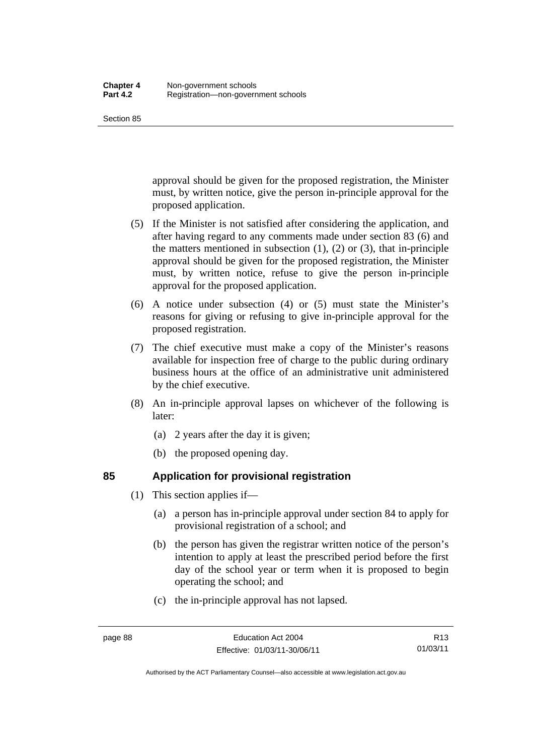approval should be given for the proposed registration, the Minister must, by written notice, give the person in-principle approval for the proposed application.

(5) If the Minister is not satisfied after considering the application, and after having regard to any comments made under section 83 (6) and the matters mentioned in subsection (1), (2) or (3), that in-principle approval should be given for the proposed registration, the Minister must, by written notice, refuse to give the person in-principle approval for the proposed application.

(6) A notice under subsection (4) or (5) must state the Minister's reasons for giving or refusing to give in-principle approval for the proposed registration.

(7) The chief executive must make a copy of the Minister's reasons available for inspection free of charge to the public during ordinary business hours at the office of an administrative unit administered by the chief executive.

(8) An in-principle approval lapses on whichever of the following is later:

(a) 2 years after the day it is given;

(b) the proposed opening day.

## 85 Application for provisional registration

(1) This section applies if—

(a) a person has in-principle approval under section 84 to apply for provisional registration of a school; and

(b) the person has given the registrar written notice of the person's intention to apply at least the prescribed period before the first day of the school year or term when it is proposed to begin operating the school; and

(c) the in-principle approval has not lapsed.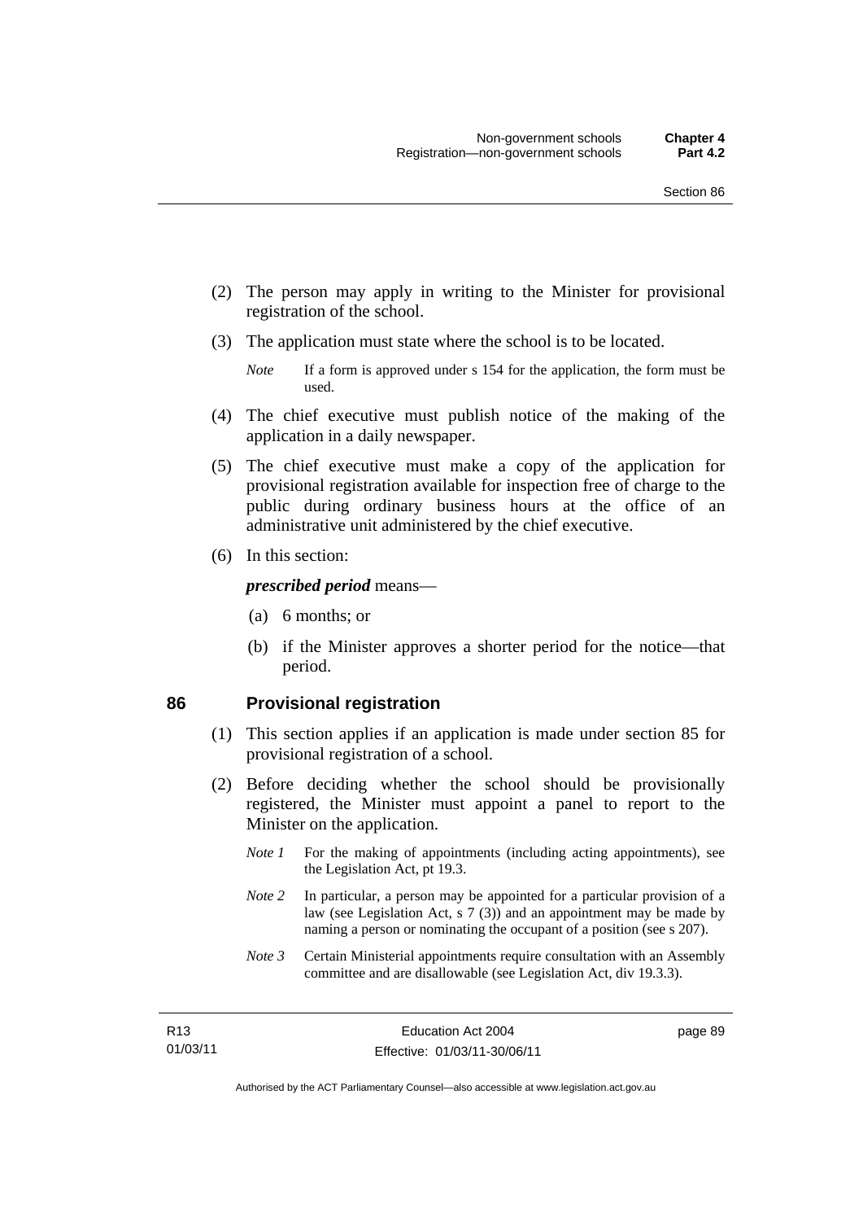(2) The person may apply in writing to the Minister for provisional registration of the school.

(3) The application must state where the school is to be located.

*Note* If a form is approved under s 154 for the application, the form must be used.

(4) The chief executive must publish notice of the making of the application in a daily newspaper.

(5) The chief executive must make a copy of the application for provisional registration available for inspection free of charge to the public during ordinary business hours at the office of an administrative unit administered by the chief executive.

(6) In this section:

***prescribed period*** means—

(a) 6 months; or

(b) if the Minister approves a shorter period for the notice—that period.

## 86 Provisional registration

(1) This section applies if an application is made under section 85 for provisional registration of a school.

(2) Before deciding whether the school should be provisionally registered, the Minister must appoint a panel to report to the Minister on the application.

*Note 1* For the making of appointments (including acting appointments), see the Legislation Act, pt 19.3.

*Note 2* In particular, a person may be appointed for a particular provision of a law (see Legislation Act, s 7 (3)) and an appointment may be made by naming a person or nominating the occupant of a position (see s 207).

*Note 3* Certain Ministerial appointments require consultation with an Assembly committee and are disallowable (see Legislation Act, div 19.3.3).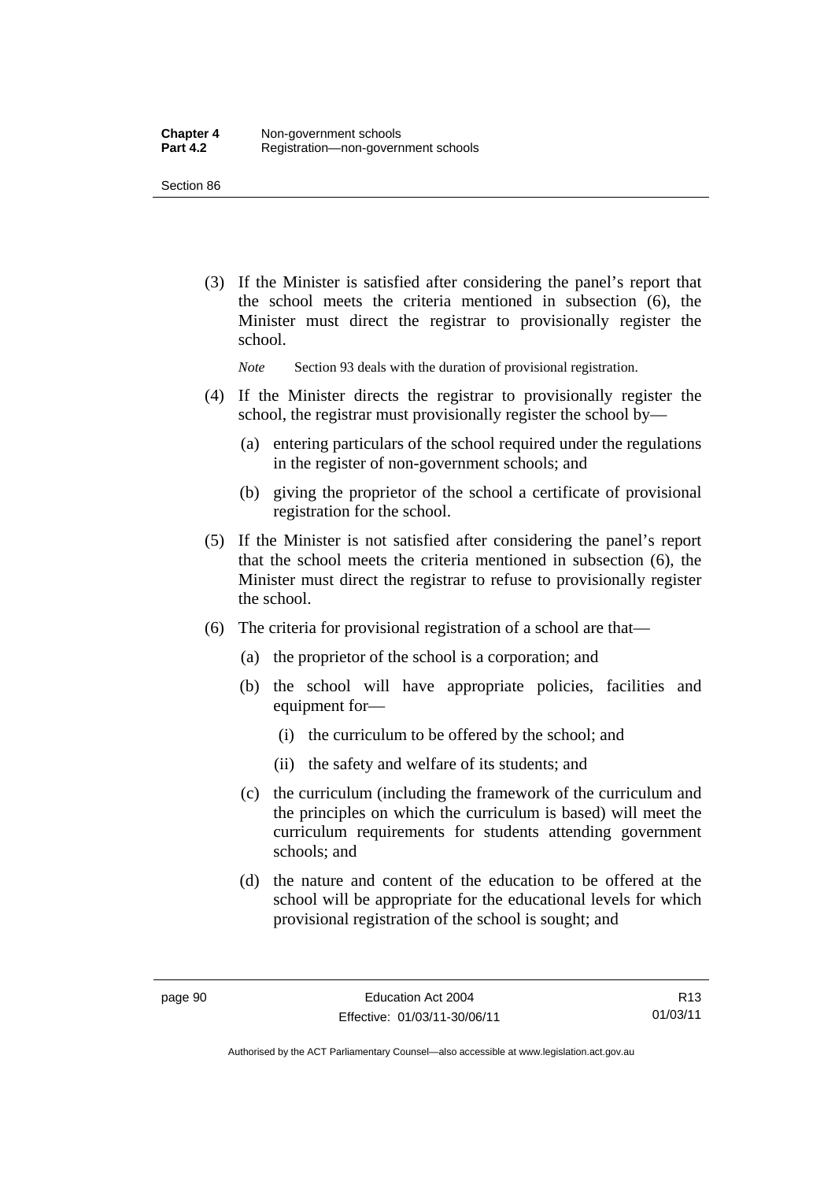(3) If the Minister is satisfied after considering the panel's report that the school meets the criteria mentioned in subsection (6), the Minister must direct the registrar to provisionally register the school.

*Note* Section 93 deals with the duration of provisional registration.

(4) If the Minister directs the registrar to provisionally register the school, the registrar must provisionally register the school by—

(a) entering particulars of the school required under the regulations in the register of non-government schools; and

(b) giving the proprietor of the school a certificate of provisional registration for the school.

(5) If the Minister is not satisfied after considering the panel's report that the school meets the criteria mentioned in subsection (6), the Minister must direct the registrar to refuse to provisionally register the school.

(6) The criteria for provisional registration of a school are that—

(a) the proprietor of the school is a corporation; and

(b) the school will have appropriate policies, facilities and equipment for—

(i) the curriculum to be offered by the school; and

(ii) the safety and welfare of its students; and

(c) the curriculum (including the framework of the curriculum and the principles on which the curriculum is based) will meet the curriculum requirements for students attending government schools; and

(d) the nature and content of the education to be offered at the school will be appropriate for the educational levels for which provisional registration of the school is sought; and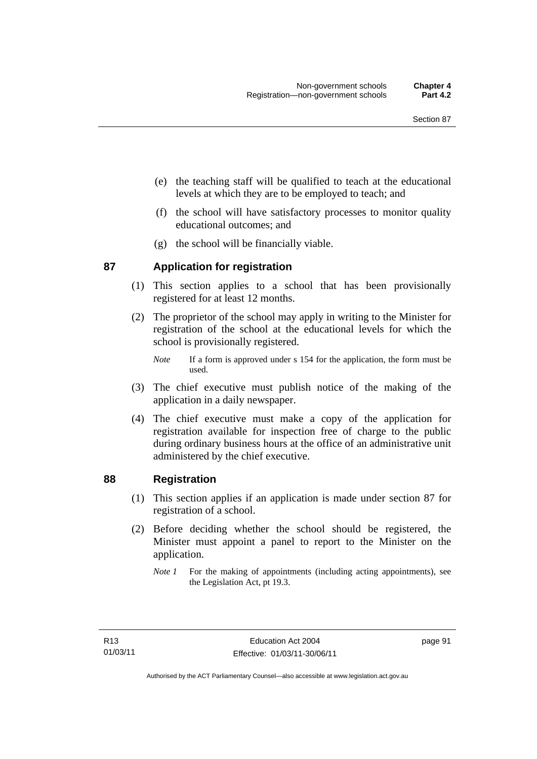(e) the teaching staff will be qualified to teach at the educational levels at which they are to be employed to teach; and

(f) the school will have satisfactory processes to monitor quality educational outcomes; and

(g) the school will be financially viable.

## 87 Application for registration

(1) This section applies to a school that has been provisionally registered for at least 12 months.

(2) The proprietor of the school may apply in writing to the Minister for registration of the school at the educational levels for which the school is provisionally registered.

*Note* If a form is approved under s 154 for the application, the form must be used.

(3) The chief executive must publish notice of the making of the application in a daily newspaper.

(4) The chief executive must make a copy of the application for registration available for inspection free of charge to the public during ordinary business hours at the office of an administrative unit administered by the chief executive.

## 88 Registration

(1) This section applies if an application is made under section 87 for registration of a school.

(2) Before deciding whether the school should be registered, the Minister must appoint a panel to report to the Minister on the application.

*Note 1* For the making of appointments (including acting appointments), see the Legislation Act, pt 19.3.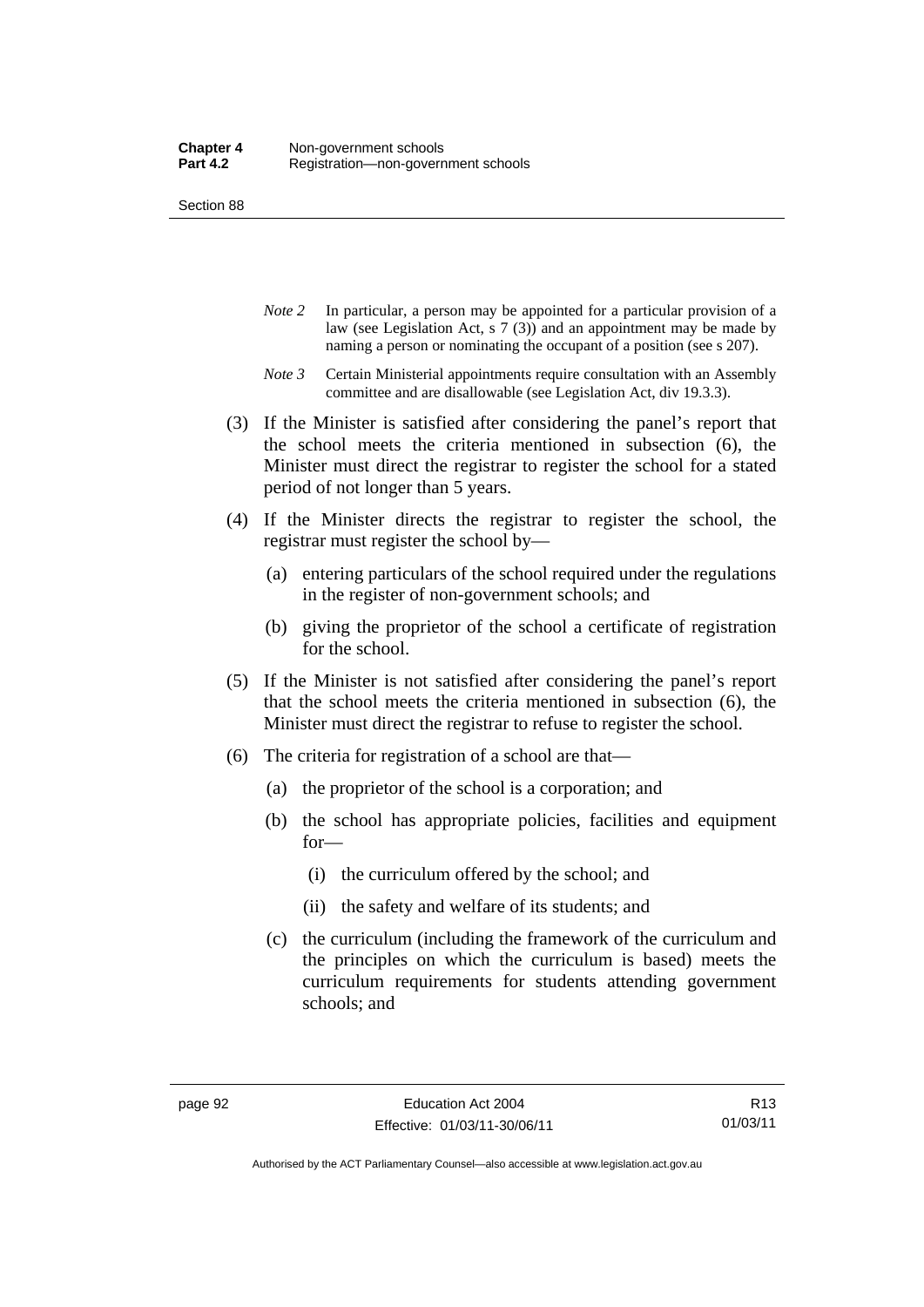*Note 2* In particular, a person may be appointed for a particular provision of a law (see Legislation Act, s 7 (3)) and an appointment may be made by naming a person or nominating the occupant of a position (see s 207).

*Note 3* Certain Ministerial appointments require consultation with an Assembly committee and are disallowable (see Legislation Act, div 19.3.3).

(3) If the Minister is satisfied after considering the panel's report that the school meets the criteria mentioned in subsection (6), the Minister must direct the registrar to register the school for a stated period of not longer than 5 years.

(4) If the Minister directs the registrar to register the school, the registrar must register the school by—

(a) entering particulars of the school required under the regulations in the register of non-government schools; and

(b) giving the proprietor of the school a certificate of registration for the school.

(5) If the Minister is not satisfied after considering the panel's report that the school meets the criteria mentioned in subsection (6), the Minister must direct the registrar to refuse to register the school.

(6) The criteria for registration of a school are that—

(a) the proprietor of the school is a corporation; and

(b) the school has appropriate policies, facilities and equipment for—

(i) the curriculum offered by the school; and

(ii) the safety and welfare of its students; and

(c) the curriculum (including the framework of the curriculum and the principles on which the curriculum is based) meets the curriculum requirements for students attending government schools; and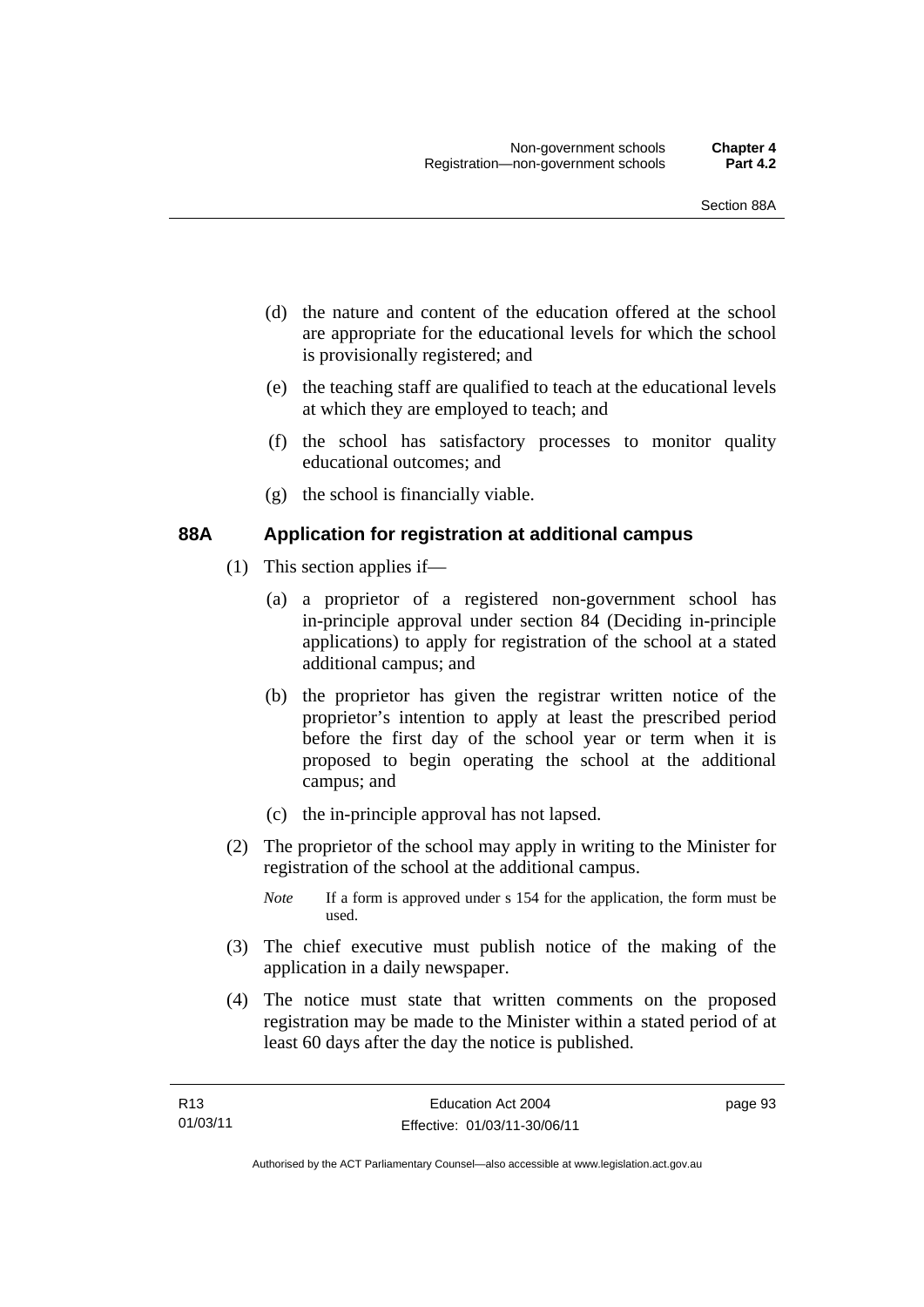(d) the nature and content of the education offered at the school are appropriate for the educational levels for which the school is provisionally registered; and

(e) the teaching staff are qualified to teach at the educational levels at which they are employed to teach; and

(f) the school has satisfactory processes to monitor quality educational outcomes; and

(g) the school is financially viable.

### 88A Application for registration at additional campus

(1) This section applies if—

(a) a proprietor of a registered non-government school has in-principle approval under section 84 (Deciding in-principle applications) to apply for registration of the school at a stated additional campus; and

(b) the proprietor has given the registrar written notice of the proprietor's intention to apply at least the prescribed period before the first day of the school year or term when it is proposed to begin operating the school at the additional campus; and

(c) the in-principle approval has not lapsed.

(2) The proprietor of the school may apply in writing to the Minister for registration of the school at the additional campus.

*Note* If a form is approved under s 154 for the application, the form must be used.

(3) The chief executive must publish notice of the making of the application in a daily newspaper.

(4) The notice must state that written comments on the proposed registration may be made to the Minister within a stated period of at least 60 days after the day the notice is published.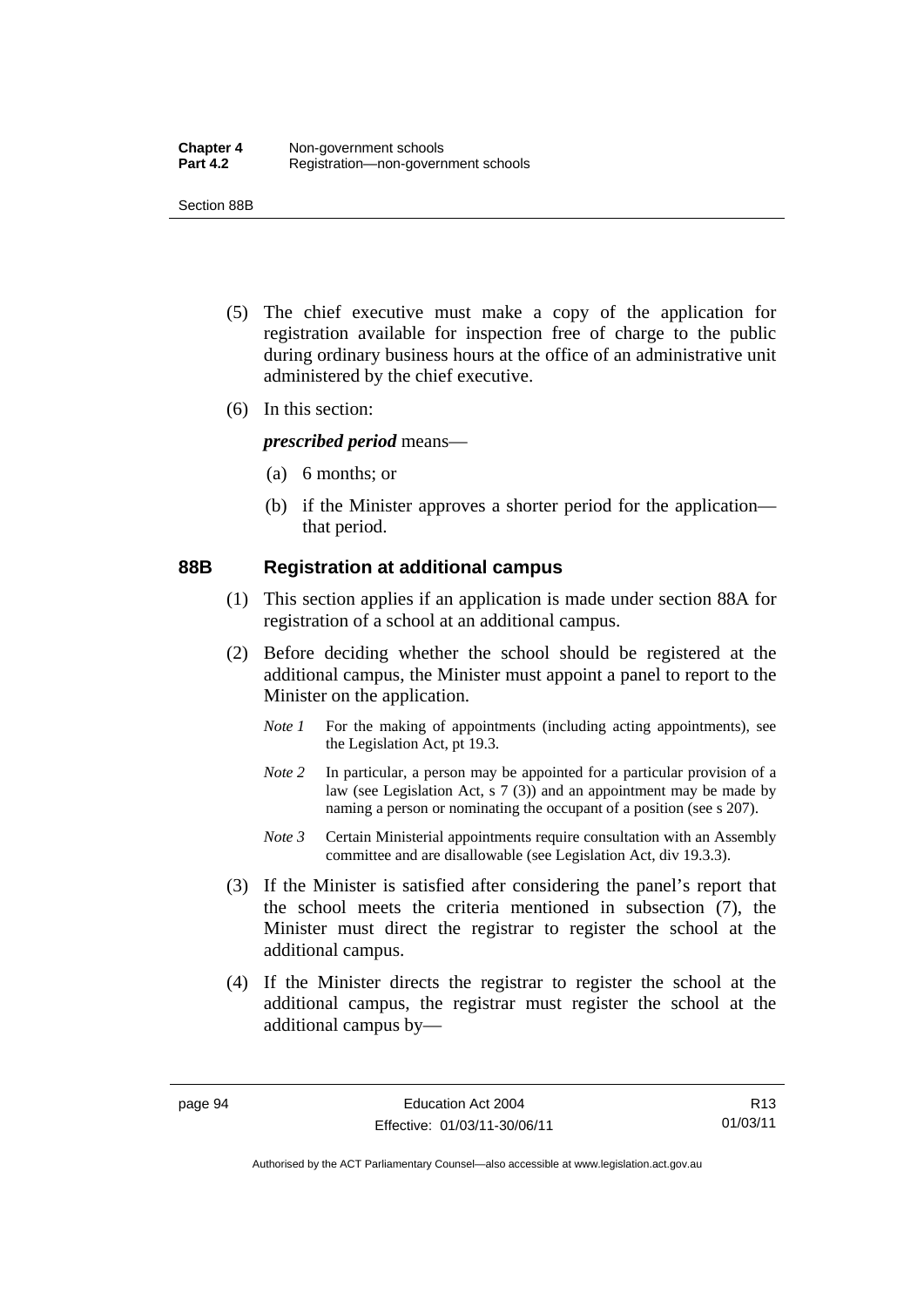(5) The chief executive must make a copy of the application for registration available for inspection free of charge to the public during ordinary business hours at the office of an administrative unit administered by the chief executive.

(6) In this section:

***prescribed period*** means—

(a) 6 months; or

(b) if the Minister approves a shorter period for the application—that period.

### 88B Registration at additional campus

(1) This section applies if an application is made under section 88A for registration of a school at an additional campus.

(2) Before deciding whether the school should be registered at the additional campus, the Minister must appoint a panel to report to the Minister on the application.

*Note 1* For the making of appointments (including acting appointments), see the Legislation Act, pt 19.3.

*Note 2* In particular, a person may be appointed for a particular provision of a law (see Legislation Act, s 7 (3)) and an appointment may be made by naming a person or nominating the occupant of a position (see s 207).

*Note 3* Certain Ministerial appointments require consultation with an Assembly committee and are disallowable (see Legislation Act, div 19.3.3).

(3) If the Minister is satisfied after considering the panel's report that the school meets the criteria mentioned in subsection (7), the Minister must direct the registrar to register the school at the additional campus.

(4) If the Minister directs the registrar to register the school at the additional campus, the registrar must register the school at the additional campus by—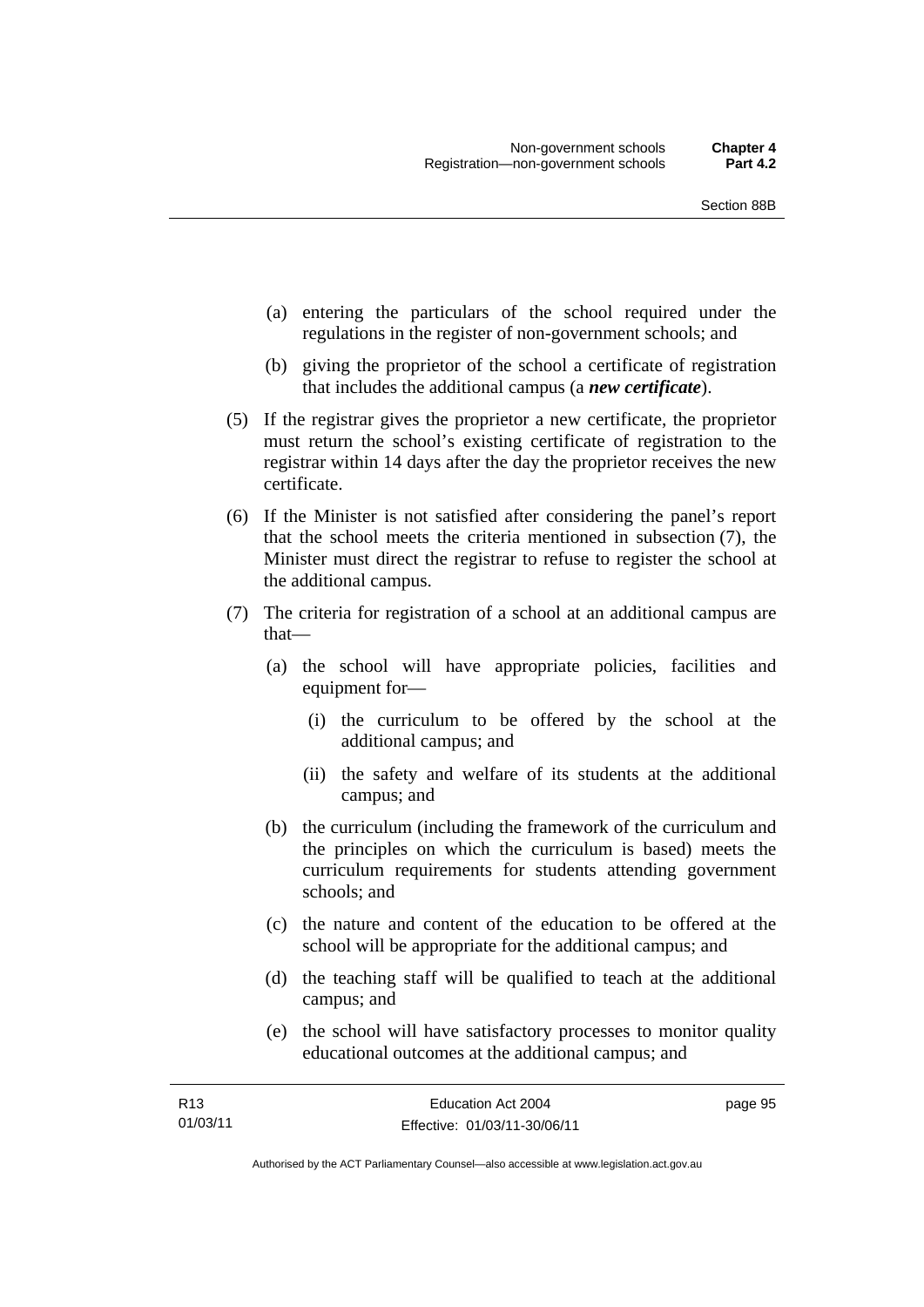(a) entering the particulars of the school required under the regulations in the register of non-government schools; and

(b) giving the proprietor of the school a certificate of registration that includes the additional campus (a ***new certificate***).

(5) If the registrar gives the proprietor a new certificate, the proprietor must return the school's existing certificate of registration to the registrar within 14 days after the day the proprietor receives the new certificate.

(6) If the Minister is not satisfied after considering the panel's report that the school meets the criteria mentioned in subsection (7), the Minister must direct the registrar to refuse to register the school at the additional campus.

(7) The criteria for registration of a school at an additional campus are that—

(a) the school will have appropriate policies, facilities and equipment for—

(i) the curriculum to be offered by the school at the additional campus; and

(ii) the safety and welfare of its students at the additional campus; and

(b) the curriculum (including the framework of the curriculum and the principles on which the curriculum is based) meets the curriculum requirements for students attending government schools; and

(c) the nature and content of the education to be offered at the school will be appropriate for the additional campus; and

(d) the teaching staff will be qualified to teach at the additional campus; and

(e) the school will have satisfactory processes to monitor quality educational outcomes at the additional campus; and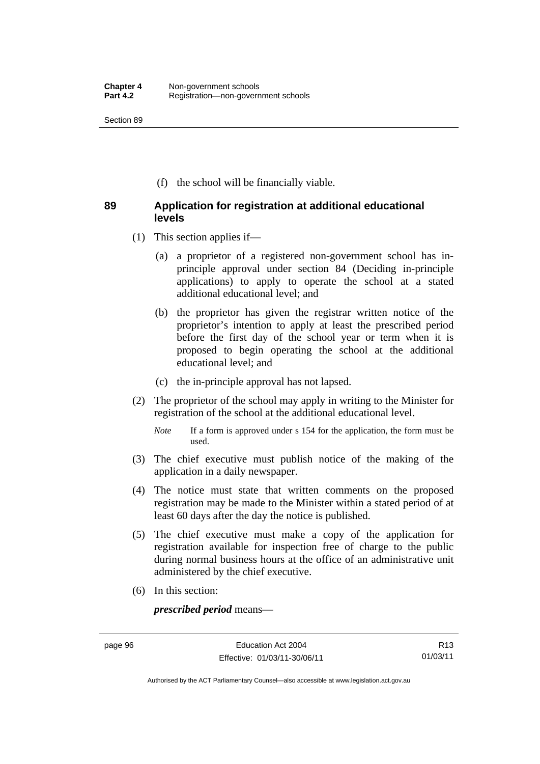(f) the school will be financially viable.

## 89 Application for registration at additional educational levels

(1) This section applies if—

  (a) a proprietor of a registered non-government school has in-principle approval under section 84 (Deciding in-principle applications) to apply to operate the school at a stated additional educational level; and

  (b) the proprietor has given the registrar written notice of the proprietor's intention to apply at least the prescribed period before the first day of the school year or term when it is proposed to begin operating the school at the additional educational level; and

  (c) the in-principle approval has not lapsed.

(2) The proprietor of the school may apply in writing to the Minister for registration of the school at the additional educational level.

*Note* If a form is approved under s 154 for the application, the form must be used.

(3) The chief executive must publish notice of the making of the application in a daily newspaper.

(4) The notice must state that written comments on the proposed registration may be made to the Minister within a stated period of at least 60 days after the day the notice is published.

(5) The chief executive must make a copy of the application for registration available for inspection free of charge to the public during normal business hours at the office of an administrative unit administered by the chief executive.

(6) In this section:

***prescribed period*** means—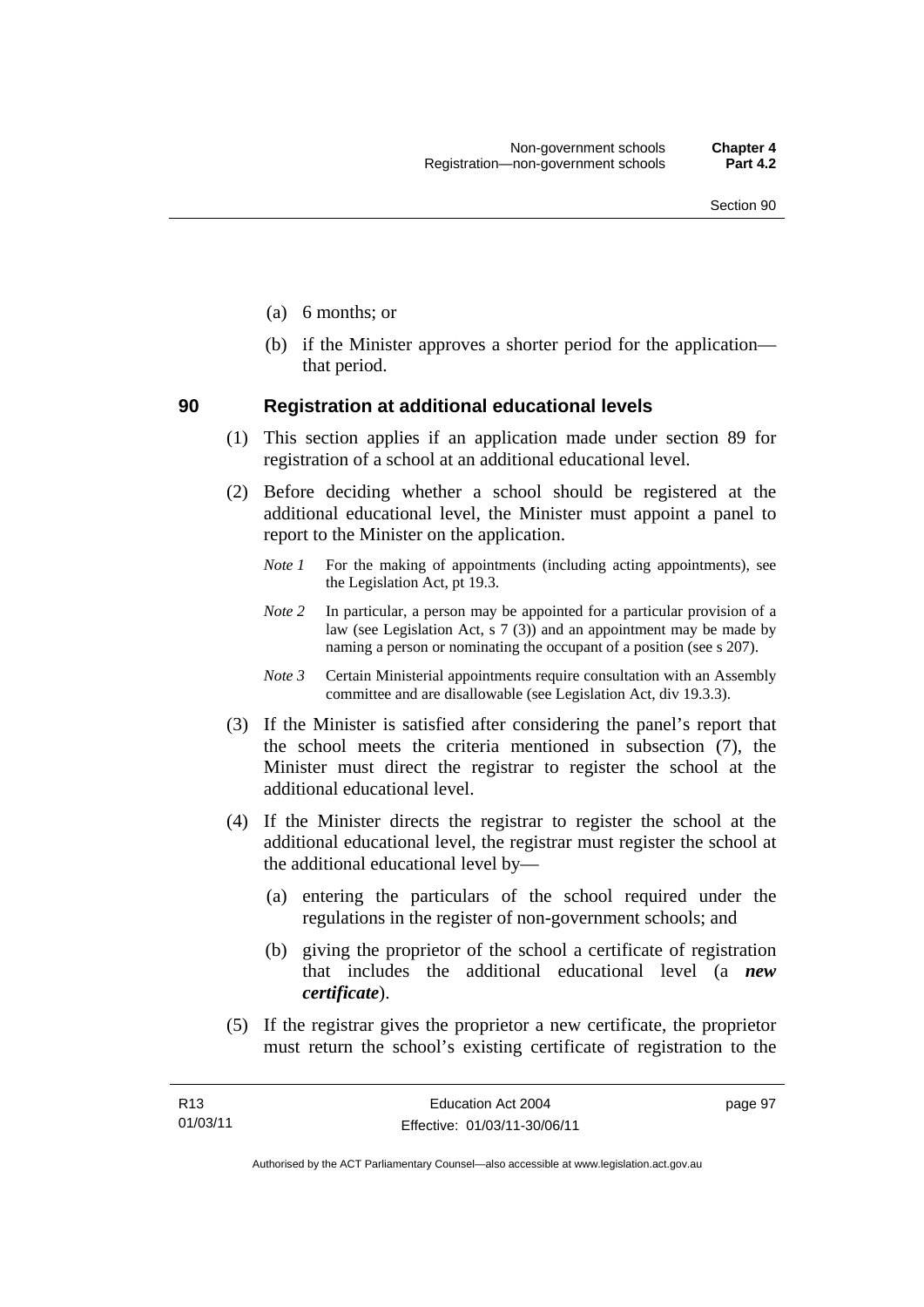(a) 6 months; or

(b) if the Minister approves a shorter period for the application—that period.

### 90 Registration at additional educational levels

(1) This section applies if an application made under section 89 for registration of a school at an additional educational level.

(2) Before deciding whether a school should be registered at the additional educational level, the Minister must appoint a panel to report to the Minister on the application.

*Note 1* For the making of appointments (including acting appointments), see the Legislation Act, pt 19.3.

*Note 2* In particular, a person may be appointed for a particular provision of a law (see Legislation Act, s 7 (3)) and an appointment may be made by naming a person or nominating the occupant of a position (see s 207).

*Note 3* Certain Ministerial appointments require consultation with an Assembly committee and are disallowable (see Legislation Act, div 19.3.3).

(3) If the Minister is satisfied after considering the panel's report that the school meets the criteria mentioned in subsection (7), the Minister must direct the registrar to register the school at the additional educational level.

(4) If the Minister directs the registrar to register the school at the additional educational level, the registrar must register the school at the additional educational level by—

(a) entering the particulars of the school required under the regulations in the register of non-government schools; and

(b) giving the proprietor of the school a certificate of registration that includes the additional educational level (a ***new certificate***).

(5) If the registrar gives the proprietor a new certificate, the proprietor must return the school's existing certificate of registration to the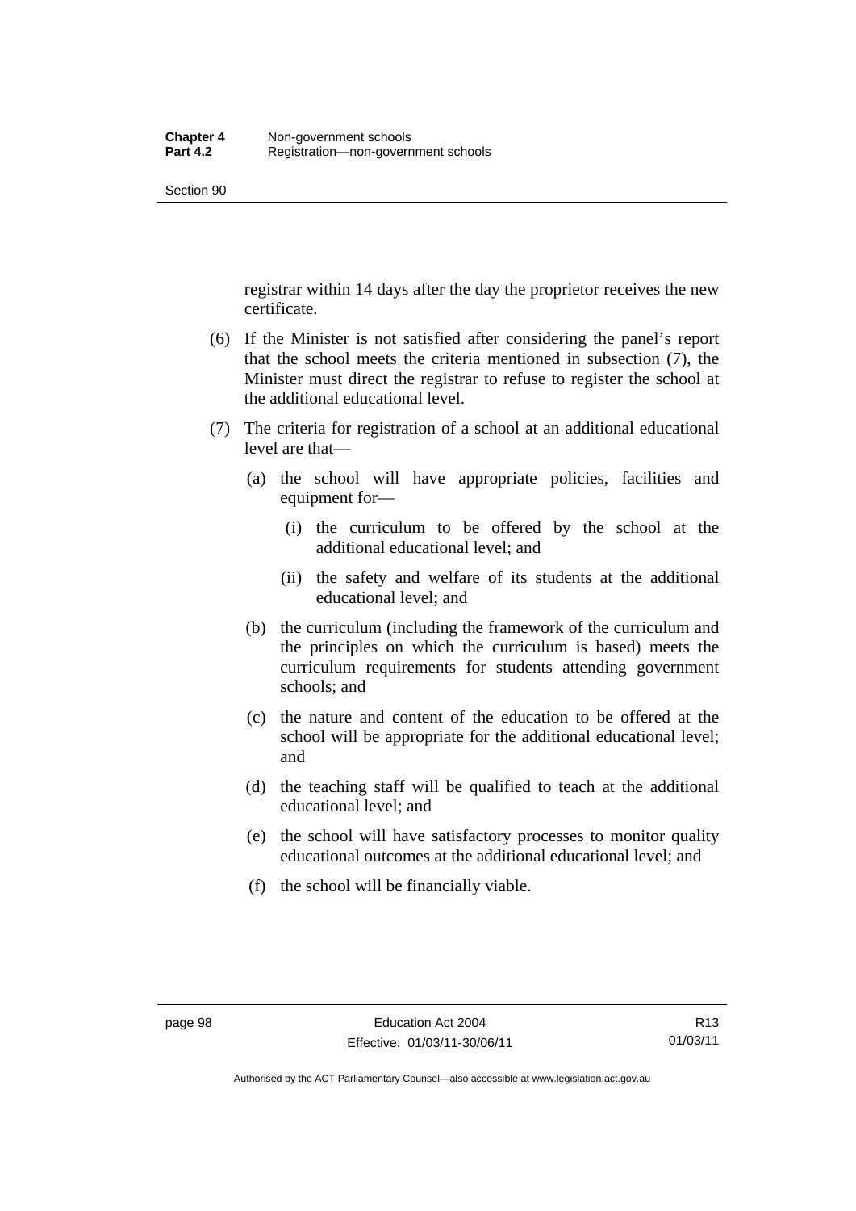registrar within 14 days after the day the proprietor receives the new certificate.

(6) If the Minister is not satisfied after considering the panel's report that the school meets the criteria mentioned in subsection (7), the Minister must direct the registrar to refuse to register the school at the additional educational level.

(7) The criteria for registration of a school at an additional educational level are that—

(a) the school will have appropriate policies, facilities and equipment for—

(i) the curriculum to be offered by the school at the additional educational level; and

(ii) the safety and welfare of its students at the additional educational level; and

(b) the curriculum (including the framework of the curriculum and the principles on which the curriculum is based) meets the curriculum requirements for students attending government schools; and

(c) the nature and content of the education to be offered at the school will be appropriate for the additional educational level; and

(d) the teaching staff will be qualified to teach at the additional educational level; and

(e) the school will have satisfactory processes to monitor quality educational outcomes at the additional educational level; and

(f) the school will be financially viable.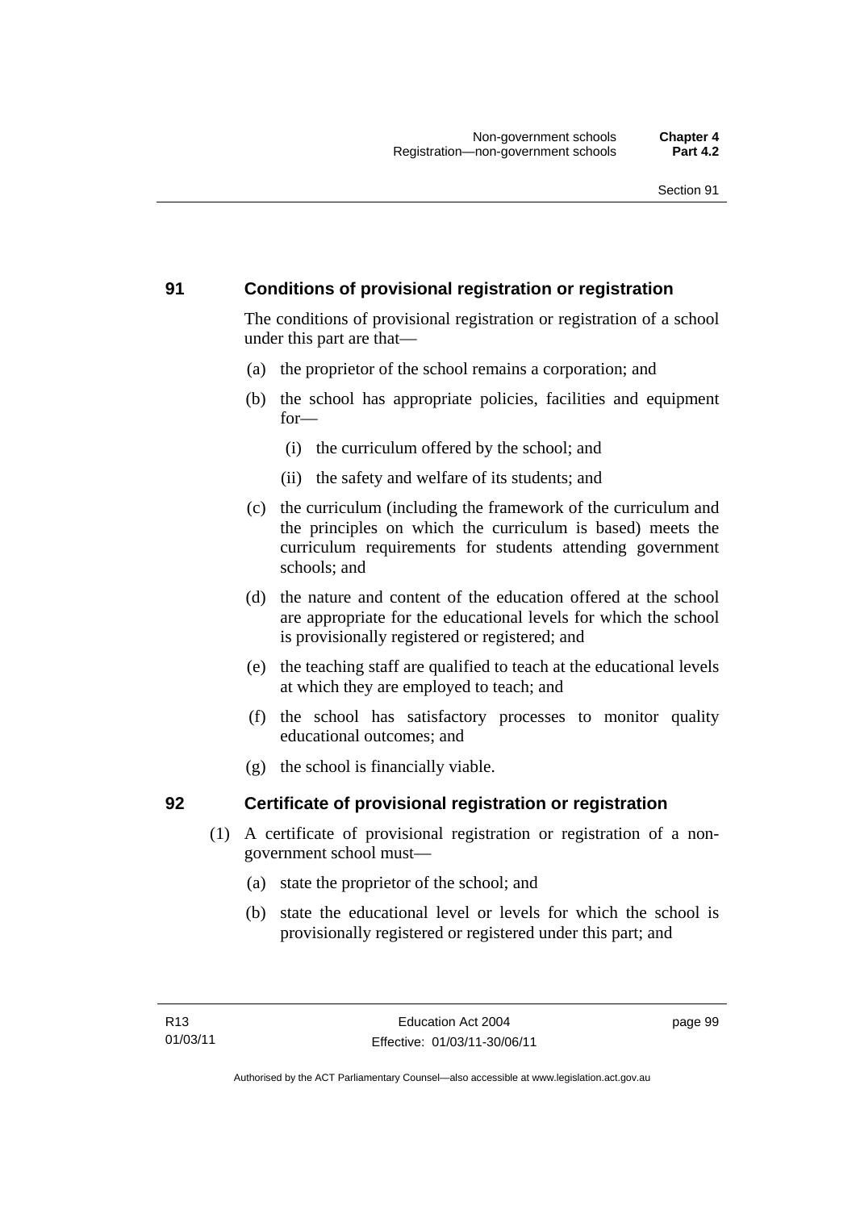## 91 Conditions of provisional registration or registration

The conditions of provisional registration or registration of a school under this part are that—

(a) the proprietor of the school remains a corporation; and

(b) the school has appropriate policies, facilities and equipment for—

  (i) the curriculum offered by the school; and

  (ii) the safety and welfare of its students; and

(c) the curriculum (including the framework of the curriculum and the principles on which the curriculum is based) meets the curriculum requirements for students attending government schools; and

(d) the nature and content of the education offered at the school are appropriate for the educational levels for which the school is provisionally registered or registered; and

(e) the teaching staff are qualified to teach at the educational levels at which they are employed to teach; and

(f) the school has satisfactory processes to monitor quality educational outcomes; and

(g) the school is financially viable.

## 92 Certificate of provisional registration or registration

(1) A certificate of provisional registration or registration of a non-government school must—

  (a) state the proprietor of the school; and

  (b) state the educational level or levels for which the school is provisionally registered or registered under this part; and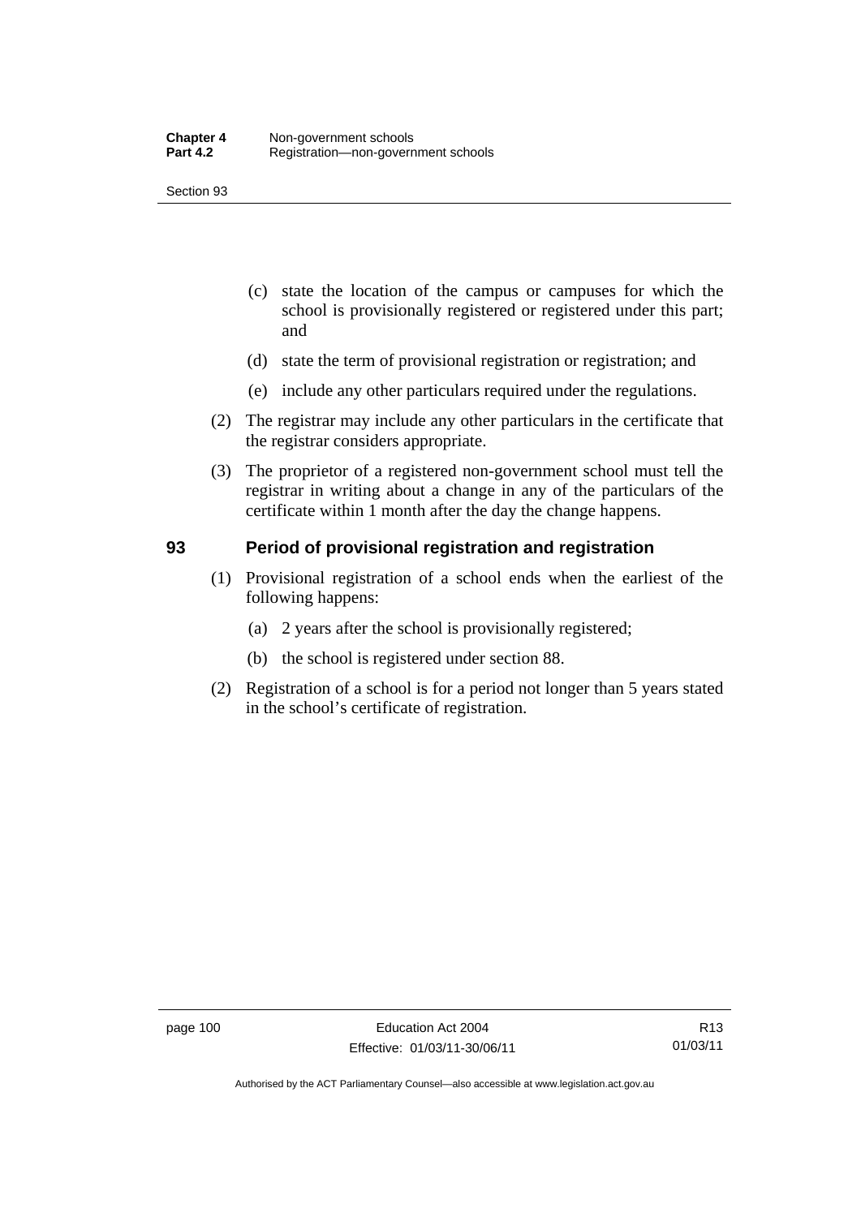(c) state the location of the campus or campuses for which the school is provisionally registered or registered under this part; and

(d) state the term of provisional registration or registration; and

(e) include any other particulars required under the regulations.

(2) The registrar may include any other particulars in the certificate that the registrar considers appropriate.

(3) The proprietor of a registered non-government school must tell the registrar in writing about a change in any of the particulars of the certificate within 1 month after the day the change happens.

## 93 Period of provisional registration and registration

(1) Provisional registration of a school ends when the earliest of the following happens:

(a) 2 years after the school is provisionally registered;

(b) the school is registered under section 88.

(2) Registration of a school is for a period not longer than 5 years stated in the school's certificate of registration.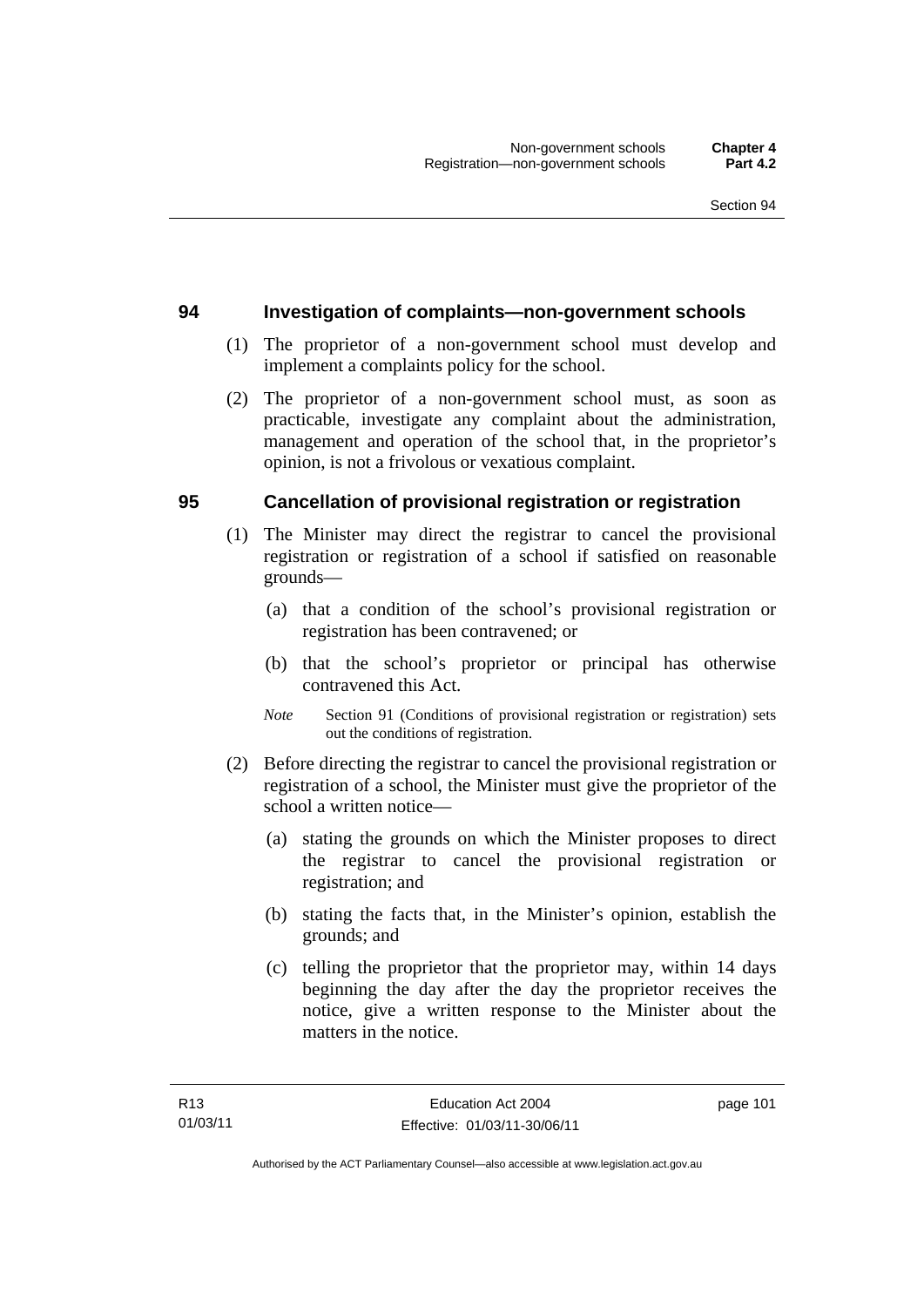## 94 Investigation of complaints—non-government schools

(1) The proprietor of a non-government school must develop and implement a complaints policy for the school.

(2) The proprietor of a non-government school must, as soon as practicable, investigate any complaint about the administration, management and operation of the school that, in the proprietor's opinion, is not a frivolous or vexatious complaint.

## 95 Cancellation of provisional registration or registration

(1) The Minister may direct the registrar to cancel the provisional registration or registration of a school if satisfied on reasonable grounds—

(a) that a condition of the school's provisional registration or registration has been contravened; or

(b) that the school's proprietor or principal has otherwise contravened this Act.

*Note* Section 91 (Conditions of provisional registration or registration) sets out the conditions of registration.

(2) Before directing the registrar to cancel the provisional registration or registration of a school, the Minister must give the proprietor of the school a written notice—

(a) stating the grounds on which the Minister proposes to direct the registrar to cancel the provisional registration or registration; and

(b) stating the facts that, in the Minister's opinion, establish the grounds; and

(c) telling the proprietor that the proprietor may, within 14 days beginning the day after the day the proprietor receives the notice, give a written response to the Minister about the matters in the notice.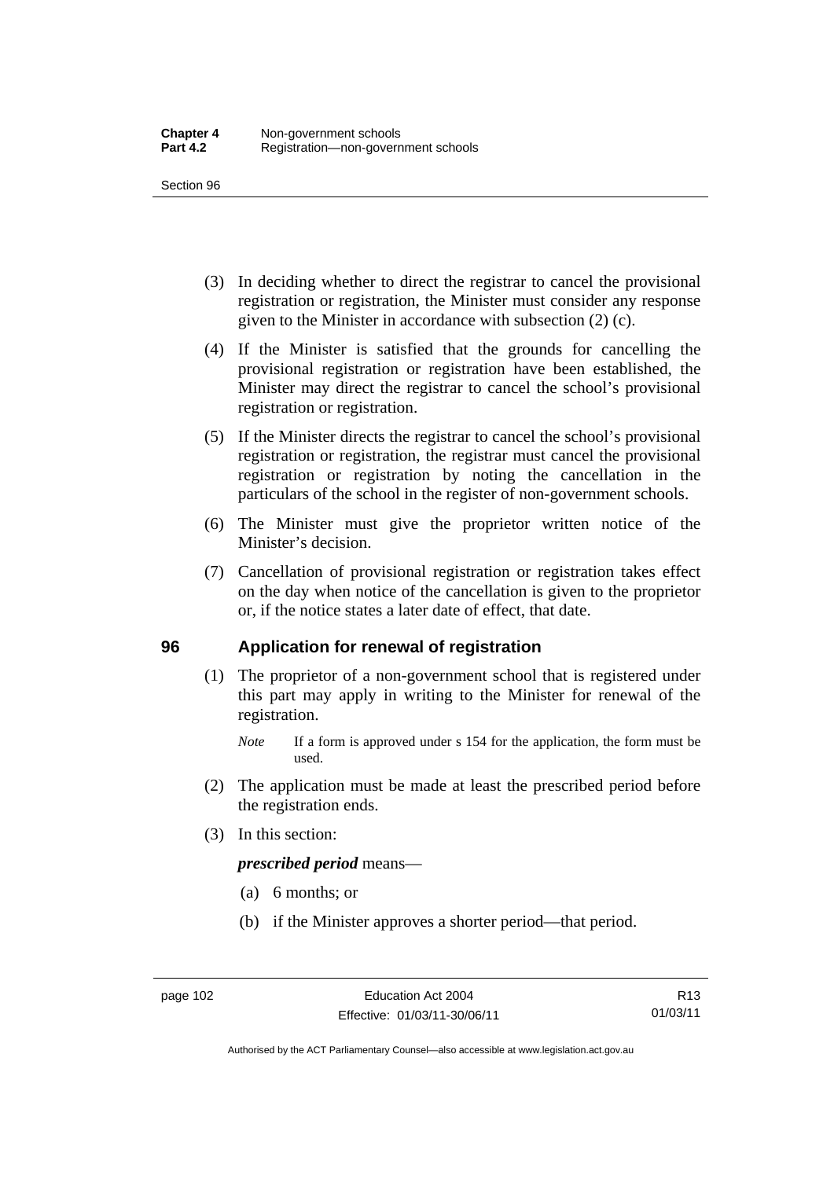(3) In deciding whether to direct the registrar to cancel the provisional registration or registration, the Minister must consider any response given to the Minister in accordance with subsection (2) (c).

(4) If the Minister is satisfied that the grounds for cancelling the provisional registration or registration have been established, the Minister may direct the registrar to cancel the school's provisional registration or registration.

(5) If the Minister directs the registrar to cancel the school's provisional registration or registration, the registrar must cancel the provisional registration or registration by noting the cancellation in the particulars of the school in the register of non-government schools.

(6) The Minister must give the proprietor written notice of the Minister's decision.

(7) Cancellation of provisional registration or registration takes effect on the day when notice of the cancellation is given to the proprietor or, if the notice states a later date of effect, that date.

## 96 Application for renewal of registration

(1) The proprietor of a non-government school that is registered under this part may apply in writing to the Minister for renewal of the registration.

*Note* If a form is approved under s 154 for the application, the form must be used.

(2) The application must be made at least the prescribed period before the registration ends.

(3) In this section:

***prescribed period*** means—

(a) 6 months; or

(b) if the Minister approves a shorter period—that period.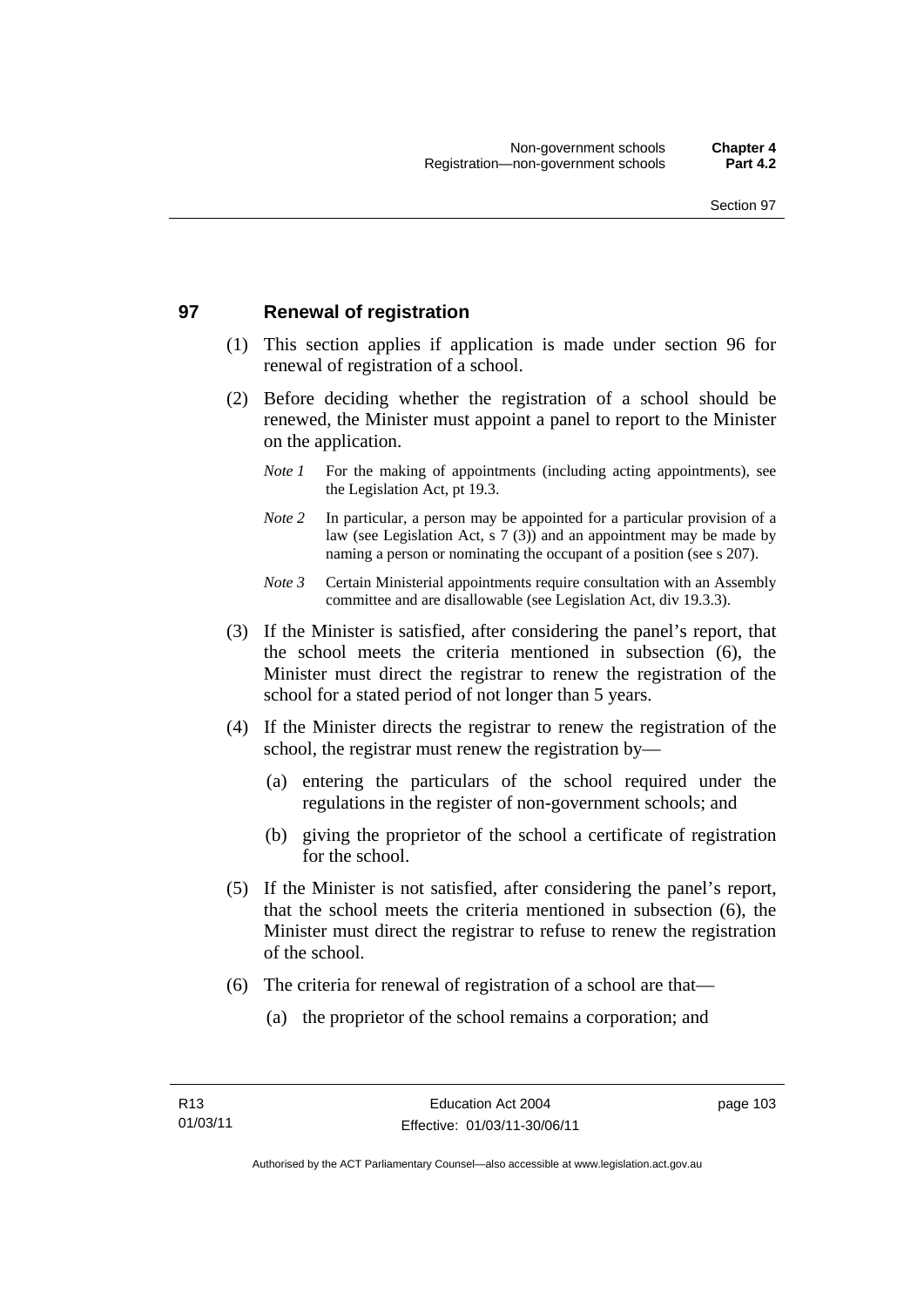## 97 Renewal of registration

(1) This section applies if application is made under section 96 for renewal of registration of a school.

(2) Before deciding whether the registration of a school should be renewed, the Minister must appoint a panel to report to the Minister on the application.

*Note 1* For the making of appointments (including acting appointments), see the Legislation Act, pt 19.3.

*Note 2* In particular, a person may be appointed for a particular provision of a law (see Legislation Act, s 7 (3)) and an appointment may be made by naming a person or nominating the occupant of a position (see s 207).

*Note 3* Certain Ministerial appointments require consultation with an Assembly committee and are disallowable (see Legislation Act, div 19.3.3).

(3) If the Minister is satisfied, after considering the panel's report, that the school meets the criteria mentioned in subsection (6), the Minister must direct the registrar to renew the registration of the school for a stated period of not longer than 5 years.

(4) If the Minister directs the registrar to renew the registration of the school, the registrar must renew the registration by—

(a) entering the particulars of the school required under the regulations in the register of non-government schools; and

(b) giving the proprietor of the school a certificate of registration for the school.

(5) If the Minister is not satisfied, after considering the panel's report, that the school meets the criteria mentioned in subsection (6), the Minister must direct the registrar to refuse to renew the registration of the school.

(6) The criteria for renewal of registration of a school are that—

(a) the proprietor of the school remains a corporation; and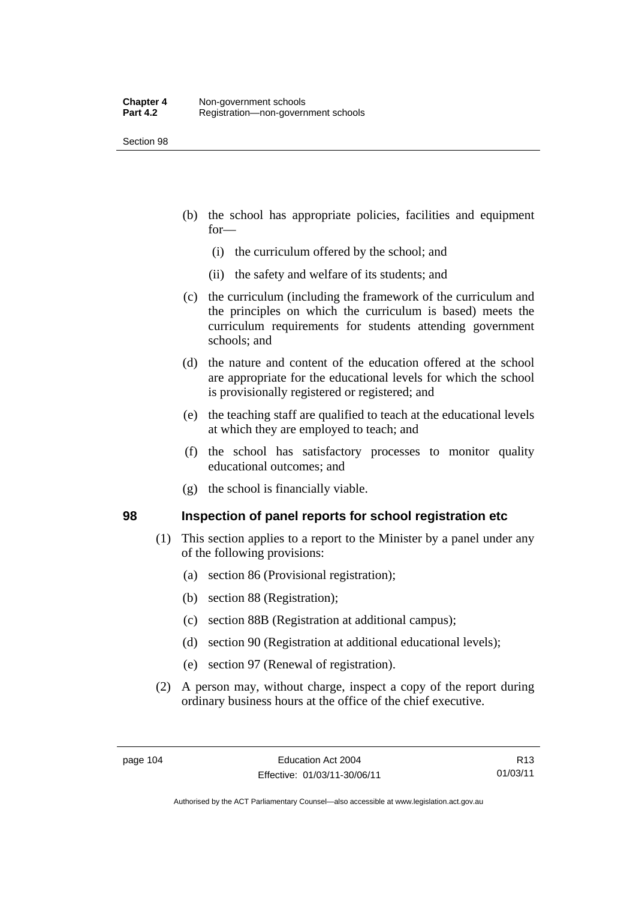(b) the school has appropriate policies, facilities and equipment for—

  (i) the curriculum offered by the school; and

  (ii) the safety and welfare of its students; and

(c) the curriculum (including the framework of the curriculum and the principles on which the curriculum is based) meets the curriculum requirements for students attending government schools; and

(d) the nature and content of the education offered at the school are appropriate for the educational levels for which the school is provisionally registered or registered; and

(e) the teaching staff are qualified to teach at the educational levels at which they are employed to teach; and

(f) the school has satisfactory processes to monitor quality educational outcomes; and

(g) the school is financially viable.

## 98 Inspection of panel reports for school registration etc

(1) This section applies to a report to the Minister by a panel under any of the following provisions:

  (a) section 86 (Provisional registration);

  (b) section 88 (Registration);

  (c) section 88B (Registration at additional campus);

  (d) section 90 (Registration at additional educational levels);

  (e) section 97 (Renewal of registration).

(2) A person may, without charge, inspect a copy of the report during ordinary business hours at the office of the chief executive.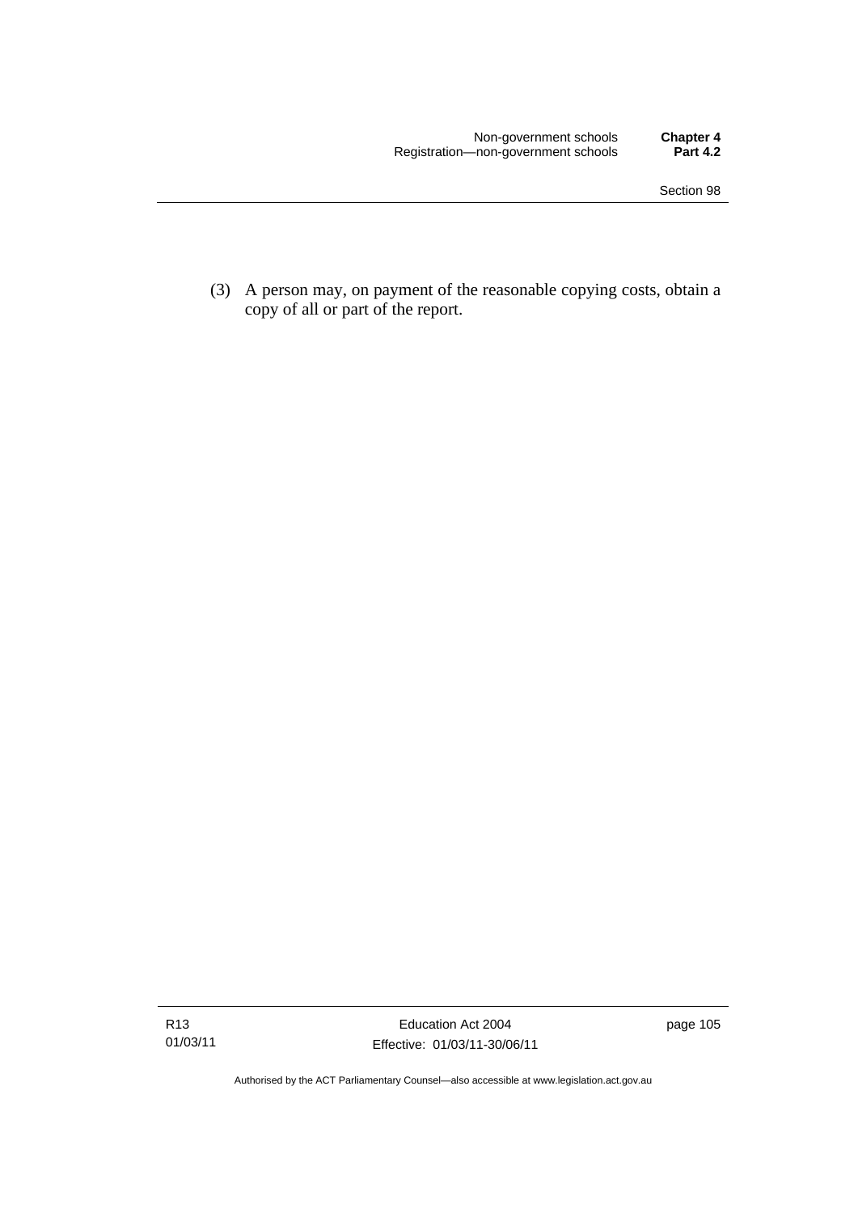(3) A person may, on payment of the reasonable copying costs, obtain a copy of all or part of the report.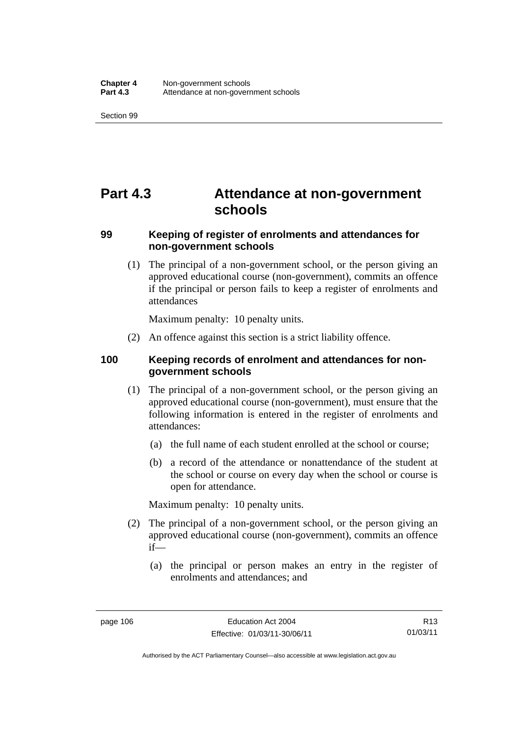# Part 4.3 Attendance at non-government schools

## 99 Keeping of register of enrolments and attendances for non-government schools

(1) The principal of a non-government school, or the person giving an approved educational course (non-government), commits an offence if the principal or person fails to keep a register of enrolments and attendances

Maximum penalty: 10 penalty units.

(2) An offence against this section is a strict liability offence.

## 100 Keeping records of enrolment and attendances for non-government schools

(1) The principal of a non-government school, or the person giving an approved educational course (non-government), must ensure that the following information is entered in the register of enrolments and attendances:

(a) the full name of each student enrolled at the school or course;

(b) a record of the attendance or nonattendance of the student at the school or course on every day when the school or course is open for attendance.

Maximum penalty: 10 penalty units.

(2) The principal of a non-government school, or the person giving an approved educational course (non-government), commits an offence if—

(a) the principal or person makes an entry in the register of enrolments and attendances; and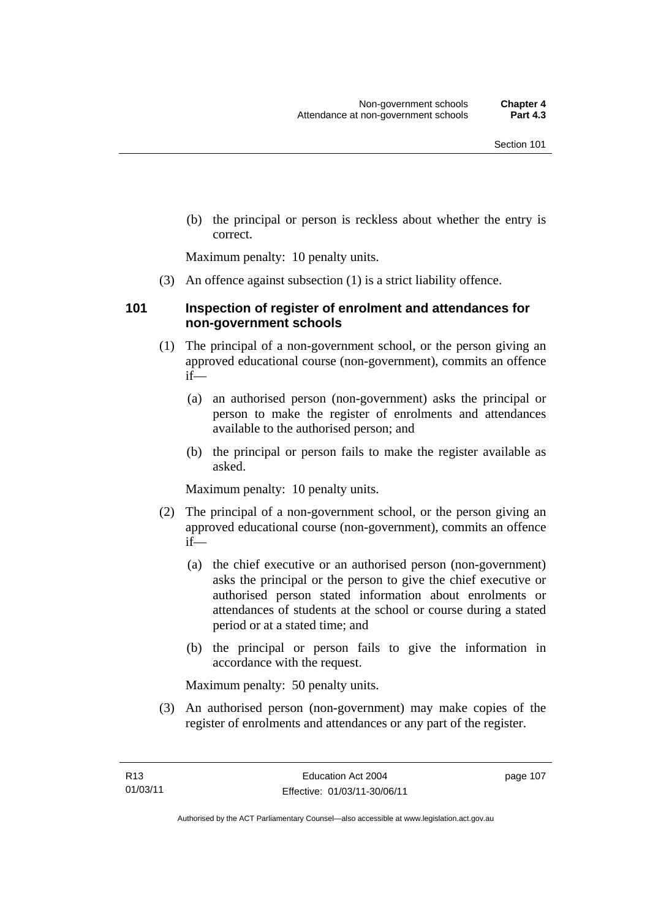(b) the principal or person is reckless about whether the entry is correct.

Maximum penalty: 10 penalty units.

(3) An offence against subsection (1) is a strict liability offence.

### 101 Inspection of register of enrolment and attendances for non-government schools

(1) The principal of a non-government school, or the person giving an approved educational course (non-government), commits an offence if—

(a) an authorised person (non-government) asks the principal or person to make the register of enrolments and attendances available to the authorised person; and

(b) the principal or person fails to make the register available as asked.

Maximum penalty: 10 penalty units.

(2) The principal of a non-government school, or the person giving an approved educational course (non-government), commits an offence if—

(a) the chief executive or an authorised person (non-government) asks the principal or the person to give the chief executive or authorised person stated information about enrolments or attendances of students at the school or course during a stated period or at a stated time; and

(b) the principal or person fails to give the information in accordance with the request.

Maximum penalty: 50 penalty units.

(3) An authorised person (non-government) may make copies of the register of enrolments and attendances or any part of the register.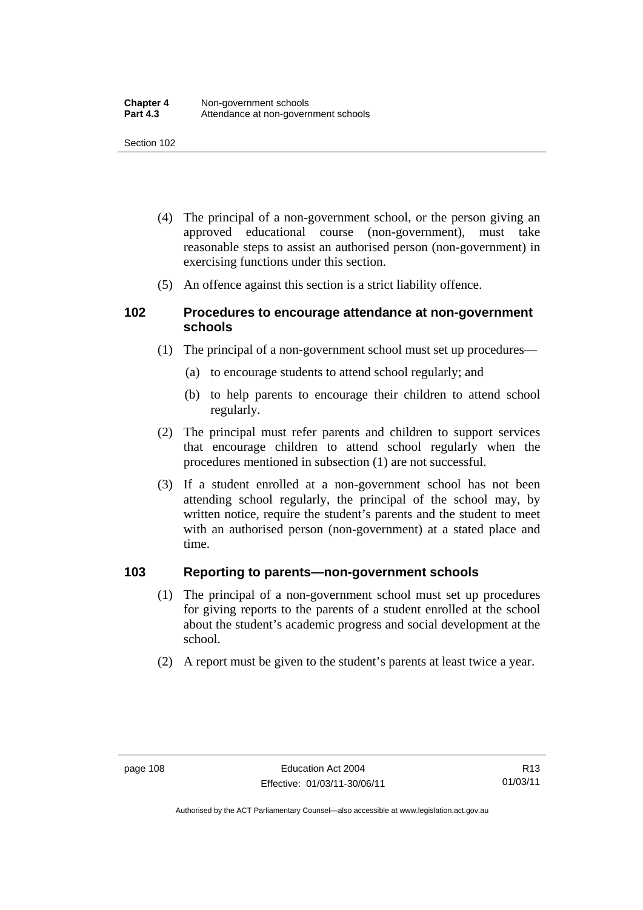(4) The principal of a non-government school, or the person giving an approved educational course (non-government), must take reasonable steps to assist an authorised person (non-government) in exercising functions under this section.

(5) An offence against this section is a strict liability offence.

## 102 Procedures to encourage attendance at non-government schools

(1) The principal of a non-government school must set up procedures—

(a) to encourage students to attend school regularly; and

(b) to help parents to encourage their children to attend school regularly.

(2) The principal must refer parents and children to support services that encourage children to attend school regularly when the procedures mentioned in subsection (1) are not successful.

(3) If a student enrolled at a non-government school has not been attending school regularly, the principal of the school may, by written notice, require the student's parents and the student to meet with an authorised person (non-government) at a stated place and time.

## 103 Reporting to parents—non-government schools

(1) The principal of a non-government school must set up procedures for giving reports to the parents of a student enrolled at the school about the student's academic progress and social development at the school.

(2) A report must be given to the student's parents at least twice a year.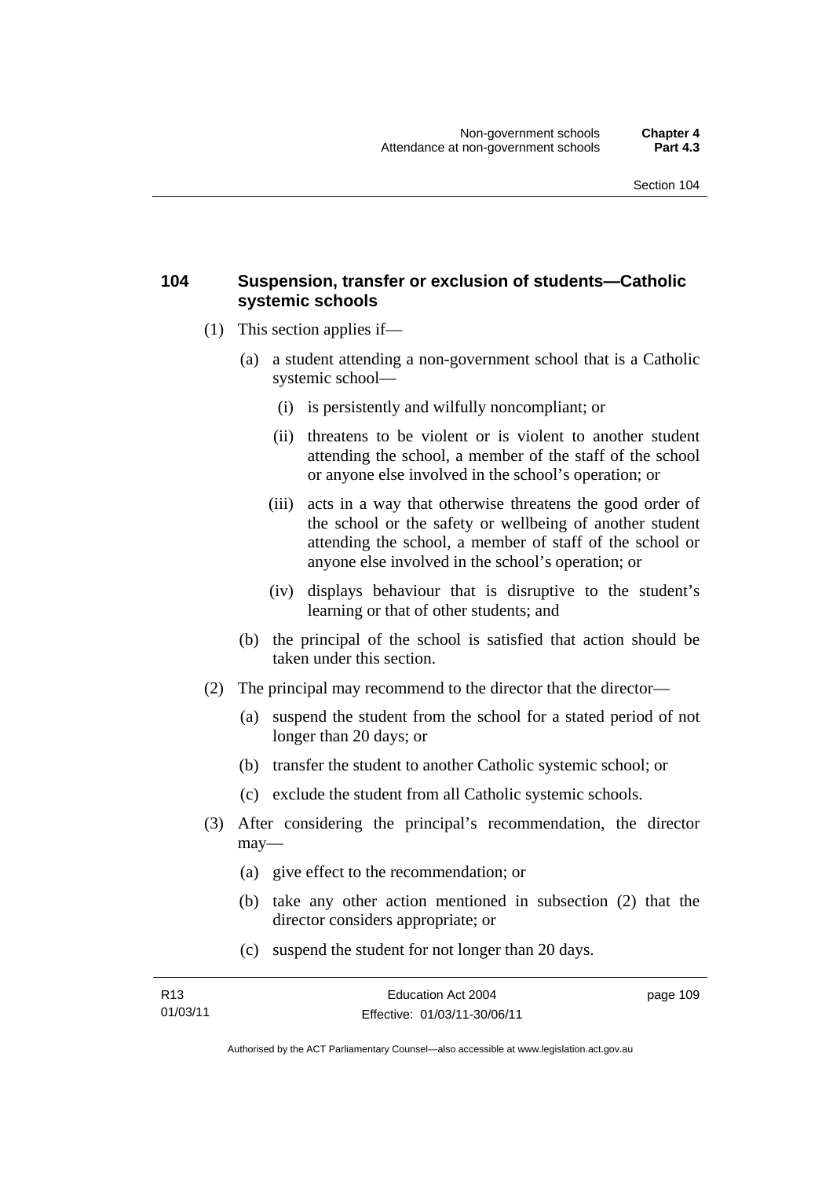### 104 Suspension, transfer or exclusion of students—Catholic systemic schools

(1) This section applies if—

(a) a student attending a non-government school that is a Catholic systemic school—

(i) is persistently and wilfully noncompliant; or

(ii) threatens to be violent or is violent to another student attending the school, a member of the staff of the school or anyone else involved in the school's operation; or

(iii) acts in a way that otherwise threatens the good order of the school or the safety or wellbeing of another student attending the school, a member of staff of the school or anyone else involved in the school's operation; or

(iv) displays behaviour that is disruptive to the student's learning or that of other students; and

(b) the principal of the school is satisfied that action should be taken under this section.

(2) The principal may recommend to the director that the director—

(a) suspend the student from the school for a stated period of not longer than 20 days; or

(b) transfer the student to another Catholic systemic school; or

(c) exclude the student from all Catholic systemic schools.

(3) After considering the principal's recommendation, the director may—

(a) give effect to the recommendation; or

(b) take any other action mentioned in subsection (2) that the director considers appropriate; or

(c) suspend the student for not longer than 20 days.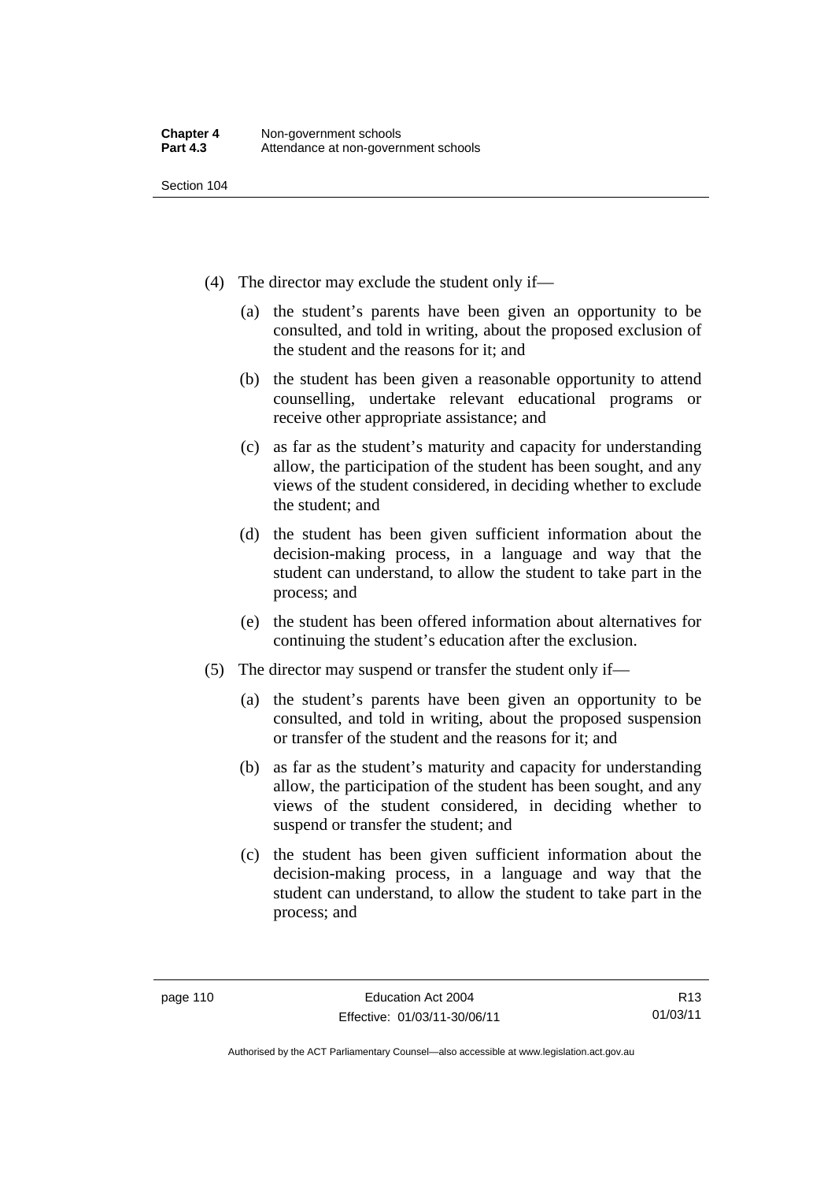(4) The director may exclude the student only if—

(a) the student's parents have been given an opportunity to be consulted, and told in writing, about the proposed exclusion of the student and the reasons for it; and

(b) the student has been given a reasonable opportunity to attend counselling, undertake relevant educational programs or receive other appropriate assistance; and

(c) as far as the student's maturity and capacity for understanding allow, the participation of the student has been sought, and any views of the student considered, in deciding whether to exclude the student; and

(d) the student has been given sufficient information about the decision-making process, in a language and way that the student can understand, to allow the student to take part in the process; and

(e) the student has been offered information about alternatives for continuing the student's education after the exclusion.

(5) The director may suspend or transfer the student only if—

(a) the student's parents have been given an opportunity to be consulted, and told in writing, about the proposed suspension or transfer of the student and the reasons for it; and

(b) as far as the student's maturity and capacity for understanding allow, the participation of the student has been sought, and any views of the student considered, in deciding whether to suspend or transfer the student; and

(c) the student has been given sufficient information about the decision-making process, in a language and way that the student can understand, to allow the student to take part in the process; and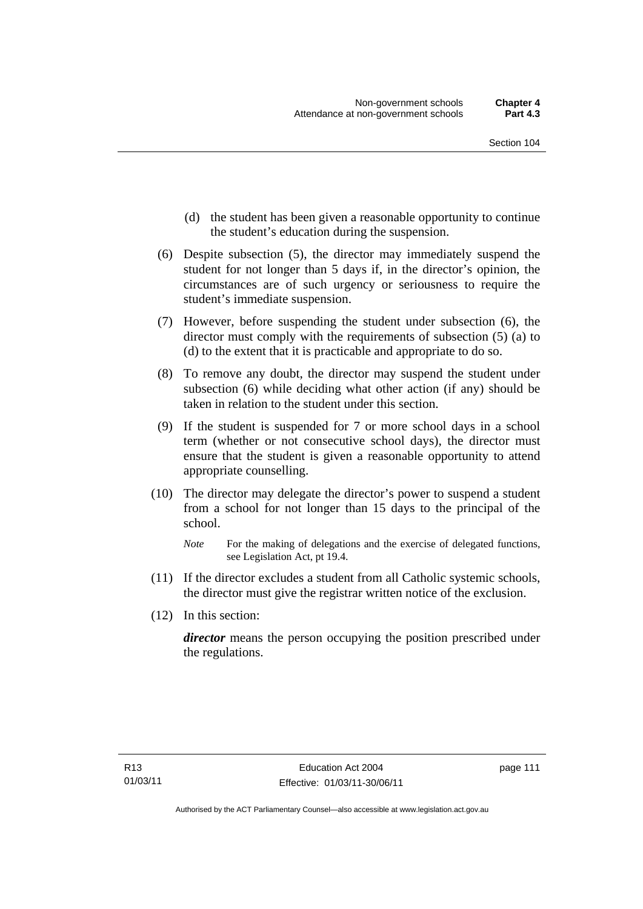(d) the student has been given a reasonable opportunity to continue the student's education during the suspension.

(6) Despite subsection (5), the director may immediately suspend the student for not longer than 5 days if, in the director's opinion, the circumstances are of such urgency or seriousness to require the student's immediate suspension.

(7) However, before suspending the student under subsection (6), the director must comply with the requirements of subsection (5) (a) to (d) to the extent that it is practicable and appropriate to do so.

(8) To remove any doubt, the director may suspend the student under subsection (6) while deciding what other action (if any) should be taken in relation to the student under this section.

(9) If the student is suspended for 7 or more school days in a school term (whether or not consecutive school days), the director must ensure that the student is given a reasonable opportunity to attend appropriate counselling.

(10) The director may delegate the director's power to suspend a student from a school for not longer than 15 days to the principal of the school.

*Note* For the making of delegations and the exercise of delegated functions, see Legislation Act, pt 19.4.

(11) If the director excludes a student from all Catholic systemic schools, the director must give the registrar written notice of the exclusion.

(12) In this section:

***director*** means the person occupying the position prescribed under the regulations.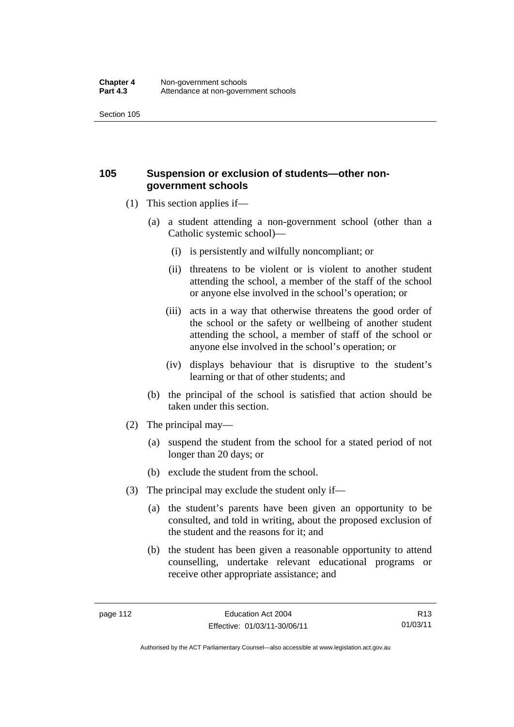## 105 Suspension or exclusion of students—other non-government schools

(1) This section applies if—

(a) a student attending a non-government school (other than a Catholic systemic school)—

(i) is persistently and wilfully noncompliant; or

(ii) threatens to be violent or is violent to another student attending the school, a member of the staff of the school or anyone else involved in the school's operation; or

(iii) acts in a way that otherwise threatens the good order of the school or the safety or wellbeing of another student attending the school, a member of staff of the school or anyone else involved in the school's operation; or

(iv) displays behaviour that is disruptive to the student's learning or that of other students; and

(b) the principal of the school is satisfied that action should be taken under this section.

(2) The principal may—

(a) suspend the student from the school for a stated period of not longer than 20 days; or

(b) exclude the student from the school.

(3) The principal may exclude the student only if—

(a) the student's parents have been given an opportunity to be consulted, and told in writing, about the proposed exclusion of the student and the reasons for it; and

(b) the student has been given a reasonable opportunity to attend counselling, undertake relevant educational programs or receive other appropriate assistance; and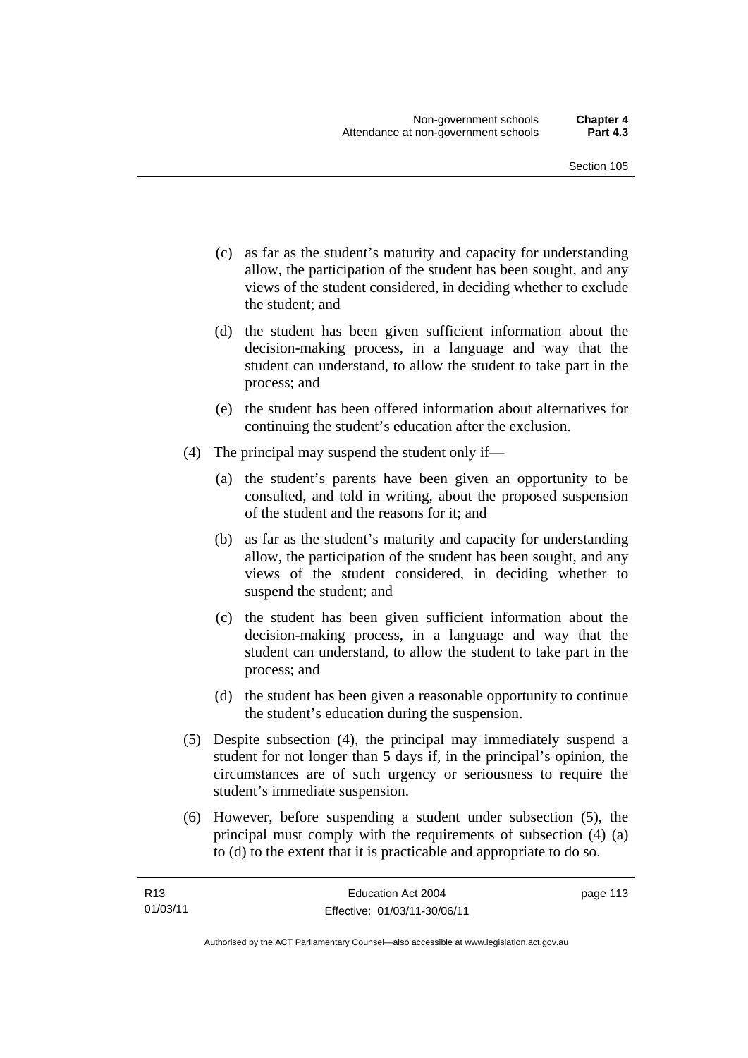(c) as far as the student's maturity and capacity for understanding allow, the participation of the student has been sought, and any views of the student considered, in deciding whether to exclude the student; and

(d) the student has been given sufficient information about the decision-making process, in a language and way that the student can understand, to allow the student to take part in the process; and

(e) the student has been offered information about alternatives for continuing the student's education after the exclusion.

(4) The principal may suspend the student only if—

(a) the student's parents have been given an opportunity to be consulted, and told in writing, about the proposed suspension of the student and the reasons for it; and

(b) as far as the student's maturity and capacity for understanding allow, the participation of the student has been sought, and any views of the student considered, in deciding whether to suspend the student; and

(c) the student has been given sufficient information about the decision-making process, in a language and way that the student can understand, to allow the student to take part in the process; and

(d) the student has been given a reasonable opportunity to continue the student's education during the suspension.

(5) Despite subsection (4), the principal may immediately suspend a student for not longer than 5 days if, in the principal's opinion, the circumstances are of such urgency or seriousness to require the student's immediate suspension.

(6) However, before suspending a student under subsection (5), the principal must comply with the requirements of subsection (4) (a) to (d) to the extent that it is practicable and appropriate to do so.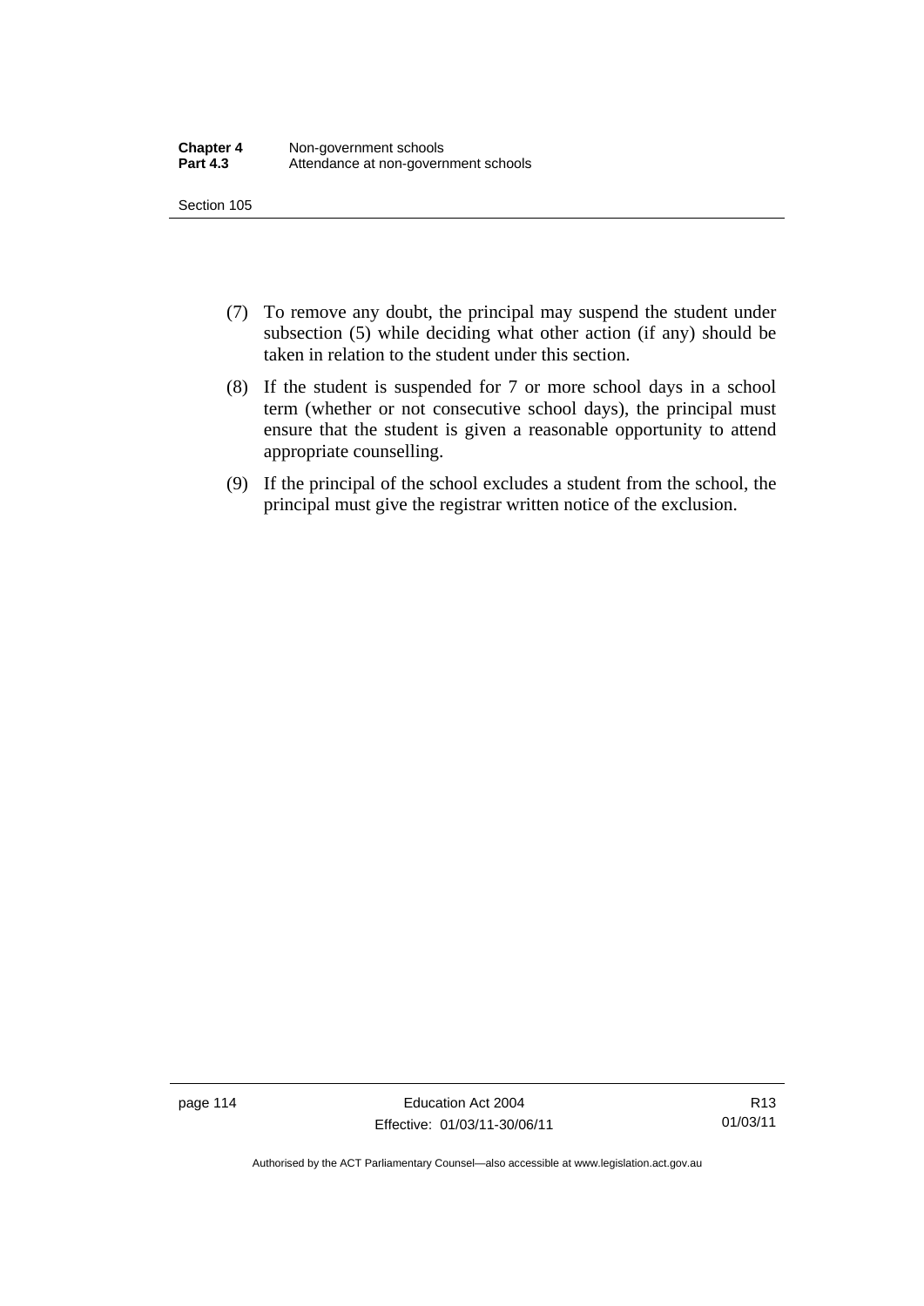(7) To remove any doubt, the principal may suspend the student under subsection (5) while deciding what other action (if any) should be taken in relation to the student under this section.

(8) If the student is suspended for 7 or more school days in a school term (whether or not consecutive school days), the principal must ensure that the student is given a reasonable opportunity to attend appropriate counselling.

(9) If the principal of the school excludes a student from the school, the principal must give the registrar written notice of the exclusion.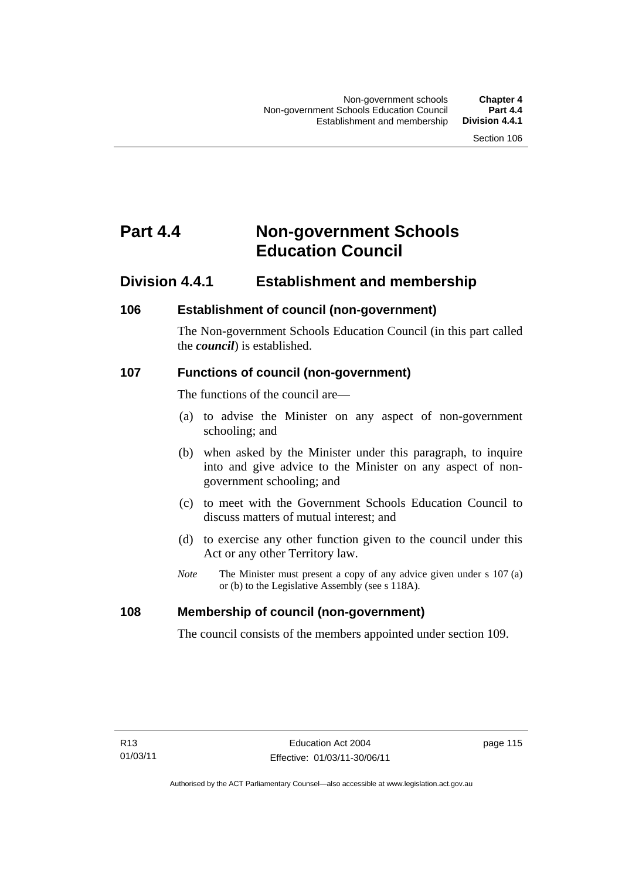# Part 4.4 Non-government Schools Education Council

## Division 4.4.1 Establishment and membership

### 106 Establishment of council (non-government)

The Non-government Schools Education Council (in this part called the ***council***) is established.

### 107 Functions of council (non-government)

The functions of the council are—

(a) to advise the Minister on any aspect of non-government schooling; and

(b) when asked by the Minister under this paragraph, to inquire into and give advice to the Minister on any aspect of non-government schooling; and

(c) to meet with the Government Schools Education Council to discuss matters of mutual interest; and

(d) to exercise any other function given to the council under this Act or any other Territory law.

*Note* The Minister must present a copy of any advice given under s 107 (a) or (b) to the Legislative Assembly (see s 118A).

### 108 Membership of council (non-government)

The council consists of the members appointed under section 109.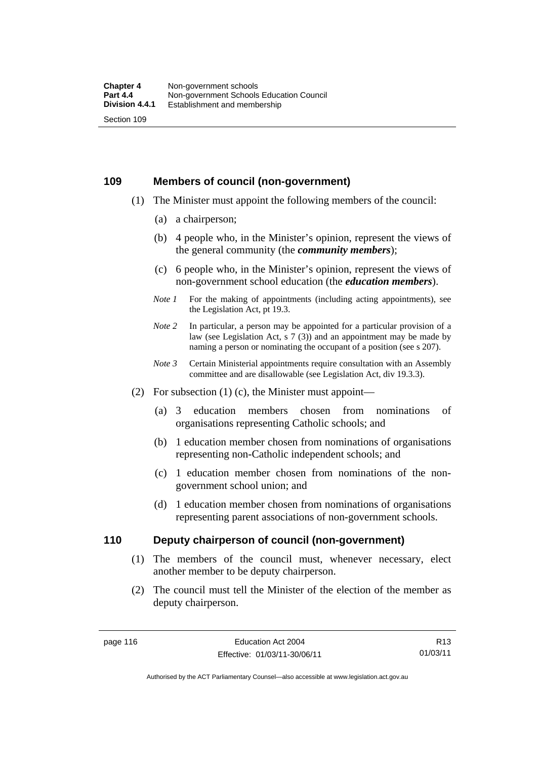## 109 Members of council (non-government)

(1) The Minister must appoint the following members of the council:

(a) a chairperson;

(b) 4 people who, in the Minister's opinion, represent the views of the general community (the ***community members***);

(c) 6 people who, in the Minister's opinion, represent the views of non-government school education (the ***education members***).

*Note 1* For the making of appointments (including acting appointments), see the Legislation Act, pt 19.3.

*Note 2* In particular, a person may be appointed for a particular provision of a law (see Legislation Act, s 7 (3)) and an appointment may be made by naming a person or nominating the occupant of a position (see s 207).

*Note 3* Certain Ministerial appointments require consultation with an Assembly committee and are disallowable (see Legislation Act, div 19.3.3).

(2) For subsection (1) (c), the Minister must appoint—

(a) 3 education members chosen from nominations of organisations representing Catholic schools; and

(b) 1 education member chosen from nominations of organisations representing non-Catholic independent schools; and

(c) 1 education member chosen from nominations of the non-government school union; and

(d) 1 education member chosen from nominations of organisations representing parent associations of non-government schools.

## 110 Deputy chairperson of council (non-government)

(1) The members of the council must, whenever necessary, elect another member to be deputy chairperson.

(2) The council must tell the Minister of the election of the member as deputy chairperson.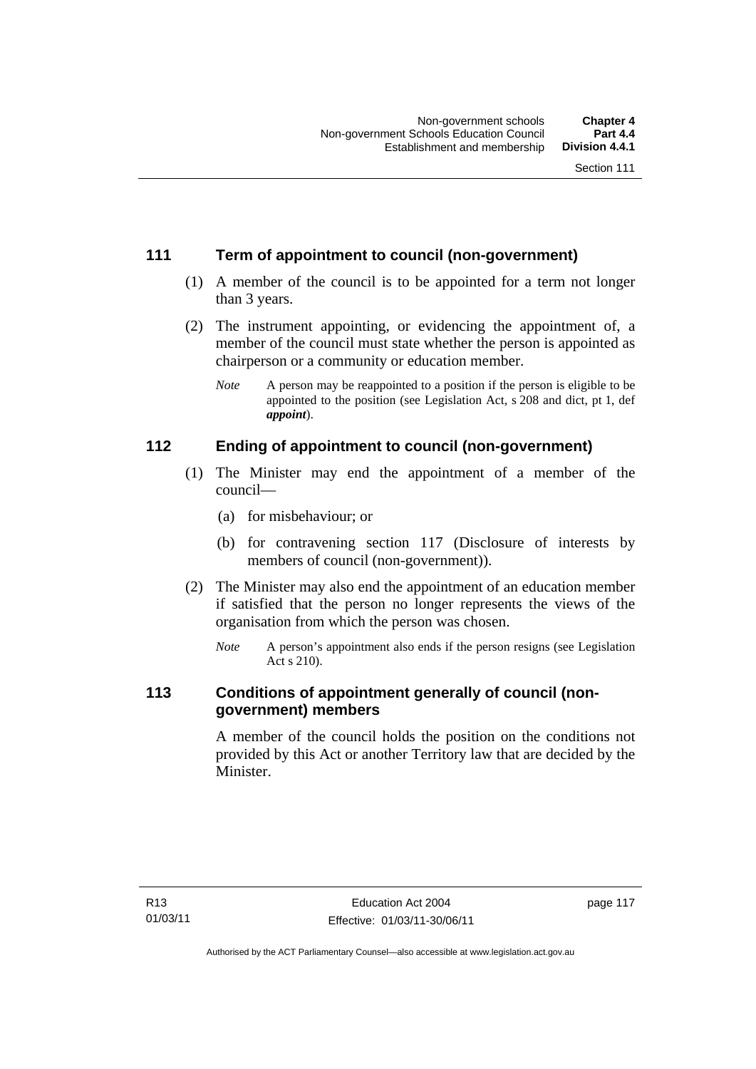## 111 Term of appointment to council (non-government)

(1) A member of the council is to be appointed for a term not longer than 3 years.

(2) The instrument appointing, or evidencing the appointment of, a member of the council must state whether the person is appointed as chairperson or a community or education member.

*Note* A person may be reappointed to a position if the person is eligible to be appointed to the position (see Legislation Act, s 208 and dict, pt 1, def ***appoint***).

## 112 Ending of appointment to council (non-government)

(1) The Minister may end the appointment of a member of the council—

(a) for misbehaviour; or

(b) for contravening section 117 (Disclosure of interests by members of council (non-government)).

(2) The Minister may also end the appointment of an education member if satisfied that the person no longer represents the views of the organisation from which the person was chosen.

*Note* A person's appointment also ends if the person resigns (see Legislation Act s 210).

## 113 Conditions of appointment generally of council (non-government) members

A member of the council holds the position on the conditions not provided by this Act or another Territory law that are decided by the Minister.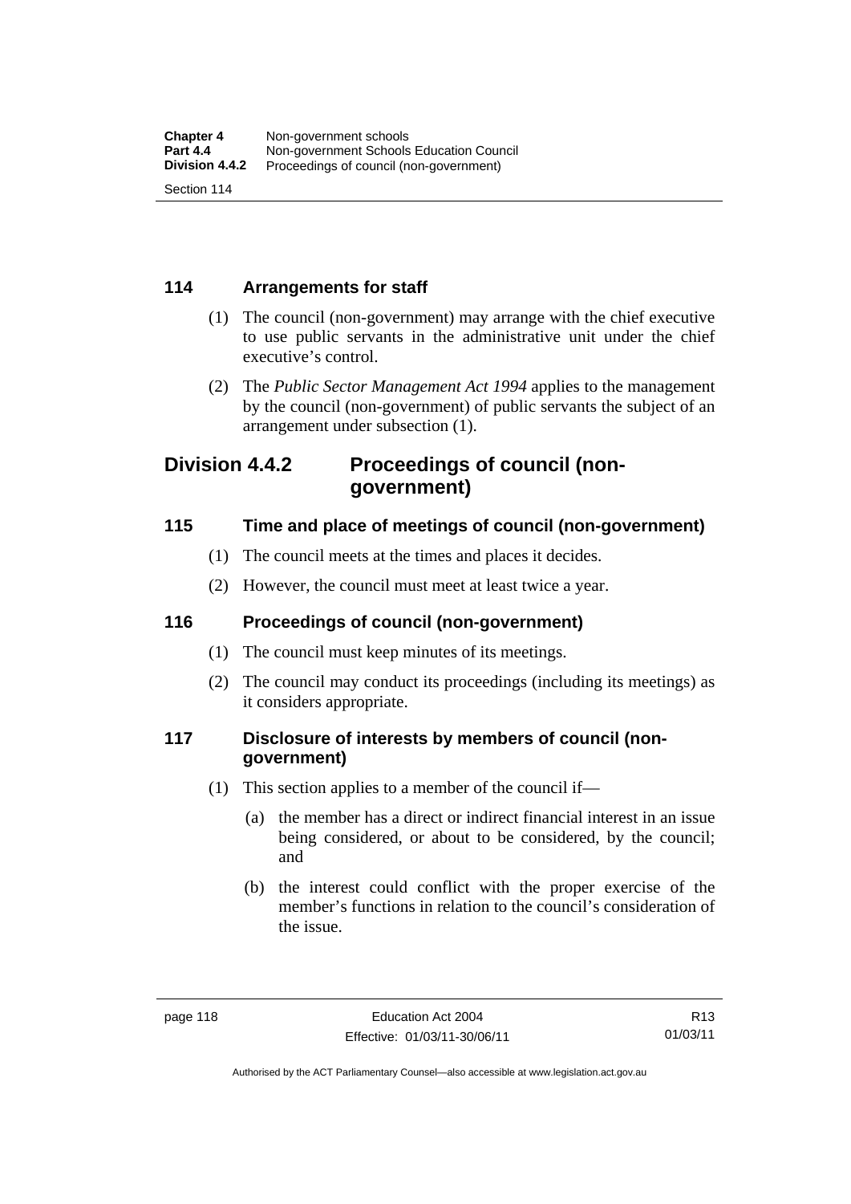### 114 Arrangements for staff

(1) The council (non-government) may arrange with the chief executive to use public servants in the administrative unit under the chief executive's control.

(2) The *Public Sector Management Act 1994* applies to the management by the council (non-government) of public servants the subject of an arrangement under subsection (1).

## Division 4.4.2 Proceedings of council (non-government)

### 115 Time and place of meetings of council (non-government)

(1) The council meets at the times and places it decides.

(2) However, the council must meet at least twice a year.

### 116 Proceedings of council (non-government)

(1) The council must keep minutes of its meetings.

(2) The council may conduct its proceedings (including its meetings) as it considers appropriate.

### 117 Disclosure of interests by members of council (non-government)

(1) This section applies to a member of the council if—

(a) the member has a direct or indirect financial interest in an issue being considered, or about to be considered, by the council; and

(b) the interest could conflict with the proper exercise of the member's functions in relation to the council's consideration of the issue.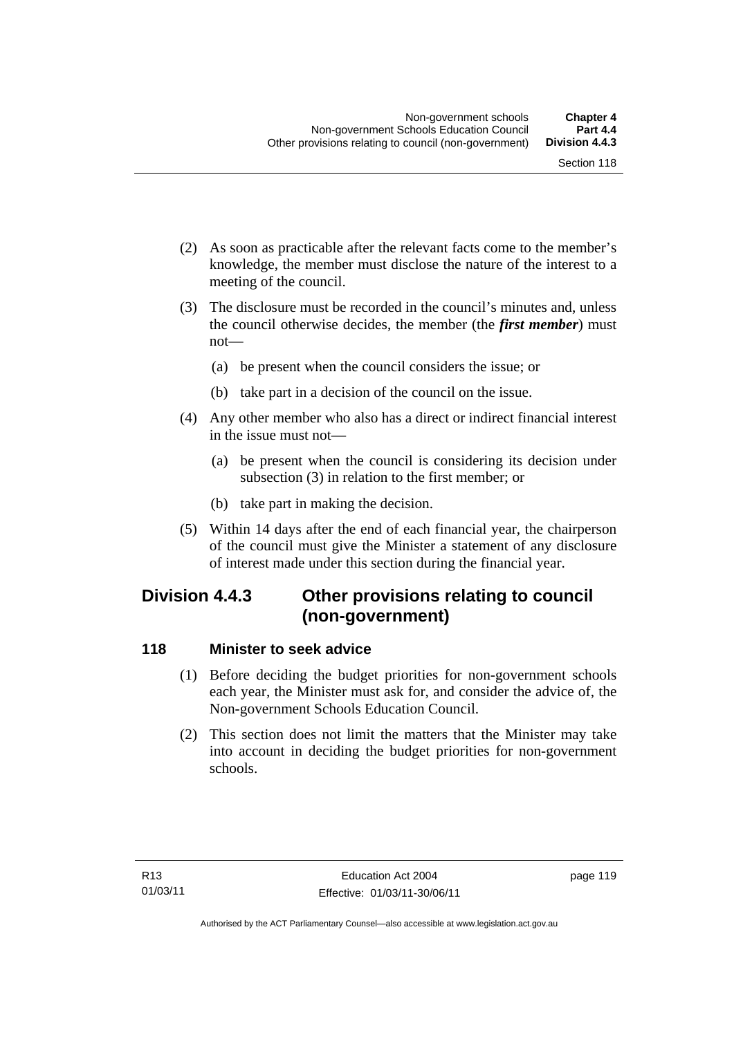(2) As soon as practicable after the relevant facts come to the member's knowledge, the member must disclose the nature of the interest to a meeting of the council.

(3) The disclosure must be recorded in the council's minutes and, unless the council otherwise decides, the member (the ***first member***) must not—

(a) be present when the council considers the issue; or

(b) take part in a decision of the council on the issue.

(4) Any other member who also has a direct or indirect financial interest in the issue must not—

(a) be present when the council is considering its decision under subsection (3) in relation to the first member; or

(b) take part in making the decision.

(5) Within 14 days after the end of each financial year, the chairperson of the council must give the Minister a statement of any disclosure of interest made under this section during the financial year.

## Division 4.4.3 Other provisions relating to council (non-government)

### 118 Minister to seek advice

(1) Before deciding the budget priorities for non-government schools each year, the Minister must ask for, and consider the advice of, the Non-government Schools Education Council.

(2) This section does not limit the matters that the Minister may take into account in deciding the budget priorities for non-government schools.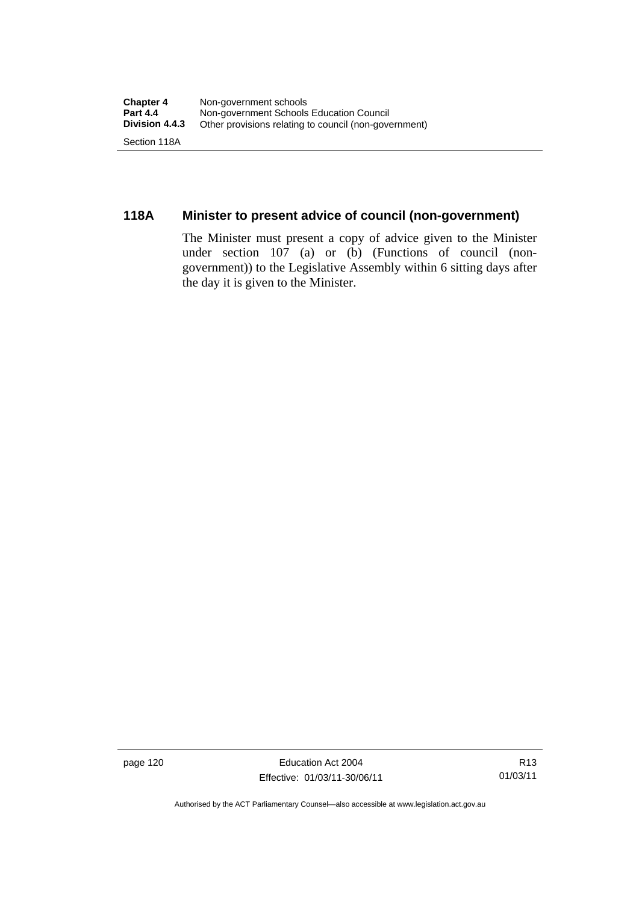## 118A Minister to present advice of council (non-government)

The Minister must present a copy of advice given to the Minister under section 107 (a) or (b) (Functions of council (non-government)) to the Legislative Assembly within 6 sitting days after the day it is given to the Minister.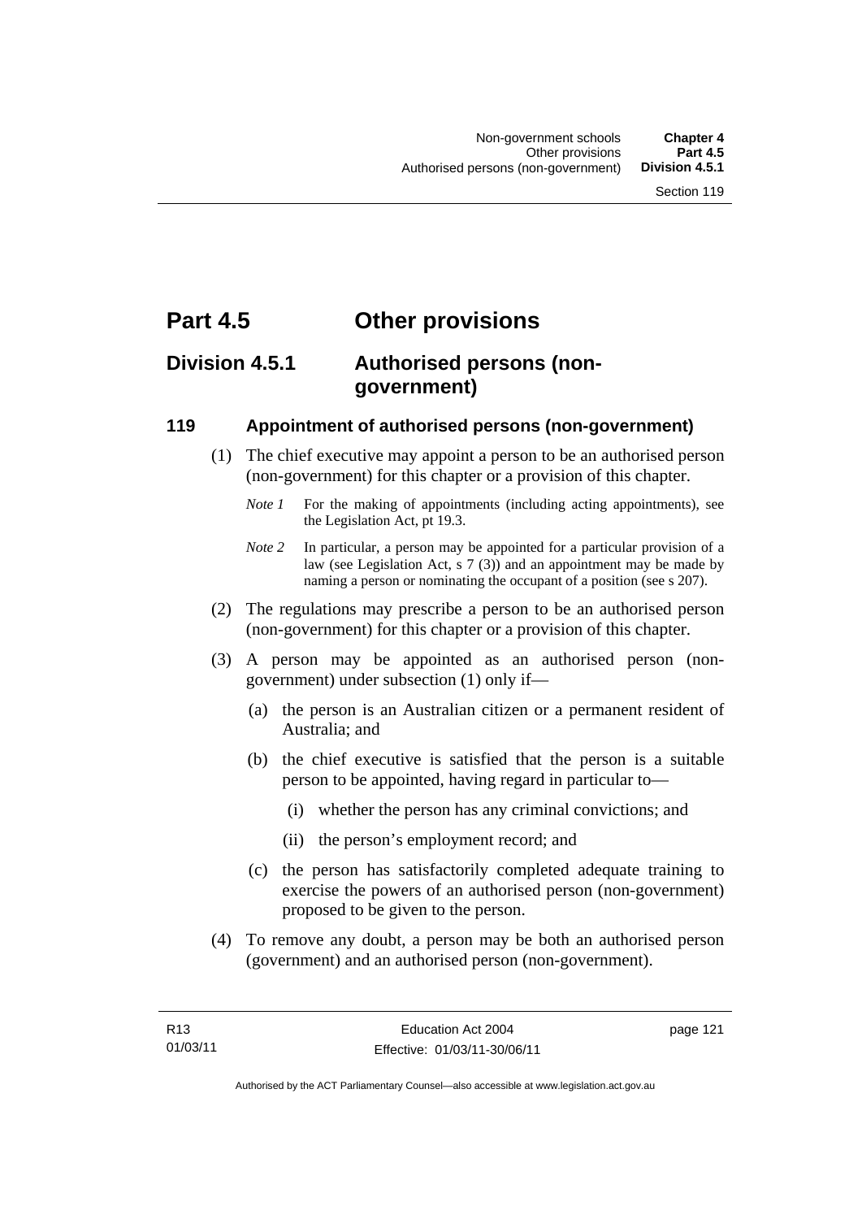# Part 4.5 Other provisions

## Division 4.5.1 Authorised persons (non-government)

### 119 Appointment of authorised persons (non-government)

(1) The chief executive may appoint a person to be an authorised person (non-government) for this chapter or a provision of this chapter.

*Note 1* For the making of appointments (including acting appointments), see the Legislation Act, pt 19.3.

*Note 2* In particular, a person may be appointed for a particular provision of a law (see Legislation Act, s 7 (3)) and an appointment may be made by naming a person or nominating the occupant of a position (see s 207).

(2) The regulations may prescribe a person to be an authorised person (non-government) for this chapter or a provision of this chapter.

(3) A person may be appointed as an authorised person (non-government) under subsection (1) only if—

(a) the person is an Australian citizen or a permanent resident of Australia; and

(b) the chief executive is satisfied that the person is a suitable person to be appointed, having regard in particular to—

(i) whether the person has any criminal convictions; and

(ii) the person's employment record; and

(c) the person has satisfactorily completed adequate training to exercise the powers of an authorised person (non-government) proposed to be given to the person.

(4) To remove any doubt, a person may be both an authorised person (government) and an authorised person (non-government).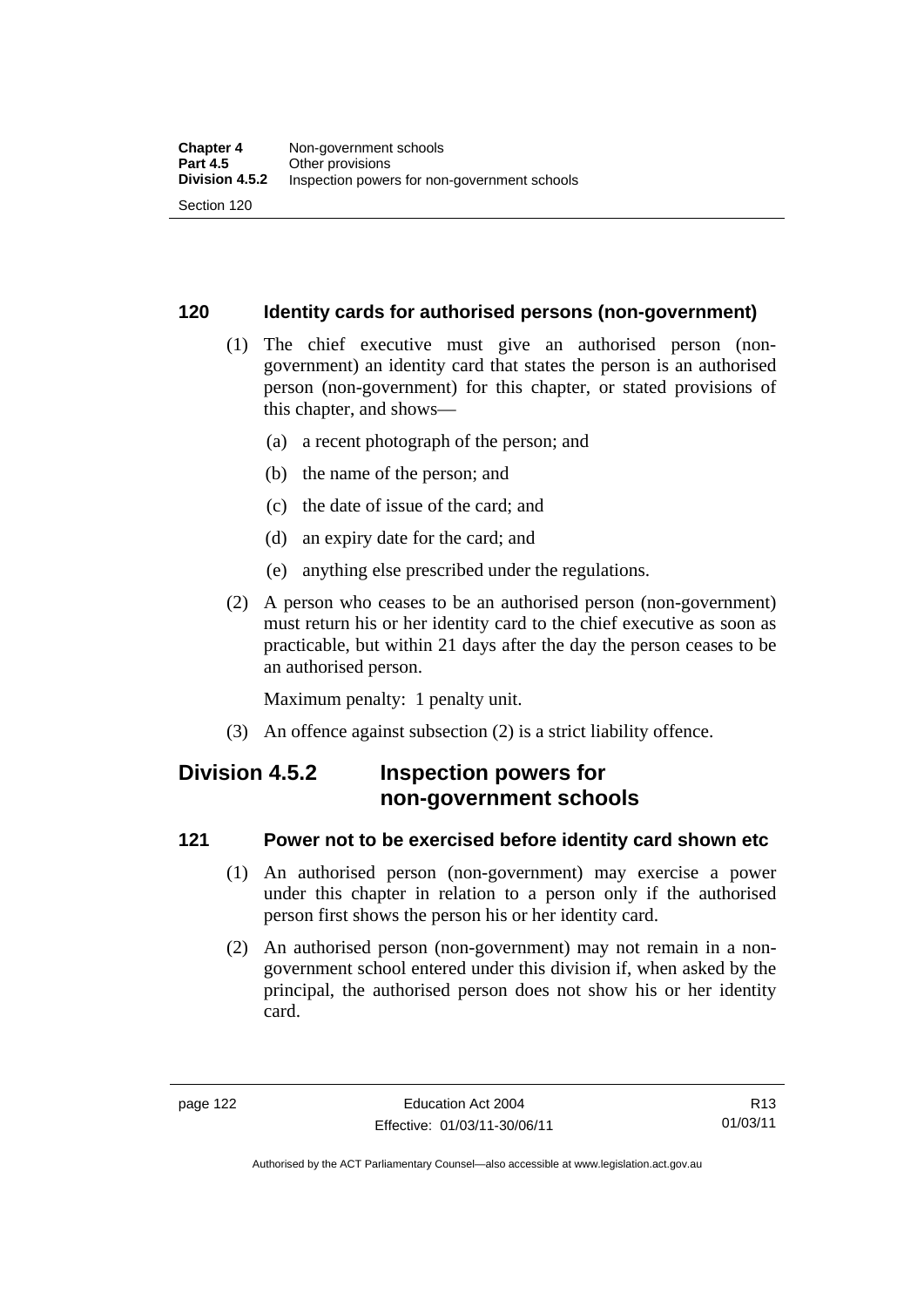### 120 Identity cards for authorised persons (non-government)

(1) The chief executive must give an authorised person (non-government) an identity card that states the person is an authorised person (non-government) for this chapter, or stated provisions of this chapter, and shows—

(a) a recent photograph of the person; and

(b) the name of the person; and

(c) the date of issue of the card; and

(d) an expiry date for the card; and

(e) anything else prescribed under the regulations.

(2) A person who ceases to be an authorised person (non-government) must return his or her identity card to the chief executive as soon as practicable, but within 21 days after the day the person ceases to be an authorised person.

Maximum penalty: 1 penalty unit.

(3) An offence against subsection (2) is a strict liability offence.

## Division 4.5.2 Inspection powers for non-government schools

### 121 Power not to be exercised before identity card shown etc

(1) An authorised person (non-government) may exercise a power under this chapter in relation to a person only if the authorised person first shows the person his or her identity card.

(2) An authorised person (non-government) may not remain in a non-government school entered under this division if, when asked by the principal, the authorised person does not show his or her identity card.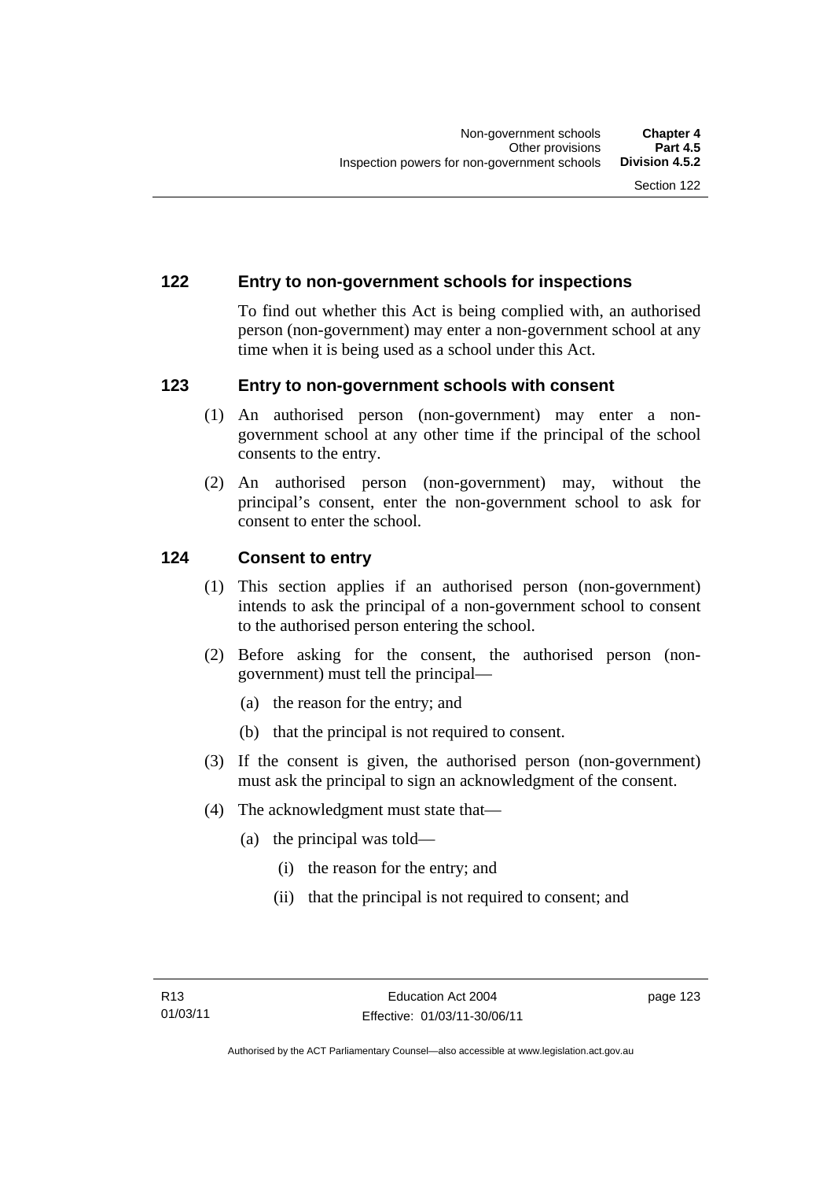### 122 Entry to non-government schools for inspections

To find out whether this Act is being complied with, an authorised person (non-government) may enter a non-government school at any time when it is being used as a school under this Act.

### 123 Entry to non-government schools with consent

(1) An authorised person (non-government) may enter a non-government school at any other time if the principal of the school consents to the entry.

(2) An authorised person (non-government) may, without the principal's consent, enter the non-government school to ask for consent to enter the school.

### 124 Consent to entry

(1) This section applies if an authorised person (non-government) intends to ask the principal of a non-government school to consent to the authorised person entering the school.

(2) Before asking for the consent, the authorised person (non-government) must tell the principal—

- (a) the reason for the entry; and
- (b) that the principal is not required to consent.

(3) If the consent is given, the authorised person (non-government) must ask the principal to sign an acknowledgment of the consent.

(4) The acknowledgment must state that—

- (a) the principal was told—
  - (i) the reason for the entry; and
  - (ii) that the principal is not required to consent; and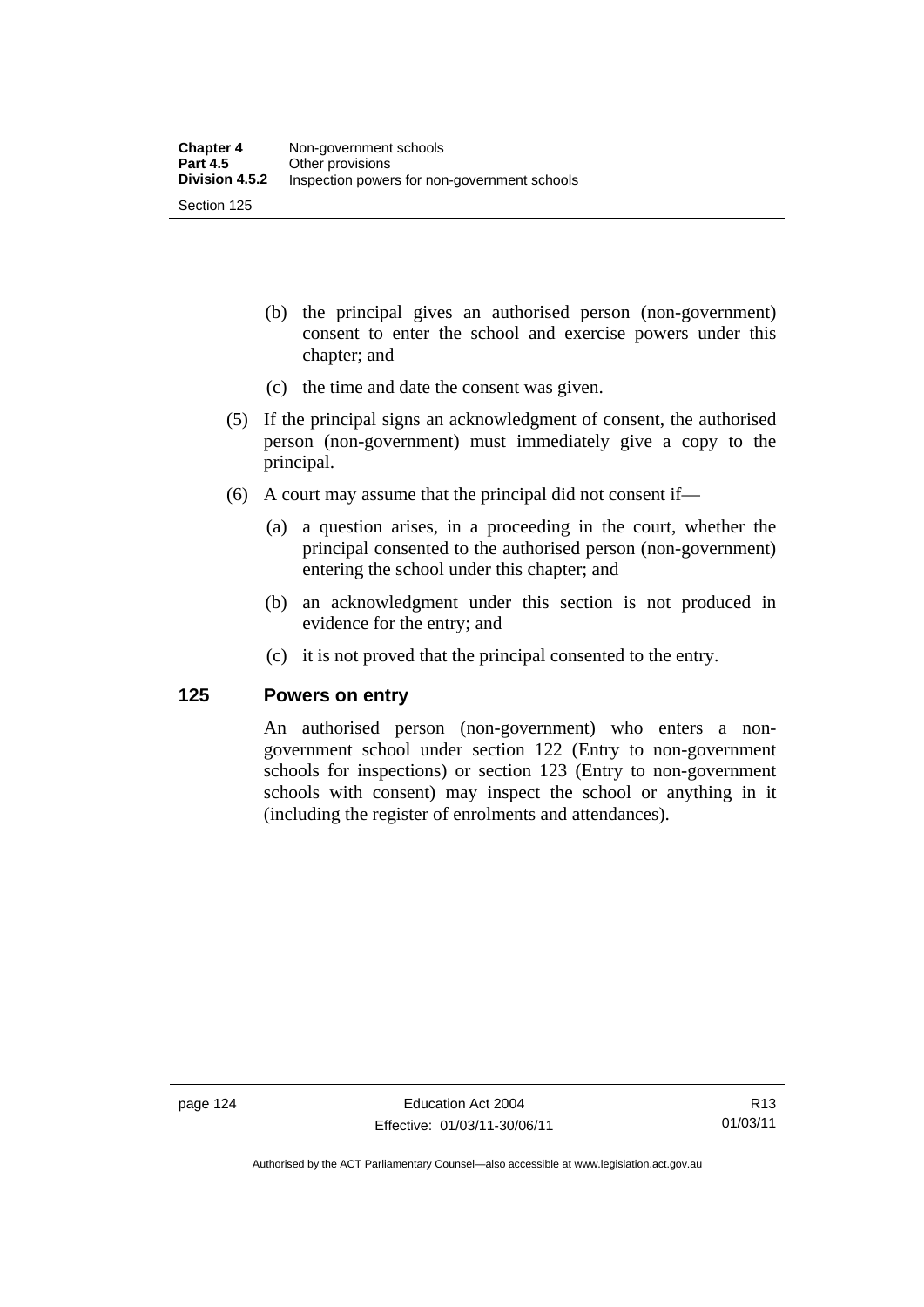(b) the principal gives an authorised person (non-government) consent to enter the school and exercise powers under this chapter; and

(c) the time and date the consent was given.

(5) If the principal signs an acknowledgment of consent, the authorised person (non-government) must immediately give a copy to the principal.

(6) A court may assume that the principal did not consent if—

(a) a question arises, in a proceeding in the court, whether the principal consented to the authorised person (non-government) entering the school under this chapter; and

(b) an acknowledgment under this section is not produced in evidence for the entry; and

(c) it is not proved that the principal consented to the entry.

## 125 Powers on entry

An authorised person (non-government) who enters a non-government school under section 122 (Entry to non-government schools for inspections) or section 123 (Entry to non-government schools with consent) may inspect the school or anything in it (including the register of enrolments and attendances).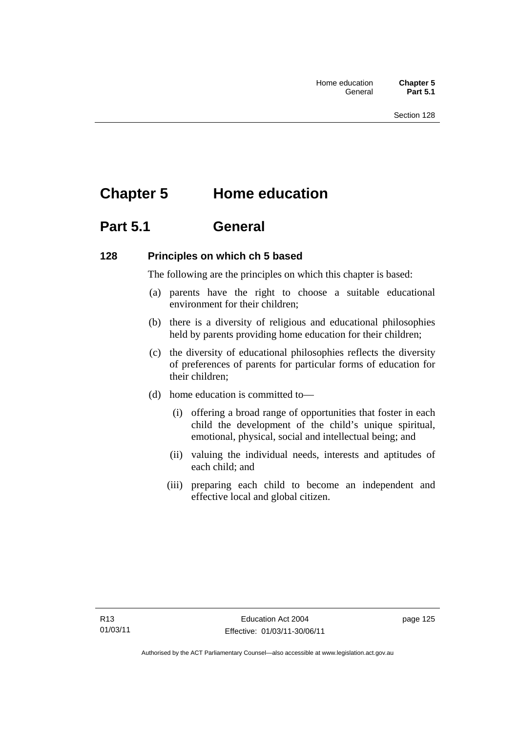# Chapter 5 Home education

## Part 5.1 General

### 128 Principles on which ch 5 based

The following are the principles on which this chapter is based:

(a) parents have the right to choose a suitable educational environment for their children;

(b) there is a diversity of religious and educational philosophies held by parents providing home education for their children;

(c) the diversity of educational philosophies reflects the diversity of preferences of parents for particular forms of education for their children;

(d) home education is committed to—

(i) offering a broad range of opportunities that foster in each child the development of the child's unique spiritual, emotional, physical, social and intellectual being; and

(ii) valuing the individual needs, interests and aptitudes of each child; and

(iii) preparing each child to become an independent and effective local and global citizen.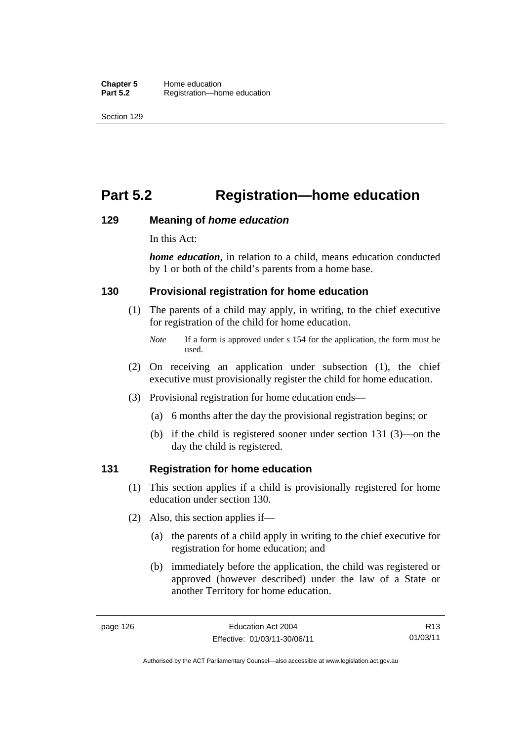# Part 5.2 Registration—home education

### 129 Meaning of *home education*

In this Act:

***home education***, in relation to a child, means education conducted by 1 or both of the child's parents from a home base.

### 130 Provisional registration for home education

(1) The parents of a child may apply, in writing, to the chief executive for registration of the child for home education.

*Note* If a form is approved under s 154 for the application, the form must be used.

(2) On receiving an application under subsection (1), the chief executive must provisionally register the child for home education.

(3) Provisional registration for home education ends—

(a) 6 months after the day the provisional registration begins; or

(b) if the child is registered sooner under section 131 (3)—on the day the child is registered.

### 131 Registration for home education

(1) This section applies if a child is provisionally registered for home education under section 130.

(2) Also, this section applies if—

(a) the parents of a child apply in writing to the chief executive for registration for home education; and

(b) immediately before the application, the child was registered or approved (however described) under the law of a State or another Territory for home education.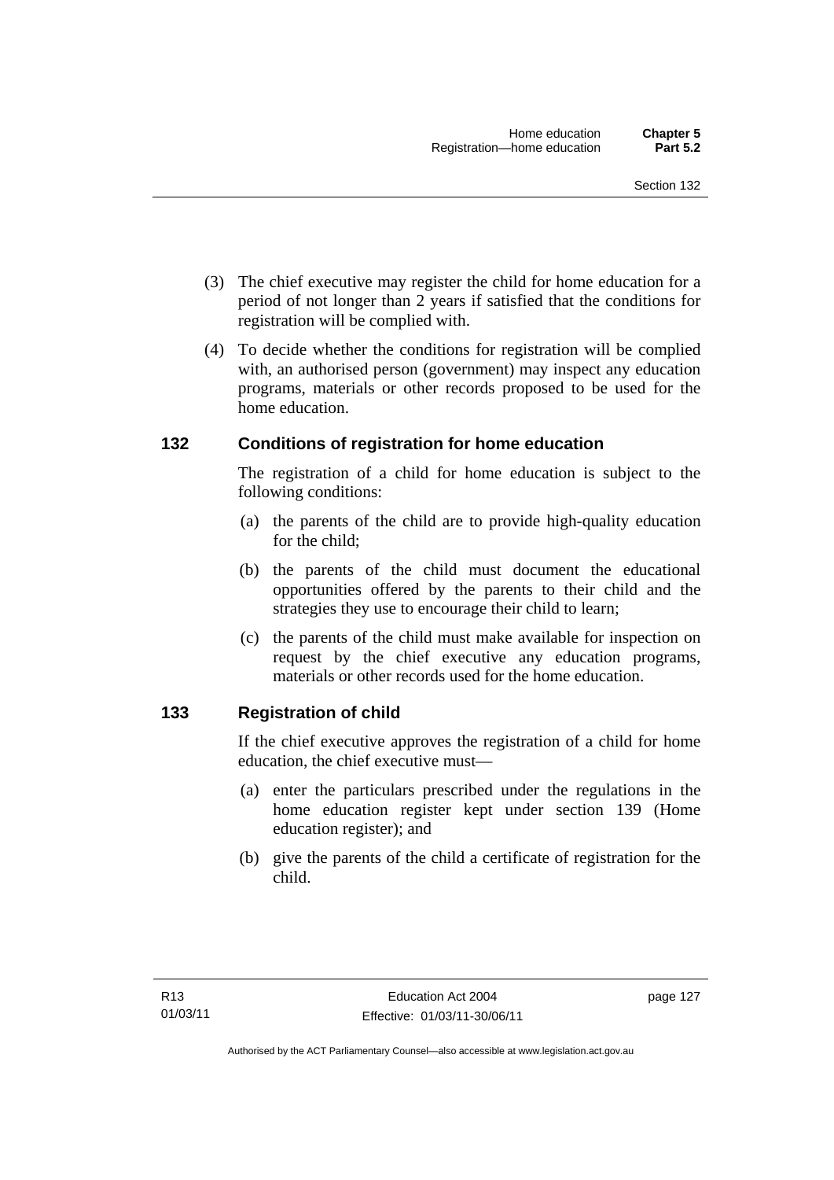(3) The chief executive may register the child for home education for a period of not longer than 2 years if satisfied that the conditions for registration will be complied with.

(4) To decide whether the conditions for registration will be complied with, an authorised person (government) may inspect any education programs, materials or other records proposed to be used for the home education.

## 132 Conditions of registration for home education

The registration of a child for home education is subject to the following conditions:

(a) the parents of the child are to provide high-quality education for the child;

(b) the parents of the child must document the educational opportunities offered by the parents to their child and the strategies they use to encourage their child to learn;

(c) the parents of the child must make available for inspection on request by the chief executive any education programs, materials or other records used for the home education.

## 133 Registration of child

If the chief executive approves the registration of a child for home education, the chief executive must—

(a) enter the particulars prescribed under the regulations in the home education register kept under section 139 (Home education register); and

(b) give the parents of the child a certificate of registration for the child.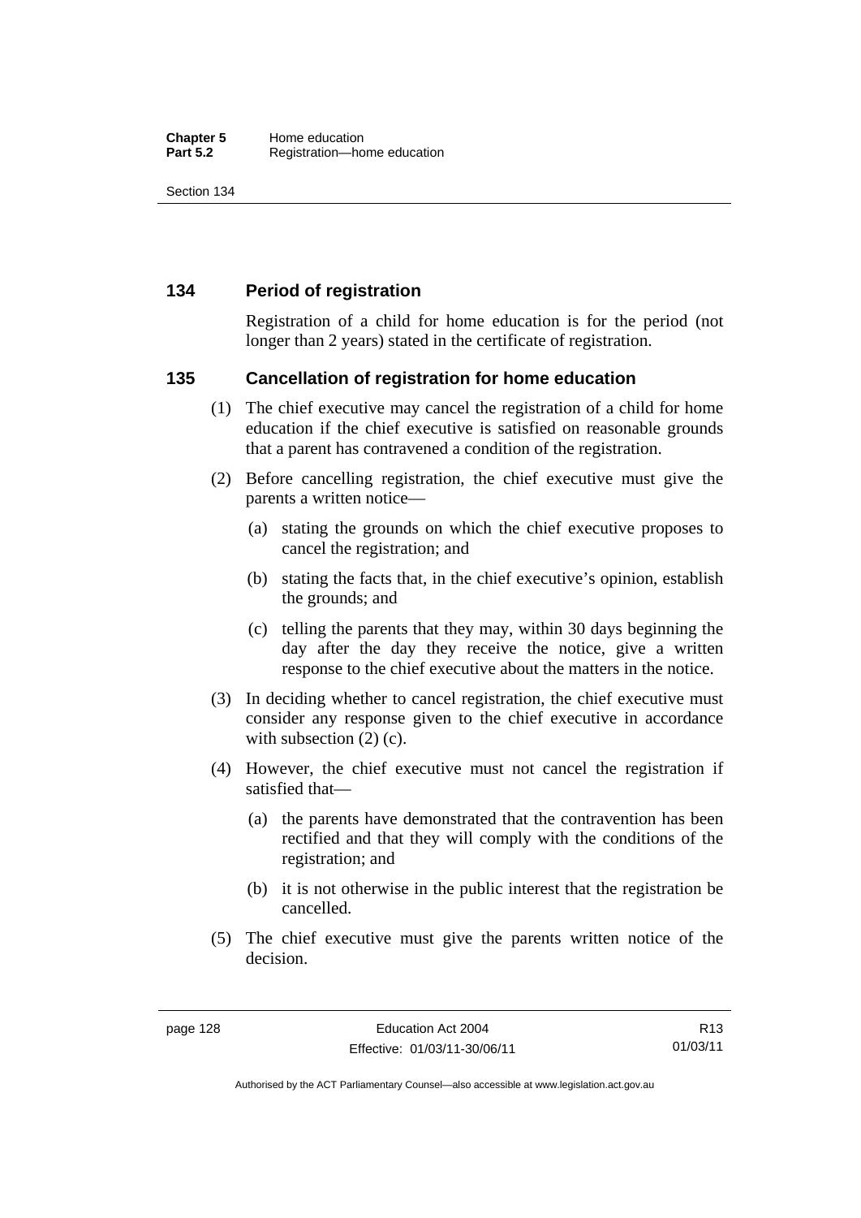## 134 Period of registration

Registration of a child for home education is for the period (not longer than 2 years) stated in the certificate of registration.

## 135 Cancellation of registration for home education

(1) The chief executive may cancel the registration of a child for home education if the chief executive is satisfied on reasonable grounds that a parent has contravened a condition of the registration.

(2) Before cancelling registration, the chief executive must give the parents a written notice—

(a) stating the grounds on which the chief executive proposes to cancel the registration; and

(b) stating the facts that, in the chief executive's opinion, establish the grounds; and

(c) telling the parents that they may, within 30 days beginning the day after the day they receive the notice, give a written response to the chief executive about the matters in the notice.

(3) In deciding whether to cancel registration, the chief executive must consider any response given to the chief executive in accordance with subsection (2) (c).

(4) However, the chief executive must not cancel the registration if satisfied that—

(a) the parents have demonstrated that the contravention has been rectified and that they will comply with the conditions of the registration; and

(b) it is not otherwise in the public interest that the registration be cancelled.

(5) The chief executive must give the parents written notice of the decision.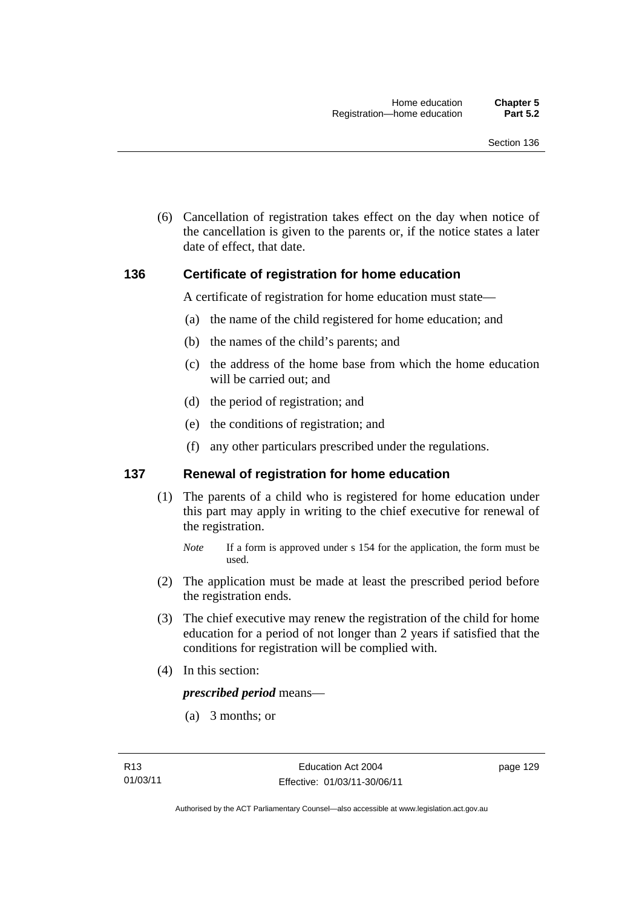(6) Cancellation of registration takes effect on the day when notice of the cancellation is given to the parents or, if the notice states a later date of effect, that date.

## 136 Certificate of registration for home education

A certificate of registration for home education must state—

(a) the name of the child registered for home education; and

(b) the names of the child's parents; and

(c) the address of the home base from which the home education will be carried out; and

(d) the period of registration; and

(e) the conditions of registration; and

(f) any other particulars prescribed under the regulations.

## 137 Renewal of registration for home education

(1) The parents of a child who is registered for home education under this part may apply in writing to the chief executive for renewal of the registration.

*Note* If a form is approved under s 154 for the application, the form must be used.

(2) The application must be made at least the prescribed period before the registration ends.

(3) The chief executive may renew the registration of the child for home education for a period of not longer than 2 years if satisfied that the conditions for registration will be complied with.

(4) In this section:

***prescribed period*** means—

(a) 3 months; or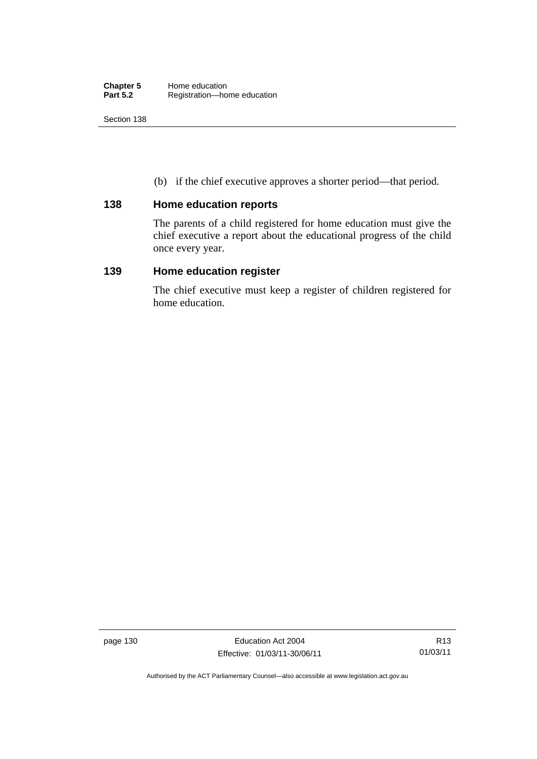(b) if the chief executive approves a shorter period—that period.

## 138 Home education reports

The parents of a child registered for home education must give the chief executive a report about the educational progress of the child once every year.

## 139 Home education register

The chief executive must keep a register of children registered for home education.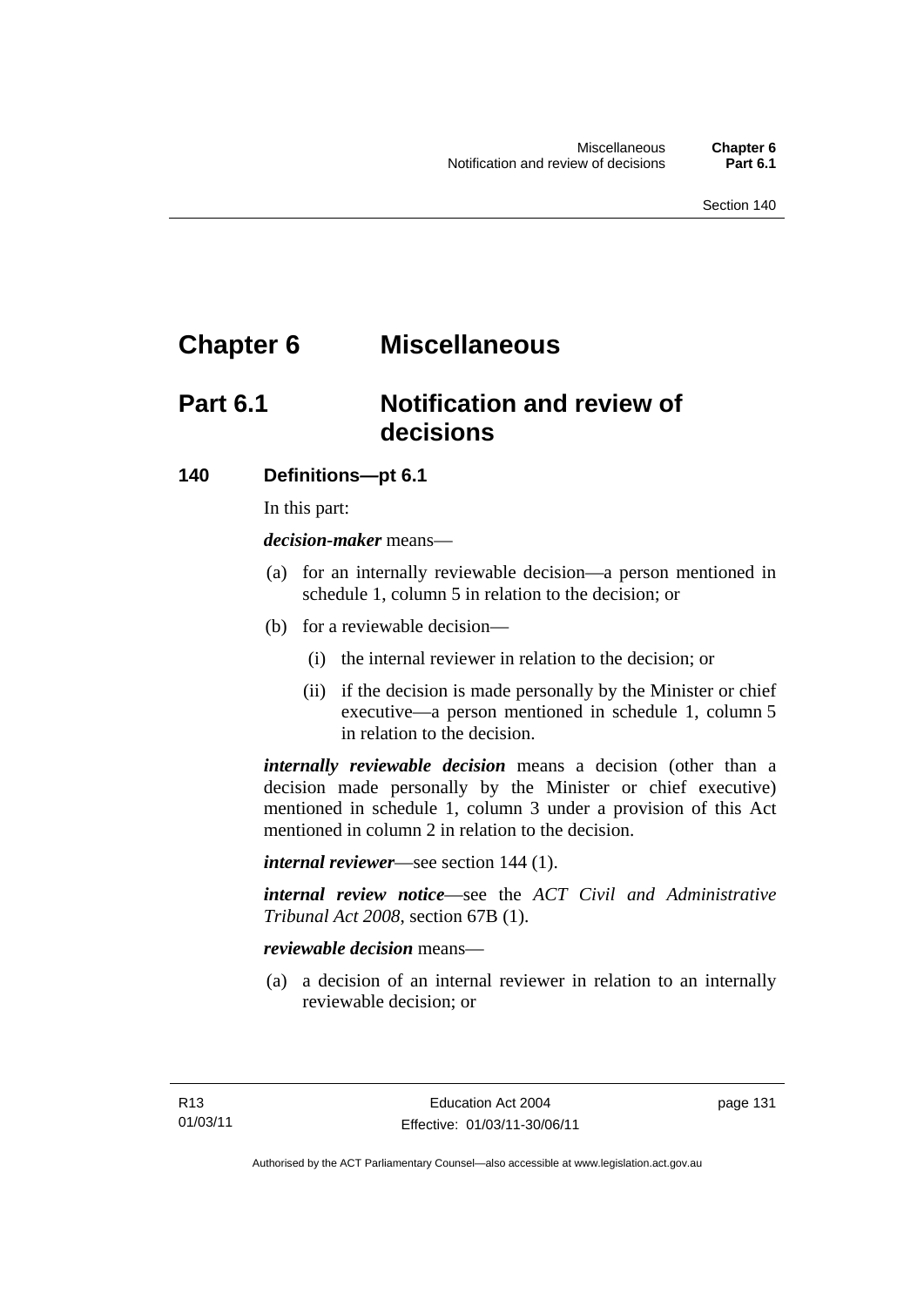# Chapter 6 Miscellaneous

## Part 6.1 Notification and review of decisions

### 140 Definitions—pt 6.1

In this part:

***decision-maker*** means—

(a) for an internally reviewable decision—a person mentioned in schedule 1, column 5 in relation to the decision; or

(b) for a reviewable decision—

(i) the internal reviewer in relation to the decision; or

(ii) if the decision is made personally by the Minister or chief executive—a person mentioned in schedule 1, column 5 in relation to the decision.

***internally reviewable decision*** means a decision (other than a decision made personally by the Minister or chief executive) mentioned in schedule 1, column 3 under a provision of this Act mentioned in column 2 in relation to the decision.

***internal reviewer***—see section 144 (1).

***internal review notice***—see the *ACT Civil and Administrative Tribunal Act 2008*, section 67B (1).

***reviewable decision*** means—

(a) a decision of an internal reviewer in relation to an internally reviewable decision; or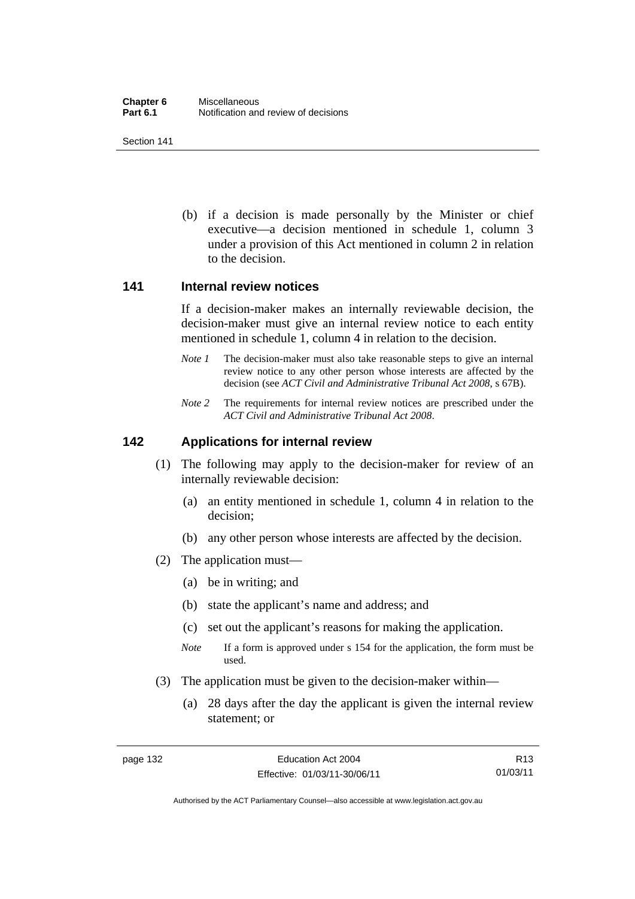(b) if a decision is made personally by the Minister or chief executive—a decision mentioned in schedule 1, column 3 under a provision of this Act mentioned in column 2 in relation to the decision.

## 141 Internal review notices

If a decision-maker makes an internally reviewable decision, the decision-maker must give an internal review notice to each entity mentioned in schedule 1, column 4 in relation to the decision.

*Note 1* The decision-maker must also take reasonable steps to give an internal review notice to any other person whose interests are affected by the decision (see *ACT Civil and Administrative Tribunal Act 2008*, s 67B).

*Note 2* The requirements for internal review notices are prescribed under the *ACT Civil and Administrative Tribunal Act 2008*.

## 142 Applications for internal review

(1) The following may apply to the decision-maker for review of an internally reviewable decision:

(a) an entity mentioned in schedule 1, column 4 in relation to the decision;

(b) any other person whose interests are affected by the decision.

(2) The application must—

(a) be in writing; and

(b) state the applicant's name and address; and

(c) set out the applicant's reasons for making the application.

*Note* If a form is approved under s 154 for the application, the form must be used.

(3) The application must be given to the decision-maker within—

(a) 28 days after the day the applicant is given the internal review statement; or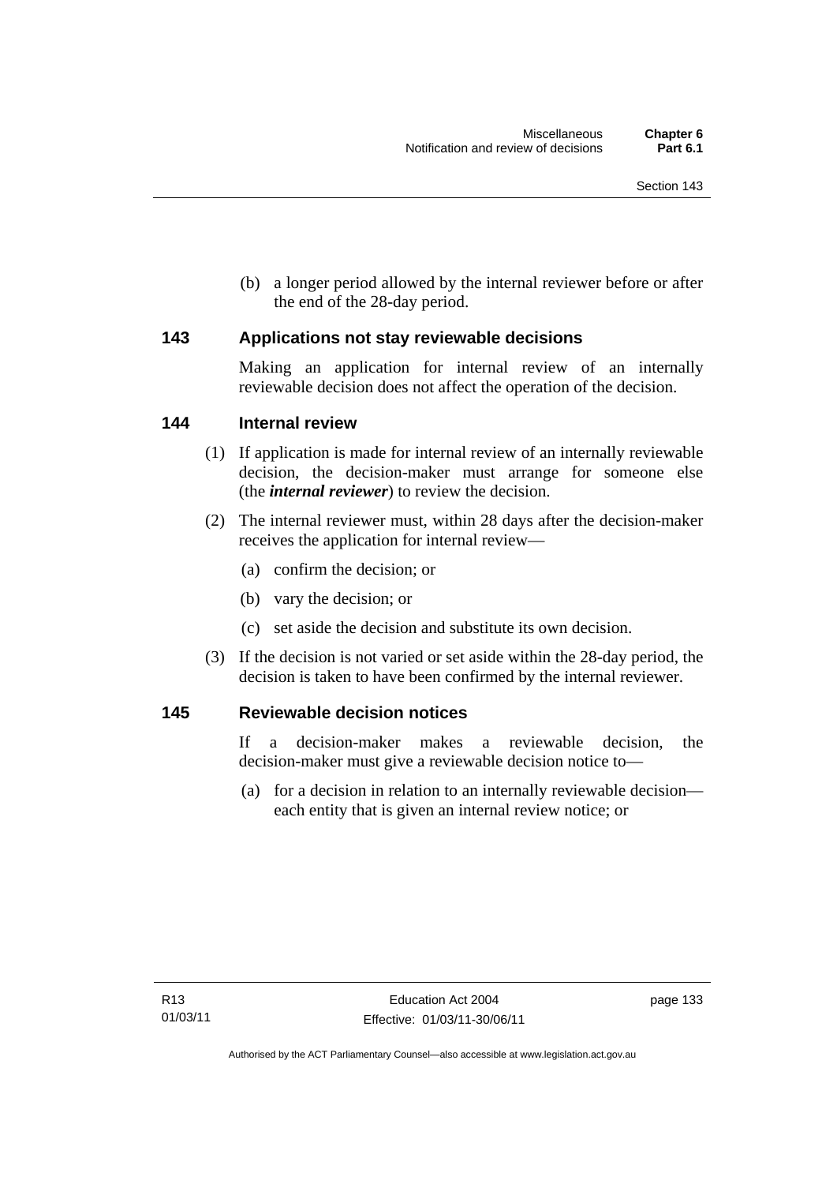(b) a longer period allowed by the internal reviewer before or after the end of the 28-day period.

## 143 Applications not stay reviewable decisions

Making an application for internal review of an internally reviewable decision does not affect the operation of the decision.

## 144 Internal review

(1) If application is made for internal review of an internally reviewable decision, the decision-maker must arrange for someone else (the ***internal reviewer***) to review the decision.

(2) The internal reviewer must, within 28 days after the decision-maker receives the application for internal review—

(a) confirm the decision; or

(b) vary the decision; or

(c) set aside the decision and substitute its own decision.

(3) If the decision is not varied or set aside within the 28-day period, the decision is taken to have been confirmed by the internal reviewer.

## 145 Reviewable decision notices

If a decision-maker makes a reviewable decision, the decision-maker must give a reviewable decision notice to—

(a) for a decision in relation to an internally reviewable decision—each entity that is given an internal review notice; or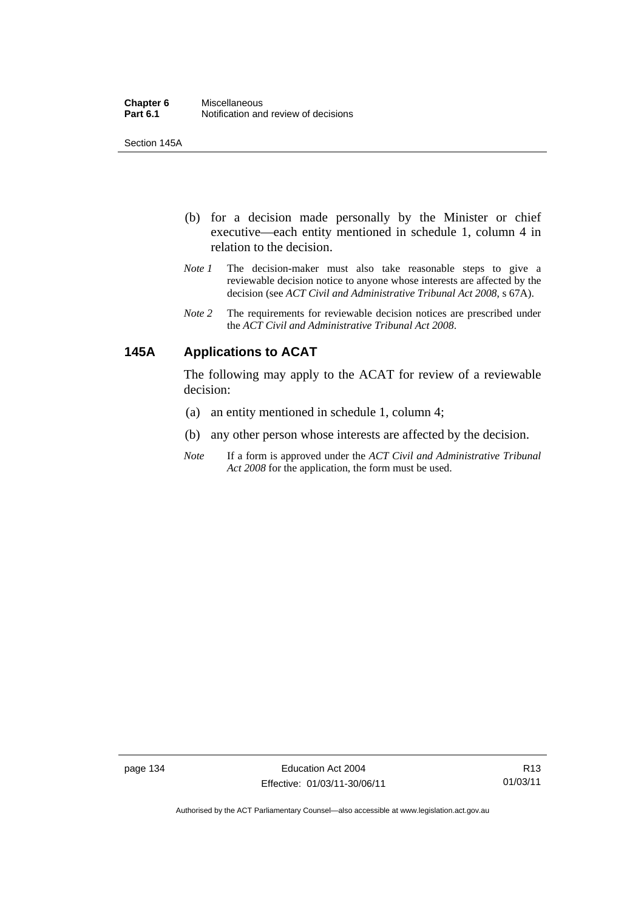(b) for a decision made personally by the Minister or chief executive—each entity mentioned in schedule 1, column 4 in relation to the decision.

*Note 1* The decision-maker must also take reasonable steps to give a reviewable decision notice to anyone whose interests are affected by the decision (see *ACT Civil and Administrative Tribunal Act 2008*, s 67A).

*Note 2* The requirements for reviewable decision notices are prescribed under the *ACT Civil and Administrative Tribunal Act 2008*.

## 145A Applications to ACAT

The following may apply to the ACAT for review of a reviewable decision:

(a) an entity mentioned in schedule 1, column 4;

(b) any other person whose interests are affected by the decision.

*Note* If a form is approved under the *ACT Civil and Administrative Tribunal Act 2008* for the application, the form must be used.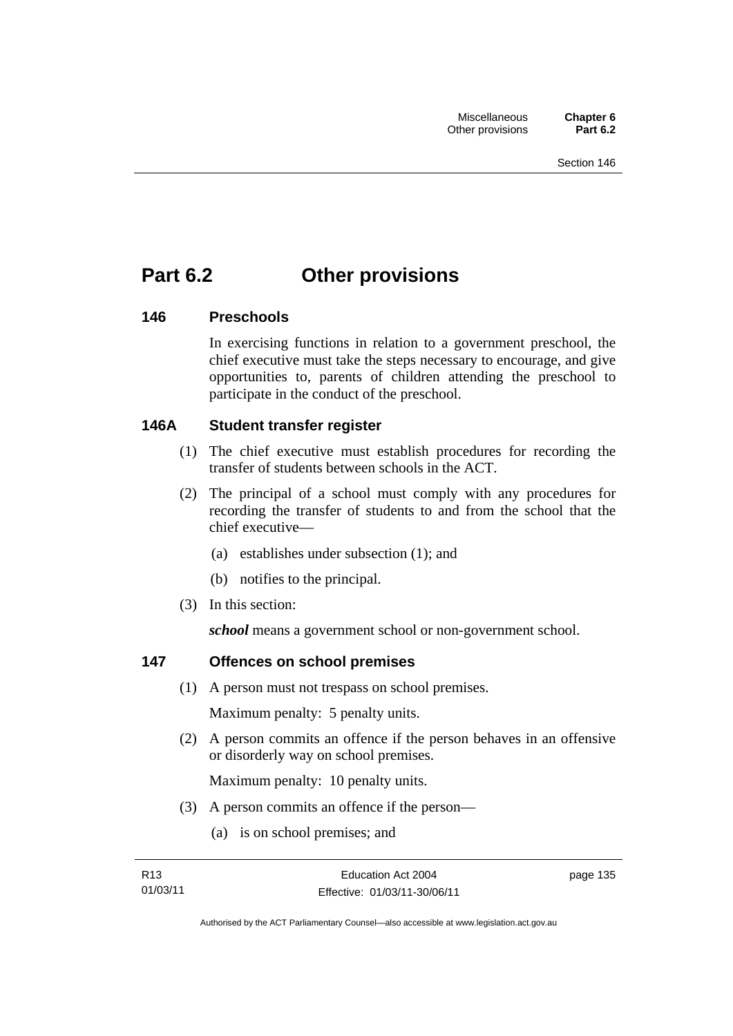# Part 6.2 Other provisions

## 146 Preschools

In exercising functions in relation to a government preschool, the chief executive must take the steps necessary to encourage, and give opportunities to, parents of children attending the preschool to participate in the conduct of the preschool.

## 146A Student transfer register

(1) The chief executive must establish procedures for recording the transfer of students between schools in the ACT.

(2) The principal of a school must comply with any procedures for recording the transfer of students to and from the school that the chief executive—

(a) establishes under subsection (1); and

(b) notifies to the principal.

(3) In this section:

***school*** means a government school or non-government school.

## 147 Offences on school premises

(1) A person must not trespass on school premises.

Maximum penalty: 5 penalty units.

(2) A person commits an offence if the person behaves in an offensive or disorderly way on school premises.

Maximum penalty: 10 penalty units.

(3) A person commits an offence if the person—

(a) is on school premises; and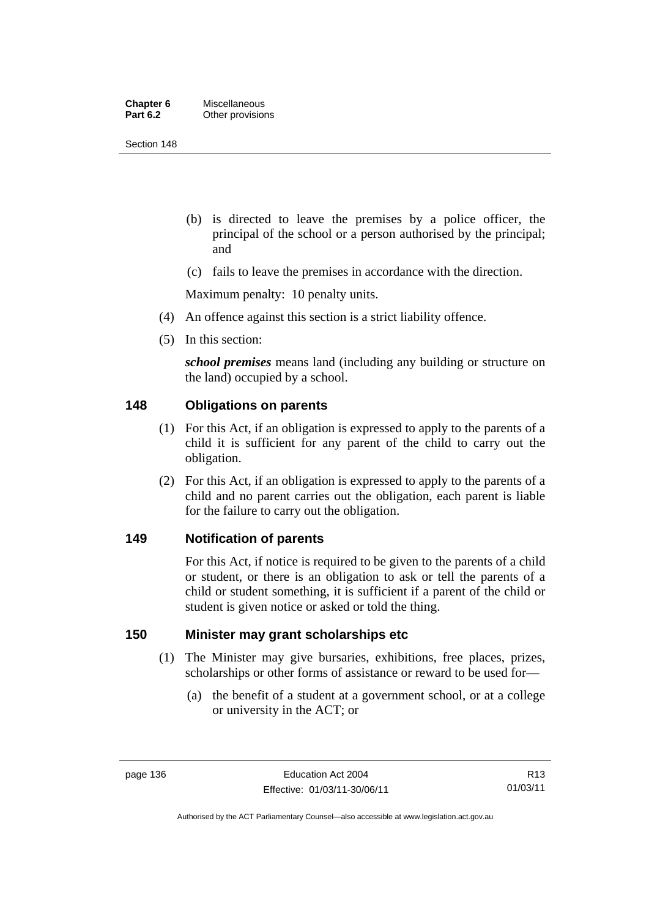(b) is directed to leave the premises by a police officer, the principal of the school or a person authorised by the principal; and

(c) fails to leave the premises in accordance with the direction.

Maximum penalty: 10 penalty units.

(4) An offence against this section is a strict liability offence.

(5) In this section:

***school premises*** means land (including any building or structure on the land) occupied by a school.

## 148 Obligations on parents

(1) For this Act, if an obligation is expressed to apply to the parents of a child it is sufficient for any parent of the child to carry out the obligation.

(2) For this Act, if an obligation is expressed to apply to the parents of a child and no parent carries out the obligation, each parent is liable for the failure to carry out the obligation.

## 149 Notification of parents

For this Act, if notice is required to be given to the parents of a child or student, or there is an obligation to ask or tell the parents of a child or student something, it is sufficient if a parent of the child or student is given notice or asked or told the thing.

## 150 Minister may grant scholarships etc

(1) The Minister may give bursaries, exhibitions, free places, prizes, scholarships or other forms of assistance or reward to be used for—

(a) the benefit of a student at a government school, or at a college or university in the ACT; or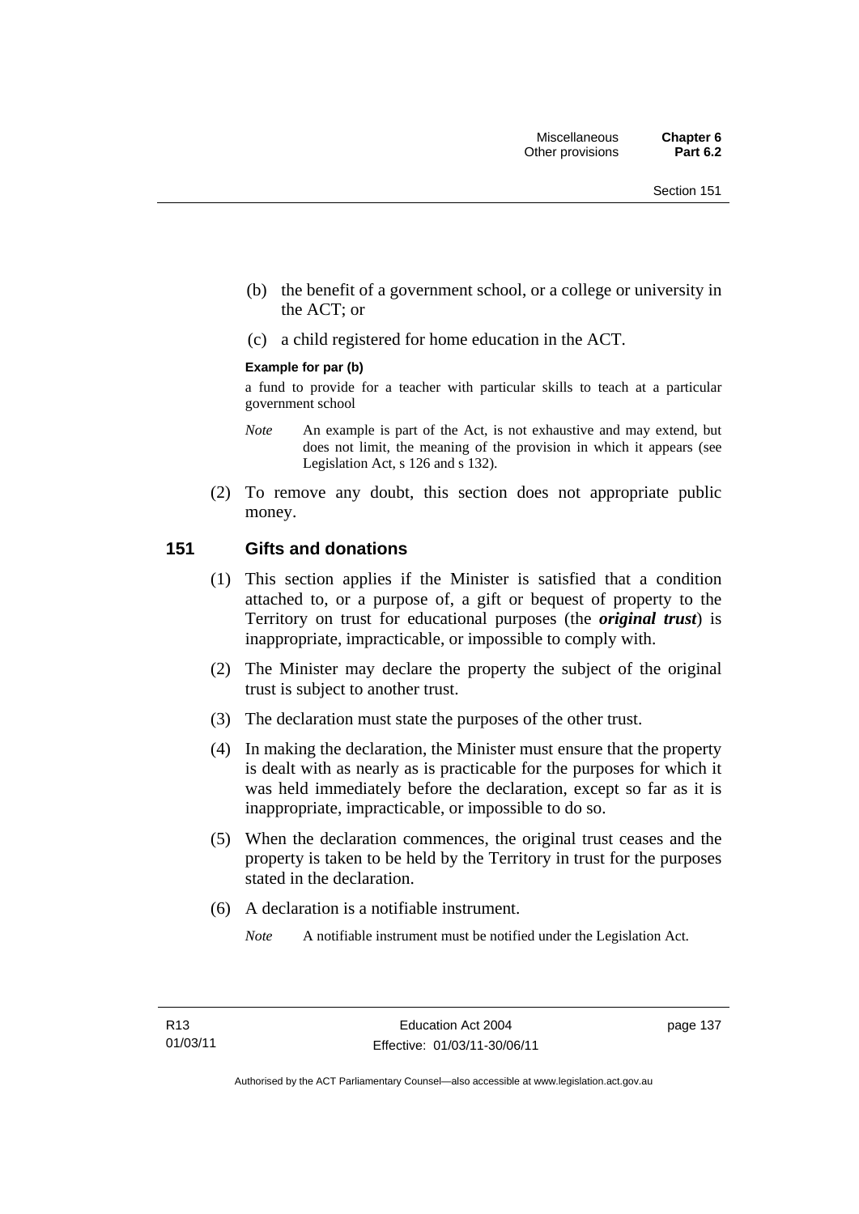(b) the benefit of a government school, or a college or university in the ACT; or

(c) a child registered for home education in the ACT.

**Example for par (b)**

a fund to provide for a teacher with particular skills to teach at a particular government school

*Note* An example is part of the Act, is not exhaustive and may extend, but does not limit, the meaning of the provision in which it appears (see Legislation Act, s 126 and s 132).

(2) To remove any doubt, this section does not appropriate public money.

## 151 Gifts and donations

(1) This section applies if the Minister is satisfied that a condition attached to, or a purpose of, a gift or bequest of property to the Territory on trust for educational purposes (the ***original trust***) is inappropriate, impracticable, or impossible to comply with.

(2) The Minister may declare the property the subject of the original trust is subject to another trust.

(3) The declaration must state the purposes of the other trust.

(4) In making the declaration, the Minister must ensure that the property is dealt with as nearly as is practicable for the purposes for which it was held immediately before the declaration, except so far as it is inappropriate, impracticable, or impossible to do so.

(5) When the declaration commences, the original trust ceases and the property is taken to be held by the Territory in trust for the purposes stated in the declaration.

(6) A declaration is a notifiable instrument.

*Note* A notifiable instrument must be notified under the Legislation Act.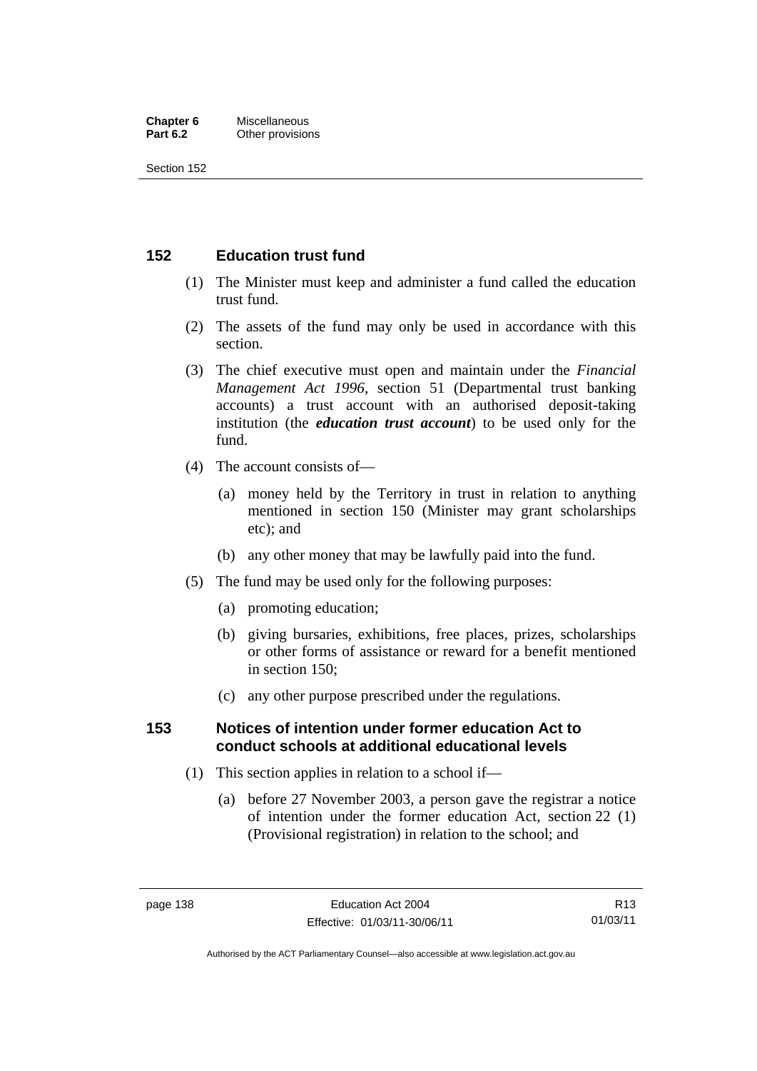## 152 Education trust fund

(1) The Minister must keep and administer a fund called the education trust fund.

(2) The assets of the fund may only be used in accordance with this section.

(3) The chief executive must open and maintain under the *Financial Management Act 1996*, section 51 (Departmental trust banking accounts) a trust account with an authorised deposit-taking institution (the ***education trust account***) to be used only for the fund.

(4) The account consists of—

(a) money held by the Territory in trust in relation to anything mentioned in section 150 (Minister may grant scholarships etc); and

(b) any other money that may be lawfully paid into the fund.

(5) The fund may be used only for the following purposes:

(a) promoting education;

(b) giving bursaries, exhibitions, free places, prizes, scholarships or other forms of assistance or reward for a benefit mentioned in section 150;

(c) any other purpose prescribed under the regulations.

## 153 Notices of intention under former education Act to conduct schools at additional educational levels

(1) This section applies in relation to a school if—

(a) before 27 November 2003, a person gave the registrar a notice of intention under the former education Act, section 22 (1) (Provisional registration) in relation to the school; and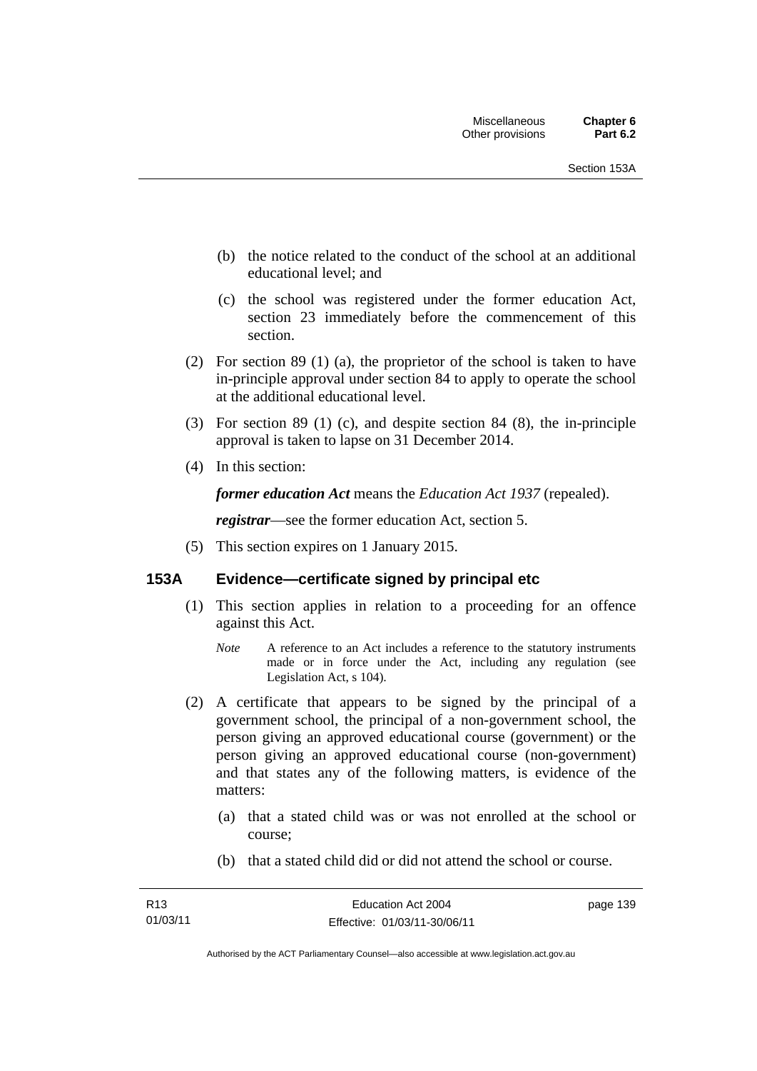(b) the notice related to the conduct of the school at an additional educational level; and

(c) the school was registered under the former education Act, section 23 immediately before the commencement of this section.

(2) For section 89 (1) (a), the proprietor of the school is taken to have in-principle approval under section 84 to apply to operate the school at the additional educational level.

(3) For section 89 (1) (c), and despite section 84 (8), the in-principle approval is taken to lapse on 31 December 2014.

(4) In this section:

***former education Act*** means the *Education Act 1937* (repealed).

***registrar***—see the former education Act, section 5.

(5) This section expires on 1 January 2015.

### 153A Evidence—certificate signed by principal etc

(1) This section applies in relation to a proceeding for an offence against this Act.

*Note* A reference to an Act includes a reference to the statutory instruments made or in force under the Act, including any regulation (see Legislation Act, s 104).

(2) A certificate that appears to be signed by the principal of a government school, the principal of a non-government school, the person giving an approved educational course (government) or the person giving an approved educational course (non-government) and that states any of the following matters, is evidence of the matters:

(a) that a stated child was or was not enrolled at the school or course;

(b) that a stated child did or did not attend the school or course.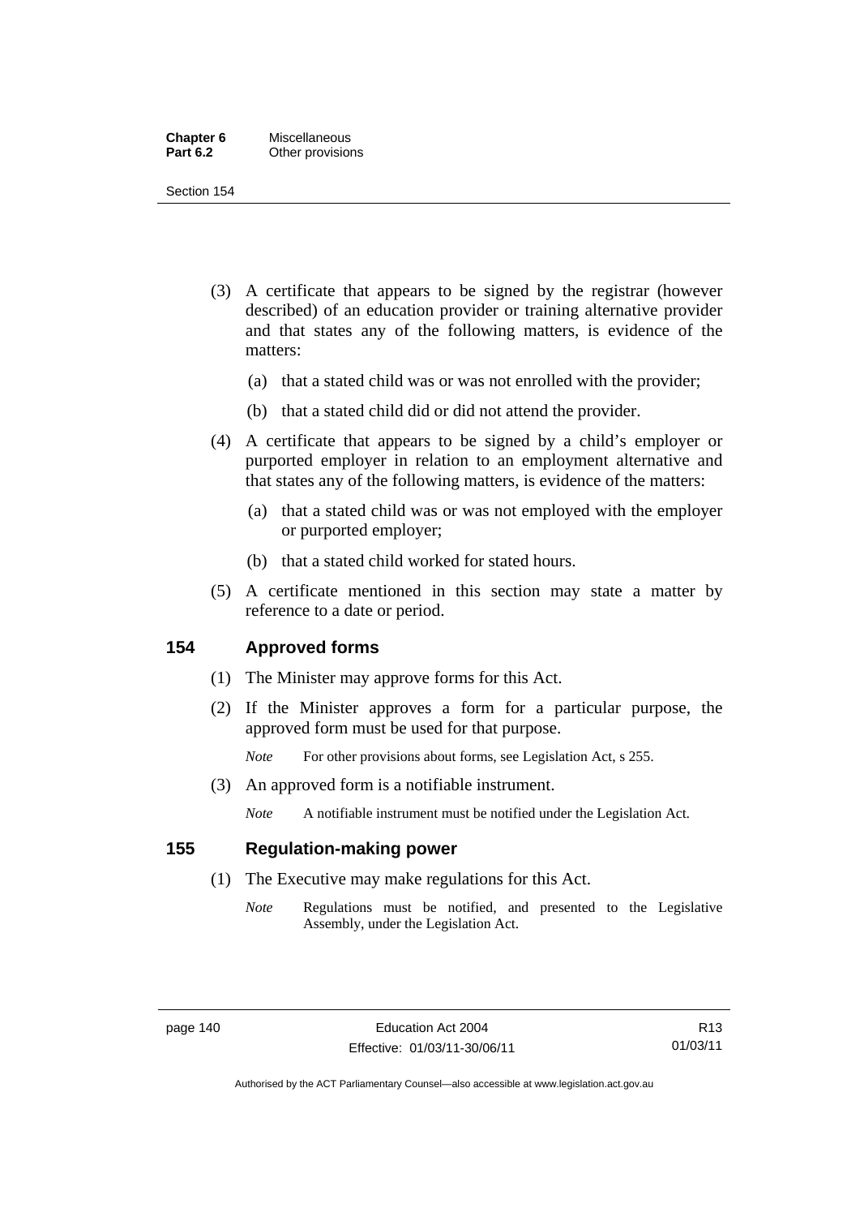(3) A certificate that appears to be signed by the registrar (however described) of an education provider or training alternative provider and that states any of the following matters, is evidence of the matters:

(a) that a stated child was or was not enrolled with the provider;

(b) that a stated child did or did not attend the provider.

(4) A certificate that appears to be signed by a child's employer or purported employer in relation to an employment alternative and that states any of the following matters, is evidence of the matters:

(a) that a stated child was or was not employed with the employer or purported employer;

(b) that a stated child worked for stated hours.

(5) A certificate mentioned in this section may state a matter by reference to a date or period.

## 154 Approved forms

(1) The Minister may approve forms for this Act.

(2) If the Minister approves a form for a particular purpose, the approved form must be used for that purpose.

*Note* For other provisions about forms, see Legislation Act, s 255.

(3) An approved form is a notifiable instrument.

*Note* A notifiable instrument must be notified under the Legislation Act.

## 155 Regulation-making power

(1) The Executive may make regulations for this Act.

*Note* Regulations must be notified, and presented to the Legislative Assembly, under the Legislation Act.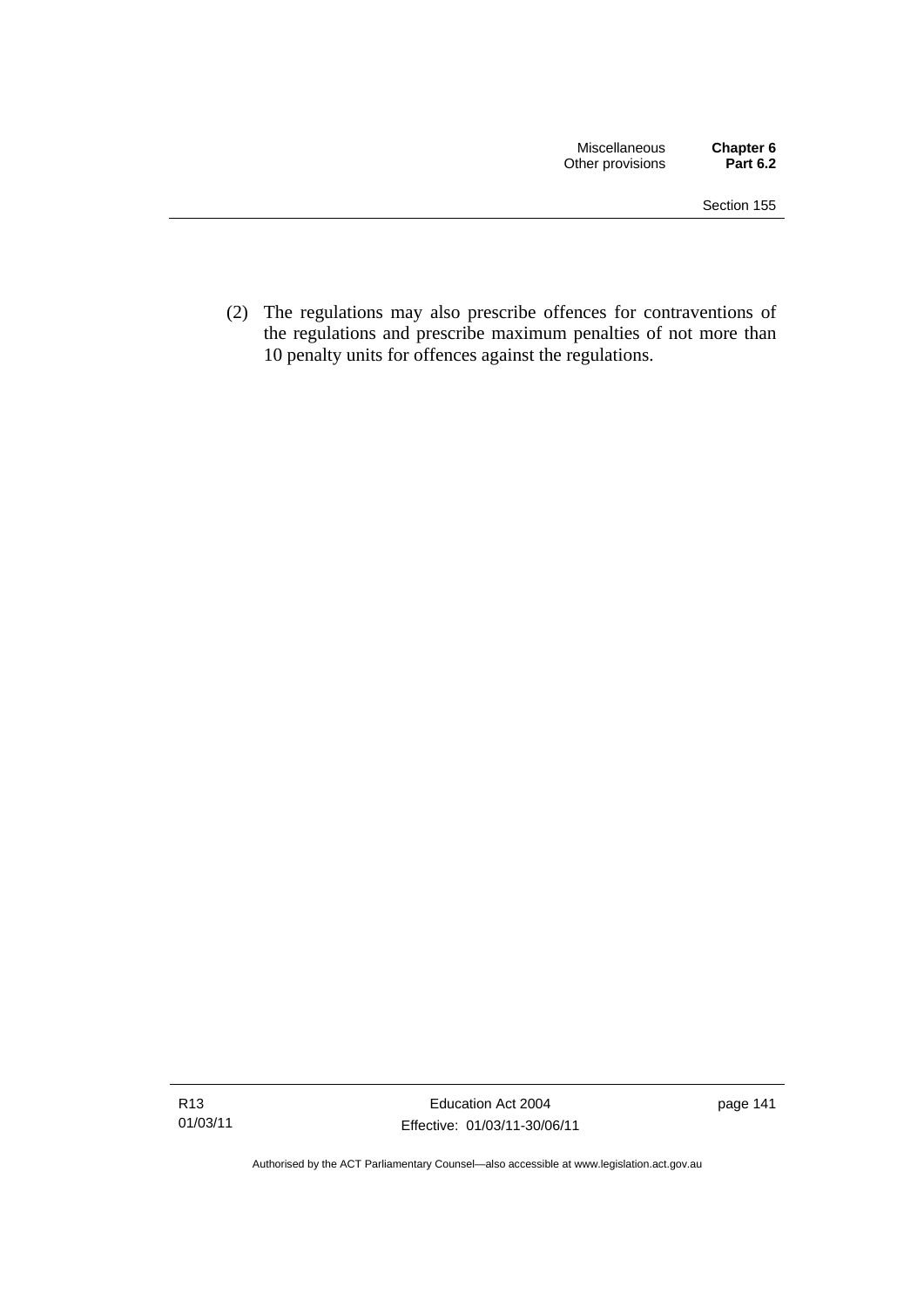(2) The regulations may also prescribe offences for contraventions of the regulations and prescribe maximum penalties of not more than 10 penalty units for offences against the regulations.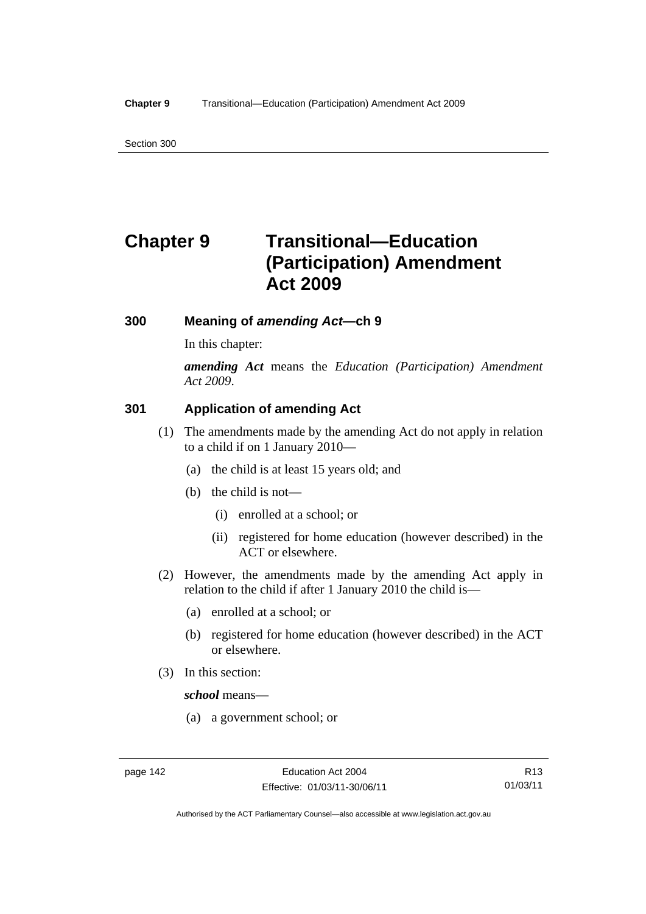# Chapter 9 Transitional—Education (Participation) Amendment Act 2009

### 300 Meaning of *amending Act*—ch 9

In this chapter:

***amending Act*** means the *Education (Participation) Amendment Act 2009*.

### 301 Application of amending Act

(1) The amendments made by the amending Act do not apply in relation to a child if on 1 January 2010—

(a) the child is at least 15 years old; and

(b) the child is not—

(i) enrolled at a school; or

(ii) registered for home education (however described) in the ACT or elsewhere.

(2) However, the amendments made by the amending Act apply in relation to the child if after 1 January 2010 the child is—

(a) enrolled at a school; or

(b) registered for home education (however described) in the ACT or elsewhere.

(3) In this section:

***school*** means—

(a) a government school; or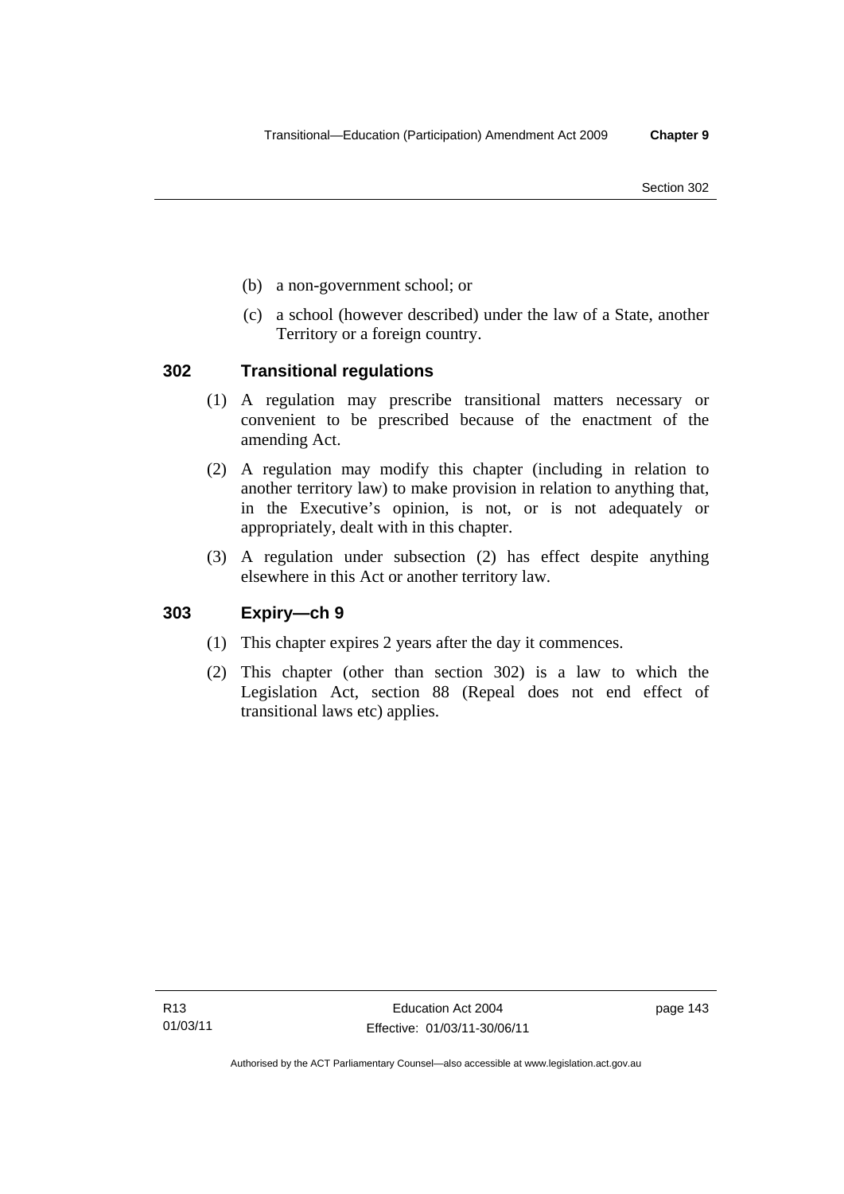(b) a non-government school; or

(c) a school (however described) under the law of a State, another Territory or a foreign country.

## 302 Transitional regulations

(1) A regulation may prescribe transitional matters necessary or convenient to be prescribed because of the enactment of the amending Act.

(2) A regulation may modify this chapter (including in relation to another territory law) to make provision in relation to anything that, in the Executive's opinion, is not, or is not adequately or appropriately, dealt with in this chapter.

(3) A regulation under subsection (2) has effect despite anything elsewhere in this Act or another territory law.

## 303 Expiry—ch 9

(1) This chapter expires 2 years after the day it commences.

(2) This chapter (other than section 302) is a law to which the Legislation Act, section 88 (Repeal does not end effect of transitional laws etc) applies.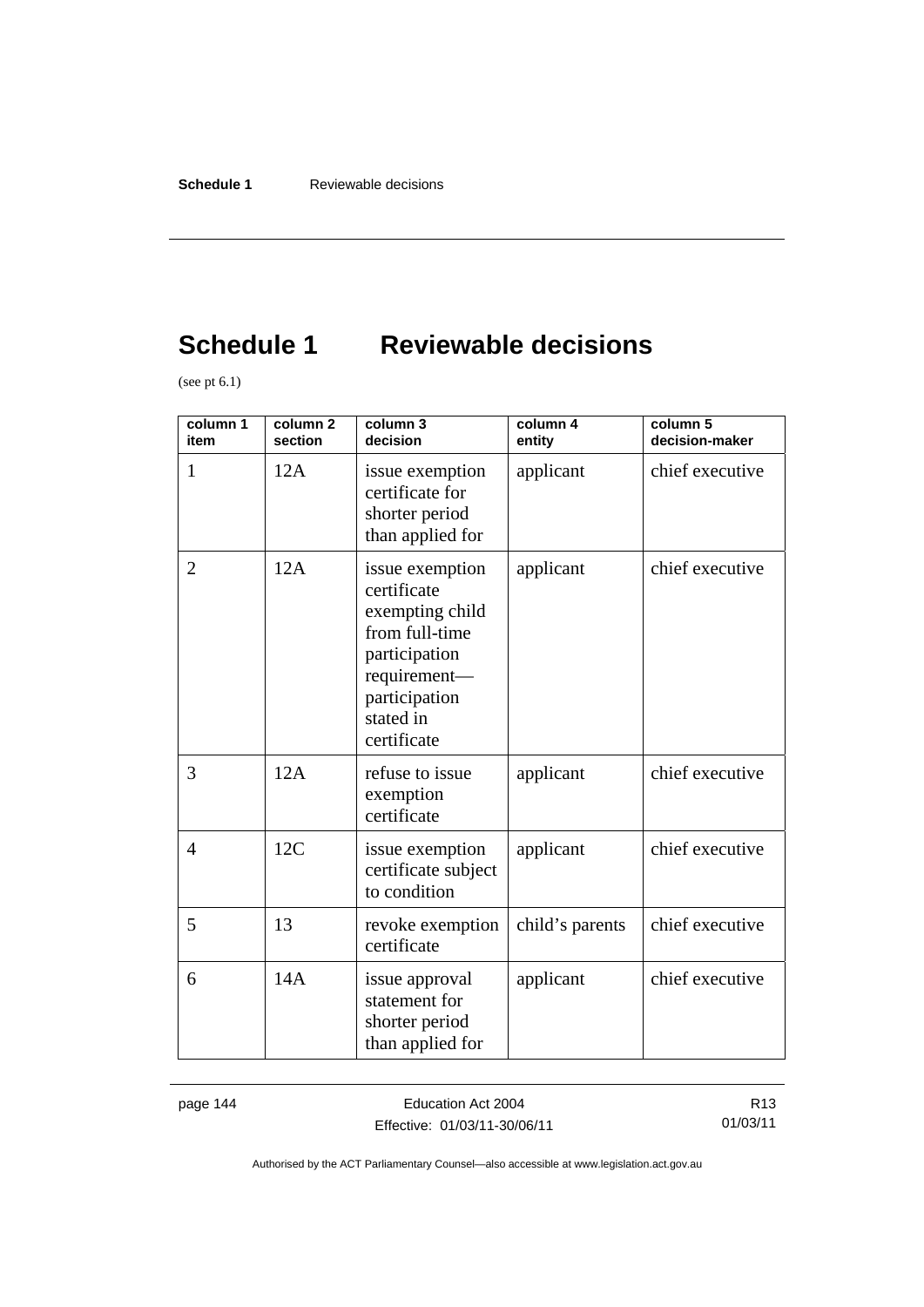# Schedule 1 Reviewable decisions

(see pt 6.1)

| column 1 item | column 2 section | column 3 decision | column 4 entity | column 5 decision-maker |
|---|---|---|---|---|
| 1 | 12A | issue exemption certificate for shorter period than applied for | applicant | chief executive |
| 2 | 12A | issue exemption certificate exempting child from full-time participation requirement—participation stated in certificate | applicant | chief executive |
| 3 | 12A | refuse to issue exemption certificate | applicant | chief executive |
| 4 | 12C | issue exemption certificate subject to condition | applicant | chief executive |
| 5 | 13 | revoke exemption certificate | child's parents | chief executive |
| 6 | 14A | issue approval statement for shorter period than applied for | applicant | chief executive |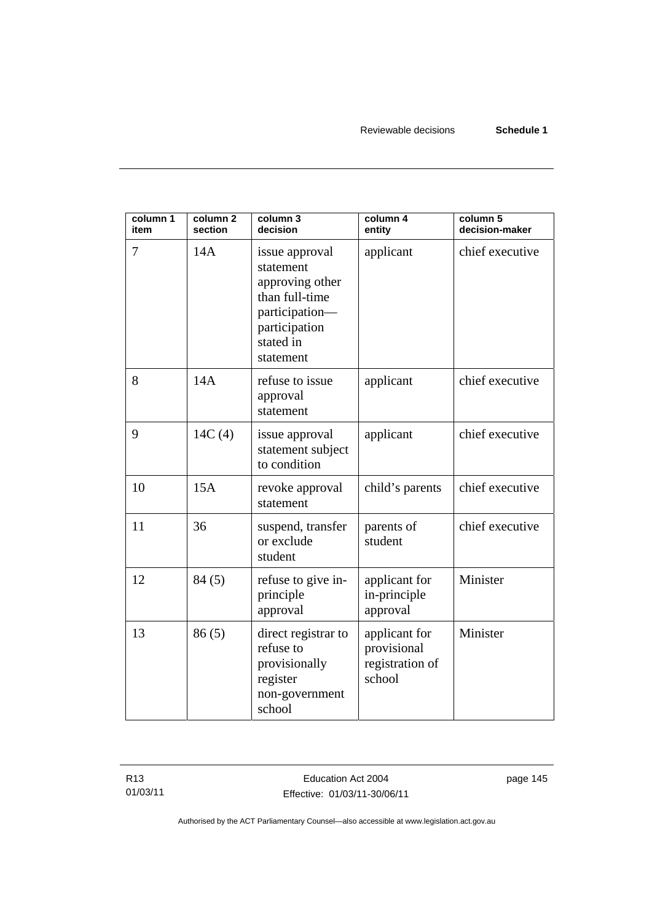| column 1 item | column 2 section | column 3 decision | column 4 entity | column 5 decision-maker |
|---|---|---|---|---|
| 7 | 14A | issue approval statement approving other than full-time participation—participation stated in statement | applicant | chief executive |
| 8 | 14A | refuse to issue approval statement | applicant | chief executive |
| 9 | 14C (4) | issue approval statement subject to condition | applicant | chief executive |
| 10 | 15A | revoke approval statement | child's parents | chief executive |
| 11 | 36 | suspend, transfer or exclude student | parents of student | chief executive |
| 12 | 84 (5) | refuse to give in-principle approval | applicant for in-principle approval | Minister |
| 13 | 86 (5) | direct registrar to refuse to provisionally register non-government school | applicant for provisional registration of school | Minister |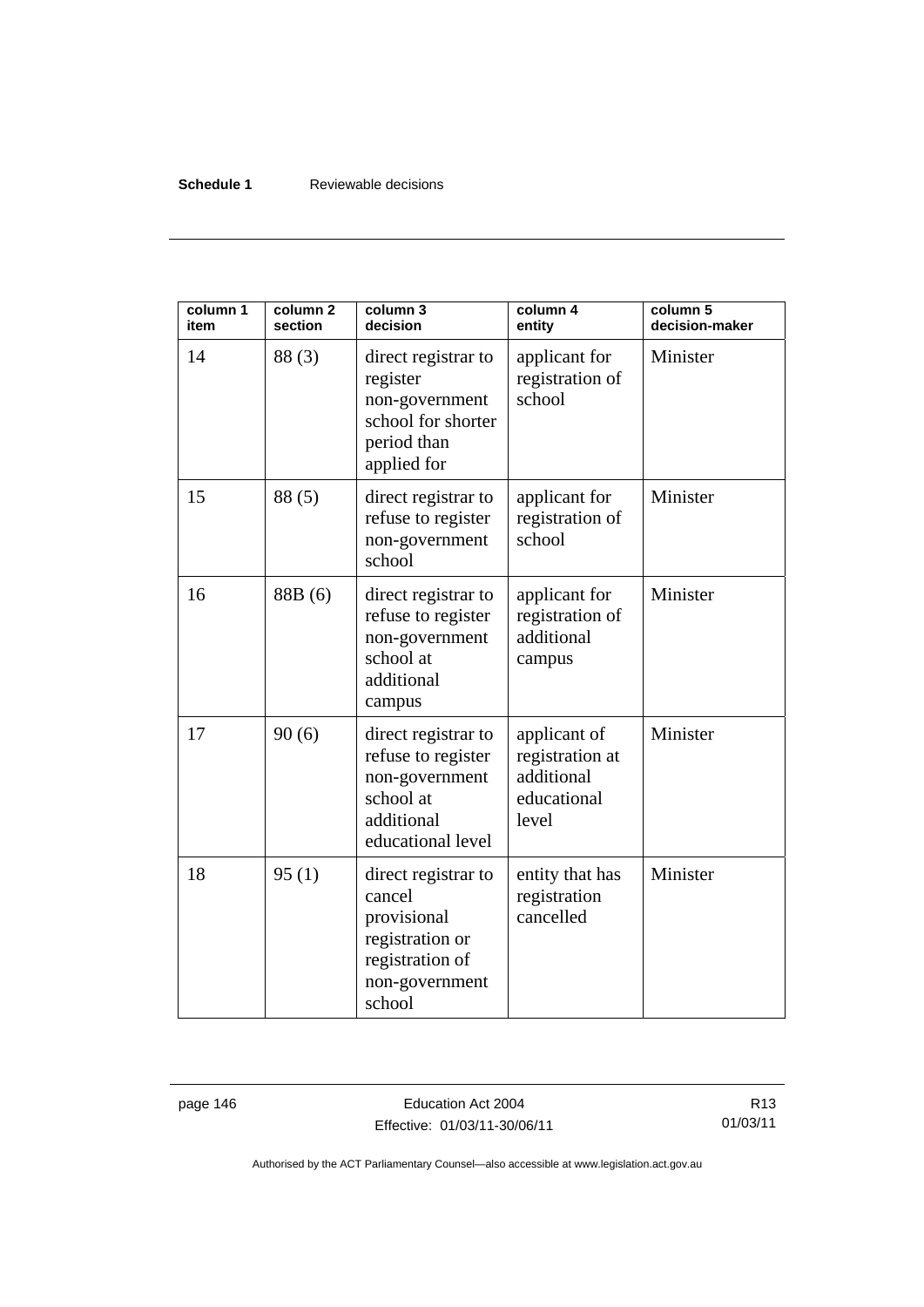| column 1 item | column 2 section | column 3 decision | column 4 entity | column 5 decision-maker |
|---|---|---|---|---|
| 14 | 88 (3) | direct registrar to register non-government school for shorter period than applied for | applicant for registration of school | Minister |
| 15 | 88 (5) | direct registrar to refuse to register non-government school | applicant for registration of school | Minister |
| 16 | 88B (6) | direct registrar to refuse to register non-government school at additional campus | applicant for registration of additional campus | Minister |
| 17 | 90 (6) | direct registrar to refuse to register non-government school at additional educational level | applicant of registration at additional educational level | Minister |
| 18 | 95 (1) | direct registrar to cancel provisional registration or registration of non-government school | entity that has registration cancelled | Minister |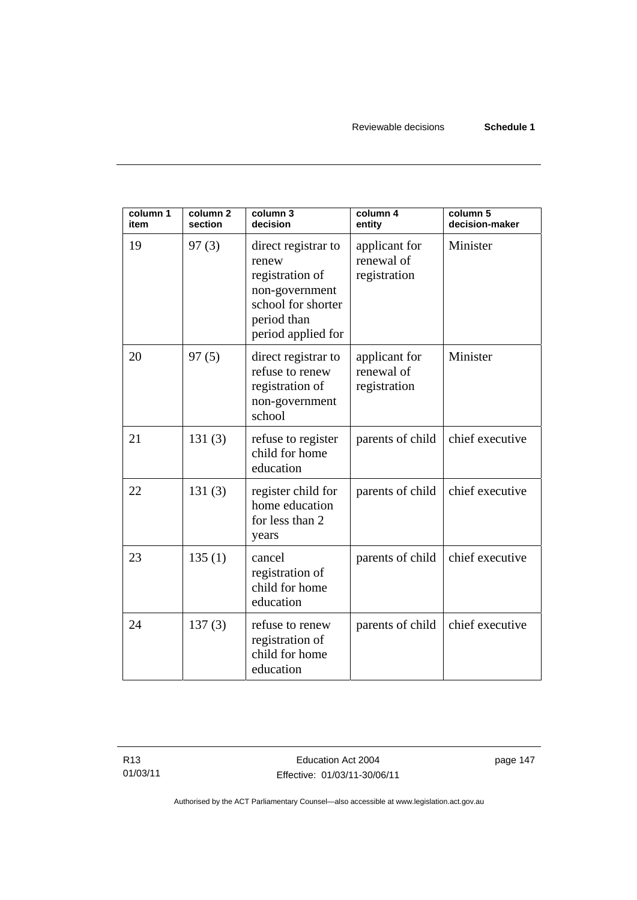| column 1 item | column 2 section | column 3 decision | column 4 entity | column 5 decision-maker |
|---|---|---|---|---|
| 19 | 97 (3) | direct registrar to renew registration of non-government school for shorter period than period applied for | applicant for renewal of registration | Minister |
| 20 | 97 (5) | direct registrar to refuse to renew registration of non-government school | applicant for renewal of registration | Minister |
| 21 | 131 (3) | refuse to register child for home education | parents of child | chief executive |
| 22 | 131 (3) | register child for home education for less than 2 years | parents of child | chief executive |
| 23 | 135 (1) | cancel registration of child for home education | parents of child | chief executive |
| 24 | 137 (3) | refuse to renew registration of child for home education | parents of child | chief executive |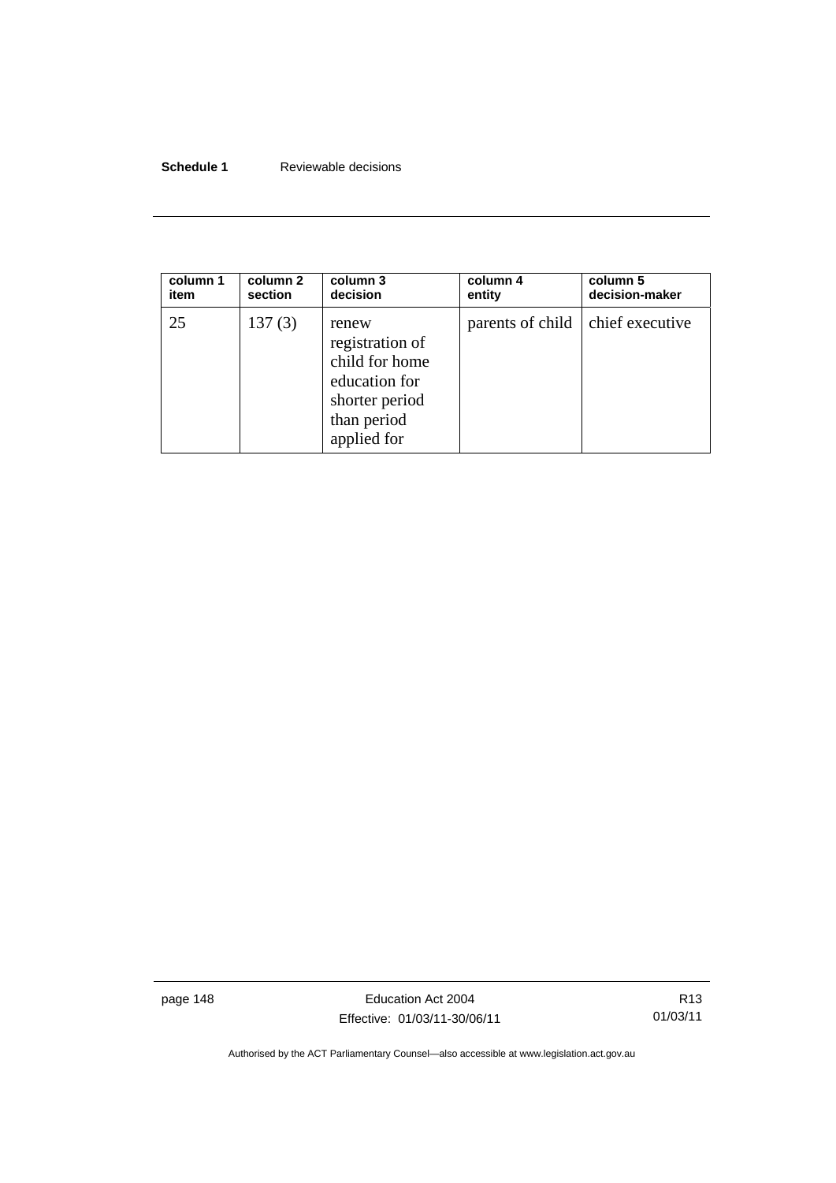| column 1 item | column 2 section | column 3 decision | column 4 entity | column 5 decision-maker |
|---|---|---|---|---|
| 25 | 137 (3) | renew registration of child for home education for shorter period than period applied for | parents of child | chief executive |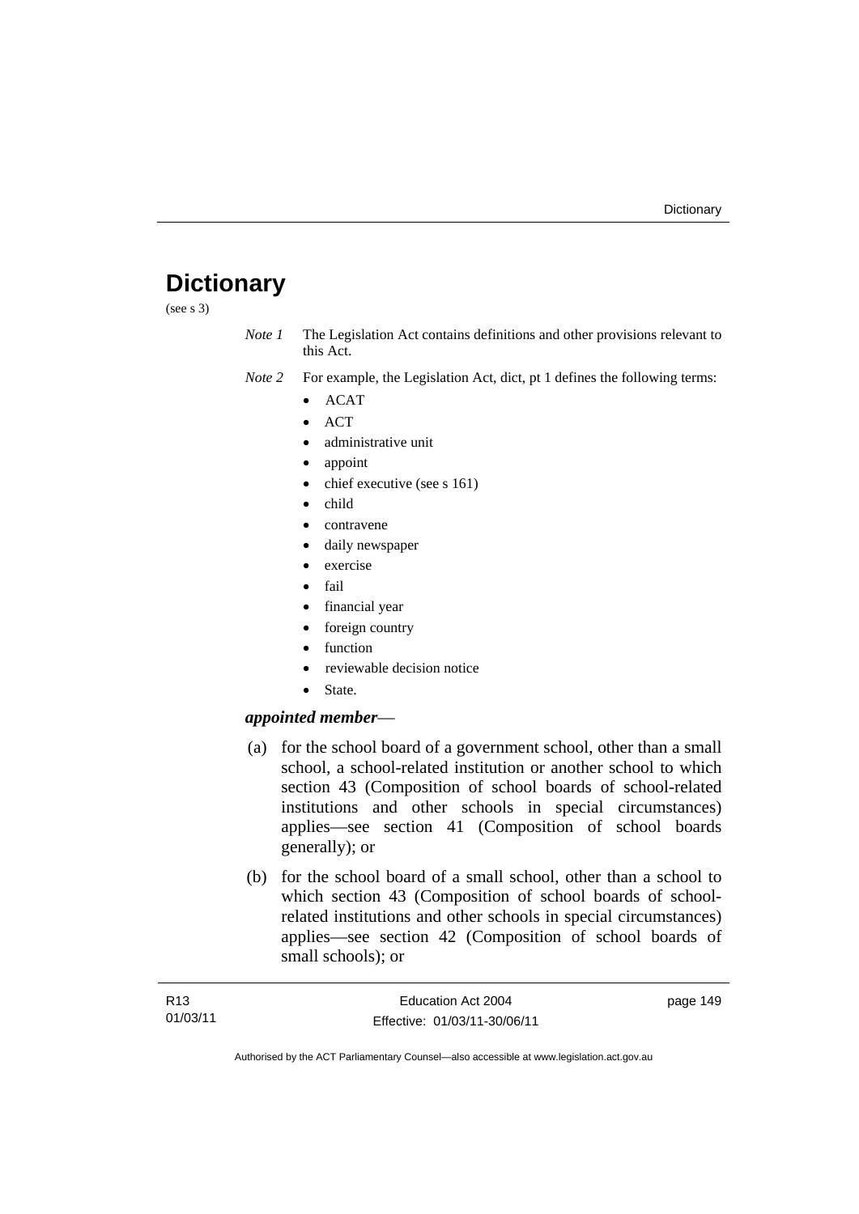# Dictionary

(see s 3)

*Note 1* The Legislation Act contains definitions and other provisions relevant to this Act.

*Note 2* For example, the Legislation Act, dict, pt 1 defines the following terms:

- ACAT
- ACT
- administrative unit
- appoint
- chief executive (see s 161)
- child
- contravene
- daily newspaper
- exercise
- fail
- financial year
- foreign country
- function
- reviewable decision notice
- State.

***appointed member***—

(a) for the school board of a government school, other than a small school, a school-related institution or another school to which section 43 (Composition of school boards of school-related institutions and other schools in special circumstances) applies—see section 41 (Composition of school boards generally); or

(b) for the school board of a small school, other than a school to which section 43 (Composition of school boards of school-related institutions and other schools in special circumstances) applies—see section 42 (Composition of school boards of small schools); or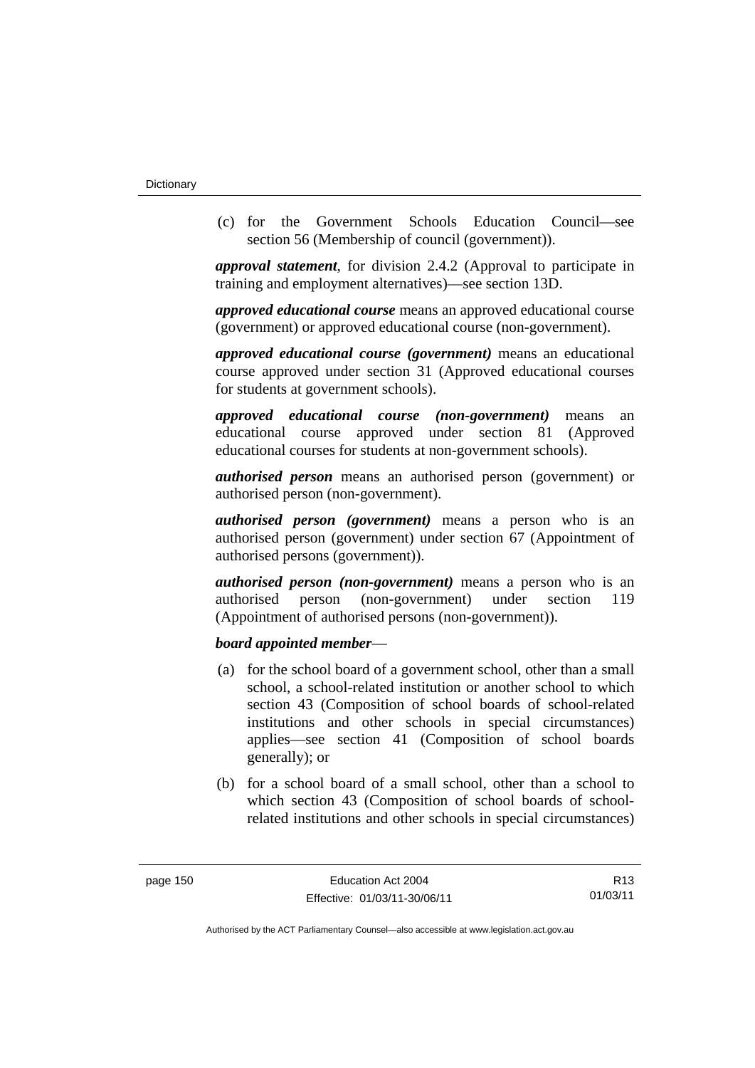(c) for the Government Schools Education Council—see section 56 (Membership of council (government)).

***approval statement***, for division 2.4.2 (Approval to participate in training and employment alternatives)—see section 13D.

***approved educational course*** means an approved educational course (government) or approved educational course (non-government).

***approved educational course (government)*** means an educational course approved under section 31 (Approved educational courses for students at government schools).

***approved educational course (non-government)*** means an educational course approved under section 81 (Approved educational courses for students at non-government schools).

***authorised person*** means an authorised person (government) or authorised person (non-government).

***authorised person (government)*** means a person who is an authorised person (government) under section 67 (Appointment of authorised persons (government)).

***authorised person (non-government)*** means a person who is an authorised person (non-government) under section 119 (Appointment of authorised persons (non-government)).

***board appointed member***—

(a) for the school board of a government school, other than a small school, a school-related institution or another school to which section 43 (Composition of school boards of school-related institutions and other schools in special circumstances) applies—see section 41 (Composition of school boards generally); or

(b) for a school board of a small school, other than a school to which section 43 (Composition of school boards of school-related institutions and other schools in special circumstances)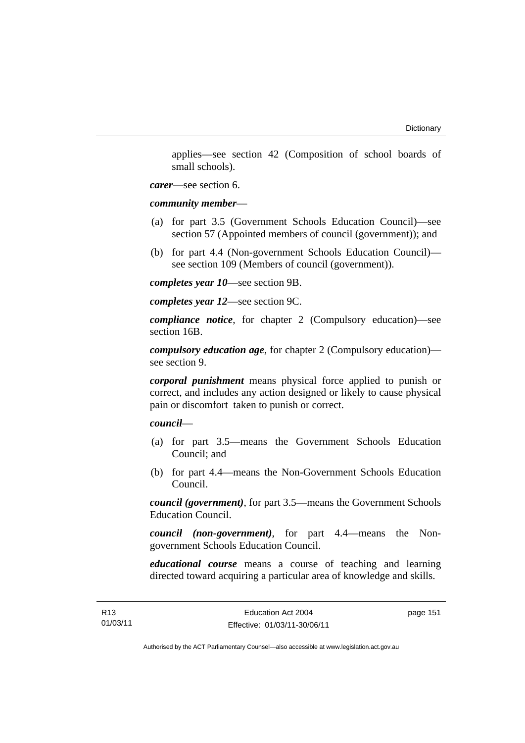applies—see section 42 (Composition of school boards of small schools).

***carer***—see section 6.

***community member***—

(a) for part 3.5 (Government Schools Education Council)—see section 57 (Appointed members of council (government)); and

(b) for part 4.4 (Non-government Schools Education Council)—see section 109 (Members of council (government)).

***completes year 10***—see section 9B.

***completes year 12***—see section 9C.

***compliance notice***, for chapter 2 (Compulsory education)—see section 16B.

***compulsory education age***, for chapter 2 (Compulsory education)—see section 9.

***corporal punishment*** means physical force applied to punish or correct, and includes any action designed or likely to cause physical pain or discomfort taken to punish or correct.

***council***—

(a) for part 3.5—means the Government Schools Education Council; and

(b) for part 4.4—means the Non-Government Schools Education Council.

***council (government)***, for part 3.5—means the Government Schools Education Council.

***council (non-government)***, for part 4.4—means the Non-government Schools Education Council.

***educational course*** means a course of teaching and learning directed toward acquiring a particular area of knowledge and skills.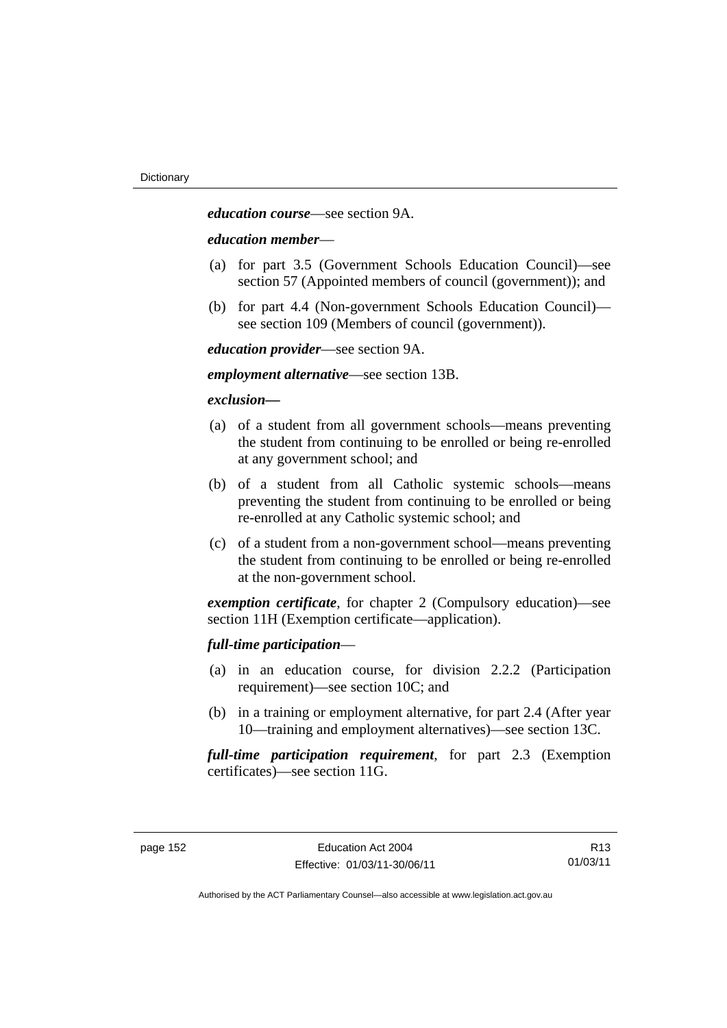***education course***—see section 9A.

***education member***—

(a) for part 3.5 (Government Schools Education Council)—see section 57 (Appointed members of council (government)); and

(b) for part 4.4 (Non-government Schools Education Council)—see section 109 (Members of council (government)).

***education provider***—see section 9A.

***employment alternative***—see section 13B.

***exclusion—***

(a) of a student from all government schools—means preventing the student from continuing to be enrolled or being re-enrolled at any government school; and

(b) of a student from all Catholic systemic schools—means preventing the student from continuing to be enrolled or being re-enrolled at any Catholic systemic school; and

(c) of a student from a non-government school—means preventing the student from continuing to be enrolled or being re-enrolled at the non-government school.

***exemption certificate***, for chapter 2 (Compulsory education)—see section 11H (Exemption certificate—application).

***full-time participation***—

(a) in an education course, for division 2.2.2 (Participation requirement)—see section 10C; and

(b) in a training or employment alternative, for part 2.4 (After year 10—training and employment alternatives)—see section 13C.

***full-time participation requirement***, for part 2.3 (Exemption certificates)—see section 11G.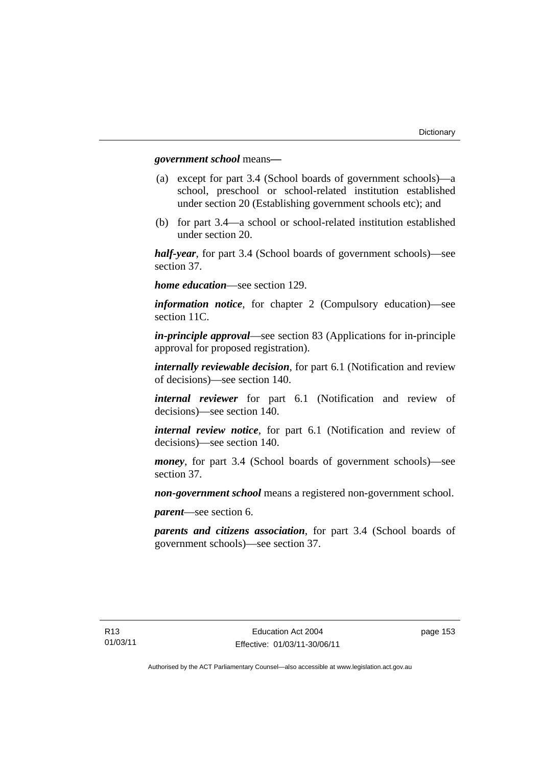***government school*** means—

(a) except for part 3.4 (School boards of government schools)—a school, preschool or school-related institution established under section 20 (Establishing government schools etc); and

(b) for part 3.4—a school or school-related institution established under section 20.

***half-year***, for part 3.4 (School boards of government schools)—see section 37.

***home education***—see section 129.

***information notice***, for chapter 2 (Compulsory education)—see section 11C.

***in-principle approval***—see section 83 (Applications for in-principle approval for proposed registration).

***internally reviewable decision***, for part 6.1 (Notification and review of decisions)—see section 140.

***internal reviewer*** for part 6.1 (Notification and review of decisions)—see section 140.

***internal review notice***, for part 6.1 (Notification and review of decisions)—see section 140.

***money***, for part 3.4 (School boards of government schools)—see section 37.

***non-government school*** means a registered non-government school.

***parent***—see section 6.

***parents and citizens association***, for part 3.4 (School boards of government schools)—see section 37.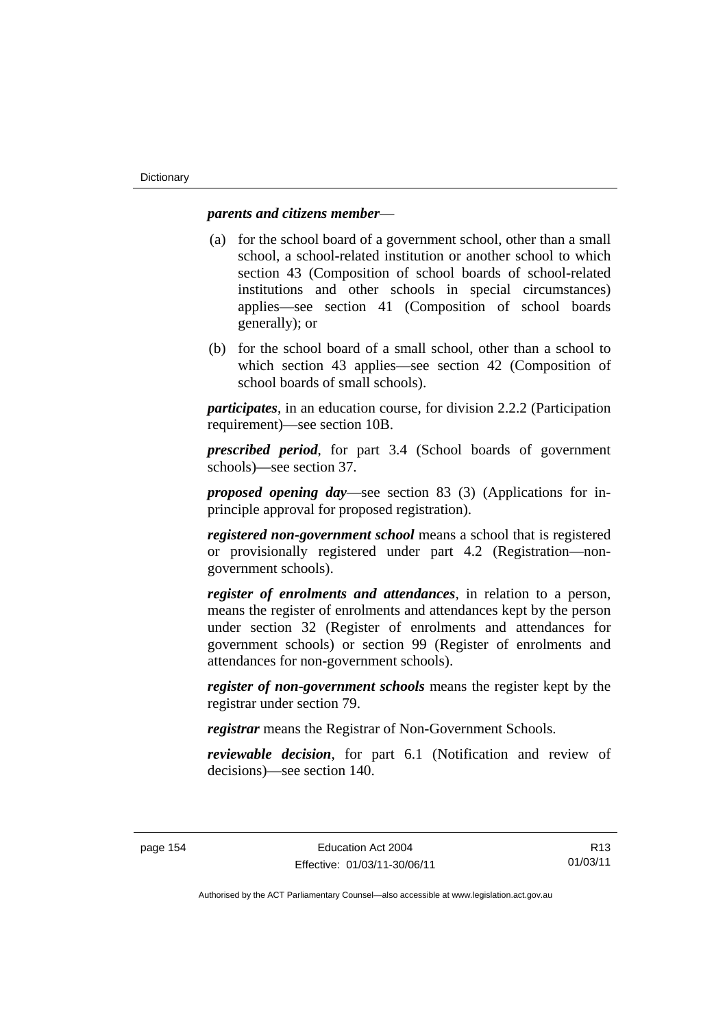***parents and citizens member***—

(a) for the school board of a government school, other than a small school, a school-related institution or another school to which section 43 (Composition of school boards of school-related institutions and other schools in special circumstances) applies—see section 41 (Composition of school boards generally); or

(b) for the school board of a small school, other than a school to which section 43 applies—see section 42 (Composition of school boards of small schools).

***participates***, in an education course, for division 2.2.2 (Participation requirement)—see section 10B.

***prescribed period***, for part 3.4 (School boards of government schools)—see section 37.

***proposed opening day***—see section 83 (3) (Applications for in-principle approval for proposed registration).

***registered non-government school*** means a school that is registered or provisionally registered under part 4.2 (Registration—non-government schools).

***register of enrolments and attendances***, in relation to a person, means the register of enrolments and attendances kept by the person under section 32 (Register of enrolments and attendances for government schools) or section 99 (Register of enrolments and attendances for non-government schools).

***register of non-government schools*** means the register kept by the registrar under section 79.

***registrar*** means the Registrar of Non-Government Schools.

***reviewable decision***, for part 6.1 (Notification and review of decisions)—see section 140.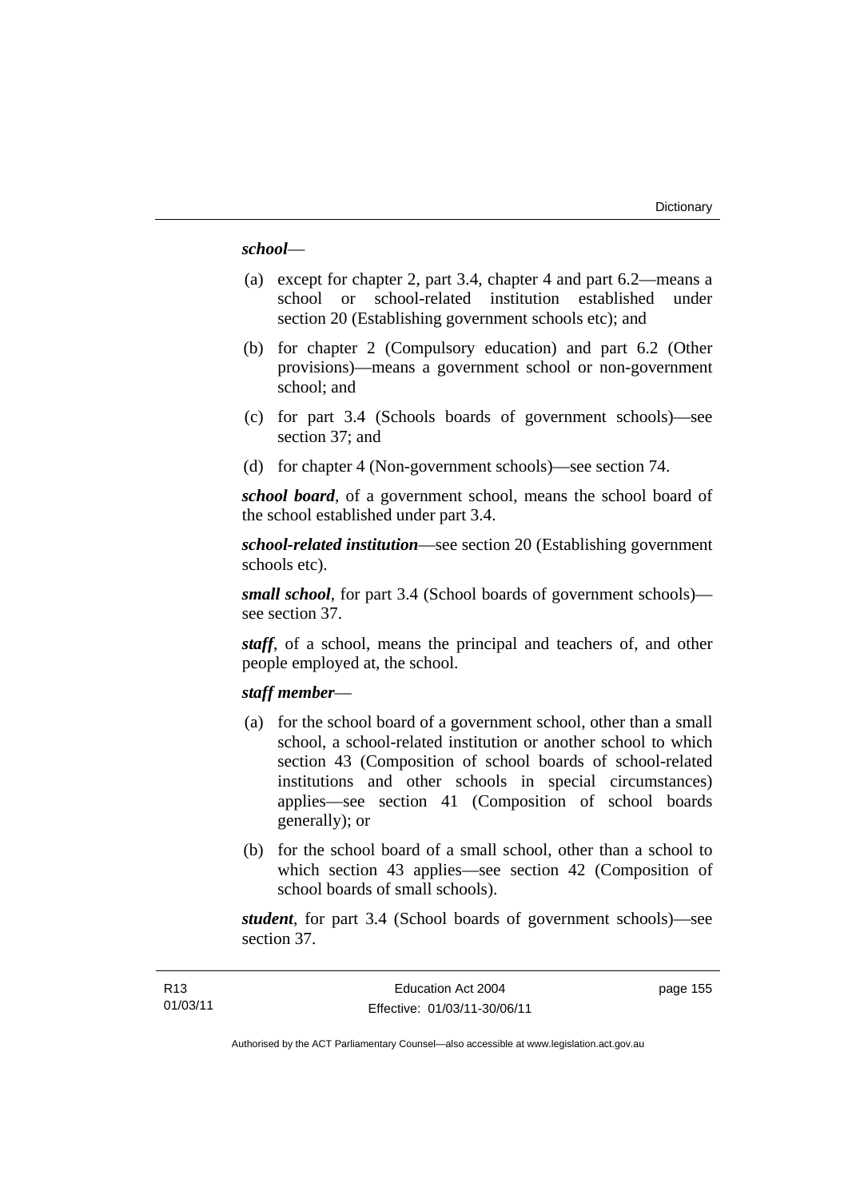***school***—

(a) except for chapter 2, part 3.4, chapter 4 and part 6.2—means a school or school-related institution established under section 20 (Establishing government schools etc); and

(b) for chapter 2 (Compulsory education) and part 6.2 (Other provisions)—means a government school or non-government school; and

(c) for part 3.4 (Schools boards of government schools)—see section 37; and

(d) for chapter 4 (Non-government schools)—see section 74.

***school board***, of a government school, means the school board of the school established under part 3.4.

***school-related institution***—see section 20 (Establishing government schools etc).

***small school***, for part 3.4 (School boards of government schools)—see section 37.

***staff***, of a school, means the principal and teachers of, and other people employed at, the school.

***staff member***—

(a) for the school board of a government school, other than a small school, a school-related institution or another school to which section 43 (Composition of school boards of school-related institutions and other schools in special circumstances) applies—see section 41 (Composition of school boards generally); or

(b) for the school board of a small school, other than a school to which section 43 applies—see section 42 (Composition of school boards of small schools).

***student***, for part 3.4 (School boards of government schools)—see section 37.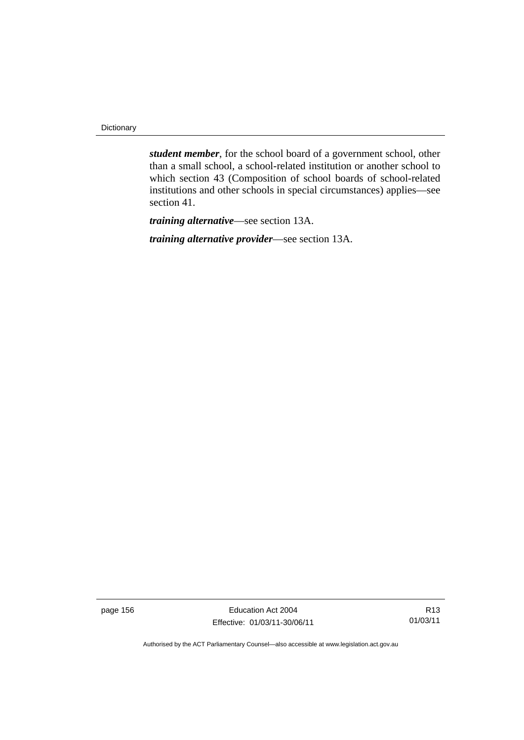***student member***, for the school board of a government school, other than a small school, a school-related institution or another school to which section 43 (Composition of school boards of school-related institutions and other schools in special circumstances) applies—see section 41.

***training alternative***—see section 13A.

***training alternative provider***—see section 13A.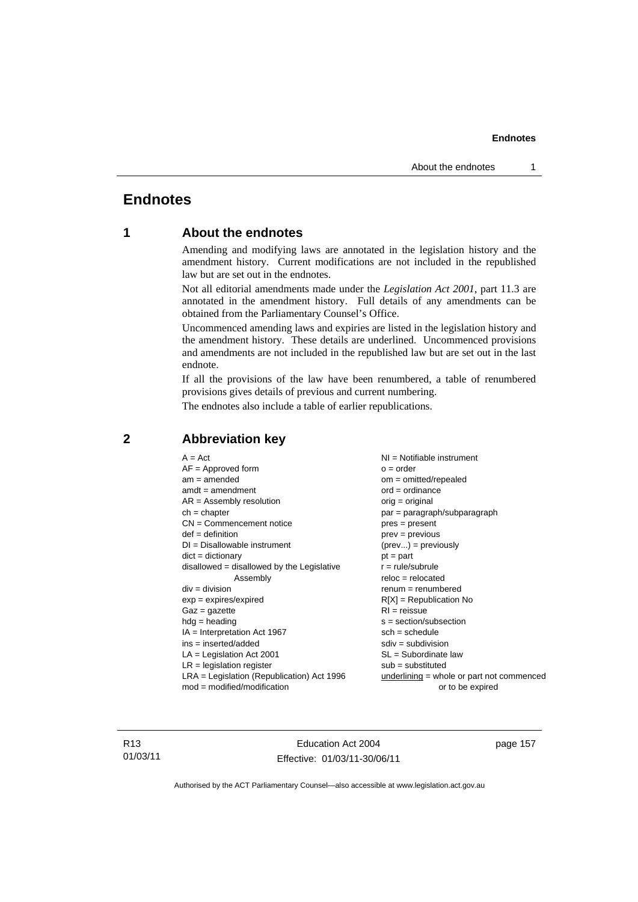# Endnotes

## 1 About the endnotes

Amending and modifying laws are annotated in the legislation history and the amendment history. Current modifications are not included in the republished law but are set out in the endnotes.

Not all editorial amendments made under the *Legislation Act 2001*, part 11.3 are annotated in the amendment history. Full details of any amendments can be obtained from the Parliamentary Counsel's Office.

Uncommenced amending laws and expiries are listed in the legislation history and the amendment history. These details are underlined. Uncommenced provisions and amendments are not included in the republished law but are set out in the last endnote.

If all the provisions of the law have been renumbered, a table of renumbered provisions gives details of previous and current numbering.

The endnotes also include a table of earlier republications.

## 2 Abbreviation key

A = Act
AF = Approved form
am = amended
amdt = amendment
AR = Assembly resolution
ch = chapter
CN = Commencement notice
def = definition
DI = Disallowable instrument
dict = dictionary
disallowed = disallowed by the Legislative Assembly
div = division
exp = expires/expired
Gaz = gazette
hdg = heading
IA = Interpretation Act 1967
ins = inserted/added
LA = Legislation Act 2001
LR = legislation register
LRA = Legislation (Republication) Act 1996
mod = modified/modification
NI = Notifiable instrument
o = order
om = omitted/repealed
ord = ordinance
orig = original
par = paragraph/subparagraph
pres = present
prev = previous
(prev...) = previously
pt = part
r = rule/subrule
reloc = relocated
renum = renumbered
R[X] = Republication No
RI = reissue
s = section/subsection
sch = schedule
sdiv = subdivision
SL = Subordinate law
sub = substituted
underlining = whole or part not commenced or to be expired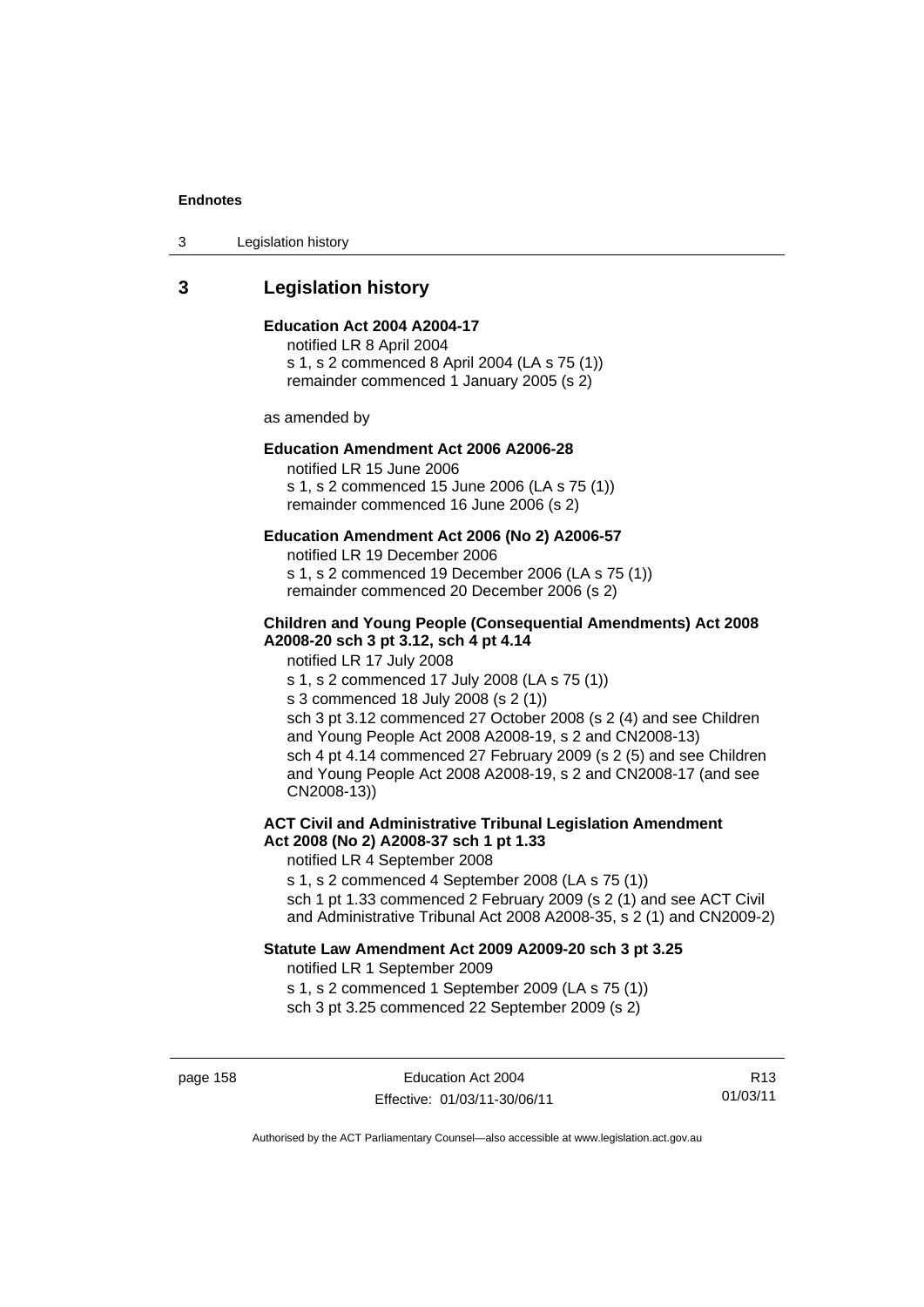## 3 Legislation history

**Education Act 2004 A2004-17**

notified LR 8 April 2004
s 1, s 2 commenced 8 April 2004 (LA s 75 (1))
remainder commenced 1 January 2005 (s 2)

as amended by

**Education Amendment Act 2006 A2006-28**

notified LR 15 June 2006
s 1, s 2 commenced 15 June 2006 (LA s 75 (1))
remainder commenced 16 June 2006 (s 2)

**Education Amendment Act 2006 (No 2) A2006-57**

notified LR 19 December 2006
s 1, s 2 commenced 19 December 2006 (LA s 75 (1))
remainder commenced 20 December 2006 (s 2)

**Children and Young People (Consequential Amendments) Act 2008 A2008-20 sch 3 pt 3.12, sch 4 pt 4.14**

notified LR 17 July 2008
s 1, s 2 commenced 17 July 2008 (LA s 75 (1))
s 3 commenced 18 July 2008 (s 2 (1))
sch 3 pt 3.12 commenced 27 October 2008 (s 2 (4) and see Children and Young People Act 2008 A2008-19, s 2 and CN2008-13)
sch 4 pt 4.14 commenced 27 February 2009 (s 2 (5) and see Children and Young People Act 2008 A2008-19, s 2 and CN2008-17 (and see CN2008-13))

**ACT Civil and Administrative Tribunal Legislation Amendment Act 2008 (No 2) A2008-37 sch 1 pt 1.33**

notified LR 4 September 2008
s 1, s 2 commenced 4 September 2008 (LA s 75 (1))
sch 1 pt 1.33 commenced 2 February 2009 (s 2 (1) and see ACT Civil and Administrative Tribunal Act 2008 A2008-35, s 2 (1) and CN2009-2)

**Statute Law Amendment Act 2009 A2009-20 sch 3 pt 3.25**

notified LR 1 September 2009
s 1, s 2 commenced 1 September 2009 (LA s 75 (1))
sch 3 pt 3.25 commenced 22 September 2009 (s 2)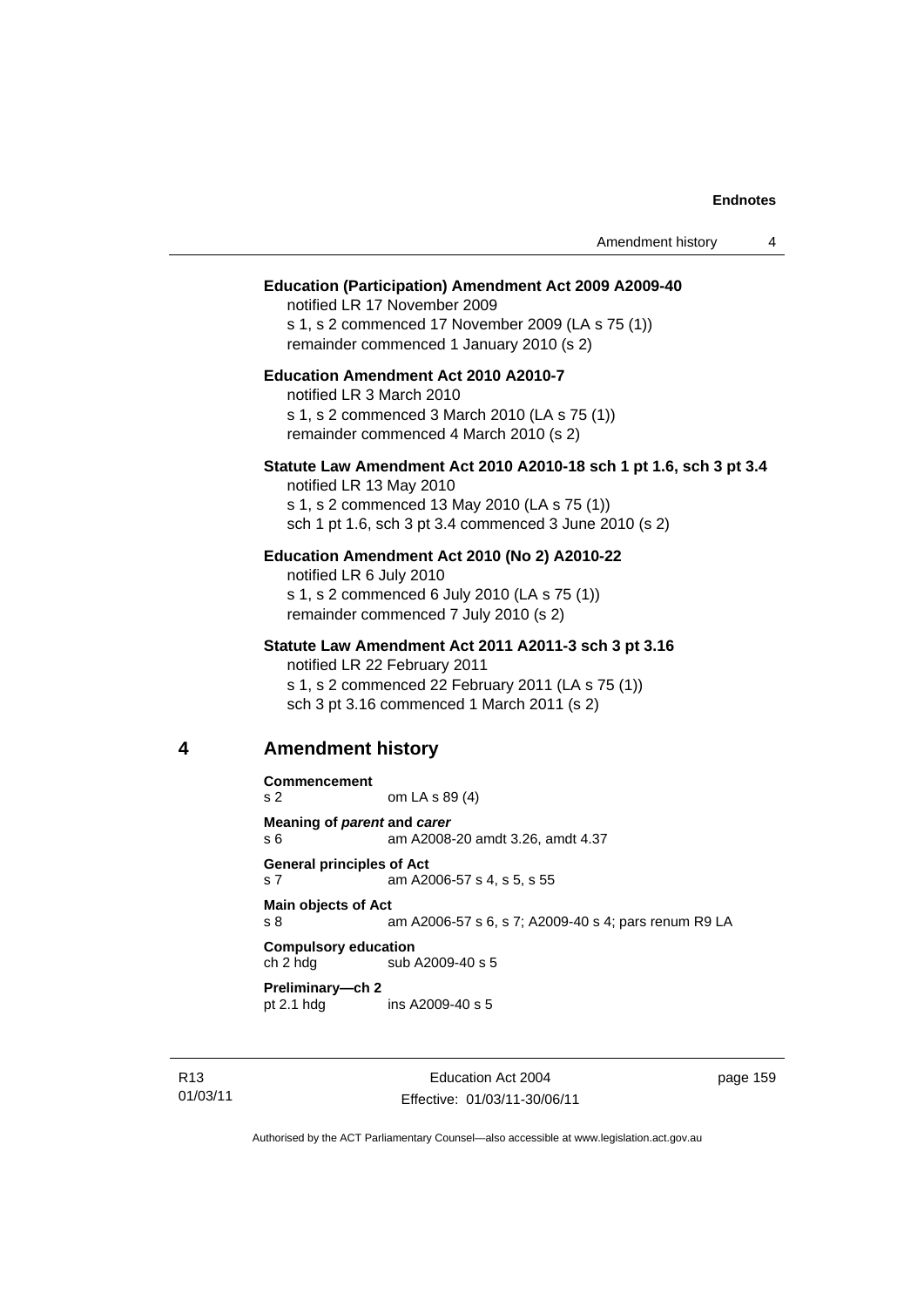**Education (Participation) Amendment Act 2009 A2009-40**

notified LR 17 November 2009

s 1, s 2 commenced 17 November 2009 (LA s 75 (1))

remainder commenced 1 January 2010 (s 2)

**Education Amendment Act 2010 A2010-7**

notified LR 3 March 2010

s 1, s 2 commenced 3 March 2010 (LA s 75 (1))

remainder commenced 4 March 2010 (s 2)

**Statute Law Amendment Act 2010 A2010-18 sch 1 pt 1.6, sch 3 pt 3.4**

notified LR 13 May 2010

s 1, s 2 commenced 13 May 2010 (LA s 75 (1))

sch 1 pt 1.6, sch 3 pt 3.4 commenced 3 June 2010 (s 2)

**Education Amendment Act 2010 (No 2) A2010-22**

notified LR 6 July 2010

s 1, s 2 commenced 6 July 2010 (LA s 75 (1))

remainder commenced 7 July 2010 (s 2)

**Statute Law Amendment Act 2011 A2011-3 sch 3 pt 3.16**

notified LR 22 February 2011

s 1, s 2 commenced 22 February 2011 (LA s 75 (1))

sch 3 pt 3.16 commenced 1 March 2011 (s 2)

## 4 Amendment history

**Commencement**

s 2 om LA s 89 (4)

**Meaning of *parent* and *carer***

s 6 am A2008-20 amdt 3.26, amdt 4.37

**General principles of Act**

s 7 am A2006-57 s 4, s 5, s 55

**Main objects of Act**

s 8 am A2006-57 s 6, s 7; A2009-40 s 4; pars renum R9 LA

**Compulsory education**

ch 2 hdg sub A2009-40 s 5

**Preliminary—ch 2**

pt 2.1 hdg ins A2009-40 s 5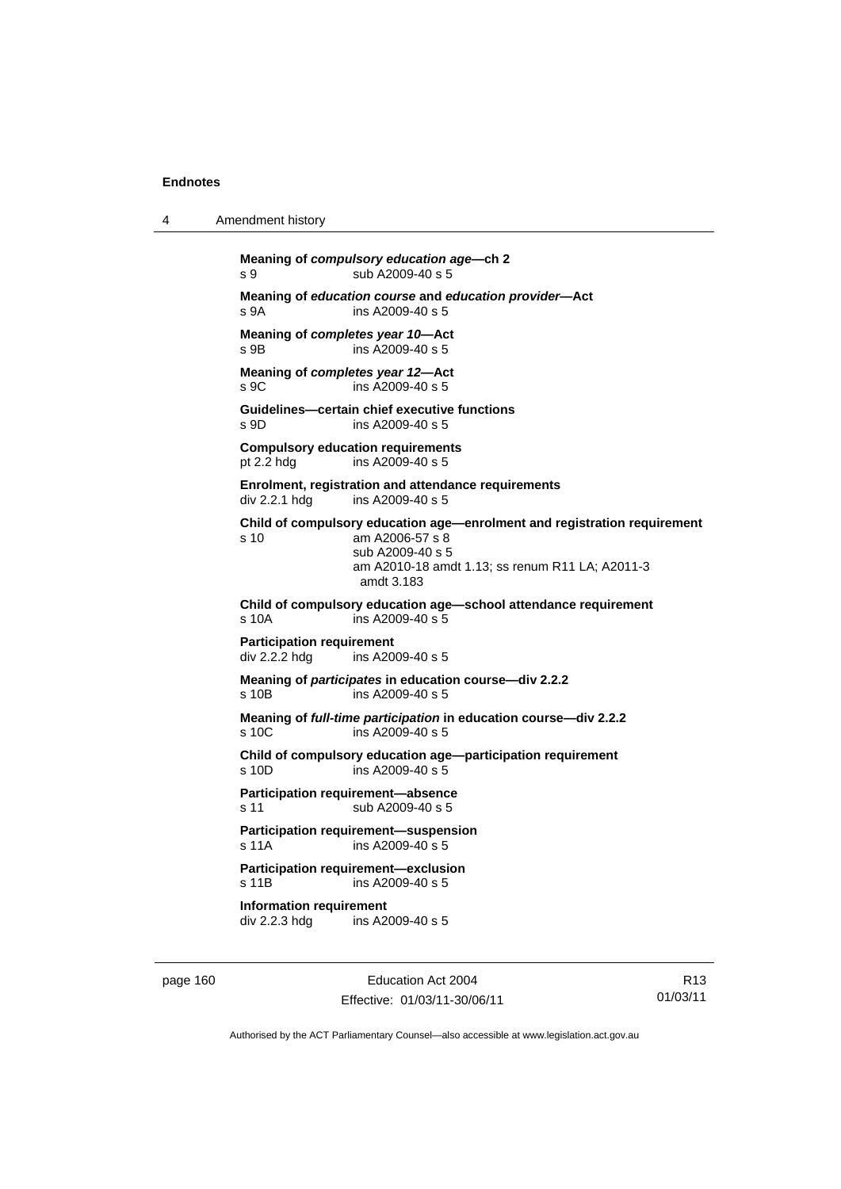**Meaning of *compulsory education age*—ch 2**
s 9 sub A2009-40 s 5

**Meaning of *education course* and *education provider*—Act**
s 9A ins A2009-40 s 5

**Meaning of *completes year 10*—Act**
s 9B ins A2009-40 s 5

**Meaning of *completes year 12*—Act**
s 9C ins A2009-40 s 5

**Guidelines—certain chief executive functions**
s 9D ins A2009-40 s 5

**Compulsory education requirements**
pt 2.2 hdg ins A2009-40 s 5

**Enrolment, registration and attendance requirements**
div 2.2.1 hdg ins A2009-40 s 5

**Child of compulsory education age—enrolment and registration requirement**
s 10 am A2006-57 s 8
sub A2009-40 s 5
am A2010-18 amdt 1.13; ss renum R11 LA; A2011-3 amdt 3.183

**Child of compulsory education age—school attendance requirement**
s 10A ins A2009-40 s 5

**Participation requirement**
div 2.2.2 hdg ins A2009-40 s 5

**Meaning of *participates* in education course—div 2.2.2**
s 10B ins A2009-40 s 5

**Meaning of *full-time participation* in education course—div 2.2.2**
s 10C ins A2009-40 s 5

**Child of compulsory education age—participation requirement**
s 10D ins A2009-40 s 5

**Participation requirement—absence**
s 11 sub A2009-40 s 5

**Participation requirement—suspension**
s 11A ins A2009-40 s 5

**Participation requirement—exclusion**
s 11B ins A2009-40 s 5

**Information requirement**
div 2.2.3 hdg ins A2009-40 s 5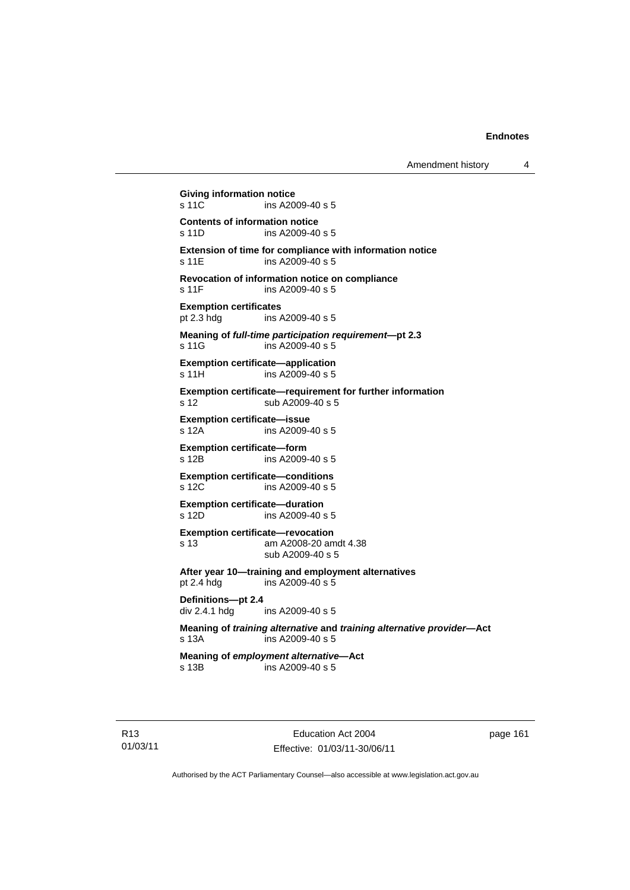**Giving information notice**
s 11C ins A2009-40 s 5

**Contents of information notice**
s 11D ins A2009-40 s 5

**Extension of time for compliance with information notice**
s 11E ins A2009-40 s 5

**Revocation of information notice on compliance**
s 11F ins A2009-40 s 5

**Exemption certificates**
pt 2.3 hdg ins A2009-40 s 5

**Meaning of *full-time participation requirement*—pt 2.3**
s 11G ins A2009-40 s 5

**Exemption certificate—application**
s 11H ins A2009-40 s 5

**Exemption certificate—requirement for further information**
s 12 sub A2009-40 s 5

**Exemption certificate—issue**
s 12A ins A2009-40 s 5

**Exemption certificate—form**
s 12B ins A2009-40 s 5

**Exemption certificate—conditions**
s 12C ins A2009-40 s 5

**Exemption certificate—duration**
s 12D ins A2009-40 s 5

**Exemption certificate—revocation**
s 13 am A2008-20 amdt 4.38
sub A2009-40 s 5

**After year 10—training and employment alternatives**
pt 2.4 hdg ins A2009-40 s 5

**Definitions—pt 2.4**
div 2.4.1 hdg ins A2009-40 s 5

**Meaning of *training alternative* and *training alternative provider*—Act**
s 13A ins A2009-40 s 5

**Meaning of *employment alternative*—Act**
s 13B ins A2009-40 s 5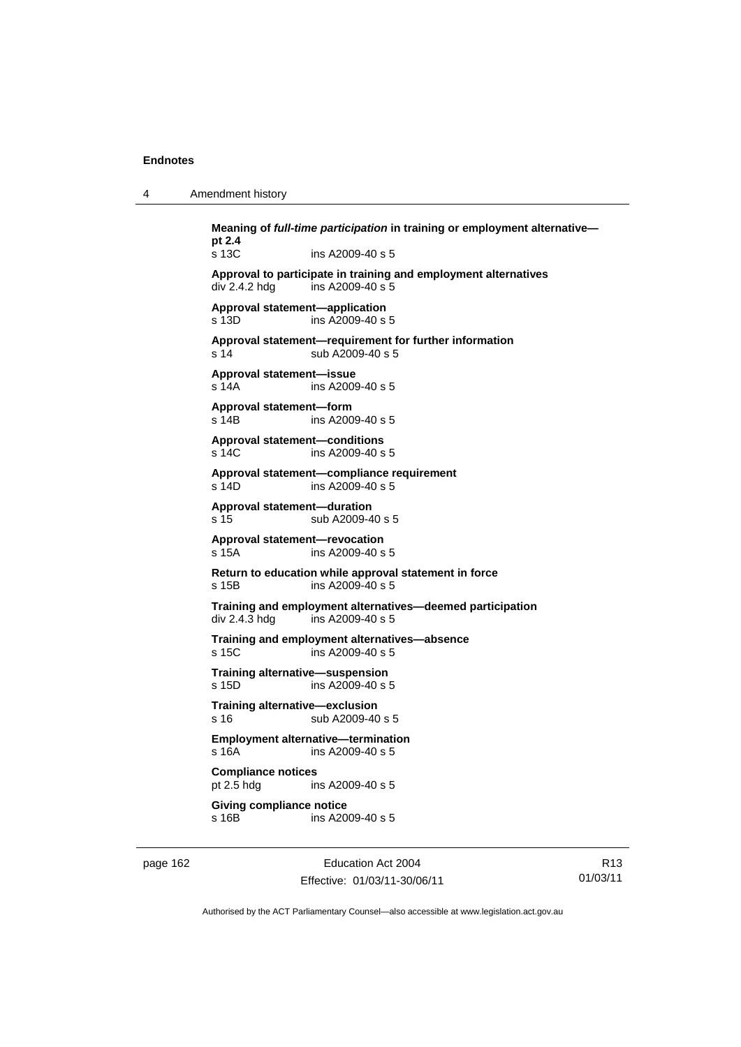**Meaning of *full-time participation* in training or employment alternative—pt 2.4**
s 13C ins A2009-40 s 5

**Approval to participate in training and employment alternatives**
div 2.4.2 hdg ins A2009-40 s 5

**Approval statement—application**
s 13D ins A2009-40 s 5

**Approval statement—requirement for further information**
s 14 sub A2009-40 s 5

**Approval statement—issue**
s 14A ins A2009-40 s 5

**Approval statement—form**
s 14B ins A2009-40 s 5

**Approval statement—conditions**
s 14C ins A2009-40 s 5

**Approval statement—compliance requirement**
s 14D ins A2009-40 s 5

**Approval statement—duration**
s 15 sub A2009-40 s 5

**Approval statement—revocation**
s 15A ins A2009-40 s 5

**Return to education while approval statement in force**
s 15B ins A2009-40 s 5

**Training and employment alternatives—deemed participation**
div 2.4.3 hdg ins A2009-40 s 5

**Training and employment alternatives—absence**
s 15C ins A2009-40 s 5

**Training alternative—suspension**
s 15D ins A2009-40 s 5

**Training alternative—exclusion**
s 16 sub A2009-40 s 5

**Employment alternative—termination**
s 16A ins A2009-40 s 5

**Compliance notices**
pt 2.5 hdg ins A2009-40 s 5

**Giving compliance notice**
s 16B ins A2009-40 s 5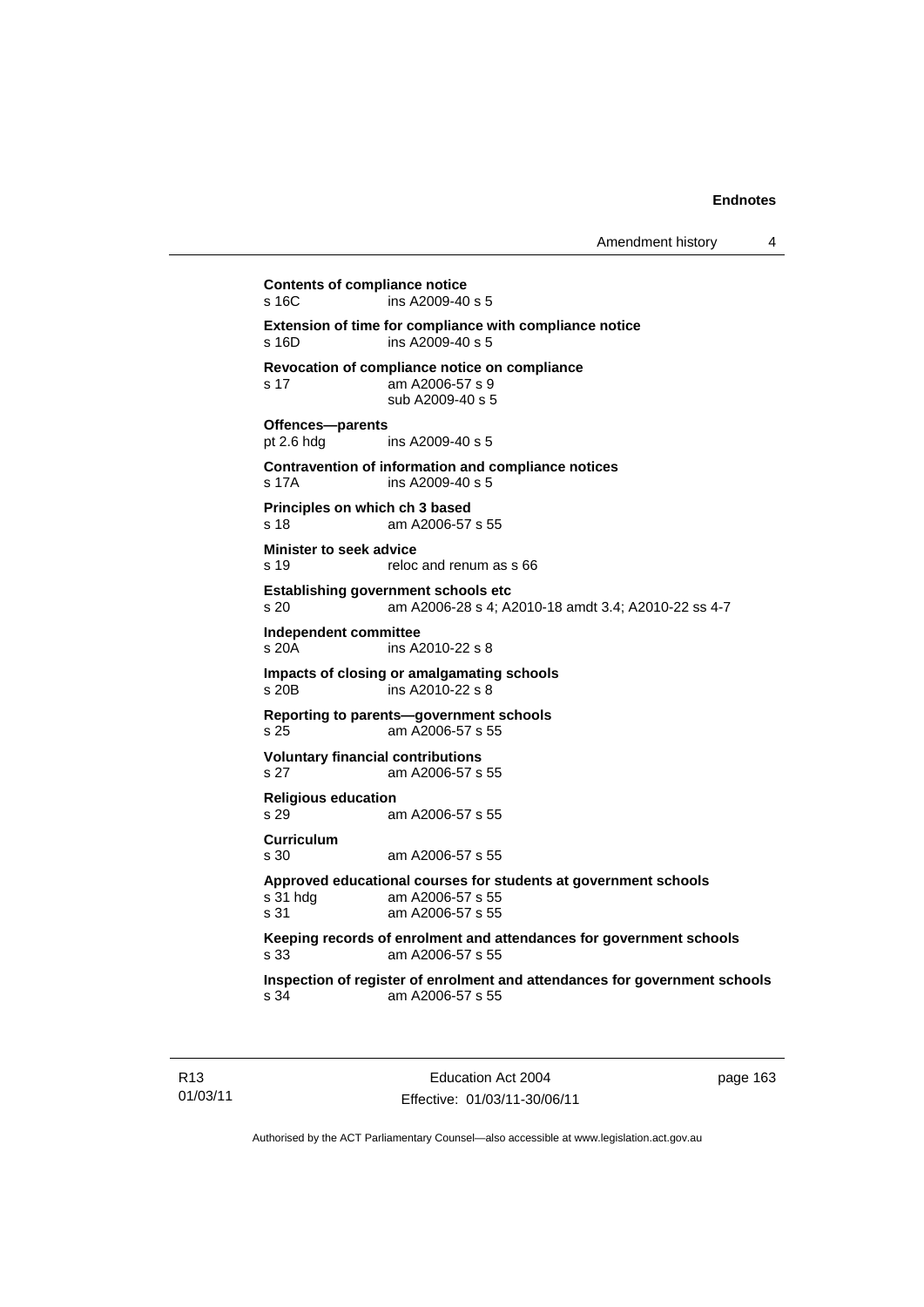**Contents of compliance notice**
s 16C ins A2009-40 s 5

**Extension of time for compliance with compliance notice**
s 16D ins A2009-40 s 5

**Revocation of compliance notice on compliance**
s 17 am A2006-57 s 9
sub A2009-40 s 5

**Offences—parents**
pt 2.6 hdg ins A2009-40 s 5

**Contravention of information and compliance notices**
s 17A ins A2009-40 s 5

**Principles on which ch 3 based**
s 18 am A2006-57 s 55

**Minister to seek advice**
s 19 reloc and renum as s 66

**Establishing government schools etc**
s 20 am A2006-28 s 4; A2010-18 amdt 3.4; A2010-22 ss 4-7

**Independent committee**
s 20A ins A2010-22 s 8

**Impacts of closing or amalgamating schools**
s 20B ins A2010-22 s 8

**Reporting to parents—government schools**
s 25 am A2006-57 s 55

**Voluntary financial contributions**
s 27 am A2006-57 s 55

**Religious education**
s 29 am A2006-57 s 55

**Curriculum**
s 30 am A2006-57 s 55

**Approved educational courses for students at government schools**
s 31 hdg am A2006-57 s 55
s 31 am A2006-57 s 55

**Keeping records of enrolment and attendances for government schools**
s 33 am A2006-57 s 55

**Inspection of register of enrolment and attendances for government schools**
s 34 am A2006-57 s 55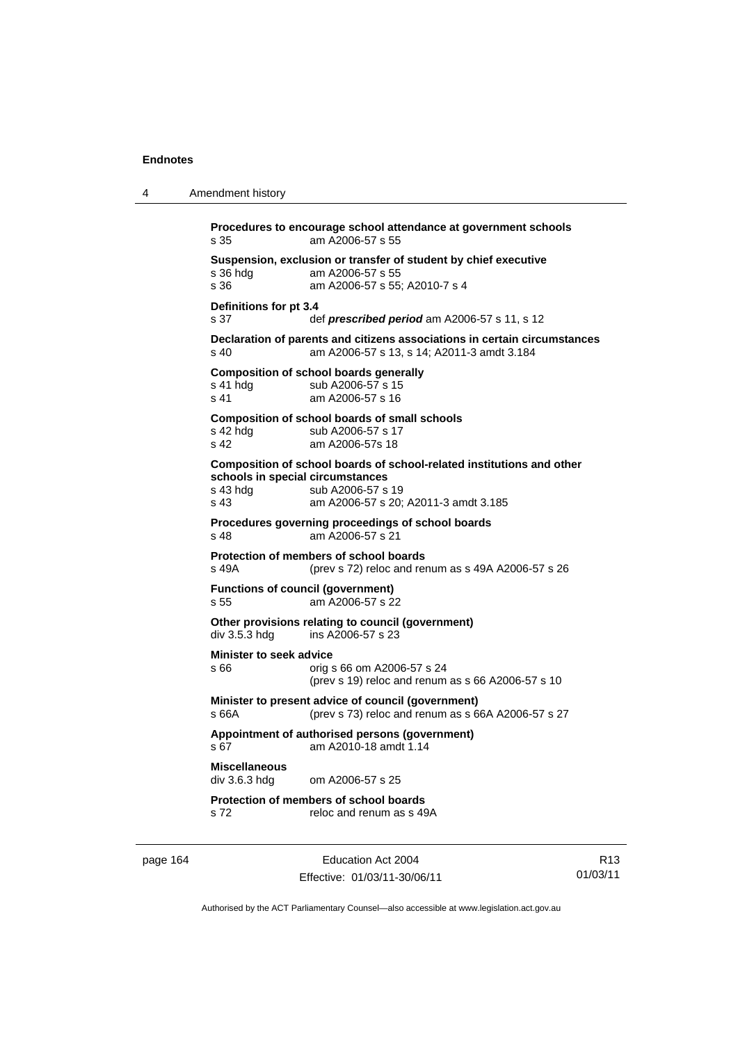**Procedures to encourage school attendance at government schools**
s 35 am A2006-57 s 55

**Suspension, exclusion or transfer of student by chief executive**
s 36 hdg am A2006-57 s 55
s 36 am A2006-57 s 55; A2010-7 s 4

**Definitions for pt 3.4**
s 37 def ***prescribed period*** am A2006-57 s 11, s 12

**Declaration of parents and citizens associations in certain circumstances**
s 40 am A2006-57 s 13, s 14; A2011-3 amdt 3.184

**Composition of school boards generally**
s 41 hdg sub A2006-57 s 15
s 41 am A2006-57 s 16

**Composition of school boards of small schools**
s 42 hdg sub A2006-57 s 17
s 42 am A2006-57s 18

**Composition of school boards of school-related institutions and other schools in special circumstances**
s 43 hdg sub A2006-57 s 19
s 43 am A2006-57 s 20; A2011-3 amdt 3.185

**Procedures governing proceedings of school boards**
s 48 am A2006-57 s 21

**Protection of members of school boards**
s 49A (prev s 72) reloc and renum as s 49A A2006-57 s 26

**Functions of council (government)**
s 55 am A2006-57 s 22

**Other provisions relating to council (government)**
div 3.5.3 hdg ins A2006-57 s 23

**Minister to seek advice**
s 66 orig s 66 om A2006-57 s 24
(prev s 19) reloc and renum as s 66 A2006-57 s 10

**Minister to present advice of council (government)**
s 66A (prev s 73) reloc and renum as s 66A A2006-57 s 27

**Appointment of authorised persons (government)**
s 67 am A2010-18 amdt 1.14

**Miscellaneous**
div 3.6.3 hdg om A2006-57 s 25

**Protection of members of school boards**
s 72 reloc and renum as s 49A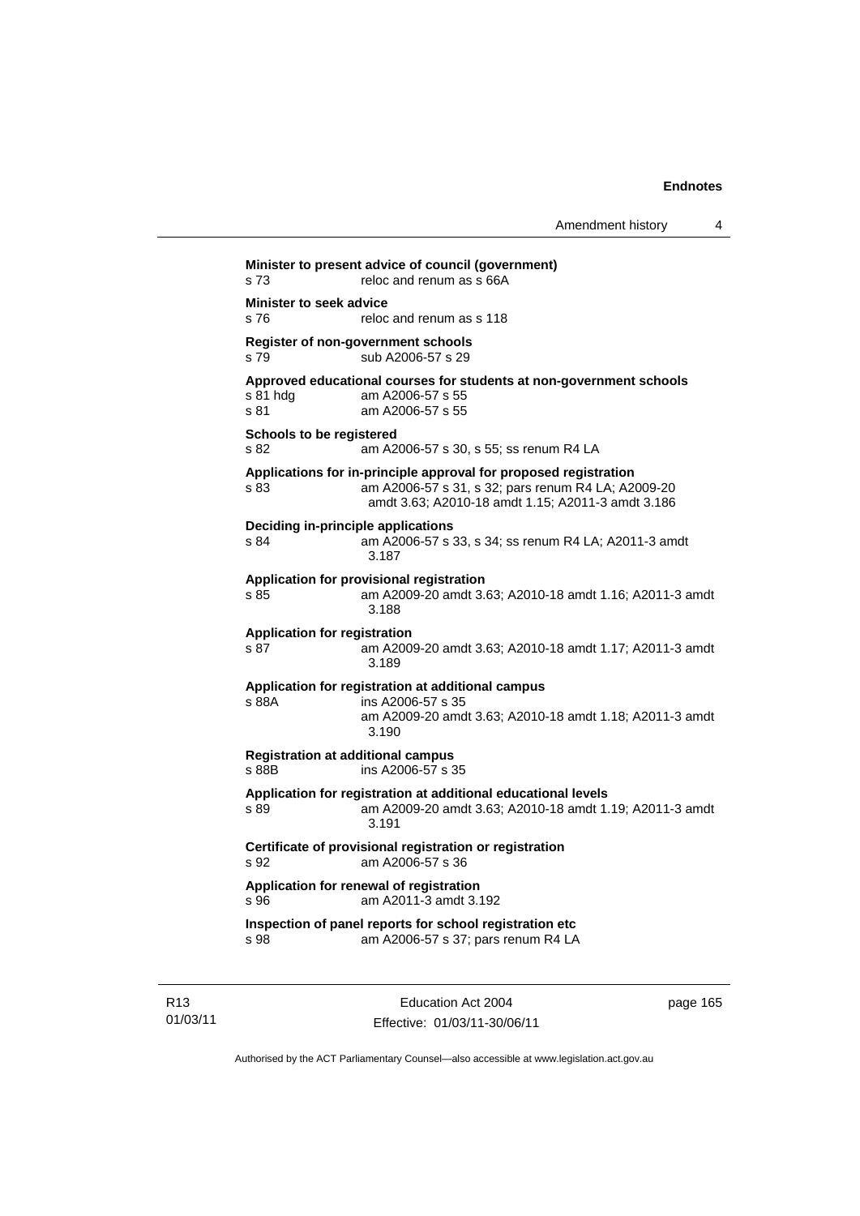**Minister to present advice of council (government)**
s 73 reloc and renum as s 66A

**Minister to seek advice**
s 76 reloc and renum as s 118

**Register of non-government schools**
s 79 sub A2006-57 s 29

**Approved educational courses for students at non-government schools**
s 81 hdg am A2006-57 s 55
s 81 am A2006-57 s 55

**Schools to be registered**
s 82 am A2006-57 s 30, s 55; ss renum R4 LA

**Applications for in-principle approval for proposed registration**
s 83 am A2006-57 s 31, s 32; pars renum R4 LA; A2009-20 amdt 3.63; A2010-18 amdt 1.15; A2011-3 amdt 3.186

**Deciding in-principle applications**
s 84 am A2006-57 s 33, s 34; ss renum R4 LA; A2011-3 amdt 3.187

**Application for provisional registration**
s 85 am A2009-20 amdt 3.63; A2010-18 amdt 1.16; A2011-3 amdt 3.188

**Application for registration**
s 87 am A2009-20 amdt 3.63; A2010-18 amdt 1.17; A2011-3 amdt 3.189

**Application for registration at additional campus**
s 88A ins A2006-57 s 35
am A2009-20 amdt 3.63; A2010-18 amdt 1.18; A2011-3 amdt 3.190

**Registration at additional campus**
s 88B ins A2006-57 s 35

**Application for registration at additional educational levels**
s 89 am A2009-20 amdt 3.63; A2010-18 amdt 1.19; A2011-3 amdt 3.191

**Certificate of provisional registration or registration**
s 92 am A2006-57 s 36

**Application for renewal of registration**
s 96 am A2011-3 amdt 3.192

**Inspection of panel reports for school registration etc**
s 98 am A2006-57 s 37; pars renum R4 LA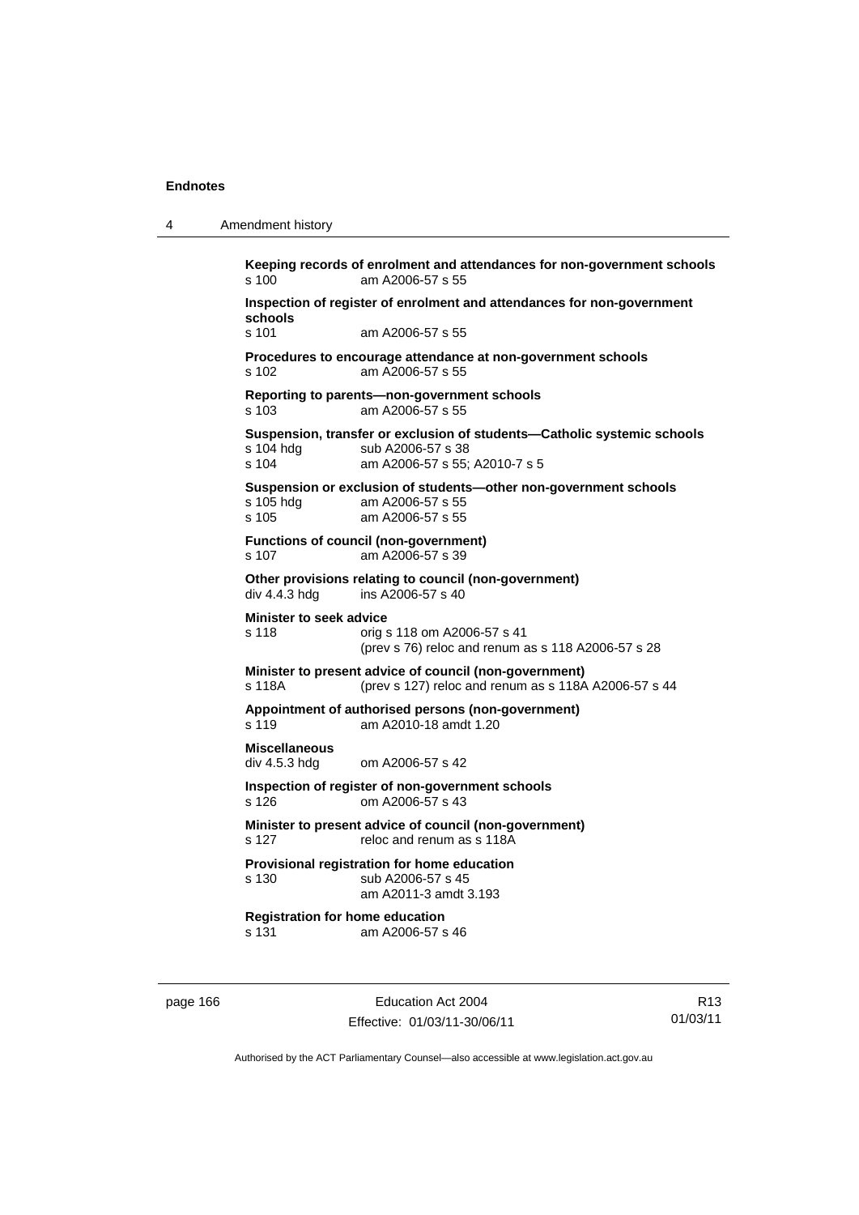**Keeping records of enrolment and attendances for non-government schools**
s 100 am A2006-57 s 55

**Inspection of register of enrolment and attendances for non-government schools**
s 101 am A2006-57 s 55

**Procedures to encourage attendance at non-government schools**
s 102 am A2006-57 s 55

**Reporting to parents—non-government schools**
s 103 am A2006-57 s 55

**Suspension, transfer or exclusion of students—Catholic systemic schools**
s 104 hdg sub A2006-57 s 38
s 104 am A2006-57 s 55; A2010-7 s 5

**Suspension or exclusion of students—other non-government schools**
s 105 hdg am A2006-57 s 55
s 105 am A2006-57 s 55

**Functions of council (non-government)**
s 107 am A2006-57 s 39

**Other provisions relating to council (non-government)**
div 4.4.3 hdg ins A2006-57 s 40

**Minister to seek advice**
s 118 orig s 118 om A2006-57 s 41
(prev s 76) reloc and renum as s 118 A2006-57 s 28

**Minister to present advice of council (non-government)**
s 118A (prev s 127) reloc and renum as s 118A A2006-57 s 44

**Appointment of authorised persons (non-government)**
s 119 am A2010-18 amdt 1.20

**Miscellaneous**
div 4.5.3 hdg om A2006-57 s 42

**Inspection of register of non-government schools**
s 126 om A2006-57 s 43

**Minister to present advice of council (non-government)**
s 127 reloc and renum as s 118A

**Provisional registration for home education**
s 130 sub A2006-57 s 45
am A2011-3 amdt 3.193

**Registration for home education**
s 131 am A2006-57 s 46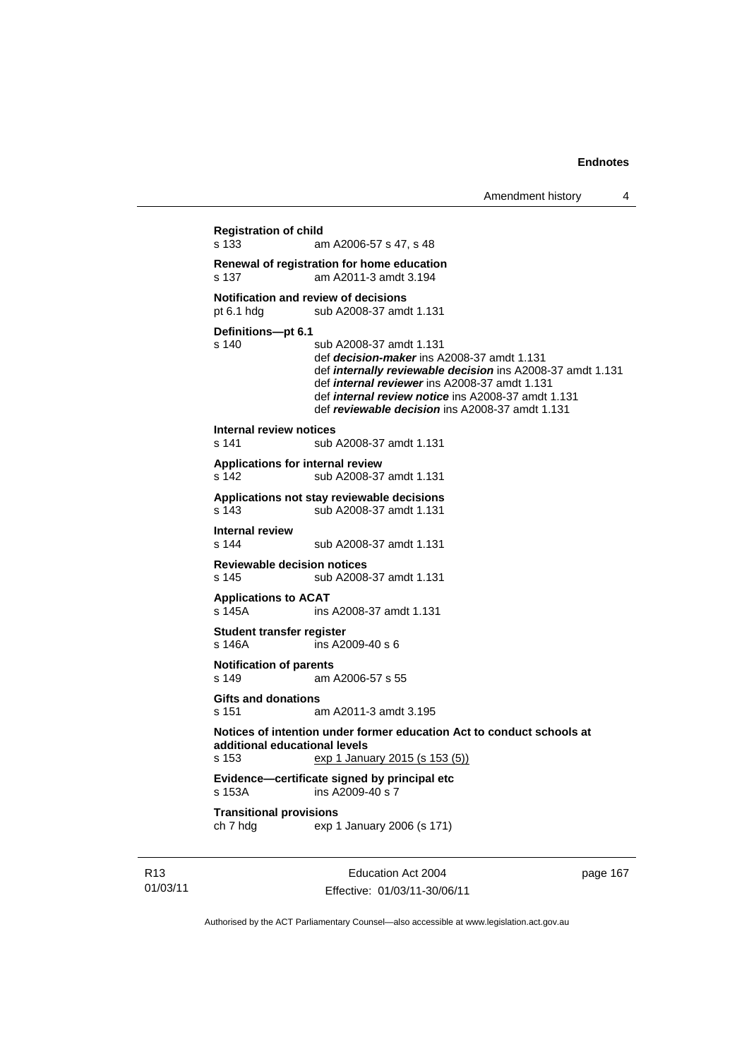**Registration of child**
s 133 am A2006-57 s 47, s 48

**Renewal of registration for home education**
s 137 am A2011-3 amdt 3.194

**Notification and review of decisions**
pt 6.1 hdg sub A2008-37 amdt 1.131

**Definitions—pt 6.1**
s 140 sub A2008-37 amdt 1.131
def ***decision-maker*** ins A2008-37 amdt 1.131
def ***internally reviewable decision*** ins A2008-37 amdt 1.131
def ***internal reviewer*** ins A2008-37 amdt 1.131
def ***internal review notice*** ins A2008-37 amdt 1.131
def ***reviewable decision*** ins A2008-37 amdt 1.131

**Internal review notices**
s 141 sub A2008-37 amdt 1.131

**Applications for internal review**
s 142 sub A2008-37 amdt 1.131

**Applications not stay reviewable decisions**
s 143 sub A2008-37 amdt 1.131

**Internal review**
s 144 sub A2008-37 amdt 1.131

**Reviewable decision notices**
s 145 sub A2008-37 amdt 1.131

**Applications to ACAT**
s 145A ins A2008-37 amdt 1.131

**Student transfer register**
s 146A ins A2009-40 s 6

**Notification of parents**
s 149 am A2006-57 s 55

**Gifts and donations**
s 151 am A2011-3 amdt 3.195

**Notices of intention under former education Act to conduct schools at additional educational levels**
s 153 exp 1 January 2015 (s 153 (5))

**Evidence—certificate signed by principal etc**
s 153A ins A2009-40 s 7

**Transitional provisions**
ch 7 hdg exp 1 January 2006 (s 171)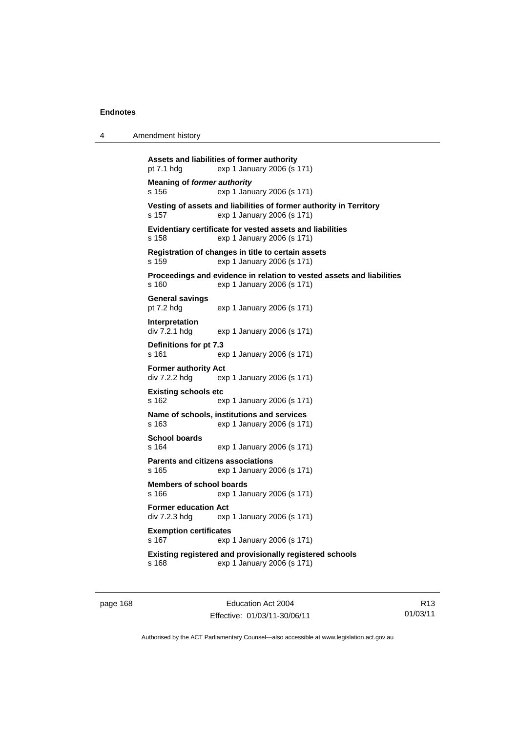**Assets and liabilities of former authority**
pt 7.1 hdg exp 1 January 2006 (s 171)

**Meaning of *former authority***
s 156 exp 1 January 2006 (s 171)

**Vesting of assets and liabilities of former authority in Territory**
s 157 exp 1 January 2006 (s 171)

**Evidentiary certificate for vested assets and liabilities**
s 158 exp 1 January 2006 (s 171)

**Registration of changes in title to certain assets**
s 159 exp 1 January 2006 (s 171)

**Proceedings and evidence in relation to vested assets and liabilities**
s 160 exp 1 January 2006 (s 171)

**General savings**
pt 7.2 hdg exp 1 January 2006 (s 171)

**Interpretation**
div 7.2.1 hdg exp 1 January 2006 (s 171)

**Definitions for pt 7.3**
s 161 exp 1 January 2006 (s 171)

**Former authority Act**
div 7.2.2 hdg exp 1 January 2006 (s 171)

**Existing schools etc**
s 162 exp 1 January 2006 (s 171)

**Name of schools, institutions and services**
s 163 exp 1 January 2006 (s 171)

**School boards**
s 164 exp 1 January 2006 (s 171)

**Parents and citizens associations**
s 165 exp 1 January 2006 (s 171)

**Members of school boards**
s 166 exp 1 January 2006 (s 171)

**Former education Act**
div 7.2.3 hdg exp 1 January 2006 (s 171)

**Exemption certificates**
s 167 exp 1 January 2006 (s 171)

**Existing registered and provisionally registered schools**
s 168 exp 1 January 2006 (s 171)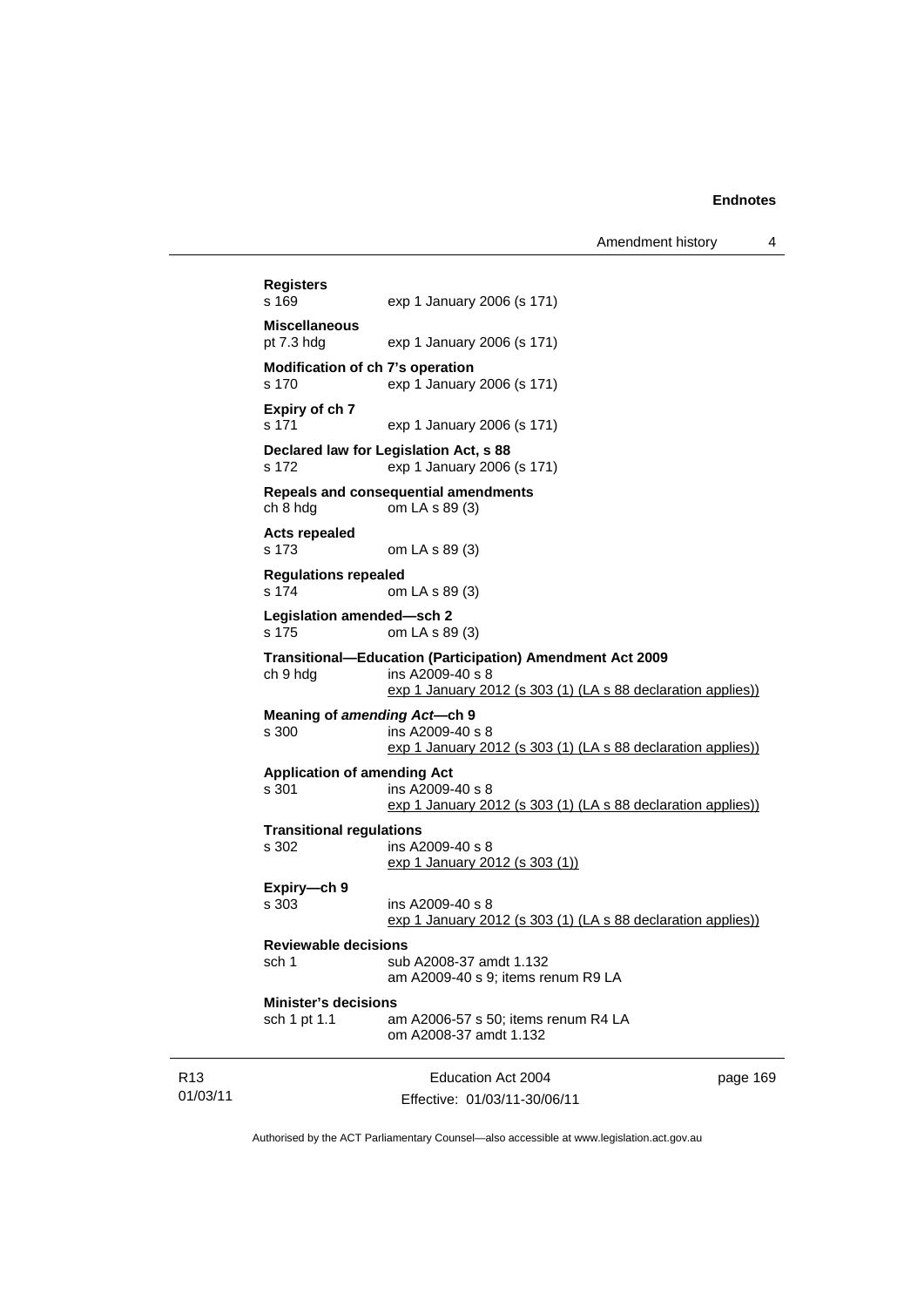**Registers**
s 169 exp 1 January 2006 (s 171)

**Miscellaneous**
pt 7.3 hdg exp 1 January 2006 (s 171)

**Modification of ch 7's operation**
s 170 exp 1 January 2006 (s 171)

**Expiry of ch 7**
s 171 exp 1 January 2006 (s 171)

**Declared law for Legislation Act, s 88**
s 172 exp 1 January 2006 (s 171)

**Repeals and consequential amendments**
ch 8 hdg om LA s 89 (3)

**Acts repealed**
s 173 om LA s 89 (3)

**Regulations repealed**
s 174 om LA s 89 (3)

**Legislation amended—sch 2**
s 175 om LA s 89 (3)

**Transitional—Education (Participation) Amendment Act 2009**
ch 9 hdg ins A2009-40 s 8
exp 1 January 2012 (s 303 (1) (LA s 88 declaration applies))

**Meaning of *amending Act*—ch 9**
s 300 ins A2009-40 s 8
exp 1 January 2012 (s 303 (1) (LA s 88 declaration applies))

**Application of amending Act**
s 301 ins A2009-40 s 8
exp 1 January 2012 (s 303 (1) (LA s 88 declaration applies))

**Transitional regulations**
s 302 ins A2009-40 s 8
exp 1 January 2012 (s 303 (1))

**Expiry—ch 9**
s 303 ins A2009-40 s 8
exp 1 January 2012 (s 303 (1) (LA s 88 declaration applies))

**Reviewable decisions**
sch 1 sub A2008-37 amdt 1.132
am A2009-40 s 9; items renum R9 LA

**Minister's decisions**
sch 1 pt 1.1 am A2006-57 s 50; items renum R4 LA
om A2008-37 amdt 1.132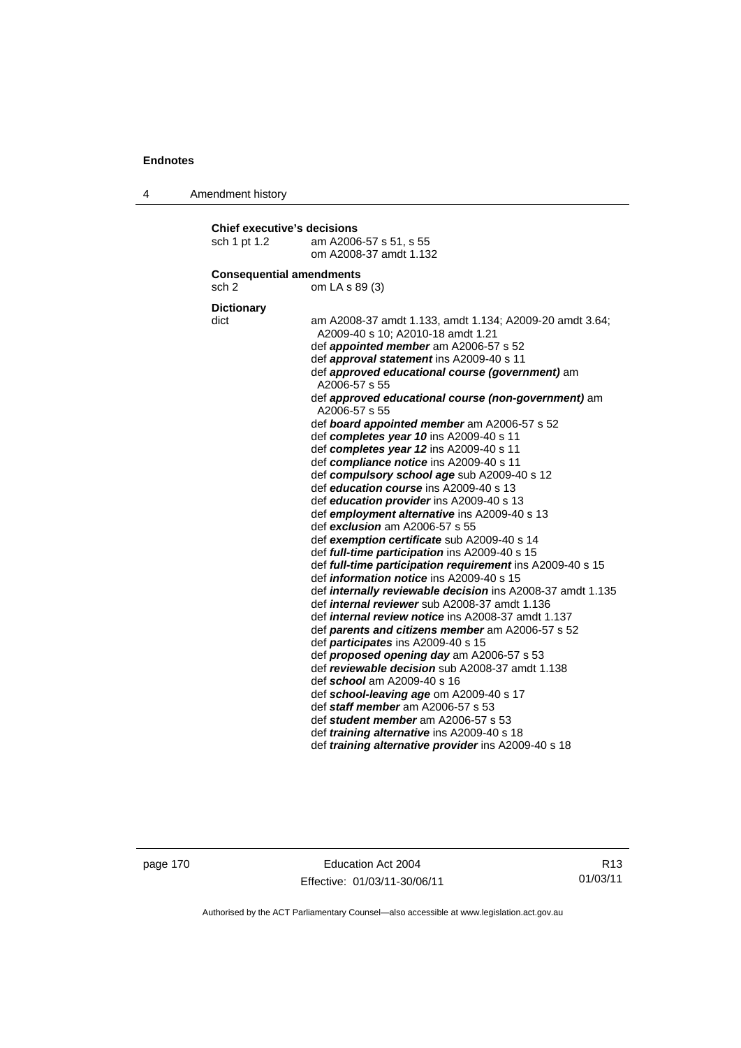**Chief executive's decisions**

sch 1 pt 1.2 am A2006-57 s 51, s 55
om A2008-37 amdt 1.132

**Consequential amendments**

sch 2 om LA s 89 (3)

**Dictionary**

dict am A2008-37 amdt 1.133, amdt 1.134; A2009-20 amdt 3.64; A2009-40 s 10; A2010-18 amdt 1.21

def ***appointed member*** am A2006-57 s 52
def ***approval statement*** ins A2009-40 s 11
def ***approved educational course (government)*** am A2006-57 s 55
def ***approved educational course (non-government)*** am A2006-57 s 55
def ***board appointed member*** am A2006-57 s 52
def ***completes year 10*** ins A2009-40 s 11
def ***completes year 12*** ins A2009-40 s 11
def ***compliance notice*** ins A2009-40 s 11
def ***compulsory school age*** sub A2009-40 s 12
def ***education course*** ins A2009-40 s 13
def ***education provider*** ins A2009-40 s 13
def ***employment alternative*** ins A2009-40 s 13
def ***exclusion*** am A2006-57 s 55
def ***exemption certificate*** sub A2009-40 s 14
def ***full-time participation*** ins A2009-40 s 15
def ***full-time participation requirement*** ins A2009-40 s 15
def ***information notice*** ins A2009-40 s 15
def ***internally reviewable decision*** ins A2008-37 amdt 1.135
def ***internal reviewer*** sub A2008-37 amdt 1.136
def ***internal review notice*** ins A2008-37 amdt 1.137
def ***parents and citizens member*** am A2006-57 s 52
def ***participates*** ins A2009-40 s 15
def ***proposed opening day*** am A2006-57 s 53
def ***reviewable decision*** sub A2008-37 amdt 1.138
def ***school*** am A2009-40 s 16
def ***school-leaving age*** om A2009-40 s 17
def ***staff member*** am A2006-57 s 53
def ***student member*** am A2006-57 s 53
def ***training alternative*** ins A2009-40 s 18
def ***training alternative provider*** ins A2009-40 s 18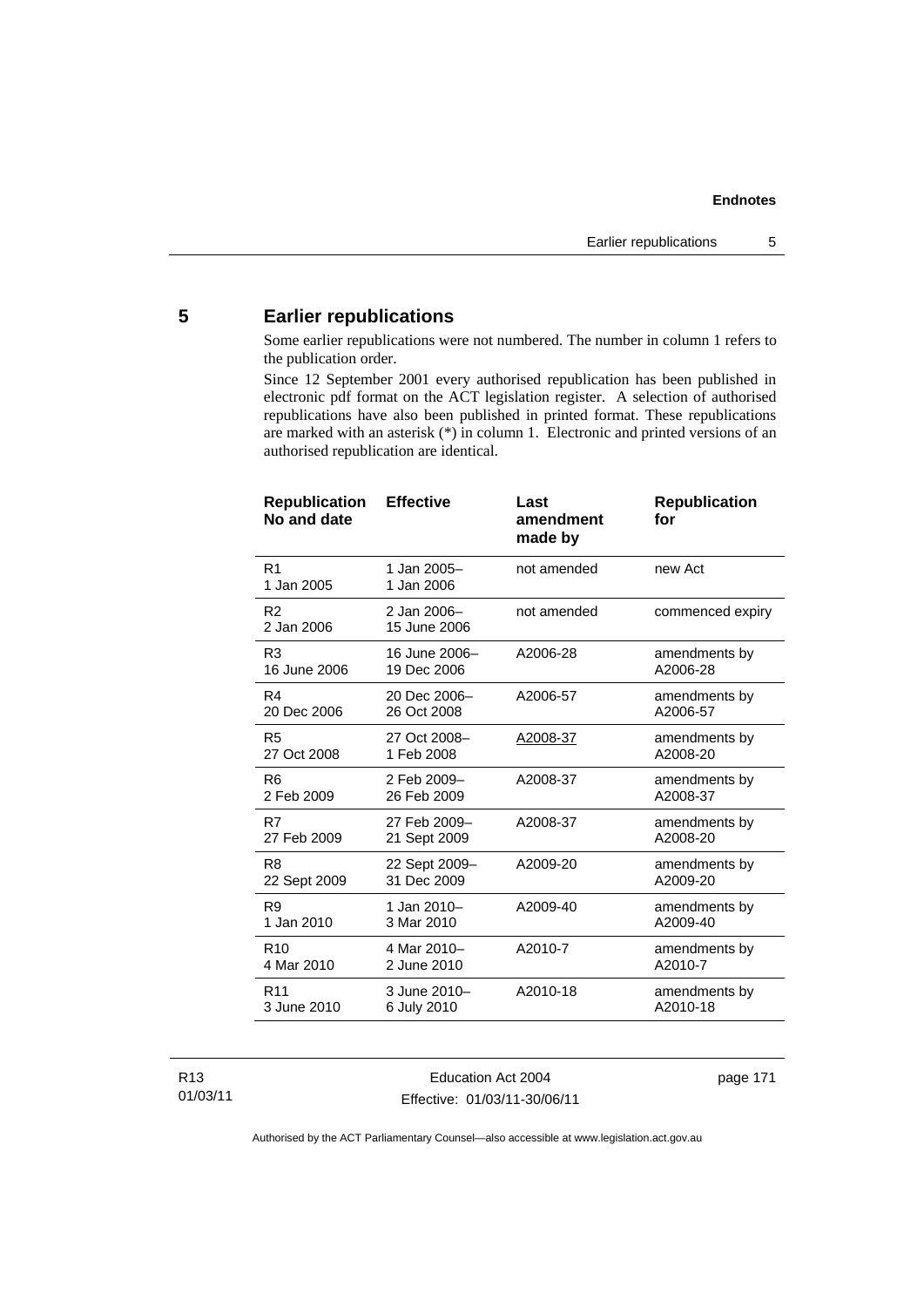## 5 Earlier republications

Some earlier republications were not numbered. The number in column 1 refers to the publication order.

Since 12 September 2001 every authorised republication has been published in electronic pdf format on the ACT legislation register. A selection of authorised republications have also been published in printed format. These republications are marked with an asterisk (*) in column 1. Electronic and printed versions of an authorised republication are identical.

| Republication No and date | Effective | Last amendment made by | Republication for |
|---|---|---|---|
| R1<br>1 Jan 2005 | 1 Jan 2005–<br>1 Jan 2006 | not amended | new Act |
| R2<br>2 Jan 2006 | 2 Jan 2006–<br>15 June 2006 | not amended | commenced expiry |
| R3<br>16 June 2006 | 16 June 2006–<br>19 Dec 2006 | A2006-28 | amendments by A2006-28 |
| R4<br>20 Dec 2006 | 20 Dec 2006–<br>26 Oct 2008 | A2006-57 | amendments by A2006-57 |
| R5<br>27 Oct 2008 | 27 Oct 2008–<br>1 Feb 2008 | A2008-37 | amendments by A2008-20 |
| R6<br>2 Feb 2009 | 2 Feb 2009–<br>26 Feb 2009 | A2008-37 | amendments by A2008-37 |
| R7<br>27 Feb 2009 | 27 Feb 2009–<br>21 Sept 2009 | A2008-37 | amendments by A2008-20 |
| R8<br>22 Sept 2009 | 22 Sept 2009–<br>31 Dec 2009 | A2009-20 | amendments by A2009-20 |
| R9<br>1 Jan 2010 | 1 Jan 2010–<br>3 Mar 2010 | A2009-40 | amendments by A2009-40 |
| R10<br>4 Mar 2010 | 4 Mar 2010–<br>2 June 2010 | A2010-7 | amendments by A2010-7 |
| R11<br>3 June 2010 | 3 June 2010–<br>6 July 2010 | A2010-18 | amendments by A2010-18 |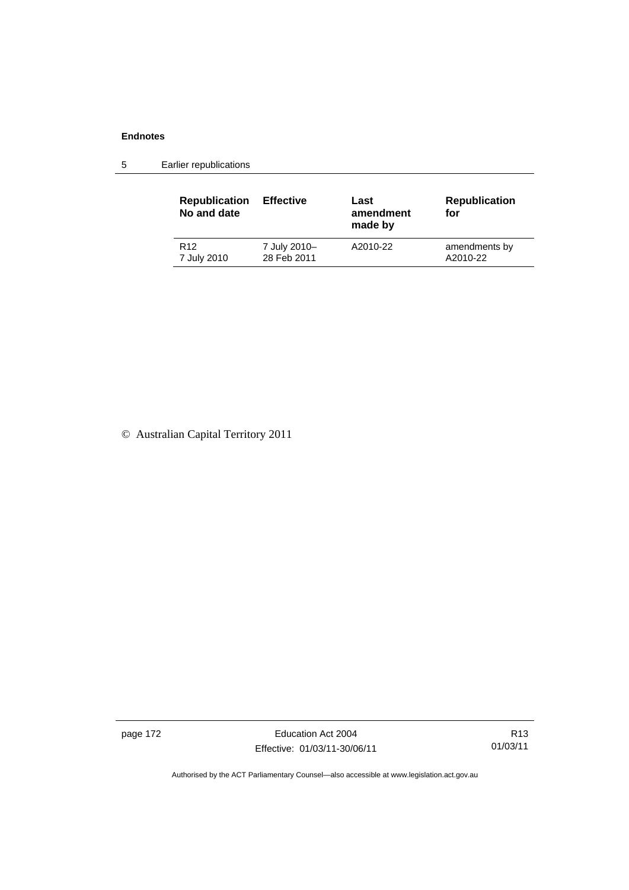| Republication No and date | Effective | Last amendment made by | Republication for |
|---|---|---|---|
| R12<br>7 July 2010 | 7 July 2010–<br>28 Feb 2011 | A2010-22 | amendments by<br>A2010-22 |

© Australian Capital Territory 2011